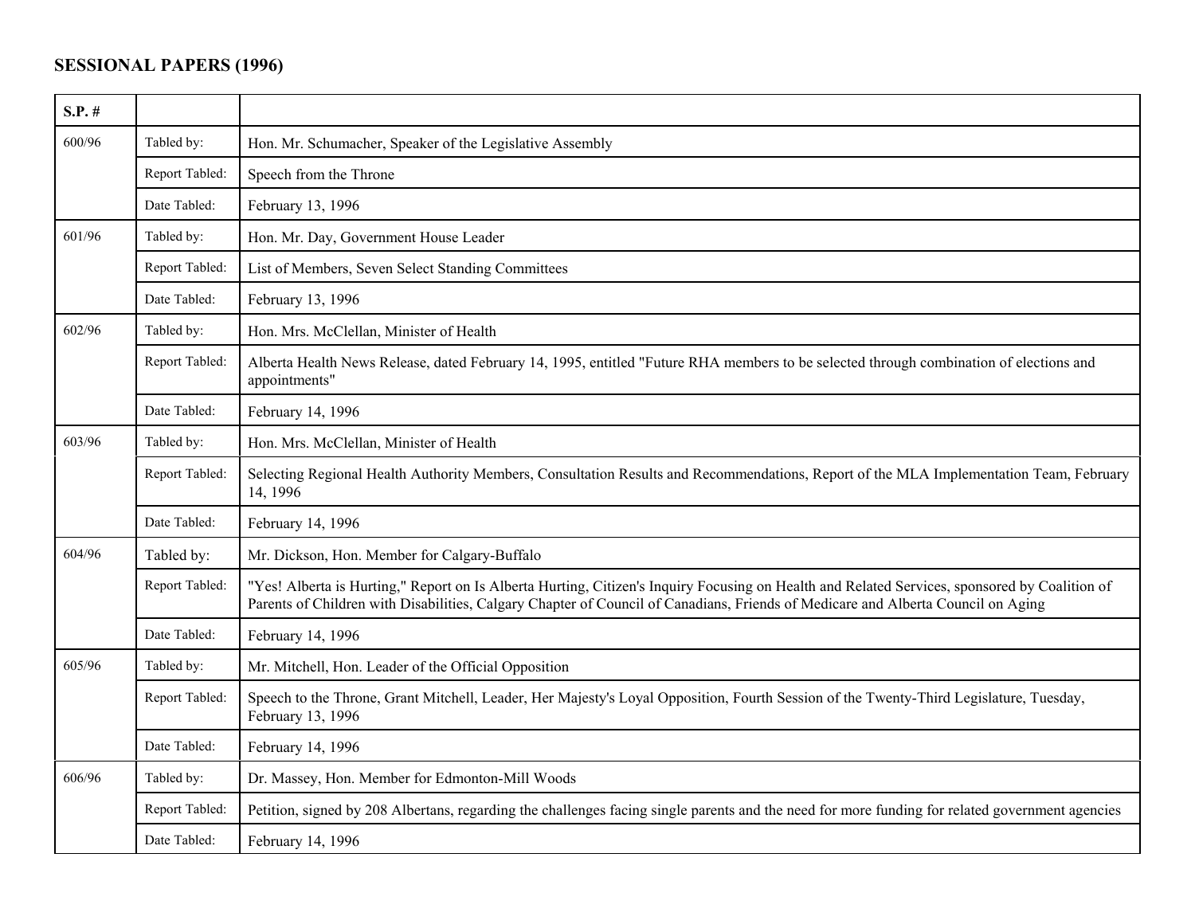**SESSIONAL PAPERS (1996)**

| S.P. # | | |
|---|---|---|
| 600/96 | Tabled by: | Hon. Mr. Schumacher, Speaker of the Legislative Assembly |
| | Report Tabled: | Speech from the Throne |
| | Date Tabled: | February 13, 1996 |
| 601/96 | Tabled by: | Hon. Mr. Day, Government House Leader |
| | Report Tabled: | List of Members, Seven Select Standing Committees |
| | Date Tabled: | February 13, 1996 |
| 602/96 | Tabled by: | Hon. Mrs. McClellan, Minister of Health |
| | Report Tabled: | Alberta Health News Release, dated February 14, 1995, entitled "Future RHA members to be selected through combination of elections and appointments" |
| | Date Tabled: | February 14, 1996 |
| 603/96 | Tabled by: | Hon. Mrs. McClellan, Minister of Health |
| | Report Tabled: | Selecting Regional Health Authority Members, Consultation Results and Recommendations, Report of the MLA Implementation Team, February 14, 1996 |
| | Date Tabled: | February 14, 1996 |
| 604/96 | Tabled by: | Mr. Dickson, Hon. Member for Calgary-Buffalo |
| | Report Tabled: | "Yes! Alberta is Hurting," Report on Is Alberta Hurting, Citizen's Inquiry Focusing on Health and Related Services, sponsored by Coalition of Parents of Children with Disabilities, Calgary Chapter of Council of Canadians, Friends of Medicare and Alberta Council on Aging |
| | Date Tabled: | February 14, 1996 |
| 605/96 | Tabled by: | Mr. Mitchell, Hon. Leader of the Official Opposition |
| | Report Tabled: | Speech to the Throne, Grant Mitchell, Leader, Her Majesty's Loyal Opposition, Fourth Session of the Twenty-Third Legislature, Tuesday, February 13, 1996 |
| | Date Tabled: | February 14, 1996 |
| 606/96 | Tabled by: | Dr. Massey, Hon. Member for Edmonton-Mill Woods |
| | Report Tabled: | Petition, signed by 208 Albertans, regarding the challenges facing single parents and the need for more funding for related government agencies |
| | Date Tabled: | February 14, 1996 |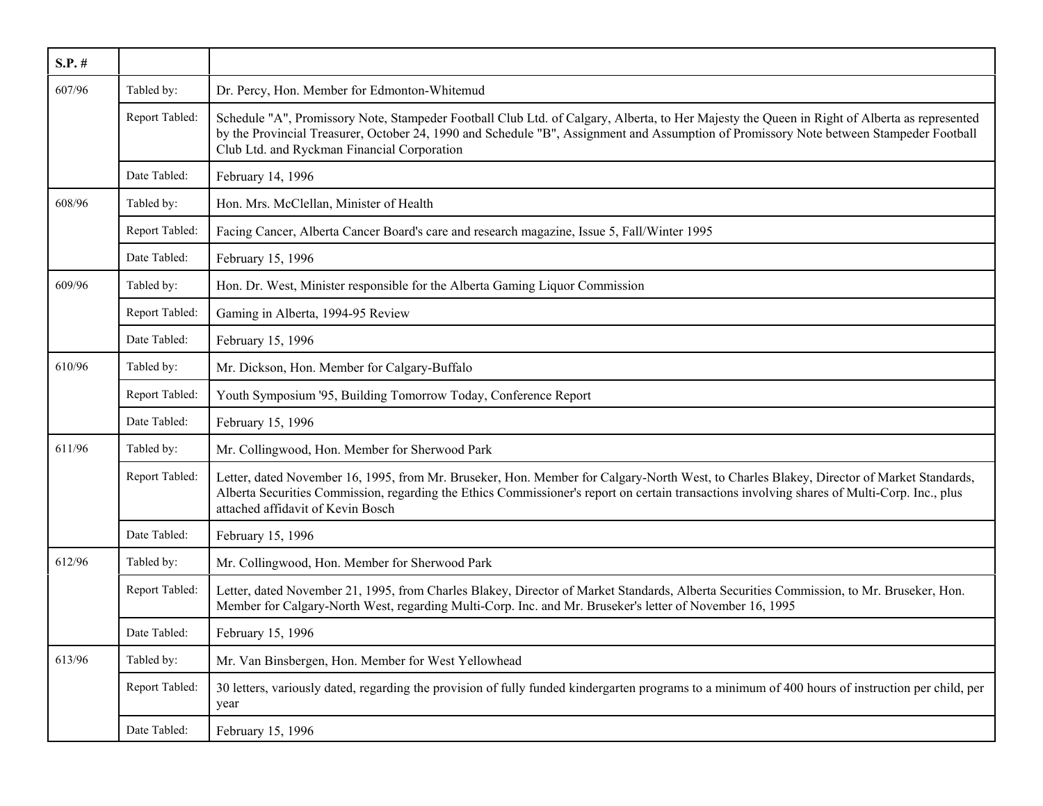| S.P. # | | |
|---|---|---|
| 607/96 | Tabled by: | Dr. Percy, Hon. Member for Edmonton-Whitemud |
| | Report Tabled: | Schedule "A", Promissory Note, Stampeder Football Club Ltd. of Calgary, Alberta, to Her Majesty the Queen in Right of Alberta as represented by the Provincial Treasurer, October 24, 1990 and Schedule "B", Assignment and Assumption of Promissory Note between Stampeder Football Club Ltd. and Ryckman Financial Corporation |
| | Date Tabled: | February 14, 1996 |
| 608/96 | Tabled by: | Hon. Mrs. McClellan, Minister of Health |
| | Report Tabled: | Facing Cancer, Alberta Cancer Board's care and research magazine, Issue 5, Fall/Winter 1995 |
| | Date Tabled: | February 15, 1996 |
| 609/96 | Tabled by: | Hon. Dr. West, Minister responsible for the Alberta Gaming Liquor Commission |
| | Report Tabled: | Gaming in Alberta, 1994-95 Review |
| | Date Tabled: | February 15, 1996 |
| 610/96 | Tabled by: | Mr. Dickson, Hon. Member for Calgary-Buffalo |
| | Report Tabled: | Youth Symposium '95, Building Tomorrow Today, Conference Report |
| | Date Tabled: | February 15, 1996 |
| 611/96 | Tabled by: | Mr. Collingwood, Hon. Member for Sherwood Park |
| | Report Tabled: | Letter, dated November 16, 1995, from Mr. Bruseker, Hon. Member for Calgary-North West, to Charles Blakey, Director of Market Standards, Alberta Securities Commission, regarding the Ethics Commissioner's report on certain transactions involving shares of Multi-Corp. Inc., plus attached affidavit of Kevin Bosch |
| | Date Tabled: | February 15, 1996 |
| 612/96 | Tabled by: | Mr. Collingwood, Hon. Member for Sherwood Park |
| | Report Tabled: | Letter, dated November 21, 1995, from Charles Blakey, Director of Market Standards, Alberta Securities Commission, to Mr. Bruseker, Hon. Member for Calgary-North West, regarding Multi-Corp. Inc. and Mr. Bruseker's letter of November 16, 1995 |
| | Date Tabled: | February 15, 1996 |
| 613/96 | Tabled by: | Mr. Van Binsbergen, Hon. Member for West Yellowhead |
| | Report Tabled: | 30 letters, variously dated, regarding the provision of fully funded kindergarten programs to a minimum of 400 hours of instruction per child, per year |
| | Date Tabled: | February 15, 1996 |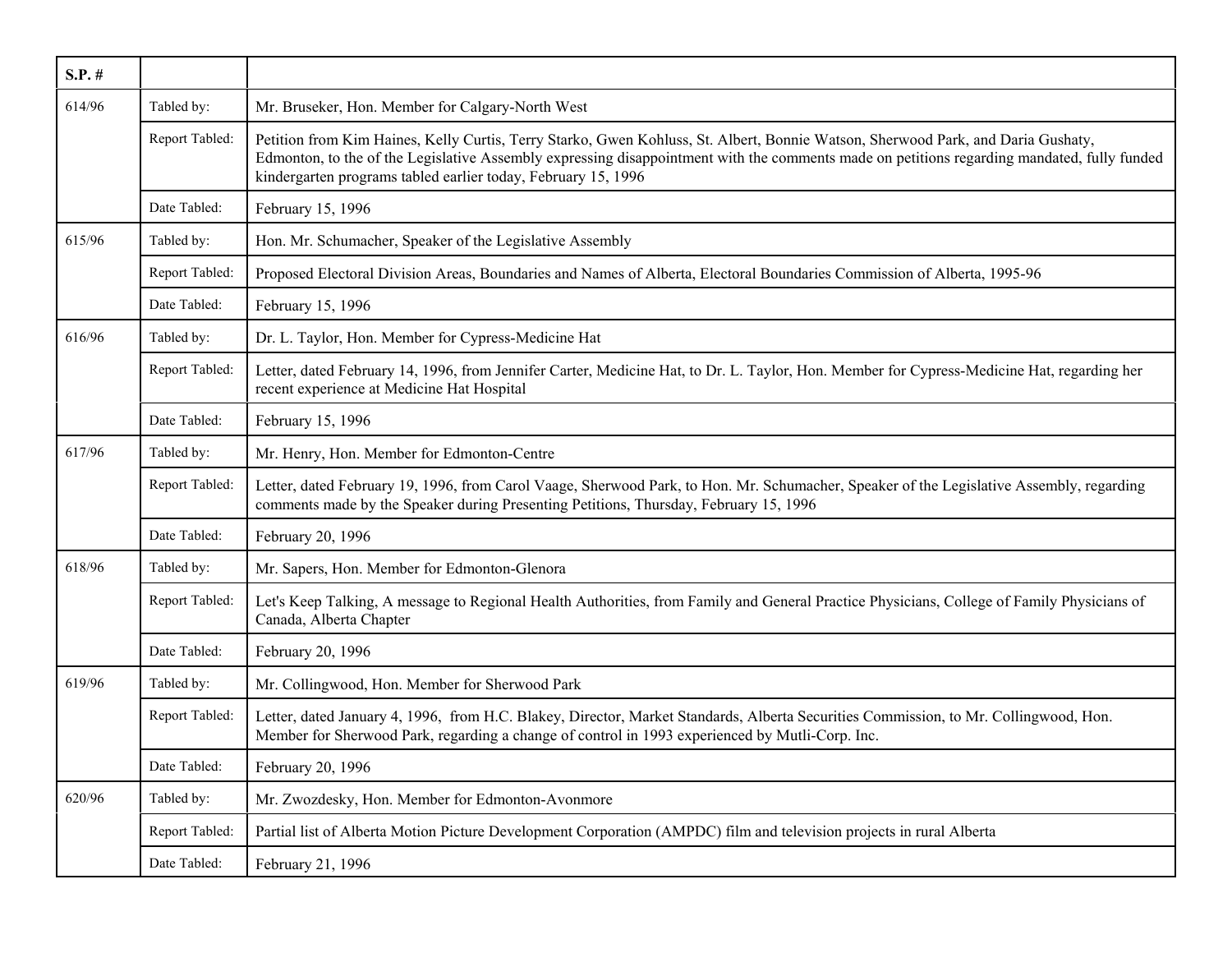| S.P. # | | |
|---|---|---|
| 614/96 | Tabled by: | Mr. Bruseker, Hon. Member for Calgary-North West |
| | Report Tabled: | Petition from Kim Haines, Kelly Curtis, Terry Starko, Gwen Kohluss, St. Albert, Bonnie Watson, Sherwood Park, and Daria Gushaty, Edmonton, to the of the Legislative Assembly expressing disappointment with the comments made on petitions regarding mandated, fully funded kindergarten programs tabled earlier today, February 15, 1996 |
| | Date Tabled: | February 15, 1996 |
| 615/96 | Tabled by: | Hon. Mr. Schumacher, Speaker of the Legislative Assembly |
| | Report Tabled: | Proposed Electoral Division Areas, Boundaries and Names of Alberta, Electoral Boundaries Commission of Alberta, 1995-96 |
| | Date Tabled: | February 15, 1996 |
| 616/96 | Tabled by: | Dr. L. Taylor, Hon. Member for Cypress-Medicine Hat |
| | Report Tabled: | Letter, dated February 14, 1996, from Jennifer Carter, Medicine Hat, to Dr. L. Taylor, Hon. Member for Cypress-Medicine Hat, regarding her recent experience at Medicine Hat Hospital |
| | Date Tabled: | February 15, 1996 |
| 617/96 | Tabled by: | Mr. Henry, Hon. Member for Edmonton-Centre |
| | Report Tabled: | Letter, dated February 19, 1996, from Carol Vaage, Sherwood Park, to Hon. Mr. Schumacher, Speaker of the Legislative Assembly, regarding comments made by the Speaker during Presenting Petitions, Thursday, February 15, 1996 |
| | Date Tabled: | February 20, 1996 |
| 618/96 | Tabled by: | Mr. Sapers, Hon. Member for Edmonton-Glenora |
| | Report Tabled: | Let's Keep Talking, A message to Regional Health Authorities, from Family and General Practice Physicians, College of Family Physicians of Canada, Alberta Chapter |
| | Date Tabled: | February 20, 1996 |
| 619/96 | Tabled by: | Mr. Collingwood, Hon. Member for Sherwood Park |
| | Report Tabled: | Letter, dated January 4, 1996, from H.C. Blakey, Director, Market Standards, Alberta Securities Commission, to Mr. Collingwood, Hon. Member for Sherwood Park, regarding a change of control in 1993 experienced by Mutli-Corp. Inc. |
| | Date Tabled: | February 20, 1996 |
| 620/96 | Tabled by: | Mr. Zwozdesky, Hon. Member for Edmonton-Avonmore |
| | Report Tabled: | Partial list of Alberta Motion Picture Development Corporation (AMPDC) film and television projects in rural Alberta |
| | Date Tabled: | February 21, 1996 |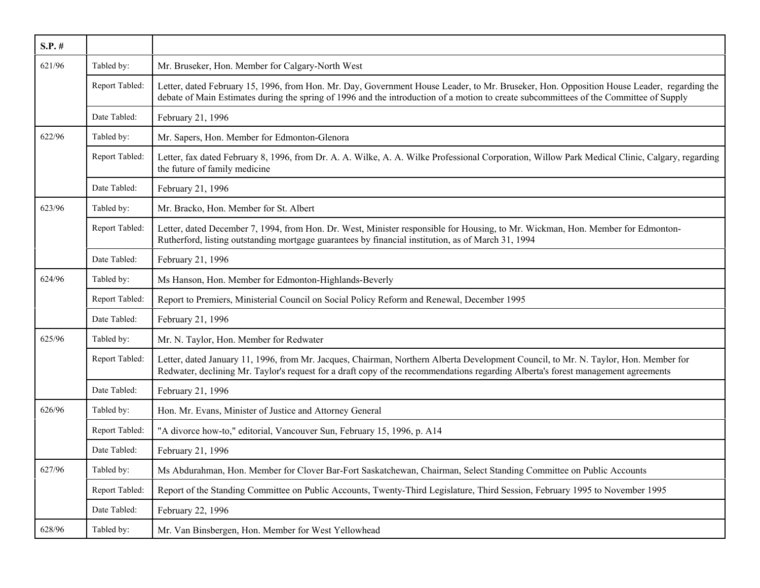| S.P. # | | |
|---|---|---|
| 621/96 | Tabled by: | Mr. Bruseker, Hon. Member for Calgary-North West |
| | Report Tabled: | Letter, dated February 15, 1996, from Hon. Mr. Day, Government House Leader, to Mr. Bruseker, Hon. Opposition House Leader, regarding the debate of Main Estimates during the spring of 1996 and the introduction of a motion to create subcommittees of the Committee of Supply |
| | Date Tabled: | February 21, 1996 |
| 622/96 | Tabled by: | Mr. Sapers, Hon. Member for Edmonton-Glenora |
| | Report Tabled: | Letter, fax dated February 8, 1996, from Dr. A. A. Wilke, A. A. Wilke Professional Corporation, Willow Park Medical Clinic, Calgary, regarding the future of family medicine |
| | Date Tabled: | February 21, 1996 |
| 623/96 | Tabled by: | Mr. Bracko, Hon. Member for St. Albert |
| | Report Tabled: | Letter, dated December 7, 1994, from Hon. Dr. West, Minister responsible for Housing, to Mr. Wickman, Hon. Member for Edmonton-Rutherford, listing outstanding mortgage guarantees by financial institution, as of March 31, 1994 |
| | Date Tabled: | February 21, 1996 |
| 624/96 | Tabled by: | Ms Hanson, Hon. Member for Edmonton-Highlands-Beverly |
| | Report Tabled: | Report to Premiers, Ministerial Council on Social Policy Reform and Renewal, December 1995 |
| | Date Tabled: | February 21, 1996 |
| 625/96 | Tabled by: | Mr. N. Taylor, Hon. Member for Redwater |
| | Report Tabled: | Letter, dated January 11, 1996, from Mr. Jacques, Chairman, Northern Alberta Development Council, to Mr. N. Taylor, Hon. Member for Redwater, declining Mr. Taylor's request for a draft copy of the recommendations regarding Alberta's forest management agreements |
| | Date Tabled: | February 21, 1996 |
| 626/96 | Tabled by: | Hon. Mr. Evans, Minister of Justice and Attorney General |
| | Report Tabled: | "A divorce how-to," editorial, Vancouver Sun, February 15, 1996, p. A14 |
| | Date Tabled: | February 21, 1996 |
| 627/96 | Tabled by: | Ms Abdurahman, Hon. Member for Clover Bar-Fort Saskatchewan, Chairman, Select Standing Committee on Public Accounts |
| | Report Tabled: | Report of the Standing Committee on Public Accounts, Twenty-Third Legislature, Third Session, February 1995 to November 1995 |
| | Date Tabled: | February 22, 1996 |
| 628/96 | Tabled by: | Mr. Van Binsbergen, Hon. Member for West Yellowhead |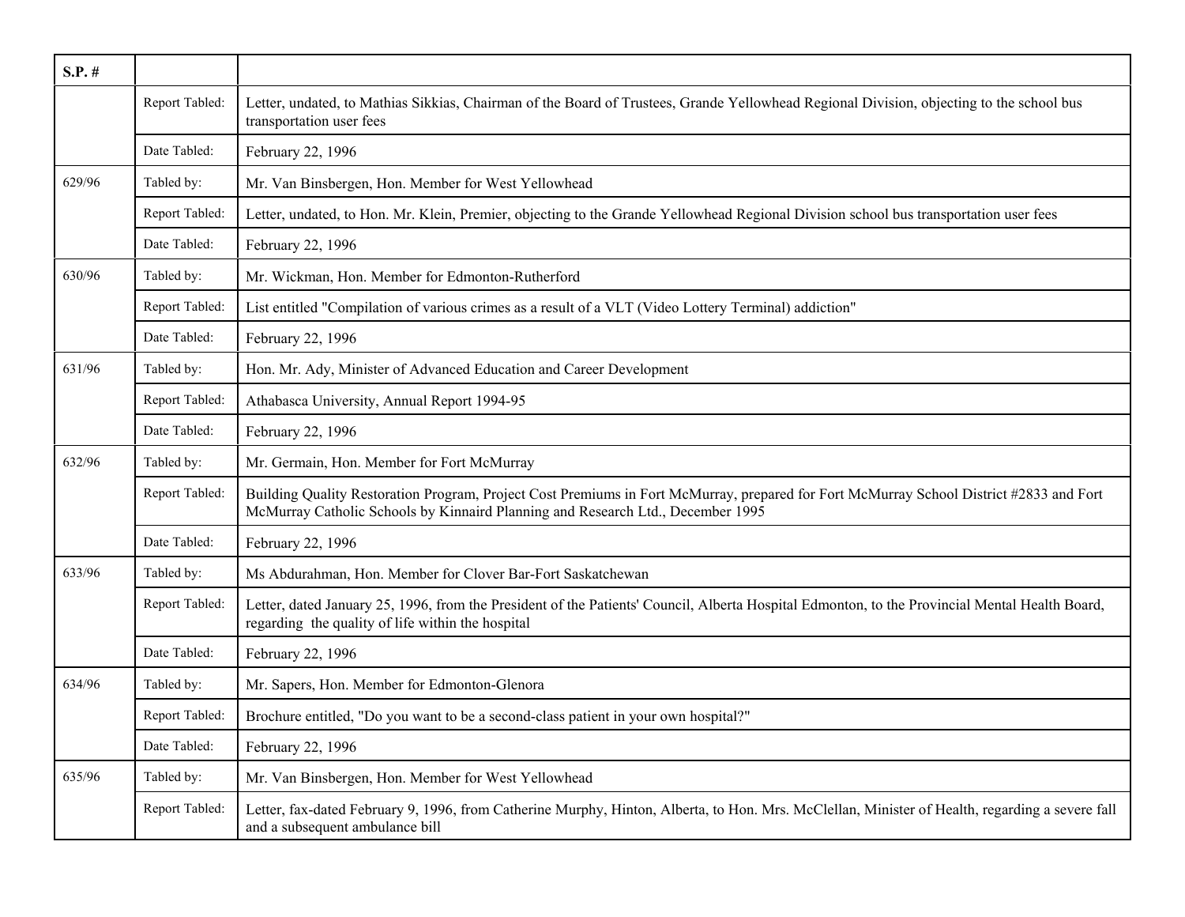| S.P. # | | |
|---|---|---|
| | Report Tabled: | Letter, undated, to Mathias Sikkias, Chairman of the Board of Trustees, Grande Yellowhead Regional Division, objecting to the school bus transportation user fees |
| | Date Tabled: | February 22, 1996 |
| 629/96 | Tabled by: | Mr. Van Binsbergen, Hon. Member for West Yellowhead |
| | Report Tabled: | Letter, undated, to Hon. Mr. Klein, Premier, objecting to the Grande Yellowhead Regional Division school bus transportation user fees |
| | Date Tabled: | February 22, 1996 |
| 630/96 | Tabled by: | Mr. Wickman, Hon. Member for Edmonton-Rutherford |
| | Report Tabled: | List entitled "Compilation of various crimes as a result of a VLT (Video Lottery Terminal) addiction" |
| | Date Tabled: | February 22, 1996 |
| 631/96 | Tabled by: | Hon. Mr. Ady, Minister of Advanced Education and Career Development |
| | Report Tabled: | Athabasca University, Annual Report 1994-95 |
| | Date Tabled: | February 22, 1996 |
| 632/96 | Tabled by: | Mr. Germain, Hon. Member for Fort McMurray |
| | Report Tabled: | Building Quality Restoration Program, Project Cost Premiums in Fort McMurray, prepared for Fort McMurray School District #2833 and Fort McMurray Catholic Schools by Kinnaird Planning and Research Ltd., December 1995 |
| | Date Tabled: | February 22, 1996 |
| 633/96 | Tabled by: | Ms Abdurahman, Hon. Member for Clover Bar-Fort Saskatchewan |
| | Report Tabled: | Letter, dated January 25, 1996, from the President of the Patients' Council, Alberta Hospital Edmonton, to the Provincial Mental Health Board, regarding the quality of life within the hospital |
| | Date Tabled: | February 22, 1996 |
| 634/96 | Tabled by: | Mr. Sapers, Hon. Member for Edmonton-Glenora |
| | Report Tabled: | Brochure entitled, "Do you want to be a second-class patient in your own hospital?" |
| | Date Tabled: | February 22, 1996 |
| 635/96 | Tabled by: | Mr. Van Binsbergen, Hon. Member for West Yellowhead |
| | Report Tabled: | Letter, fax-dated February 9, 1996, from Catherine Murphy, Hinton, Alberta, to Hon. Mrs. McClellan, Minister of Health, regarding a severe fall and a subsequent ambulance bill |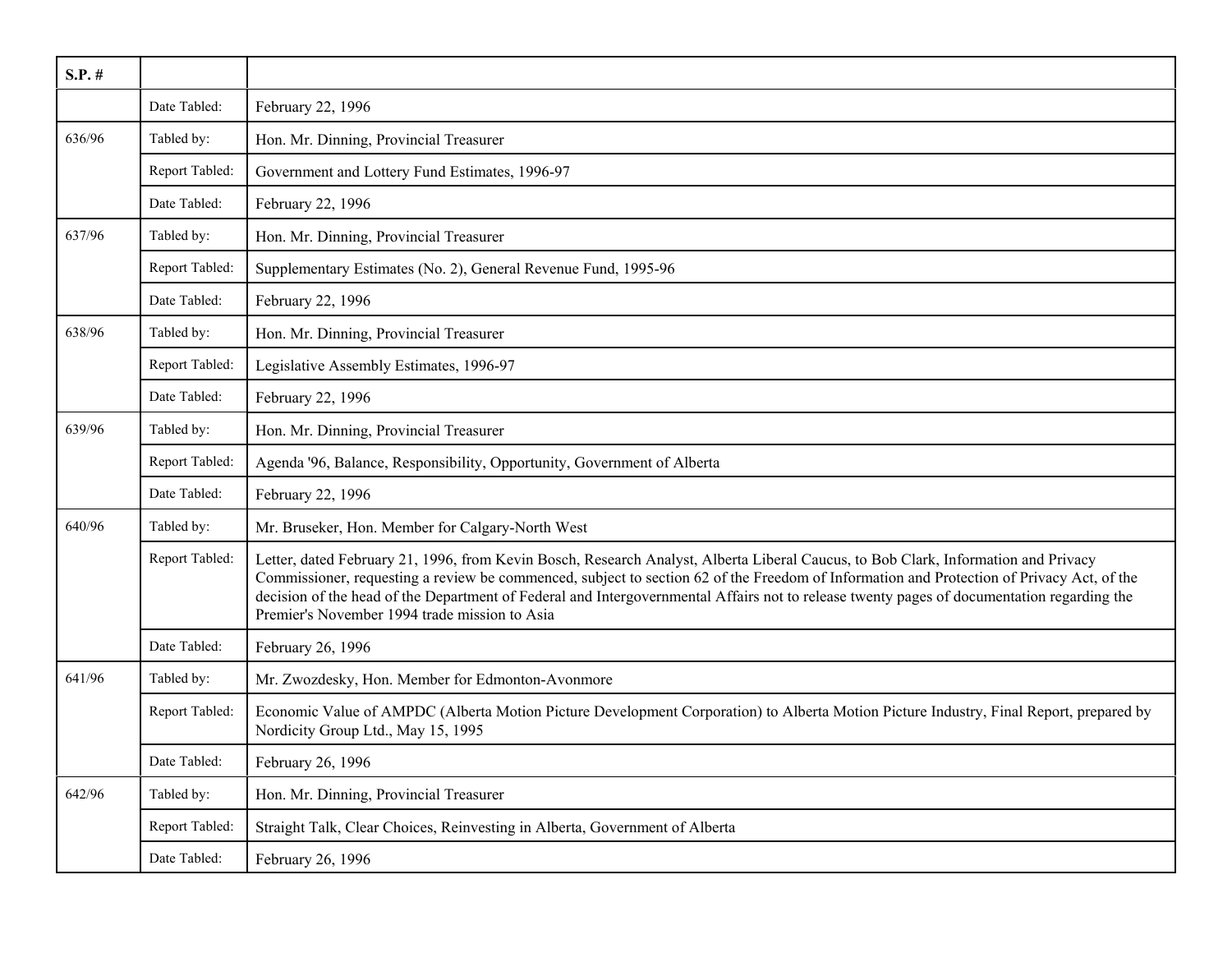| S.P. # | | |
|---|---|---|
| | Date Tabled: | February 22, 1996 |
| 636/96 | Tabled by: | Hon. Mr. Dinning, Provincial Treasurer |
| | Report Tabled: | Government and Lottery Fund Estimates, 1996-97 |
| | Date Tabled: | February 22, 1996 |
| 637/96 | Tabled by: | Hon. Mr. Dinning, Provincial Treasurer |
| | Report Tabled: | Supplementary Estimates (No. 2), General Revenue Fund, 1995-96 |
| | Date Tabled: | February 22, 1996 |
| 638/96 | Tabled by: | Hon. Mr. Dinning, Provincial Treasurer |
| | Report Tabled: | Legislative Assembly Estimates, 1996-97 |
| | Date Tabled: | February 22, 1996 |
| 639/96 | Tabled by: | Hon. Mr. Dinning, Provincial Treasurer |
| | Report Tabled: | Agenda '96, Balance, Responsibility, Opportunity, Government of Alberta |
| | Date Tabled: | February 22, 1996 |
| 640/96 | Tabled by: | Mr. Bruseker, Hon. Member for Calgary-North West |
| | Report Tabled: | Letter, dated February 21, 1996, from Kevin Bosch, Research Analyst, Alberta Liberal Caucus, to Bob Clark, Information and Privacy Commissioner, requesting a review be commenced, subject to section 62 of the Freedom of Information and Protection of Privacy Act, of the decision of the head of the Department of Federal and Intergovernmental Affairs not to release twenty pages of documentation regarding the Premier's November 1994 trade mission to Asia |
| | Date Tabled: | February 26, 1996 |
| 641/96 | Tabled by: | Mr. Zwozdesky, Hon. Member for Edmonton-Avonmore |
| | Report Tabled: | Economic Value of AMPDC (Alberta Motion Picture Development Corporation) to Alberta Motion Picture Industry, Final Report, prepared by Nordicity Group Ltd., May 15, 1995 |
| | Date Tabled: | February 26, 1996 |
| 642/96 | Tabled by: | Hon. Mr. Dinning, Provincial Treasurer |
| | Report Tabled: | Straight Talk, Clear Choices, Reinvesting in Alberta, Government of Alberta |
| | Date Tabled: | February 26, 1996 |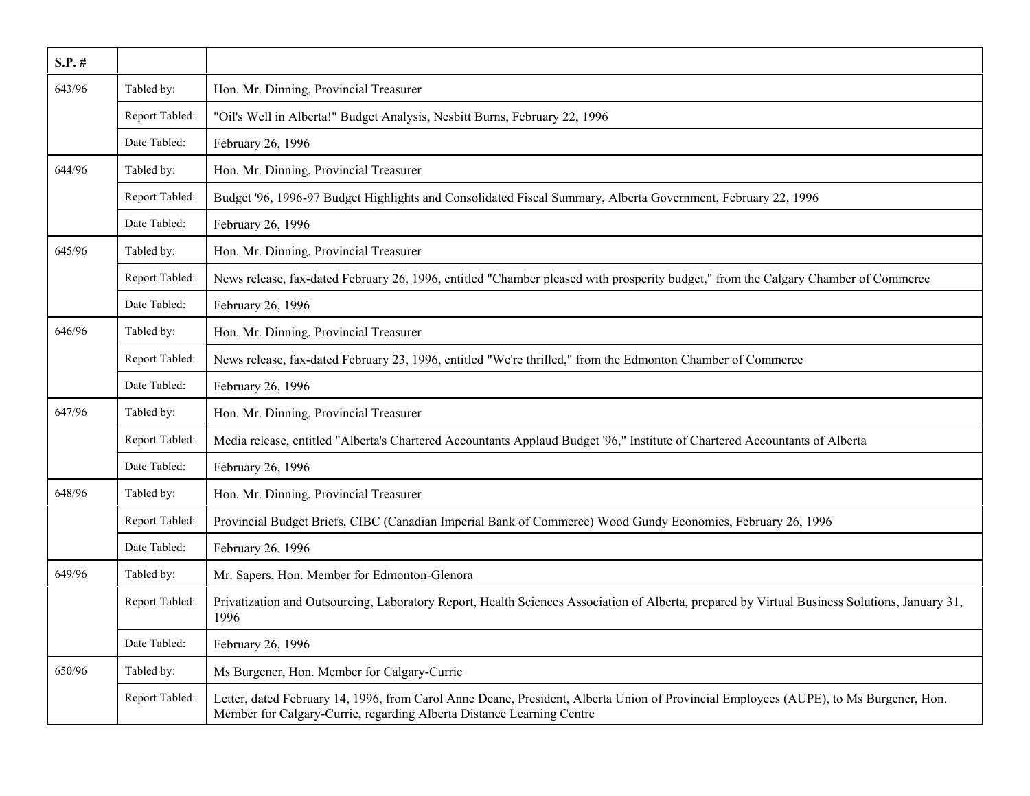| S.P. # | | |
|---|---|---|
| 643/96 | Tabled by: | Hon. Mr. Dinning, Provincial Treasurer |
| | Report Tabled: | "Oil's Well in Alberta!" Budget Analysis, Nesbitt Burns, February 22, 1996 |
| | Date Tabled: | February 26, 1996 |
| 644/96 | Tabled by: | Hon. Mr. Dinning, Provincial Treasurer |
| | Report Tabled: | Budget '96, 1996-97 Budget Highlights and Consolidated Fiscal Summary, Alberta Government, February 22, 1996 |
| | Date Tabled: | February 26, 1996 |
| 645/96 | Tabled by: | Hon. Mr. Dinning, Provincial Treasurer |
| | Report Tabled: | News release, fax-dated February 26, 1996, entitled "Chamber pleased with prosperity budget," from the Calgary Chamber of Commerce |
| | Date Tabled: | February 26, 1996 |
| 646/96 | Tabled by: | Hon. Mr. Dinning, Provincial Treasurer |
| | Report Tabled: | News release, fax-dated February 23, 1996, entitled "We're thrilled," from the Edmonton Chamber of Commerce |
| | Date Tabled: | February 26, 1996 |
| 647/96 | Tabled by: | Hon. Mr. Dinning, Provincial Treasurer |
| | Report Tabled: | Media release, entitled "Alberta's Chartered Accountants Applaud Budget '96," Institute of Chartered Accountants of Alberta |
| | Date Tabled: | February 26, 1996 |
| 648/96 | Tabled by: | Hon. Mr. Dinning, Provincial Treasurer |
| | Report Tabled: | Provincial Budget Briefs, CIBC (Canadian Imperial Bank of Commerce) Wood Gundy Economics, February 26, 1996 |
| | Date Tabled: | February 26, 1996 |
| 649/96 | Tabled by: | Mr. Sapers, Hon. Member for Edmonton-Glenora |
| | Report Tabled: | Privatization and Outsourcing, Laboratory Report, Health Sciences Association of Alberta, prepared by Virtual Business Solutions, January 31, 1996 |
| | Date Tabled: | February 26, 1996 |
| 650/96 | Tabled by: | Ms Burgener, Hon. Member for Calgary-Currie |
| | Report Tabled: | Letter, dated February 14, 1996, from Carol Anne Deane, President, Alberta Union of Provincial Employees (AUPE), to Ms Burgener, Hon. Member for Calgary-Currie, regarding Alberta Distance Learning Centre |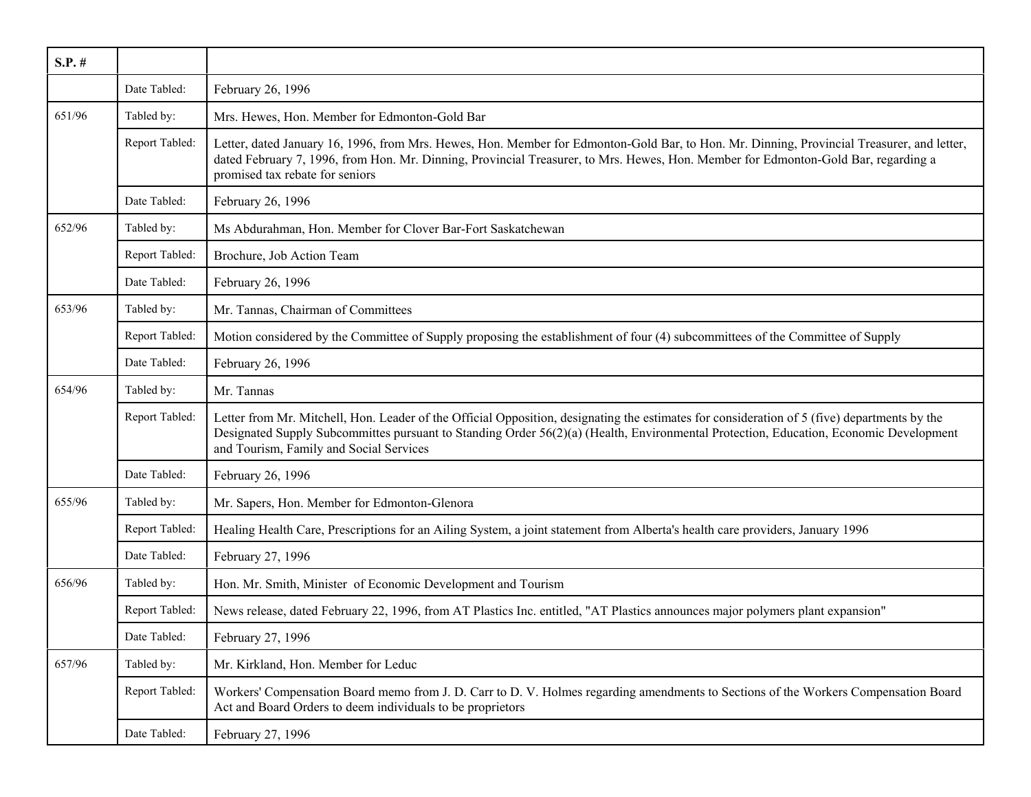| S.P. # | | |
|---|---|---|
| | Date Tabled: | February 26, 1996 |
| 651/96 | Tabled by: | Mrs. Hewes, Hon. Member for Edmonton-Gold Bar |
| | Report Tabled: | Letter, dated January 16, 1996, from Mrs. Hewes, Hon. Member for Edmonton-Gold Bar, to Hon. Mr. Dinning, Provincial Treasurer, and letter, dated February 7, 1996, from Hon. Mr. Dinning, Provincial Treasurer, to Mrs. Hewes, Hon. Member for Edmonton-Gold Bar, regarding a promised tax rebate for seniors |
| | Date Tabled: | February 26, 1996 |
| 652/96 | Tabled by: | Ms Abdurahman, Hon. Member for Clover Bar-Fort Saskatchewan |
| | Report Tabled: | Brochure, Job Action Team |
| | Date Tabled: | February 26, 1996 |
| 653/96 | Tabled by: | Mr. Tannas, Chairman of Committees |
| | Report Tabled: | Motion considered by the Committee of Supply proposing the establishment of four (4) subcommittees of the Committee of Supply |
| | Date Tabled: | February 26, 1996 |
| 654/96 | Tabled by: | Mr. Tannas |
| | Report Tabled: | Letter from Mr. Mitchell, Hon. Leader of the Official Opposition, designating the estimates for consideration of 5 (five) departments by the Designated Supply Subcommittes pursuant to Standing Order 56(2)(a) (Health, Environmental Protection, Education, Economic Development and Tourism, Family and Social Services |
| | Date Tabled: | February 26, 1996 |
| 655/96 | Tabled by: | Mr. Sapers, Hon. Member for Edmonton-Glenora |
| | Report Tabled: | Healing Health Care, Prescriptions for an Ailing System, a joint statement from Alberta's health care providers, January 1996 |
| | Date Tabled: | February 27, 1996 |
| 656/96 | Tabled by: | Hon. Mr. Smith, Minister of Economic Development and Tourism |
| | Report Tabled: | News release, dated February 22, 1996, from AT Plastics Inc. entitled, "AT Plastics announces major polymers plant expansion" |
| | Date Tabled: | February 27, 1996 |
| 657/96 | Tabled by: | Mr. Kirkland, Hon. Member for Leduc |
| | Report Tabled: | Workers' Compensation Board memo from J. D. Carr to D. V. Holmes regarding amendments to Sections of the Workers Compensation Board Act and Board Orders to deem individuals to be proprietors |
| | Date Tabled: | February 27, 1996 |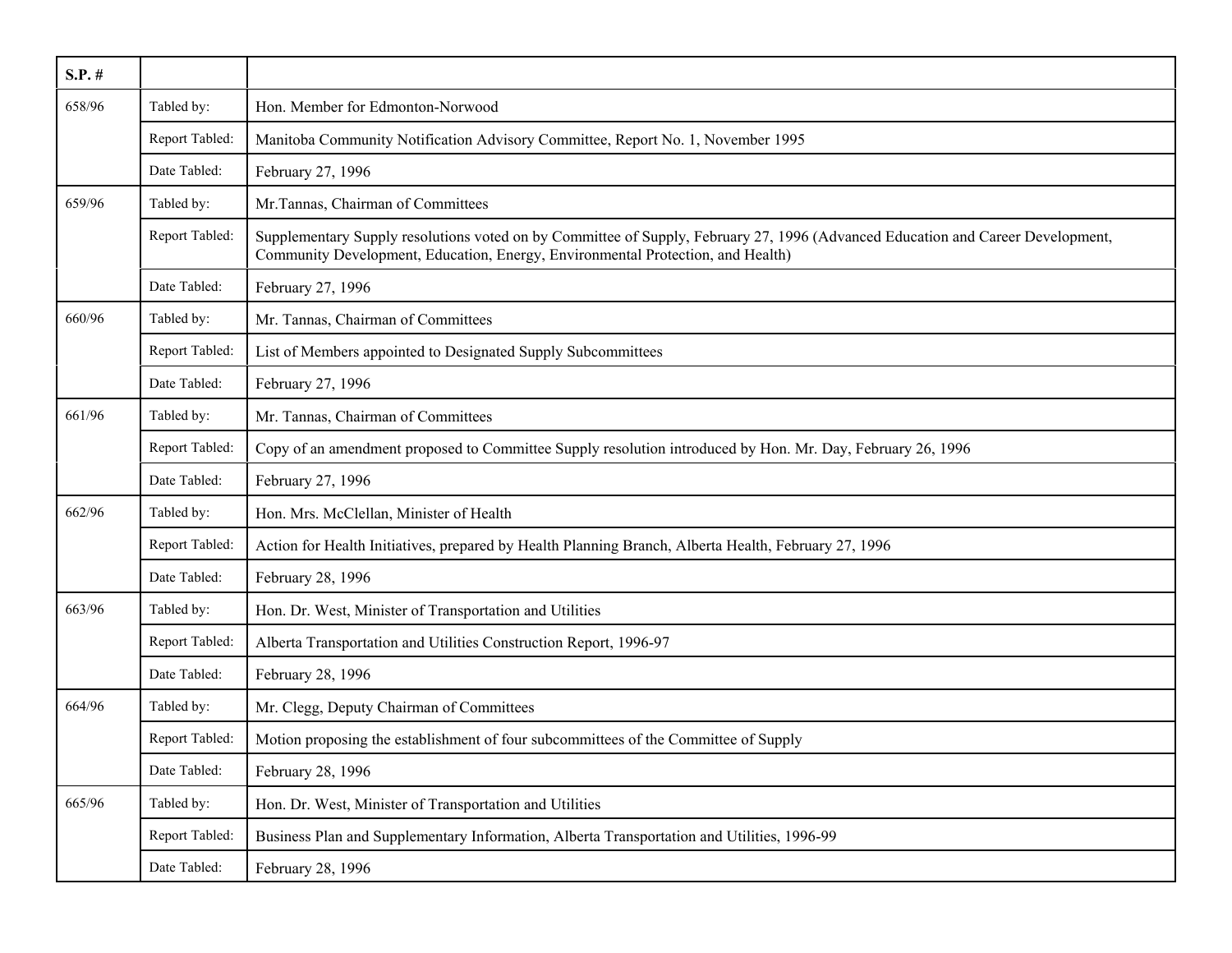| S.P. # | | |
|---|---|---|
| 658/96 | Tabled by: | Hon. Member for Edmonton-Norwood |
| | Report Tabled: | Manitoba Community Notification Advisory Committee, Report No. 1, November 1995 |
| | Date Tabled: | February 27, 1996 |
| 659/96 | Tabled by: | Mr.Tannas, Chairman of Committees |
| | Report Tabled: | Supplementary Supply resolutions voted on by Committee of Supply, February 27, 1996 (Advanced Education and Career Development, Community Development, Education, Energy, Environmental Protection, and Health) |
| | Date Tabled: | February 27, 1996 |
| 660/96 | Tabled by: | Mr. Tannas, Chairman of Committees |
| | Report Tabled: | List of Members appointed to Designated Supply Subcommittees |
| | Date Tabled: | February 27, 1996 |
| 661/96 | Tabled by: | Mr. Tannas, Chairman of Committees |
| | Report Tabled: | Copy of an amendment proposed to Committee Supply resolution introduced by Hon. Mr. Day, February 26, 1996 |
| | Date Tabled: | February 27, 1996 |
| 662/96 | Tabled by: | Hon. Mrs. McClellan, Minister of Health |
| | Report Tabled: | Action for Health Initiatives, prepared by Health Planning Branch, Alberta Health, February 27, 1996 |
| | Date Tabled: | February 28, 1996 |
| 663/96 | Tabled by: | Hon. Dr. West, Minister of Transportation and Utilities |
| | Report Tabled: | Alberta Transportation and Utilities Construction Report, 1996-97 |
| | Date Tabled: | February 28, 1996 |
| 664/96 | Tabled by: | Mr. Clegg, Deputy Chairman of Committees |
| | Report Tabled: | Motion proposing the establishment of four subcommittees of the Committee of Supply |
| | Date Tabled: | February 28, 1996 |
| 665/96 | Tabled by: | Hon. Dr. West, Minister of Transportation and Utilities |
| | Report Tabled: | Business Plan and Supplementary Information, Alberta Transportation and Utilities, 1996-99 |
| | Date Tabled: | February 28, 1996 |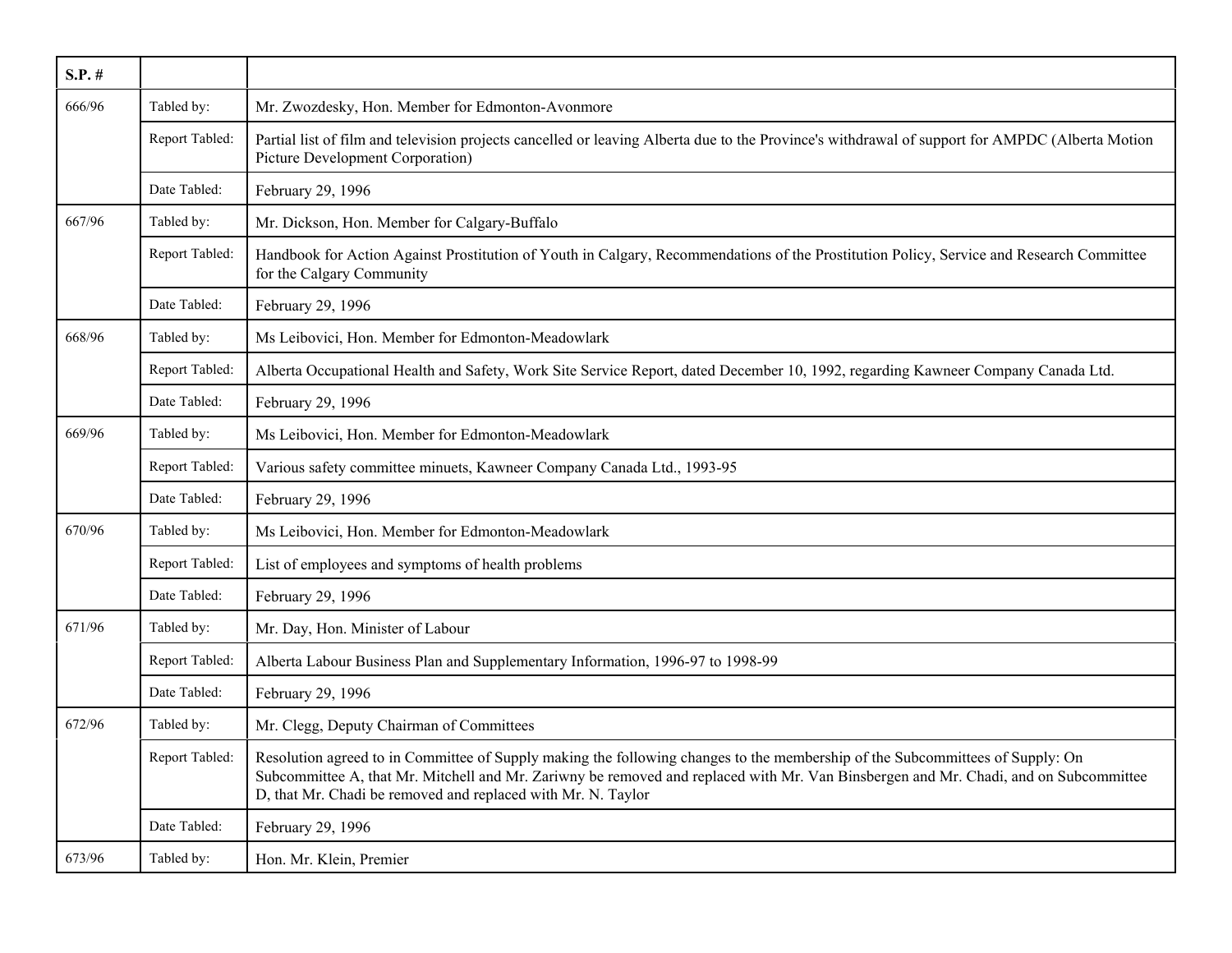| S.P. # | | |
|---|---|---|
| 666/96 | Tabled by: | Mr. Zwozdesky, Hon. Member for Edmonton-Avonmore |
| | Report Tabled: | Partial list of film and television projects cancelled or leaving Alberta due to the Province's withdrawal of support for AMPDC (Alberta Motion Picture Development Corporation) |
| | Date Tabled: | February 29, 1996 |
| 667/96 | Tabled by: | Mr. Dickson, Hon. Member for Calgary-Buffalo |
| | Report Tabled: | Handbook for Action Against Prostitution of Youth in Calgary, Recommendations of the Prostitution Policy, Service and Research Committee for the Calgary Community |
| | Date Tabled: | February 29, 1996 |
| 668/96 | Tabled by: | Ms Leibovici, Hon. Member for Edmonton-Meadowlark |
| | Report Tabled: | Alberta Occupational Health and Safety, Work Site Service Report, dated December 10, 1992, regarding Kawneer Company Canada Ltd. |
| | Date Tabled: | February 29, 1996 |
| 669/96 | Tabled by: | Ms Leibovici, Hon. Member for Edmonton-Meadowlark |
| | Report Tabled: | Various safety committee minuets, Kawneer Company Canada Ltd., 1993-95 |
| | Date Tabled: | February 29, 1996 |
| 670/96 | Tabled by: | Ms Leibovici, Hon. Member for Edmonton-Meadowlark |
| | Report Tabled: | List of employees and symptoms of health problems |
| | Date Tabled: | February 29, 1996 |
| 671/96 | Tabled by: | Mr. Day, Hon. Minister of Labour |
| | Report Tabled: | Alberta Labour Business Plan and Supplementary Information, 1996-97 to 1998-99 |
| | Date Tabled: | February 29, 1996 |
| 672/96 | Tabled by: | Mr. Clegg, Deputy Chairman of Committees |
| | Report Tabled: | Resolution agreed to in Committee of Supply making the following changes to the membership of the Subcommittees of Supply: On Subcommittee A, that Mr. Mitchell and Mr. Zariwny be removed and replaced with Mr. Van Binsbergen and Mr. Chadi, and on Subcommittee D, that Mr. Chadi be removed and replaced with Mr. N. Taylor |
| | Date Tabled: | February 29, 1996 |
| 673/96 | Tabled by: | Hon. Mr. Klein, Premier |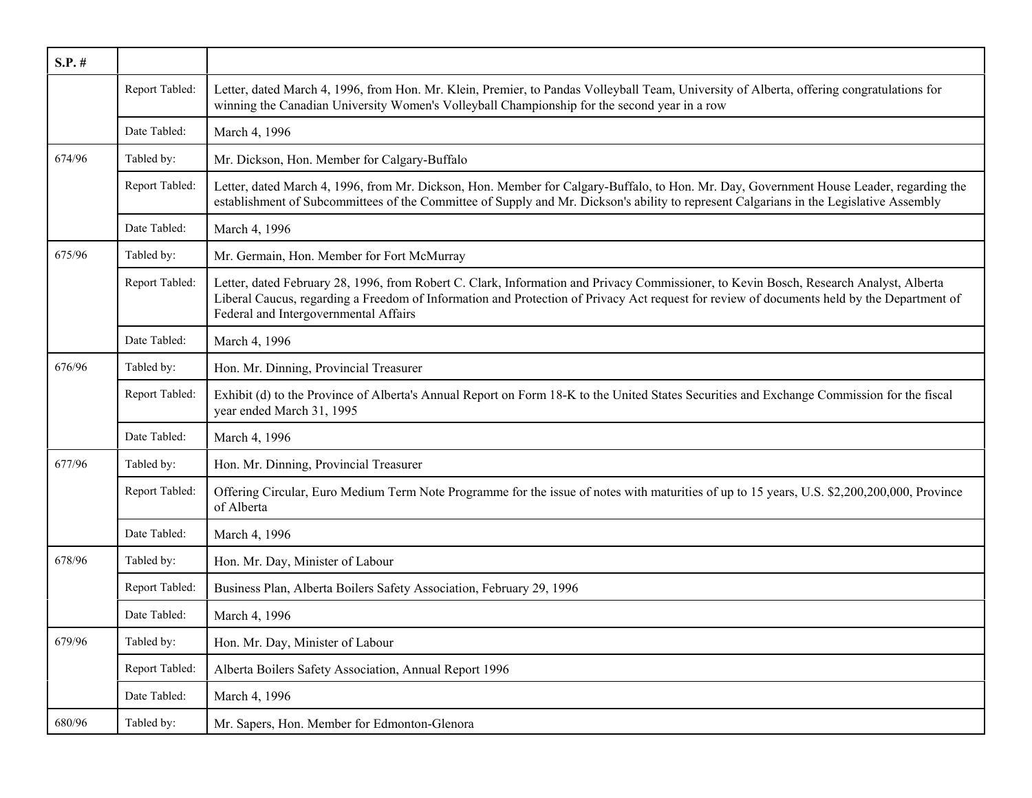| S.P. # | | |
|---|---|---|
| | Report Tabled: | Letter, dated March 4, 1996, from Hon. Mr. Klein, Premier, to Pandas Volleyball Team, University of Alberta, offering congratulations for winning the Canadian University Women's Volleyball Championship for the second year in a row |
| | Date Tabled: | March 4, 1996 |
| 674/96 | Tabled by: | Mr. Dickson, Hon. Member for Calgary-Buffalo |
| | Report Tabled: | Letter, dated March 4, 1996, from Mr. Dickson, Hon. Member for Calgary-Buffalo, to Hon. Mr. Day, Government House Leader, regarding the establishment of Subcommittees of the Committee of Supply and Mr. Dickson's ability to represent Calgarians in the Legislative Assembly |
| | Date Tabled: | March 4, 1996 |
| 675/96 | Tabled by: | Mr. Germain, Hon. Member for Fort McMurray |
| | Report Tabled: | Letter, dated February 28, 1996, from Robert C. Clark, Information and Privacy Commissioner, to Kevin Bosch, Research Analyst, Alberta Liberal Caucus, regarding a Freedom of Information and Protection of Privacy Act request for review of documents held by the Department of Federal and Intergovernmental Affairs |
| | Date Tabled: | March 4, 1996 |
| 676/96 | Tabled by: | Hon. Mr. Dinning, Provincial Treasurer |
| | Report Tabled: | Exhibit (d) to the Province of Alberta's Annual Report on Form 18-K to the United States Securities and Exchange Commission for the fiscal year ended March 31, 1995 |
| | Date Tabled: | March 4, 1996 |
| 677/96 | Tabled by: | Hon. Mr. Dinning, Provincial Treasurer |
| | Report Tabled: | Offering Circular, Euro Medium Term Note Programme for the issue of notes with maturities of up to 15 years, U.S. $2,200,200,000, Province of Alberta |
| | Date Tabled: | March 4, 1996 |
| 678/96 | Tabled by: | Hon. Mr. Day, Minister of Labour |
| | Report Tabled: | Business Plan, Alberta Boilers Safety Association, February 29, 1996 |
| | Date Tabled: | March 4, 1996 |
| 679/96 | Tabled by: | Hon. Mr. Day, Minister of Labour |
| | Report Tabled: | Alberta Boilers Safety Association, Annual Report 1996 |
| | Date Tabled: | March 4, 1996 |
| 680/96 | Tabled by: | Mr. Sapers, Hon. Member for Edmonton-Glenora |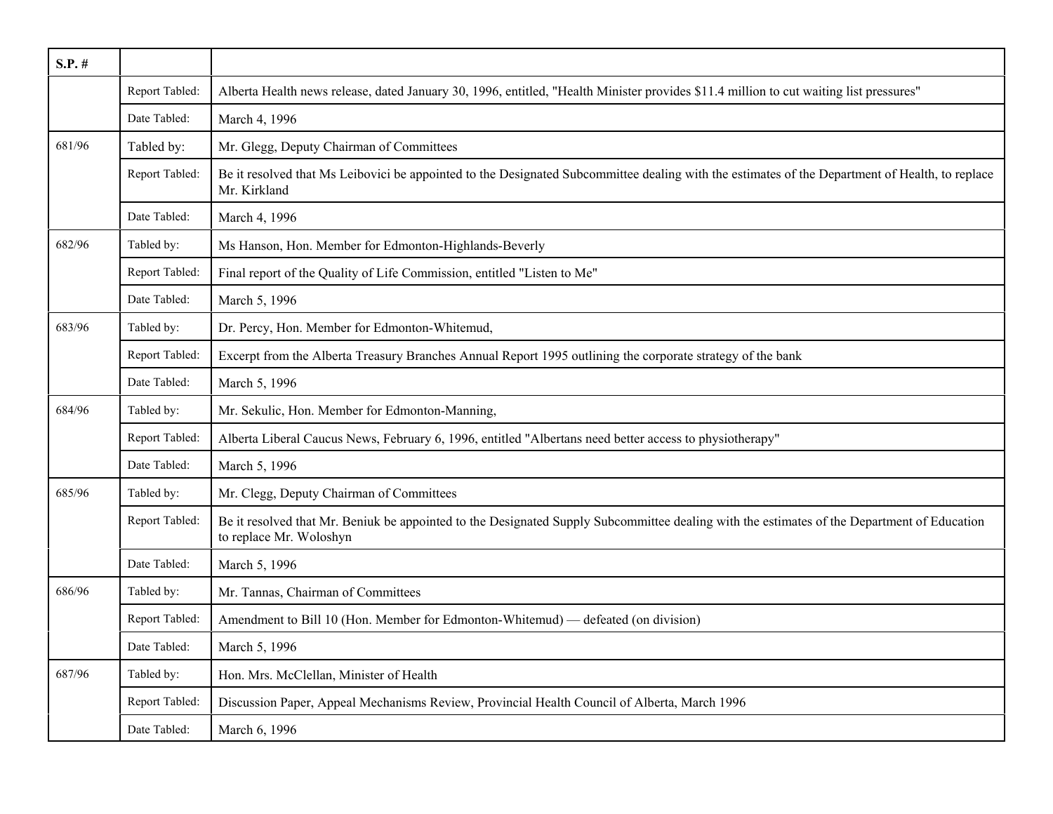| S.P. # | | |
|---|---|---|
| | Report Tabled: | Alberta Health news release, dated January 30, 1996, entitled, "Health Minister provides $11.4 million to cut waiting list pressures" |
| | Date Tabled: | March 4, 1996 |
| 681/96 | Tabled by: | Mr. Glegg, Deputy Chairman of Committees |
| | Report Tabled: | Be it resolved that Ms Leibovici be appointed to the Designated Subcommittee dealing with the estimates of the Department of Health, to replace Mr. Kirkland |
| | Date Tabled: | March 4, 1996 |
| 682/96 | Tabled by: | Ms Hanson, Hon. Member for Edmonton-Highlands-Beverly |
| | Report Tabled: | Final report of the Quality of Life Commission, entitled "Listen to Me" |
| | Date Tabled: | March 5, 1996 |
| 683/96 | Tabled by: | Dr. Percy, Hon. Member for Edmonton-Whitemud, |
| | Report Tabled: | Excerpt from the Alberta Treasury Branches Annual Report 1995 outlining the corporate strategy of the bank |
| | Date Tabled: | March 5, 1996 |
| 684/96 | Tabled by: | Mr. Sekulic, Hon. Member for Edmonton-Manning, |
| | Report Tabled: | Alberta Liberal Caucus News, February 6, 1996, entitled "Albertans need better access to physiotherapy" |
| | Date Tabled: | March 5, 1996 |
| 685/96 | Tabled by: | Mr. Clegg, Deputy Chairman of Committees |
| | Report Tabled: | Be it resolved that Mr. Beniuk be appointed to the Designated Supply Subcommittee dealing with the estimates of the Department of Education to replace Mr. Woloshyn |
| | Date Tabled: | March 5, 1996 |
| 686/96 | Tabled by: | Mr. Tannas, Chairman of Committees |
| | Report Tabled: | Amendment to Bill 10 (Hon. Member for Edmonton-Whitemud) — defeated (on division) |
| | Date Tabled: | March 5, 1996 |
| 687/96 | Tabled by: | Hon. Mrs. McClellan, Minister of Health |
| | Report Tabled: | Discussion Paper, Appeal Mechanisms Review, Provincial Health Council of Alberta, March 1996 |
| | Date Tabled: | March 6, 1996 |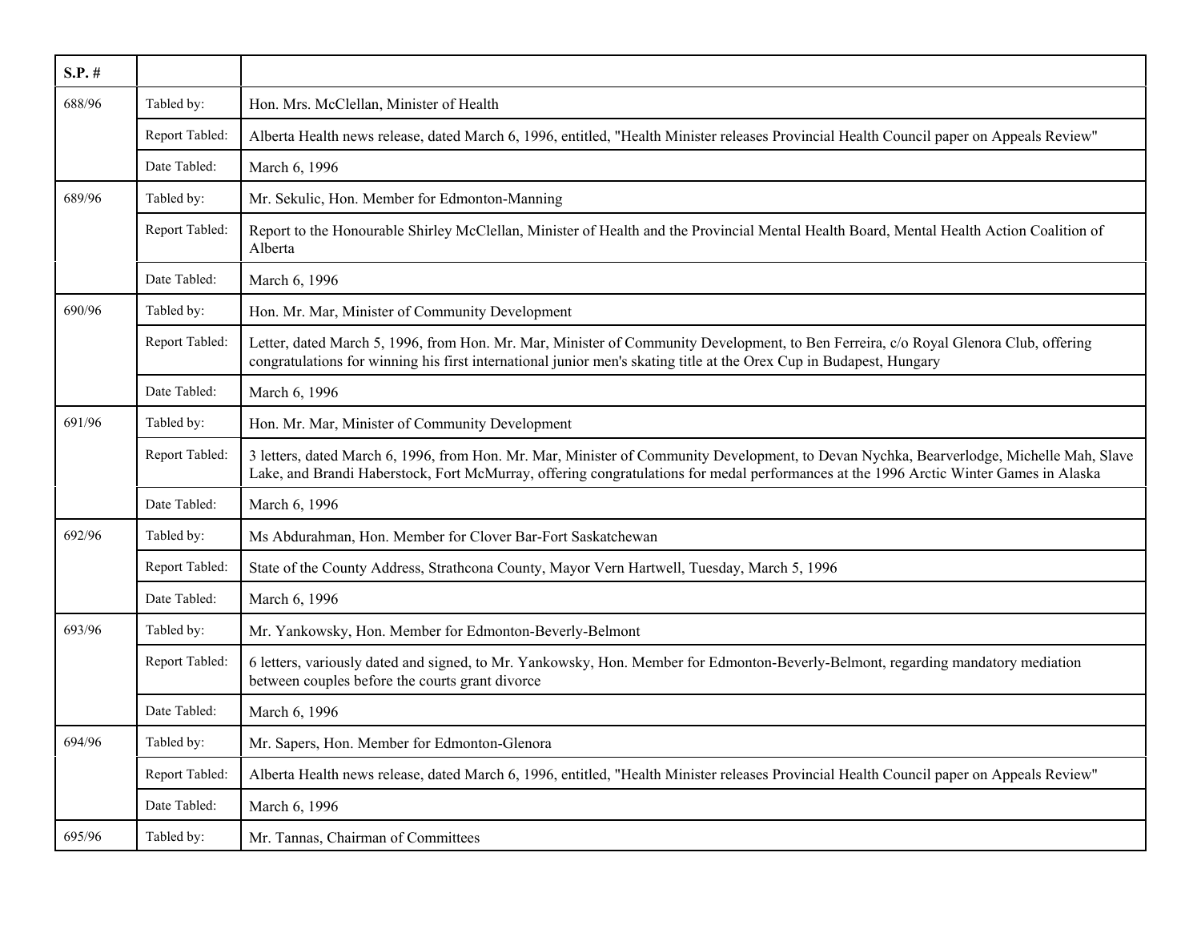| S.P. # | | |
|---|---|---|
| 688/96 | Tabled by: | Hon. Mrs. McClellan, Minister of Health |
| | Report Tabled: | Alberta Health news release, dated March 6, 1996, entitled, "Health Minister releases Provincial Health Council paper on Appeals Review" |
| | Date Tabled: | March 6, 1996 |
| 689/96 | Tabled by: | Mr. Sekulic, Hon. Member for Edmonton-Manning |
| | Report Tabled: | Report to the Honourable Shirley McClellan, Minister of Health and the Provincial Mental Health Board, Mental Health Action Coalition of Alberta |
| | Date Tabled: | March 6, 1996 |
| 690/96 | Tabled by: | Hon. Mr. Mar, Minister of Community Development |
| | Report Tabled: | Letter, dated March 5, 1996, from Hon. Mr. Mar, Minister of Community Development, to Ben Ferreira, c/o Royal Glenora Club, offering congratulations for winning his first international junior men's skating title at the Orex Cup in Budapest, Hungary |
| | Date Tabled: | March 6, 1996 |
| 691/96 | Tabled by: | Hon. Mr. Mar, Minister of Community Development |
| | Report Tabled: | 3 letters, dated March 6, 1996, from Hon. Mr. Mar, Minister of Community Development, to Devan Nychka, Bearverlodge, Michelle Mah, Slave Lake, and Brandi Haberstock, Fort McMurray, offering congratulations for medal performances at the 1996 Arctic Winter Games in Alaska |
| | Date Tabled: | March 6, 1996 |
| 692/96 | Tabled by: | Ms Abdurahman, Hon. Member for Clover Bar-Fort Saskatchewan |
| | Report Tabled: | State of the County Address, Strathcona County, Mayor Vern Hartwell, Tuesday, March 5, 1996 |
| | Date Tabled: | March 6, 1996 |
| 693/96 | Tabled by: | Mr. Yankowsky, Hon. Member for Edmonton-Beverly-Belmont |
| | Report Tabled: | 6 letters, variously dated and signed, to Mr. Yankowsky, Hon. Member for Edmonton-Beverly-Belmont, regarding mandatory mediation between couples before the courts grant divorce |
| | Date Tabled: | March 6, 1996 |
| 694/96 | Tabled by: | Mr. Sapers, Hon. Member for Edmonton-Glenora |
| | Report Tabled: | Alberta Health news release, dated March 6, 1996, entitled, "Health Minister releases Provincial Health Council paper on Appeals Review" |
| | Date Tabled: | March 6, 1996 |
| 695/96 | Tabled by: | Mr. Tannas, Chairman of Committees |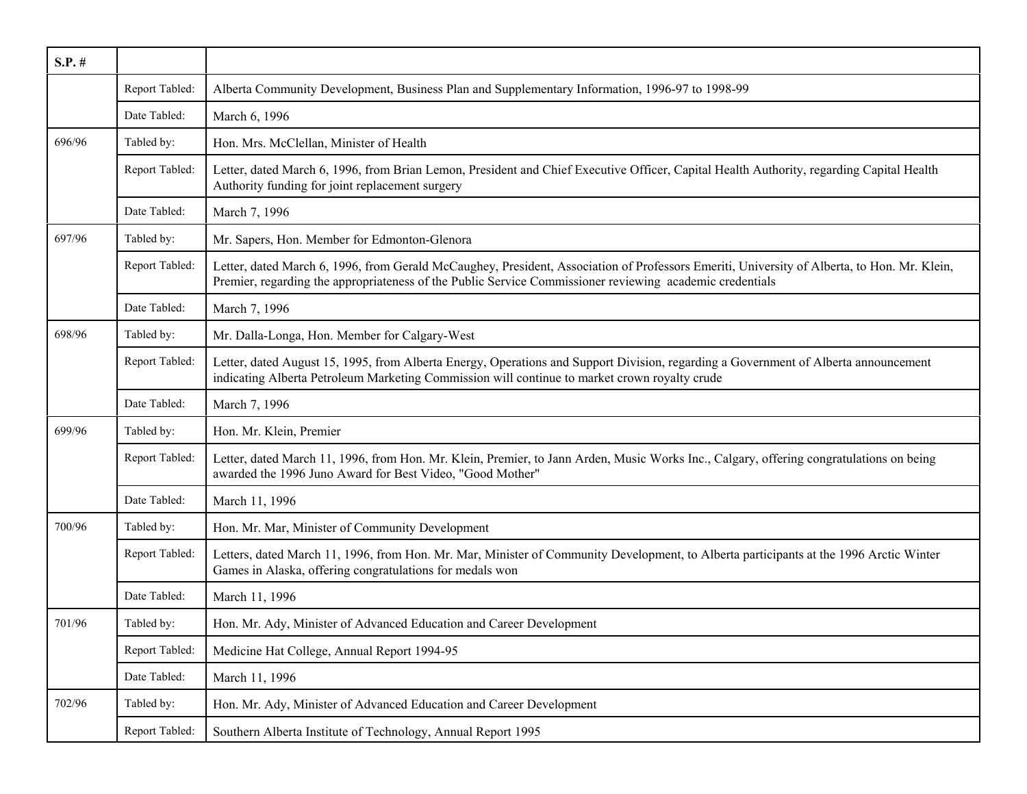| S.P. # | | |
|---|---|---|
| | Report Tabled: | Alberta Community Development, Business Plan and Supplementary Information, 1996-97 to 1998-99 |
| | Date Tabled: | March 6, 1996 |
| 696/96 | Tabled by: | Hon. Mrs. McClellan, Minister of Health |
| | Report Tabled: | Letter, dated March 6, 1996, from Brian Lemon, President and Chief Executive Officer, Capital Health Authority, regarding Capital Health Authority funding for joint replacement surgery |
| | Date Tabled: | March 7, 1996 |
| 697/96 | Tabled by: | Mr. Sapers, Hon. Member for Edmonton-Glenora |
| | Report Tabled: | Letter, dated March 6, 1996, from Gerald McCaughey, President, Association of Professors Emeriti, University of Alberta, to Hon. Mr. Klein, Premier, regarding the appropriateness of the Public Service Commissioner reviewing academic credentials |
| | Date Tabled: | March 7, 1996 |
| 698/96 | Tabled by: | Mr. Dalla-Longa, Hon. Member for Calgary-West |
| | Report Tabled: | Letter, dated August 15, 1995, from Alberta Energy, Operations and Support Division, regarding a Government of Alberta announcement indicating Alberta Petroleum Marketing Commission will continue to market crown royalty crude |
| | Date Tabled: | March 7, 1996 |
| 699/96 | Tabled by: | Hon. Mr. Klein, Premier |
| | Report Tabled: | Letter, dated March 11, 1996, from Hon. Mr. Klein, Premier, to Jann Arden, Music Works Inc., Calgary, offering congratulations on being awarded the 1996 Juno Award for Best Video, "Good Mother" |
| | Date Tabled: | March 11, 1996 |
| 700/96 | Tabled by: | Hon. Mr. Mar, Minister of Community Development |
| | Report Tabled: | Letters, dated March 11, 1996, from Hon. Mr. Mar, Minister of Community Development, to Alberta participants at the 1996 Arctic Winter Games in Alaska, offering congratulations for medals won |
| | Date Tabled: | March 11, 1996 |
| 701/96 | Tabled by: | Hon. Mr. Ady, Minister of Advanced Education and Career Development |
| | Report Tabled: | Medicine Hat College, Annual Report 1994-95 |
| | Date Tabled: | March 11, 1996 |
| 702/96 | Tabled by: | Hon. Mr. Ady, Minister of Advanced Education and Career Development |
| | Report Tabled: | Southern Alberta Institute of Technology, Annual Report 1995 |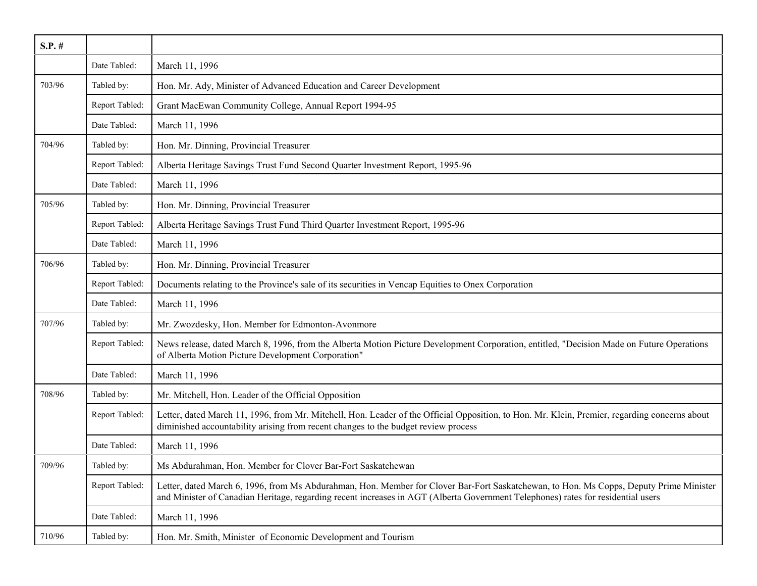| S.P. # | | |
|---|---|---|
| | Date Tabled: | March 11, 1996 |
| 703/96 | Tabled by: | Hon. Mr. Ady, Minister of Advanced Education and Career Development |
| | Report Tabled: | Grant MacEwan Community College, Annual Report 1994-95 |
| | Date Tabled: | March 11, 1996 |
| 704/96 | Tabled by: | Hon. Mr. Dinning, Provincial Treasurer |
| | Report Tabled: | Alberta Heritage Savings Trust Fund Second Quarter Investment Report, 1995-96 |
| | Date Tabled: | March 11, 1996 |
| 705/96 | Tabled by: | Hon. Mr. Dinning, Provincial Treasurer |
| | Report Tabled: | Alberta Heritage Savings Trust Fund Third Quarter Investment Report, 1995-96 |
| | Date Tabled: | March 11, 1996 |
| 706/96 | Tabled by: | Hon. Mr. Dinning, Provincial Treasurer |
| | Report Tabled: | Documents relating to the Province's sale of its securities in Vencap Equities to Onex Corporation |
| | Date Tabled: | March 11, 1996 |
| 707/96 | Tabled by: | Mr. Zwozdesky, Hon. Member for Edmonton-Avonmore |
| | Report Tabled: | News release, dated March 8, 1996, from the Alberta Motion Picture Development Corporation, entitled, "Decision Made on Future Operations of Alberta Motion Picture Development Corporation" |
| | Date Tabled: | March 11, 1996 |
| 708/96 | Tabled by: | Mr. Mitchell, Hon. Leader of the Official Opposition |
| | Report Tabled: | Letter, dated March 11, 1996, from Mr. Mitchell, Hon. Leader of the Official Opposition, to Hon. Mr. Klein, Premier, regarding concerns about diminished accountability arising from recent changes to the budget review process |
| | Date Tabled: | March 11, 1996 |
| 709/96 | Tabled by: | Ms Abdurahman, Hon. Member for Clover Bar-Fort Saskatchewan |
| | Report Tabled: | Letter, dated March 6, 1996, from Ms Abdurahman, Hon. Member for Clover Bar-Fort Saskatchewan, to Hon. Ms Copps, Deputy Prime Minister and Minister of Canadian Heritage, regarding recent increases in AGT (Alberta Government Telephones) rates for residential users |
| | Date Tabled: | March 11, 1996 |
| 710/96 | Tabled by: | Hon. Mr. Smith, Minister of Economic Development and Tourism |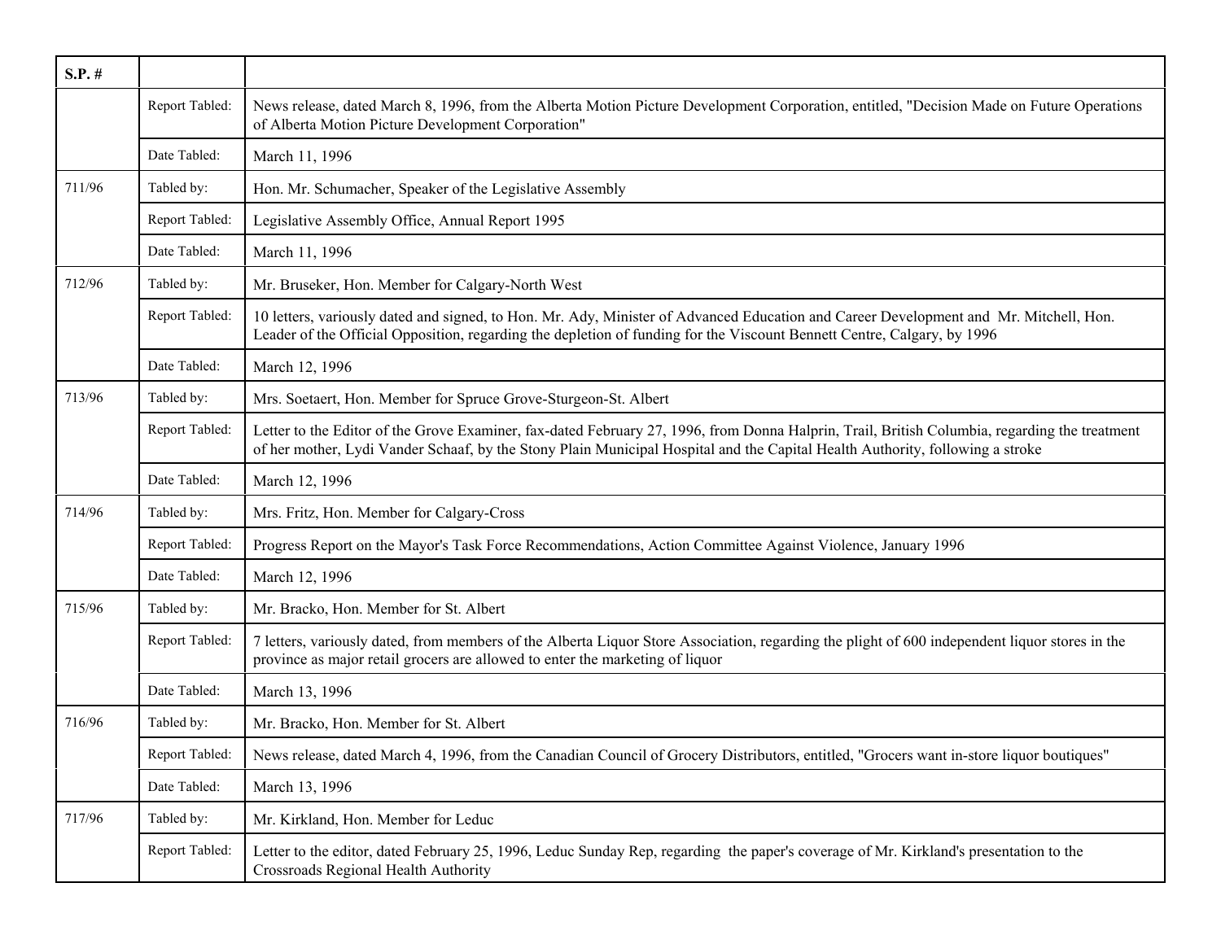| S.P. # | | |
|---|---|---|
| | Report Tabled: | News release, dated March 8, 1996, from the Alberta Motion Picture Development Corporation, entitled, "Decision Made on Future Operations of Alberta Motion Picture Development Corporation" |
| | Date Tabled: | March 11, 1996 |
| 711/96 | Tabled by: | Hon. Mr. Schumacher, Speaker of the Legislative Assembly |
| | Report Tabled: | Legislative Assembly Office, Annual Report 1995 |
| | Date Tabled: | March 11, 1996 |
| 712/96 | Tabled by: | Mr. Bruseker, Hon. Member for Calgary-North West |
| | Report Tabled: | 10 letters, variously dated and signed, to Hon. Mr. Ady, Minister of Advanced Education and Career Development and Mr. Mitchell, Hon. Leader of the Official Opposition, regarding the depletion of funding for the Viscount Bennett Centre, Calgary, by 1996 |
| | Date Tabled: | March 12, 1996 |
| 713/96 | Tabled by: | Mrs. Soetaert, Hon. Member for Spruce Grove-Sturgeon-St. Albert |
| | Report Tabled: | Letter to the Editor of the Grove Examiner, fax-dated February 27, 1996, from Donna Halprin, Trail, British Columbia, regarding the treatment of her mother, Lydi Vander Schaaf, by the Stony Plain Municipal Hospital and the Capital Health Authority, following a stroke |
| | Date Tabled: | March 12, 1996 |
| 714/96 | Tabled by: | Mrs. Fritz, Hon. Member for Calgary-Cross |
| | Report Tabled: | Progress Report on the Mayor's Task Force Recommendations, Action Committee Against Violence, January 1996 |
| | Date Tabled: | March 12, 1996 |
| 715/96 | Tabled by: | Mr. Bracko, Hon. Member for St. Albert |
| | Report Tabled: | 7 letters, variously dated, from members of the Alberta Liquor Store Association, regarding the plight of 600 independent liquor stores in the province as major retail grocers are allowed to enter the marketing of liquor |
| | Date Tabled: | March 13, 1996 |
| 716/96 | Tabled by: | Mr. Bracko, Hon. Member for St. Albert |
| | Report Tabled: | News release, dated March 4, 1996, from the Canadian Council of Grocery Distributors, entitled, "Grocers want in-store liquor boutiques" |
| | Date Tabled: | March 13, 1996 |
| 717/96 | Tabled by: | Mr. Kirkland, Hon. Member for Leduc |
| | Report Tabled: | Letter to the editor, dated February 25, 1996, Leduc Sunday Rep, regarding the paper's coverage of Mr. Kirkland's presentation to the Crossroads Regional Health Authority |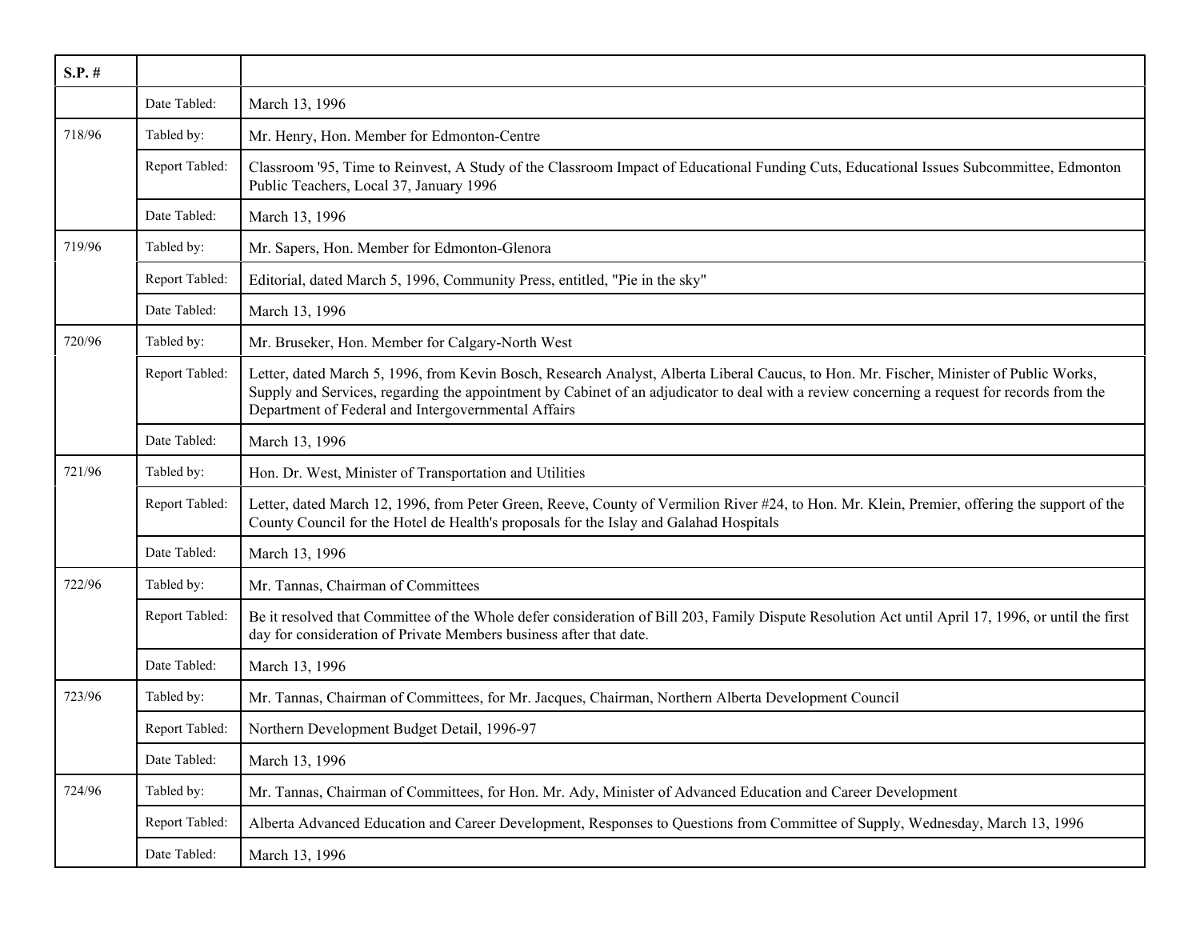| S.P. # | | |
|---|---|---|
| | Date Tabled: | March 13, 1996 |
| 718/96 | Tabled by: | Mr. Henry, Hon. Member for Edmonton-Centre |
| | Report Tabled: | Classroom '95, Time to Reinvest, A Study of the Classroom Impact of Educational Funding Cuts, Educational Issues Subcommittee, Edmonton Public Teachers, Local 37, January 1996 |
| | Date Tabled: | March 13, 1996 |
| 719/96 | Tabled by: | Mr. Sapers, Hon. Member for Edmonton-Glenora |
| | Report Tabled: | Editorial, dated March 5, 1996, Community Press, entitled, "Pie in the sky" |
| | Date Tabled: | March 13, 1996 |
| 720/96 | Tabled by: | Mr. Bruseker, Hon. Member for Calgary-North West |
| | Report Tabled: | Letter, dated March 5, 1996, from Kevin Bosch, Research Analyst, Alberta Liberal Caucus, to Hon. Mr. Fischer, Minister of Public Works, Supply and Services, regarding the appointment by Cabinet of an adjudicator to deal with a review concerning a request for records from the Department of Federal and Intergovernmental Affairs |
| | Date Tabled: | March 13, 1996 |
| 721/96 | Tabled by: | Hon. Dr. West, Minister of Transportation and Utilities |
| | Report Tabled: | Letter, dated March 12, 1996, from Peter Green, Reeve, County of Vermilion River #24, to Hon. Mr. Klein, Premier, offering the support of the County Council for the Hotel de Health's proposals for the Islay and Galahad Hospitals |
| | Date Tabled: | March 13, 1996 |
| 722/96 | Tabled by: | Mr. Tannas, Chairman of Committees |
| | Report Tabled: | Be it resolved that Committee of the Whole defer consideration of Bill 203, Family Dispute Resolution Act until April 17, 1996, or until the first day for consideration of Private Members business after that date. |
| | Date Tabled: | March 13, 1996 |
| 723/96 | Tabled by: | Mr. Tannas, Chairman of Committees, for Mr. Jacques, Chairman, Northern Alberta Development Council |
| | Report Tabled: | Northern Development Budget Detail, 1996-97 |
| | Date Tabled: | March 13, 1996 |
| 724/96 | Tabled by: | Mr. Tannas, Chairman of Committees, for Hon. Mr. Ady, Minister of Advanced Education and Career Development |
| | Report Tabled: | Alberta Advanced Education and Career Development, Responses to Questions from Committee of Supply, Wednesday, March 13, 1996 |
| | Date Tabled: | March 13, 1996 |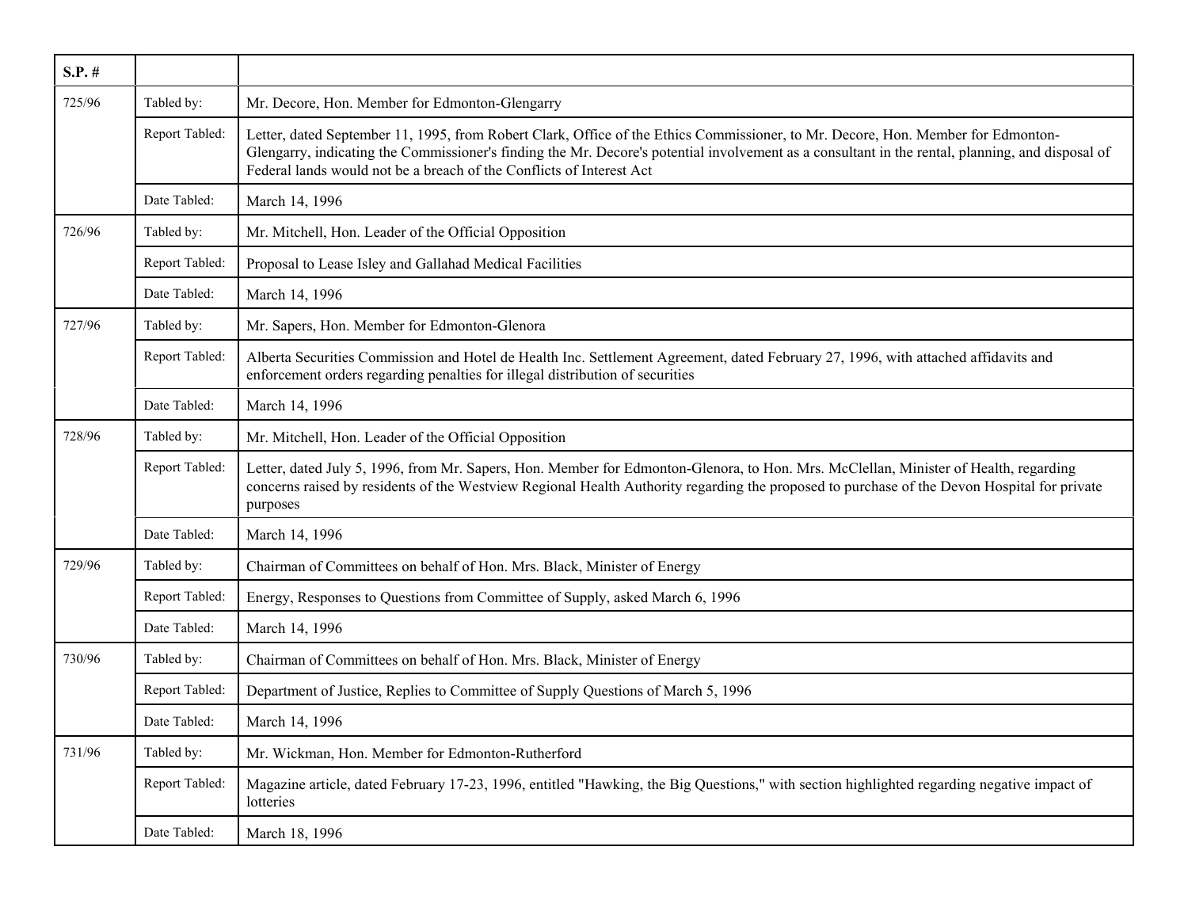| S.P. # | | |
|---|---|---|
| 725/96 | Tabled by: | Mr. Decore, Hon. Member for Edmonton-Glengarry |
| | Report Tabled: | Letter, dated September 11, 1995, from Robert Clark, Office of the Ethics Commissioner, to Mr. Decore, Hon. Member for Edmonton-Glengarry, indicating the Commissioner's finding the Mr. Decore's potential involvement as a consultant in the rental, planning, and disposal of Federal lands would not be a breach of the Conflicts of Interest Act |
| | Date Tabled: | March 14, 1996 |
| 726/96 | Tabled by: | Mr. Mitchell, Hon. Leader of the Official Opposition |
| | Report Tabled: | Proposal to Lease Isley and Gallahad Medical Facilities |
| | Date Tabled: | March 14, 1996 |
| 727/96 | Tabled by: | Mr. Sapers, Hon. Member for Edmonton-Glenora |
| | Report Tabled: | Alberta Securities Commission and Hotel de Health Inc. Settlement Agreement, dated February 27, 1996, with attached affidavits and enforcement orders regarding penalties for illegal distribution of securities |
| | Date Tabled: | March 14, 1996 |
| 728/96 | Tabled by: | Mr. Mitchell, Hon. Leader of the Official Opposition |
| | Report Tabled: | Letter, dated July 5, 1996, from Mr. Sapers, Hon. Member for Edmonton-Glenora, to Hon. Mrs. McClellan, Minister of Health, regarding concerns raised by residents of the Westview Regional Health Authority regarding the proposed to purchase of the Devon Hospital for private purposes |
| | Date Tabled: | March 14, 1996 |
| 729/96 | Tabled by: | Chairman of Committees on behalf of Hon. Mrs. Black, Minister of Energy |
| | Report Tabled: | Energy, Responses to Questions from Committee of Supply, asked March 6, 1996 |
| | Date Tabled: | March 14, 1996 |
| 730/96 | Tabled by: | Chairman of Committees on behalf of Hon. Mrs. Black, Minister of Energy |
| | Report Tabled: | Department of Justice, Replies to Committee of Supply Questions of March 5, 1996 |
| | Date Tabled: | March 14, 1996 |
| 731/96 | Tabled by: | Mr. Wickman, Hon. Member for Edmonton-Rutherford |
| | Report Tabled: | Magazine article, dated February 17-23, 1996, entitled "Hawking, the Big Questions," with section highlighted regarding negative impact of lotteries |
| | Date Tabled: | March 18, 1996 |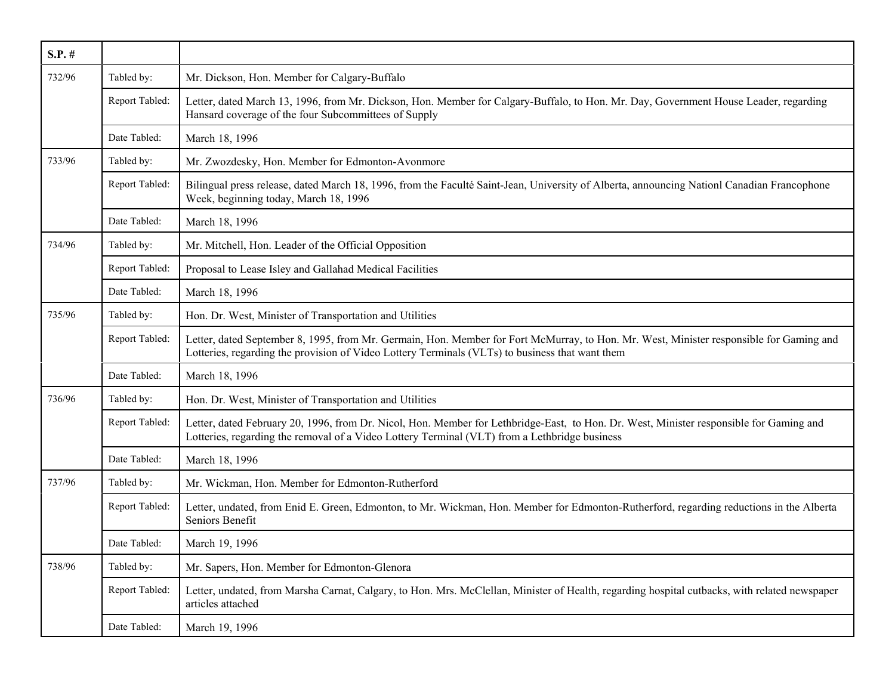| S.P. # | | |
|---|---|---|
| 732/96 | Tabled by: | Mr. Dickson, Hon. Member for Calgary-Buffalo |
| | Report Tabled: | Letter, dated March 13, 1996, from Mr. Dickson, Hon. Member for Calgary-Buffalo, to Hon. Mr. Day, Government House Leader, regarding Hansard coverage of the four Subcommittees of Supply |
| | Date Tabled: | March 18, 1996 |
| 733/96 | Tabled by: | Mr. Zwozdesky, Hon. Member for Edmonton-Avonmore |
| | Report Tabled: | Bilingual press release, dated March 18, 1996, from the Faculté Saint-Jean, University of Alberta, announcing Nationl Canadian Francophone Week, beginning today, March 18, 1996 |
| | Date Tabled: | March 18, 1996 |
| 734/96 | Tabled by: | Mr. Mitchell, Hon. Leader of the Official Opposition |
| | Report Tabled: | Proposal to Lease Isley and Gallahad Medical Facilities |
| | Date Tabled: | March 18, 1996 |
| 735/96 | Tabled by: | Hon. Dr. West, Minister of Transportation and Utilities |
| | Report Tabled: | Letter, dated September 8, 1995, from Mr. Germain, Hon. Member for Fort McMurray, to Hon. Mr. West, Minister responsible for Gaming and Lotteries, regarding the provision of Video Lottery Terminals (VLTs) to business that want them |
| | Date Tabled: | March 18, 1996 |
| 736/96 | Tabled by: | Hon. Dr. West, Minister of Transportation and Utilities |
| | Report Tabled: | Letter, dated February 20, 1996, from Dr. Nicol, Hon. Member for Lethbridge-East, to Hon. Dr. West, Minister responsible for Gaming and Lotteries, regarding the removal of a Video Lottery Terminal (VLT) from a Lethbridge business |
| | Date Tabled: | March 18, 1996 |
| 737/96 | Tabled by: | Mr. Wickman, Hon. Member for Edmonton-Rutherford |
| | Report Tabled: | Letter, undated, from Enid E. Green, Edmonton, to Mr. Wickman, Hon. Member for Edmonton-Rutherford, regarding reductions in the Alberta Seniors Benefit |
| | Date Tabled: | March 19, 1996 |
| 738/96 | Tabled by: | Mr. Sapers, Hon. Member for Edmonton-Glenora |
| | Report Tabled: | Letter, undated, from Marsha Carnat, Calgary, to Hon. Mrs. McClellan, Minister of Health, regarding hospital cutbacks, with related newspaper articles attached |
| | Date Tabled: | March 19, 1996 |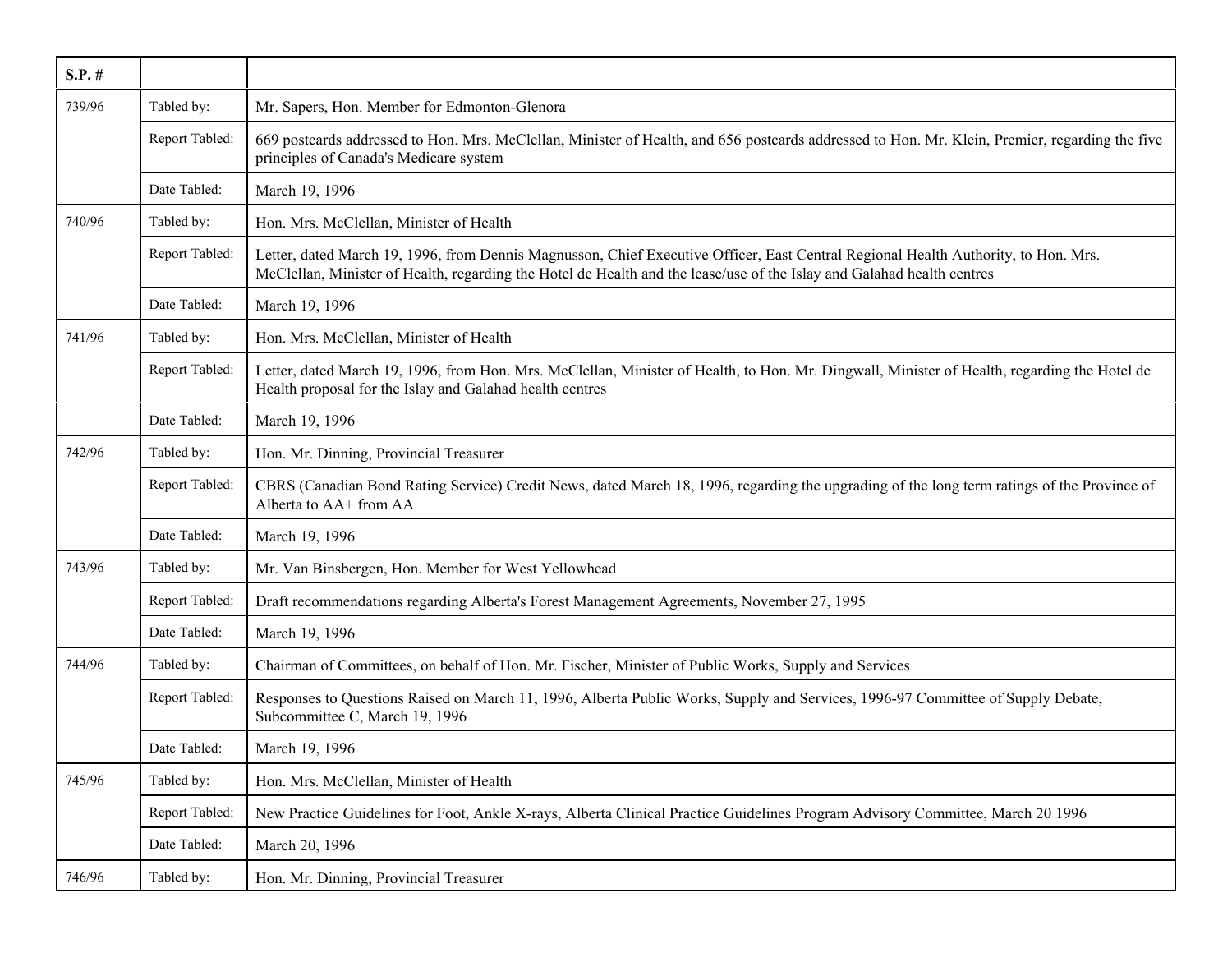| S.P. # | | |
|---|---|---|
| 739/96 | Tabled by: | Mr. Sapers, Hon. Member for Edmonton-Glenora |
| | Report Tabled: | 669 postcards addressed to Hon. Mrs. McClellan, Minister of Health, and 656 postcards addressed to Hon. Mr. Klein, Premier, regarding the five principles of Canada's Medicare system |
| | Date Tabled: | March 19, 1996 |
| 740/96 | Tabled by: | Hon. Mrs. McClellan, Minister of Health |
| | Report Tabled: | Letter, dated March 19, 1996, from Dennis Magnusson, Chief Executive Officer, East Central Regional Health Authority, to Hon. Mrs. McClellan, Minister of Health, regarding the Hotel de Health and the lease/use of the Islay and Galahad health centres |
| | Date Tabled: | March 19, 1996 |
| 741/96 | Tabled by: | Hon. Mrs. McClellan, Minister of Health |
| | Report Tabled: | Letter, dated March 19, 1996, from Hon. Mrs. McClellan, Minister of Health, to Hon. Mr. Dingwall, Minister of Health, regarding the Hotel de Health proposal for the Islay and Galahad health centres |
| | Date Tabled: | March 19, 1996 |
| 742/96 | Tabled by: | Hon. Mr. Dinning, Provincial Treasurer |
| | Report Tabled: | CBRS (Canadian Bond Rating Service) Credit News, dated March 18, 1996, regarding the upgrading of the long term ratings of the Province of Alberta to AA+ from AA |
| | Date Tabled: | March 19, 1996 |
| 743/96 | Tabled by: | Mr. Van Binsbergen, Hon. Member for West Yellowhead |
| | Report Tabled: | Draft recommendations regarding Alberta's Forest Management Agreements, November 27, 1995 |
| | Date Tabled: | March 19, 1996 |
| 744/96 | Tabled by: | Chairman of Committees, on behalf of Hon. Mr. Fischer, Minister of Public Works, Supply and Services |
| | Report Tabled: | Responses to Questions Raised on March 11, 1996, Alberta Public Works, Supply and Services, 1996-97 Committee of Supply Debate, Subcommittee C, March 19, 1996 |
| | Date Tabled: | March 19, 1996 |
| 745/96 | Tabled by: | Hon. Mrs. McClellan, Minister of Health |
| | Report Tabled: | New Practice Guidelines for Foot, Ankle X-rays, Alberta Clinical Practice Guidelines Program Advisory Committee, March 20 1996 |
| | Date Tabled: | March 20, 1996 |
| 746/96 | Tabled by: | Hon. Mr. Dinning, Provincial Treasurer |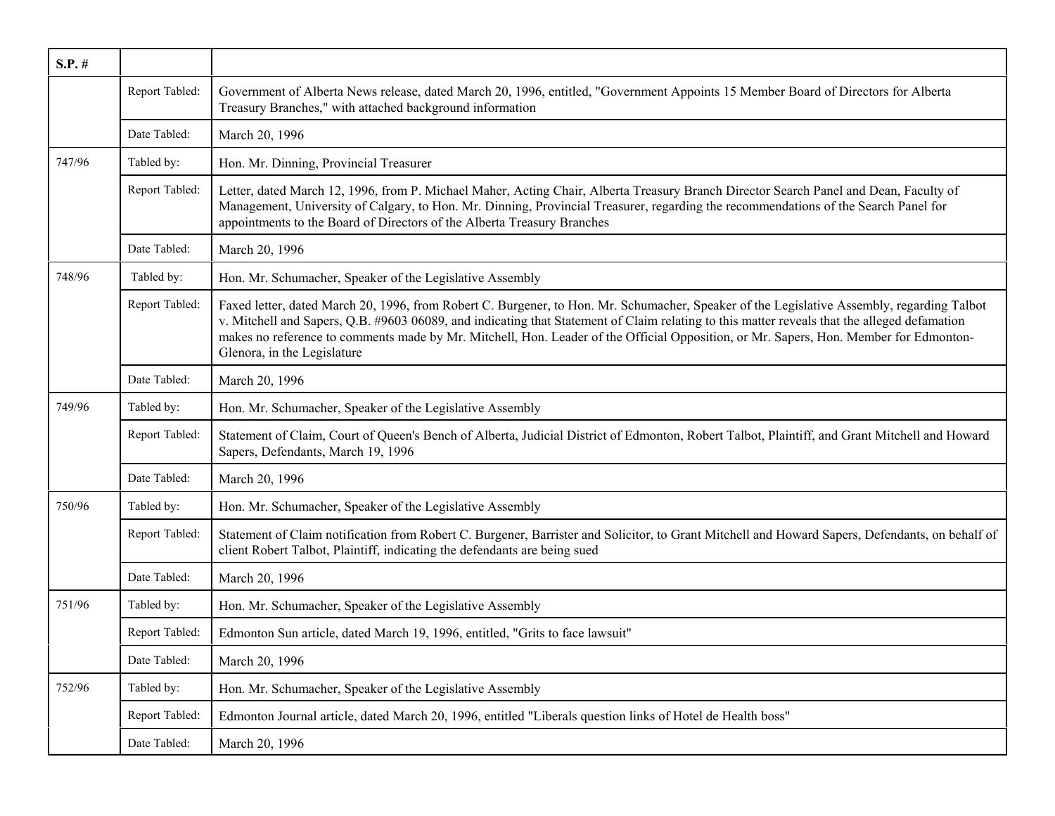| S.P. # | | |
|---|---|---|
| | Report Tabled: | Government of Alberta News release, dated March 20, 1996, entitled, "Government Appoints 15 Member Board of Directors for Alberta Treasury Branches," with attached background information |
| | Date Tabled: | March 20, 1996 |
| 747/96 | Tabled by: | Hon. Mr. Dinning, Provincial Treasurer |
| | Report Tabled: | Letter, dated March 12, 1996, from P. Michael Maher, Acting Chair, Alberta Treasury Branch Director Search Panel and Dean, Faculty of Management, University of Calgary, to Hon. Mr. Dinning, Provincial Treasurer, regarding the recommendations of the Search Panel for appointments to the Board of Directors of the Alberta Treasury Branches |
| | Date Tabled: | March 20, 1996 |
| 748/96 | Tabled by: | Hon. Mr. Schumacher, Speaker of the Legislative Assembly |
| | Report Tabled: | Faxed letter, dated March 20, 1996, from Robert C. Burgener, to Hon. Mr. Schumacher, Speaker of the Legislative Assembly, regarding Talbot v. Mitchell and Sapers, Q.B. #9603 06089, and indicating that Statement of Claim relating to this matter reveals that the alleged defamation makes no reference to comments made by Mr. Mitchell, Hon. Leader of the Official Opposition, or Mr. Sapers, Hon. Member for Edmonton-Glenora, in the Legislature |
| | Date Tabled: | March 20, 1996 |
| 749/96 | Tabled by: | Hon. Mr. Schumacher, Speaker of the Legislative Assembly |
| | Report Tabled: | Statement of Claim, Court of Queen's Bench of Alberta, Judicial District of Edmonton, Robert Talbot, Plaintiff, and Grant Mitchell and Howard Sapers, Defendants, March 19, 1996 |
| | Date Tabled: | March 20, 1996 |
| 750/96 | Tabled by: | Hon. Mr. Schumacher, Speaker of the Legislative Assembly |
| | Report Tabled: | Statement of Claim notification from Robert C. Burgener, Barrister and Solicitor, to Grant Mitchell and Howard Sapers, Defendants, on behalf of client Robert Talbot, Plaintiff, indicating the defendants are being sued |
| | Date Tabled: | March 20, 1996 |
| 751/96 | Tabled by: | Hon. Mr. Schumacher, Speaker of the Legislative Assembly |
| | Report Tabled: | Edmonton Sun article, dated March 19, 1996, entitled, "Grits to face lawsuit" |
| | Date Tabled: | March 20, 1996 |
| 752/96 | Tabled by: | Hon. Mr. Schumacher, Speaker of the Legislative Assembly |
| | Report Tabled: | Edmonton Journal article, dated March 20, 1996, entitled "Liberals question links of Hotel de Health boss" |
| | Date Tabled: | March 20, 1996 |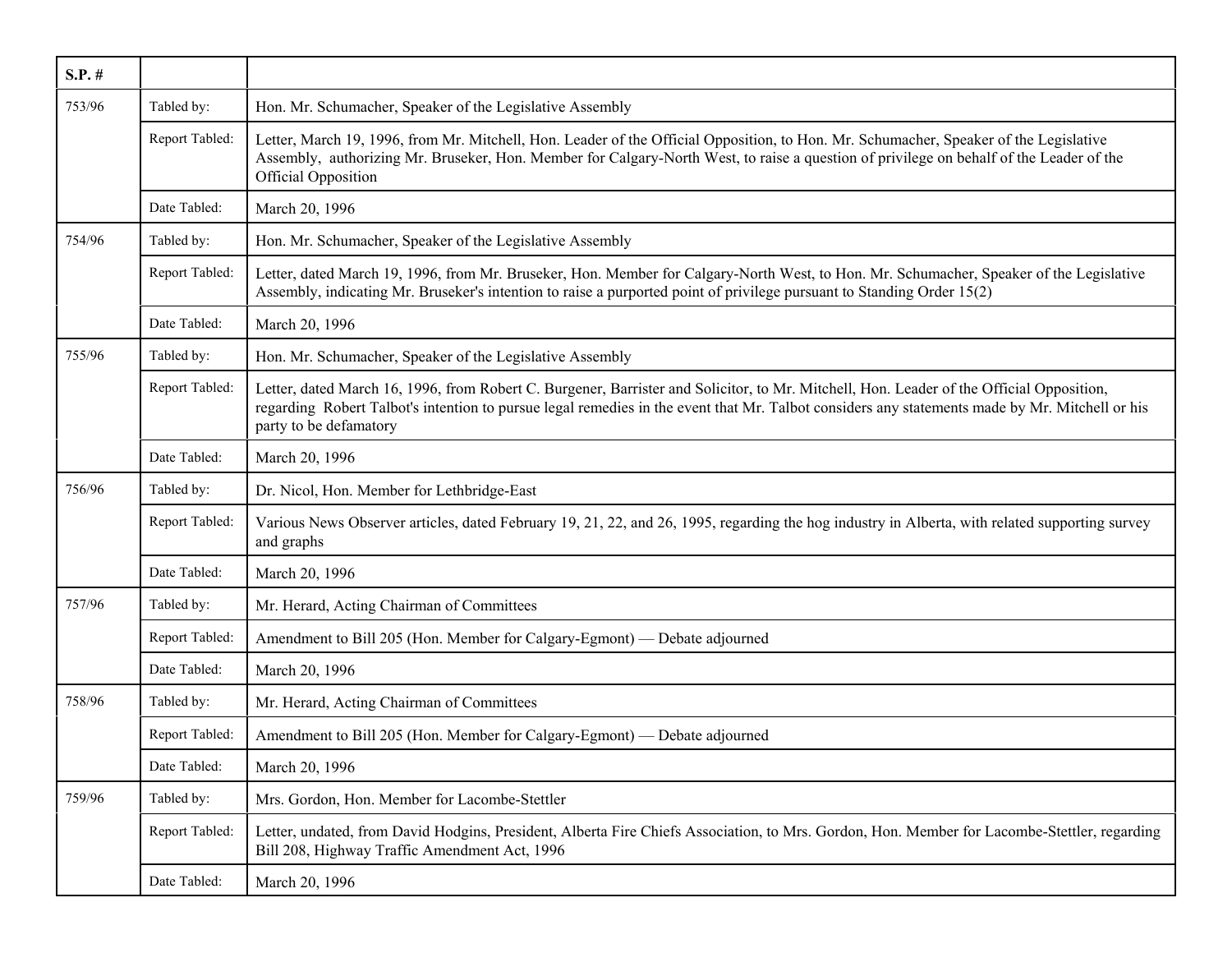| S.P. # | | |
|---|---|---|
| 753/96 | Tabled by: | Hon. Mr. Schumacher, Speaker of the Legislative Assembly |
| | Report Tabled: | Letter, March 19, 1996, from Mr. Mitchell, Hon. Leader of the Official Opposition, to Hon. Mr. Schumacher, Speaker of the Legislative Assembly, authorizing Mr. Bruseker, Hon. Member for Calgary-North West, to raise a question of privilege on behalf of the Leader of the Official Opposition |
| | Date Tabled: | March 20, 1996 |
| 754/96 | Tabled by: | Hon. Mr. Schumacher, Speaker of the Legislative Assembly |
| | Report Tabled: | Letter, dated March 19, 1996, from Mr. Bruseker, Hon. Member for Calgary-North West, to Hon. Mr. Schumacher, Speaker of the Legislative Assembly, indicating Mr. Bruseker's intention to raise a purported point of privilege pursuant to Standing Order 15(2) |
| | Date Tabled: | March 20, 1996 |
| 755/96 | Tabled by: | Hon. Mr. Schumacher, Speaker of the Legislative Assembly |
| | Report Tabled: | Letter, dated March 16, 1996, from Robert C. Burgener, Barrister and Solicitor, to Mr. Mitchell, Hon. Leader of the Official Opposition, regarding Robert Talbot's intention to pursue legal remedies in the event that Mr. Talbot considers any statements made by Mr. Mitchell or his party to be defamatory |
| | Date Tabled: | March 20, 1996 |
| 756/96 | Tabled by: | Dr. Nicol, Hon. Member for Lethbridge-East |
| | Report Tabled: | Various News Observer articles, dated February 19, 21, 22, and 26, 1995, regarding the hog industry in Alberta, with related supporting survey and graphs |
| | Date Tabled: | March 20, 1996 |
| 757/96 | Tabled by: | Mr. Herard, Acting Chairman of Committees |
| | Report Tabled: | Amendment to Bill 205 (Hon. Member for Calgary-Egmont) — Debate adjourned |
| | Date Tabled: | March 20, 1996 |
| 758/96 | Tabled by: | Mr. Herard, Acting Chairman of Committees |
| | Report Tabled: | Amendment to Bill 205 (Hon. Member for Calgary-Egmont) — Debate adjourned |
| | Date Tabled: | March 20, 1996 |
| 759/96 | Tabled by: | Mrs. Gordon, Hon. Member for Lacombe-Stettler |
| | Report Tabled: | Letter, undated, from David Hodgins, President, Alberta Fire Chiefs Association, to Mrs. Gordon, Hon. Member for Lacombe-Stettler, regarding Bill 208, Highway Traffic Amendment Act, 1996 |
| | Date Tabled: | March 20, 1996 |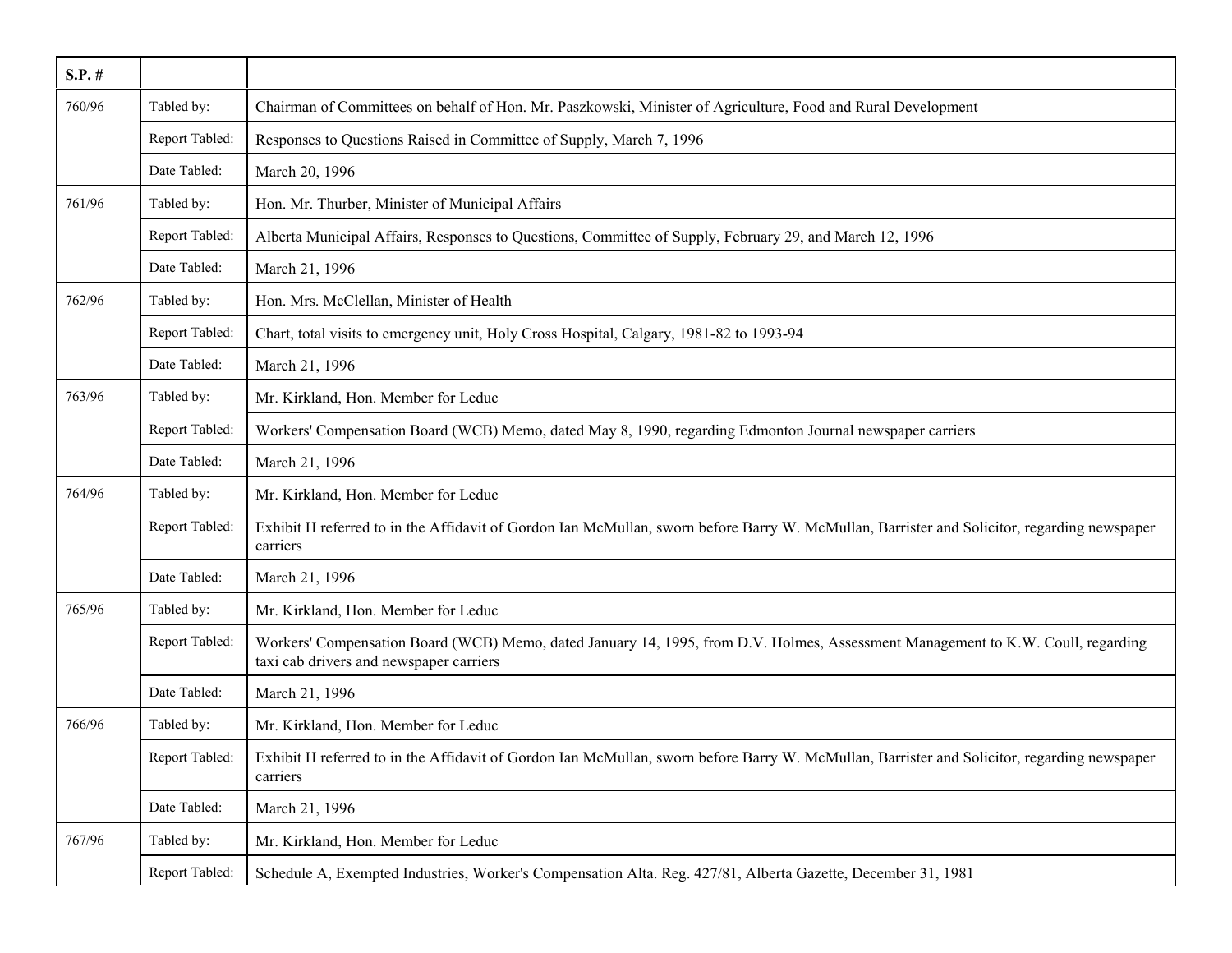| S.P. # | | |
|---|---|---|
| 760/96 | Tabled by: | Chairman of Committees on behalf of Hon. Mr. Paszkowski, Minister of Agriculture, Food and Rural Development |
| | Report Tabled: | Responses to Questions Raised in Committee of Supply, March 7, 1996 |
| | Date Tabled: | March 20, 1996 |
| 761/96 | Tabled by: | Hon. Mr. Thurber, Minister of Municipal Affairs |
| | Report Tabled: | Alberta Municipal Affairs, Responses to Questions, Committee of Supply, February 29, and March 12, 1996 |
| | Date Tabled: | March 21, 1996 |
| 762/96 | Tabled by: | Hon. Mrs. McClellan, Minister of Health |
| | Report Tabled: | Chart, total visits to emergency unit, Holy Cross Hospital, Calgary, 1981-82 to 1993-94 |
| | Date Tabled: | March 21, 1996 |
| 763/96 | Tabled by: | Mr. Kirkland, Hon. Member for Leduc |
| | Report Tabled: | Workers' Compensation Board (WCB) Memo, dated May 8, 1990, regarding Edmonton Journal newspaper carriers |
| | Date Tabled: | March 21, 1996 |
| 764/96 | Tabled by: | Mr. Kirkland, Hon. Member for Leduc |
| | Report Tabled: | Exhibit H referred to in the Affidavit of Gordon Ian McMullan, sworn before Barry W. McMullan, Barrister and Solicitor, regarding newspaper carriers |
| | Date Tabled: | March 21, 1996 |
| 765/96 | Tabled by: | Mr. Kirkland, Hon. Member for Leduc |
| | Report Tabled: | Workers' Compensation Board (WCB) Memo, dated January 14, 1995, from D.V. Holmes, Assessment Management to K.W. Coull, regarding taxi cab drivers and newspaper carriers |
| | Date Tabled: | March 21, 1996 |
| 766/96 | Tabled by: | Mr. Kirkland, Hon. Member for Leduc |
| | Report Tabled: | Exhibit H referred to in the Affidavit of Gordon Ian McMullan, sworn before Barry W. McMullan, Barrister and Solicitor, regarding newspaper carriers |
| | Date Tabled: | March 21, 1996 |
| 767/96 | Tabled by: | Mr. Kirkland, Hon. Member for Leduc |
| | Report Tabled: | Schedule A, Exempted Industries, Worker's Compensation Alta. Reg. 427/81, Alberta Gazette, December 31, 1981 |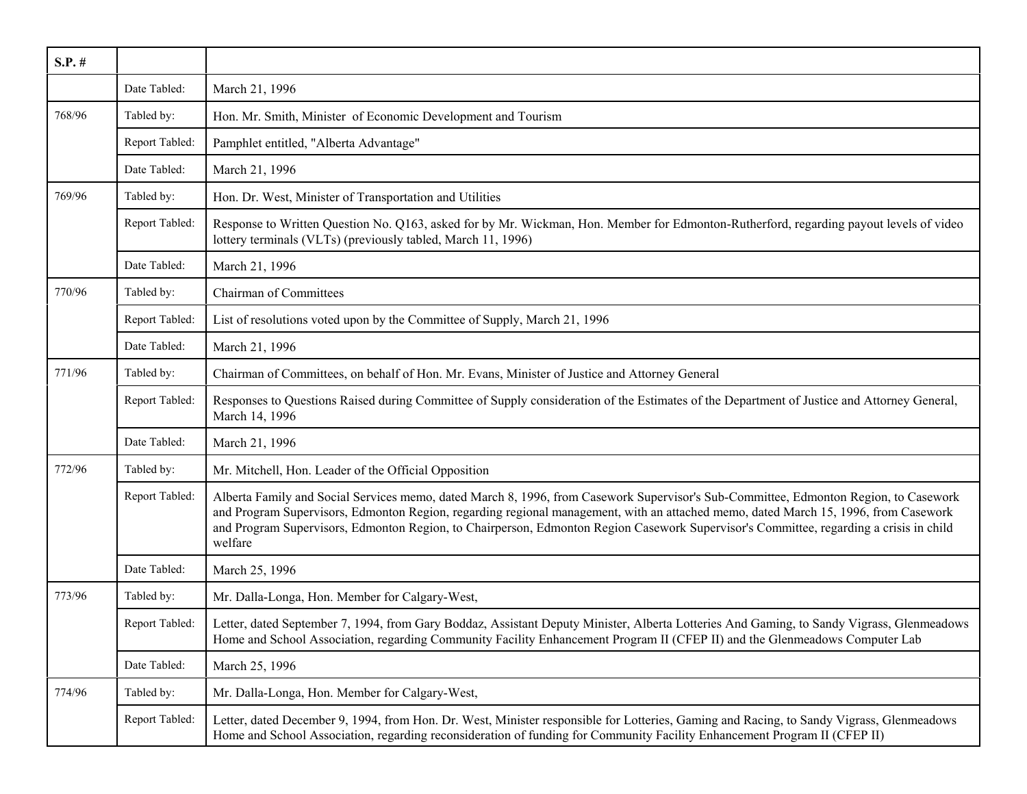| S.P. # | | |
|---|---|---|
| | Date Tabled: | March 21, 1996 |
| 768/96 | Tabled by: | Hon. Mr. Smith, Minister of Economic Development and Tourism |
| | Report Tabled: | Pamphlet entitled, "Alberta Advantage" |
| | Date Tabled: | March 21, 1996 |
| 769/96 | Tabled by: | Hon. Dr. West, Minister of Transportation and Utilities |
| | Report Tabled: | Response to Written Question No. Q163, asked for by Mr. Wickman, Hon. Member for Edmonton-Rutherford, regarding payout levels of video lottery terminals (VLTs) (previously tabled, March 11, 1996) |
| | Date Tabled: | March 21, 1996 |
| 770/96 | Tabled by: | Chairman of Committees |
| | Report Tabled: | List of resolutions voted upon by the Committee of Supply, March 21, 1996 |
| | Date Tabled: | March 21, 1996 |
| 771/96 | Tabled by: | Chairman of Committees, on behalf of Hon. Mr. Evans, Minister of Justice and Attorney General |
| | Report Tabled: | Responses to Questions Raised during Committee of Supply consideration of the Estimates of the Department of Justice and Attorney General, March 14, 1996 |
| | Date Tabled: | March 21, 1996 |
| 772/96 | Tabled by: | Mr. Mitchell, Hon. Leader of the Official Opposition |
| | Report Tabled: | Alberta Family and Social Services memo, dated March 8, 1996, from Casework Supervisor's Sub-Committee, Edmonton Region, to Casework and Program Supervisors, Edmonton Region, regarding regional management, with an attached memo, dated March 15, 1996, from Casework and Program Supervisors, Edmonton Region, to Chairperson, Edmonton Region Casework Supervisor's Committee, regarding a crisis in child welfare |
| | Date Tabled: | March 25, 1996 |
| 773/96 | Tabled by: | Mr. Dalla-Longa, Hon. Member for Calgary-West, |
| | Report Tabled: | Letter, dated September 7, 1994, from Gary Boddaz, Assistant Deputy Minister, Alberta Lotteries And Gaming, to Sandy Vigrass, Glenmeadows Home and School Association, regarding Community Facility Enhancement Program II (CFEP II) and the Glenmeadows Computer Lab |
| | Date Tabled: | March 25, 1996 |
| 774/96 | Tabled by: | Mr. Dalla-Longa, Hon. Member for Calgary-West, |
| | Report Tabled: | Letter, dated December 9, 1994, from Hon. Dr. West, Minister responsible for Lotteries, Gaming and Racing, to Sandy Vigrass, Glenmeadows Home and School Association, regarding reconsideration of funding for Community Facility Enhancement Program II (CFEP II) |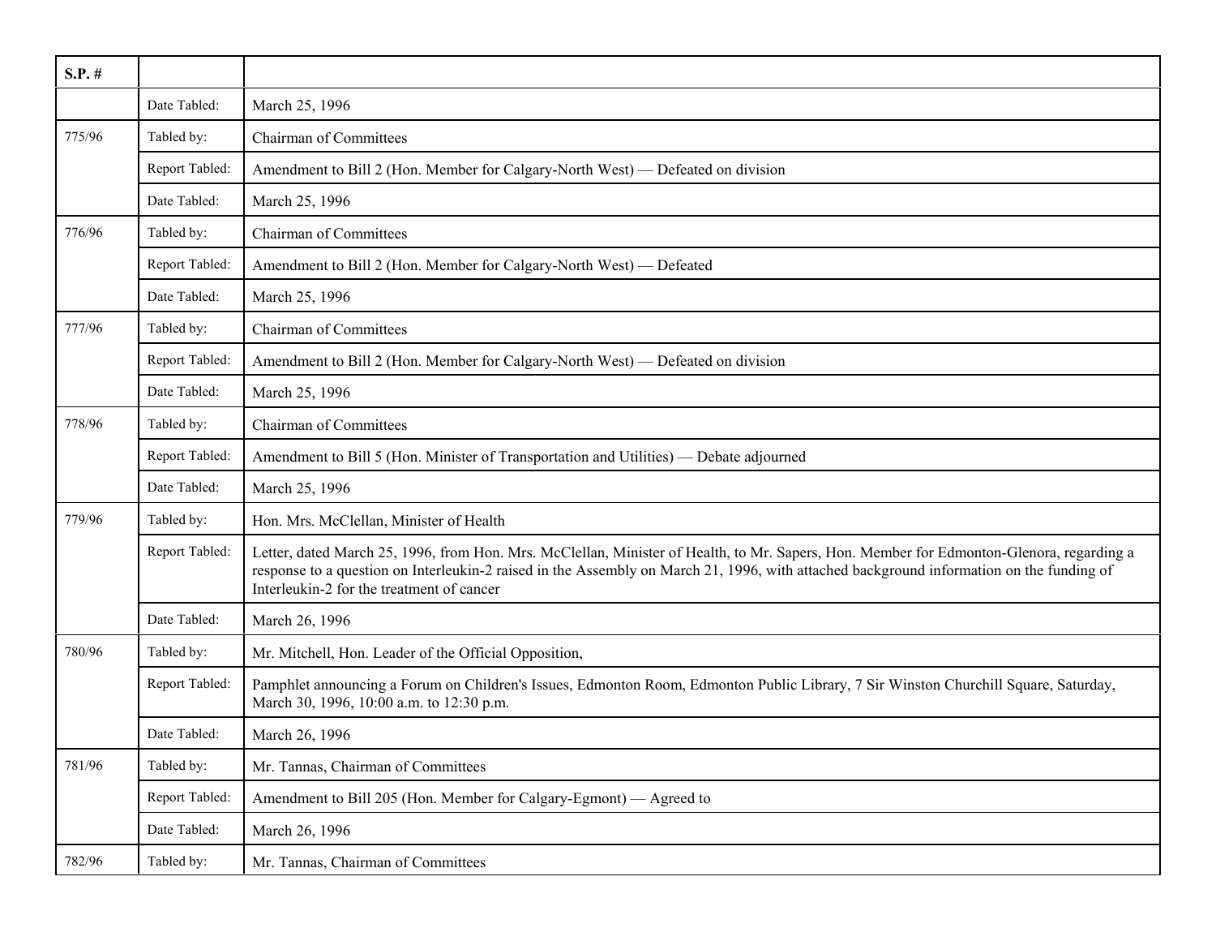| S.P. # | | |
|---|---|---|
| | Date Tabled: | March 25, 1996 |
| 775/96 | Tabled by: | Chairman of Committees |
| | Report Tabled: | Amendment to Bill 2 (Hon. Member for Calgary-North West) — Defeated on division |
| | Date Tabled: | March 25, 1996 |
| 776/96 | Tabled by: | Chairman of Committees |
| | Report Tabled: | Amendment to Bill 2 (Hon. Member for Calgary-North West) — Defeated |
| | Date Tabled: | March 25, 1996 |
| 777/96 | Tabled by: | Chairman of Committees |
| | Report Tabled: | Amendment to Bill 2 (Hon. Member for Calgary-North West) — Defeated on division |
| | Date Tabled: | March 25, 1996 |
| 778/96 | Tabled by: | Chairman of Committees |
| | Report Tabled: | Amendment to Bill 5 (Hon. Minister of Transportation and Utilities) — Debate adjourned |
| | Date Tabled: | March 25, 1996 |
| 779/96 | Tabled by: | Hon. Mrs. McClellan, Minister of Health |
| | Report Tabled: | Letter, dated March 25, 1996, from Hon. Mrs. McClellan, Minister of Health, to Mr. Sapers, Hon. Member for Edmonton-Glenora, regarding a response to a question on Interleukin-2 raised in the Assembly on March 21, 1996, with attached background information on the funding of Interleukin-2 for the treatment of cancer |
| | Date Tabled: | March 26, 1996 |
| 780/96 | Tabled by: | Mr. Mitchell, Hon. Leader of the Official Opposition, |
| | Report Tabled: | Pamphlet announcing a Forum on Children's Issues, Edmonton Room, Edmonton Public Library, 7 Sir Winston Churchill Square, Saturday, March 30, 1996, 10:00 a.m. to 12:30 p.m. |
| | Date Tabled: | March 26, 1996 |
| 781/96 | Tabled by: | Mr. Tannas, Chairman of Committees |
| | Report Tabled: | Amendment to Bill 205 (Hon. Member for Calgary-Egmont) — Agreed to |
| | Date Tabled: | March 26, 1996 |
| 782/96 | Tabled by: | Mr. Tannas, Chairman of Committees |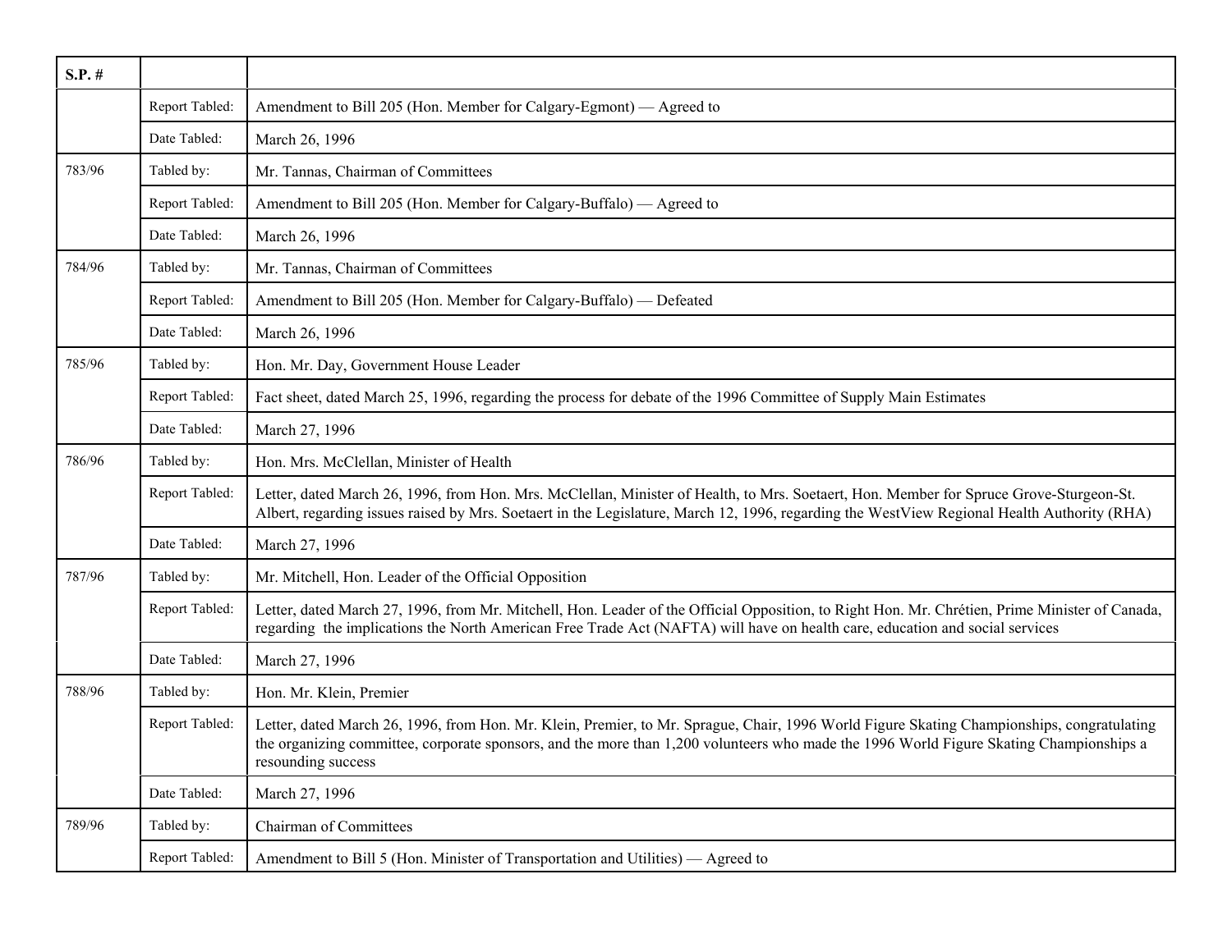| S.P. # | | |
|---|---|---|
| | Report Tabled: | Amendment to Bill 205 (Hon. Member for Calgary-Egmont) — Agreed to |
| | Date Tabled: | March 26, 1996 |
| 783/96 | Tabled by: | Mr. Tannas, Chairman of Committees |
| | Report Tabled: | Amendment to Bill 205 (Hon. Member for Calgary-Buffalo) — Agreed to |
| | Date Tabled: | March 26, 1996 |
| 784/96 | Tabled by: | Mr. Tannas, Chairman of Committees |
| | Report Tabled: | Amendment to Bill 205 (Hon. Member for Calgary-Buffalo) — Defeated |
| | Date Tabled: | March 26, 1996 |
| 785/96 | Tabled by: | Hon. Mr. Day, Government House Leader |
| | Report Tabled: | Fact sheet, dated March 25, 1996, regarding the process for debate of the 1996 Committee of Supply Main Estimates |
| | Date Tabled: | March 27, 1996 |
| 786/96 | Tabled by: | Hon. Mrs. McClellan, Minister of Health |
| | Report Tabled: | Letter, dated March 26, 1996, from Hon. Mrs. McClellan, Minister of Health, to Mrs. Soetaert, Hon. Member for Spruce Grove-Sturgeon-St. Albert, regarding issues raised by Mrs. Soetaert in the Legislature, March 12, 1996, regarding the WestView Regional Health Authority (RHA) |
| | Date Tabled: | March 27, 1996 |
| 787/96 | Tabled by: | Mr. Mitchell, Hon. Leader of the Official Opposition |
| | Report Tabled: | Letter, dated March 27, 1996, from Mr. Mitchell, Hon. Leader of the Official Opposition, to Right Hon. Mr. Chrétien, Prime Minister of Canada, regarding the implications the North American Free Trade Act (NAFTA) will have on health care, education and social services |
| | Date Tabled: | March 27, 1996 |
| 788/96 | Tabled by: | Hon. Mr. Klein, Premier |
| | Report Tabled: | Letter, dated March 26, 1996, from Hon. Mr. Klein, Premier, to Mr. Sprague, Chair, 1996 World Figure Skating Championships, congratulating the organizing committee, corporate sponsors, and the more than 1,200 volunteers who made the 1996 World Figure Skating Championships a resounding success |
| | Date Tabled: | March 27, 1996 |
| 789/96 | Tabled by: | Chairman of Committees |
| | Report Tabled: | Amendment to Bill 5 (Hon. Minister of Transportation and Utilities) — Agreed to |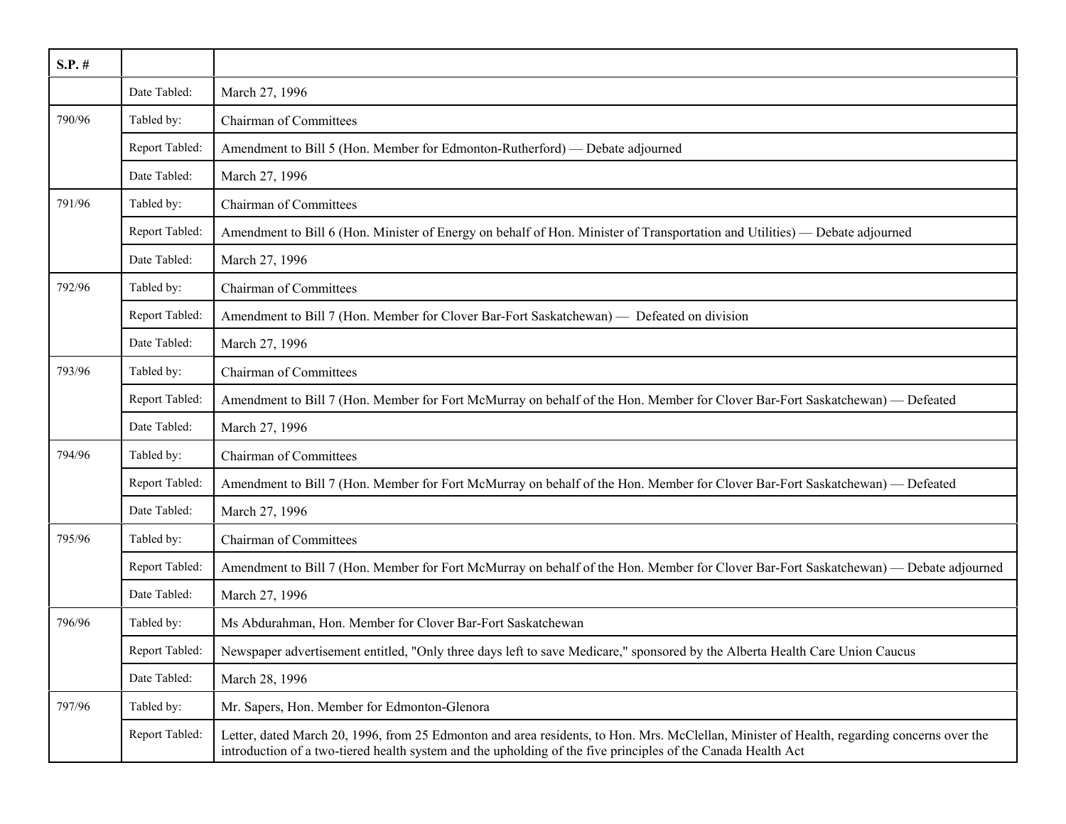| S.P. # | | |
|---|---|---|
| | Date Tabled: | March 27, 1996 |
| 790/96 | Tabled by: | Chairman of Committees |
| | Report Tabled: | Amendment to Bill 5 (Hon. Member for Edmonton-Rutherford) — Debate adjourned |
| | Date Tabled: | March 27, 1996 |
| 791/96 | Tabled by: | Chairman of Committees |
| | Report Tabled: | Amendment to Bill 6 (Hon. Minister of Energy on behalf of Hon. Minister of Transportation and Utilities) — Debate adjourned |
| | Date Tabled: | March 27, 1996 |
| 792/96 | Tabled by: | Chairman of Committees |
| | Report Tabled: | Amendment to Bill 7 (Hon. Member for Clover Bar-Fort Saskatchewan) — Defeated on division |
| | Date Tabled: | March 27, 1996 |
| 793/96 | Tabled by: | Chairman of Committees |
| | Report Tabled: | Amendment to Bill 7 (Hon. Member for Fort McMurray on behalf of the Hon. Member for Clover Bar-Fort Saskatchewan) — Defeated |
| | Date Tabled: | March 27, 1996 |
| 794/96 | Tabled by: | Chairman of Committees |
| | Report Tabled: | Amendment to Bill 7 (Hon. Member for Fort McMurray on behalf of the Hon. Member for Clover Bar-Fort Saskatchewan) — Defeated |
| | Date Tabled: | March 27, 1996 |
| 795/96 | Tabled by: | Chairman of Committees |
| | Report Tabled: | Amendment to Bill 7 (Hon. Member for Fort McMurray on behalf of the Hon. Member for Clover Bar-Fort Saskatchewan) — Debate adjourned |
| | Date Tabled: | March 27, 1996 |
| 796/96 | Tabled by: | Ms Abdurahman, Hon. Member for Clover Bar-Fort Saskatchewan |
| | Report Tabled: | Newspaper advertisement entitled, "Only three days left to save Medicare," sponsored by the Alberta Health Care Union Caucus |
| | Date Tabled: | March 28, 1996 |
| 797/96 | Tabled by: | Mr. Sapers, Hon. Member for Edmonton-Glenora |
| | Report Tabled: | Letter, dated March 20, 1996, from 25 Edmonton and area residents, to Hon. Mrs. McClellan, Minister of Health, regarding concerns over the introduction of a two-tiered health system and the upholding of the five principles of the Canada Health Act |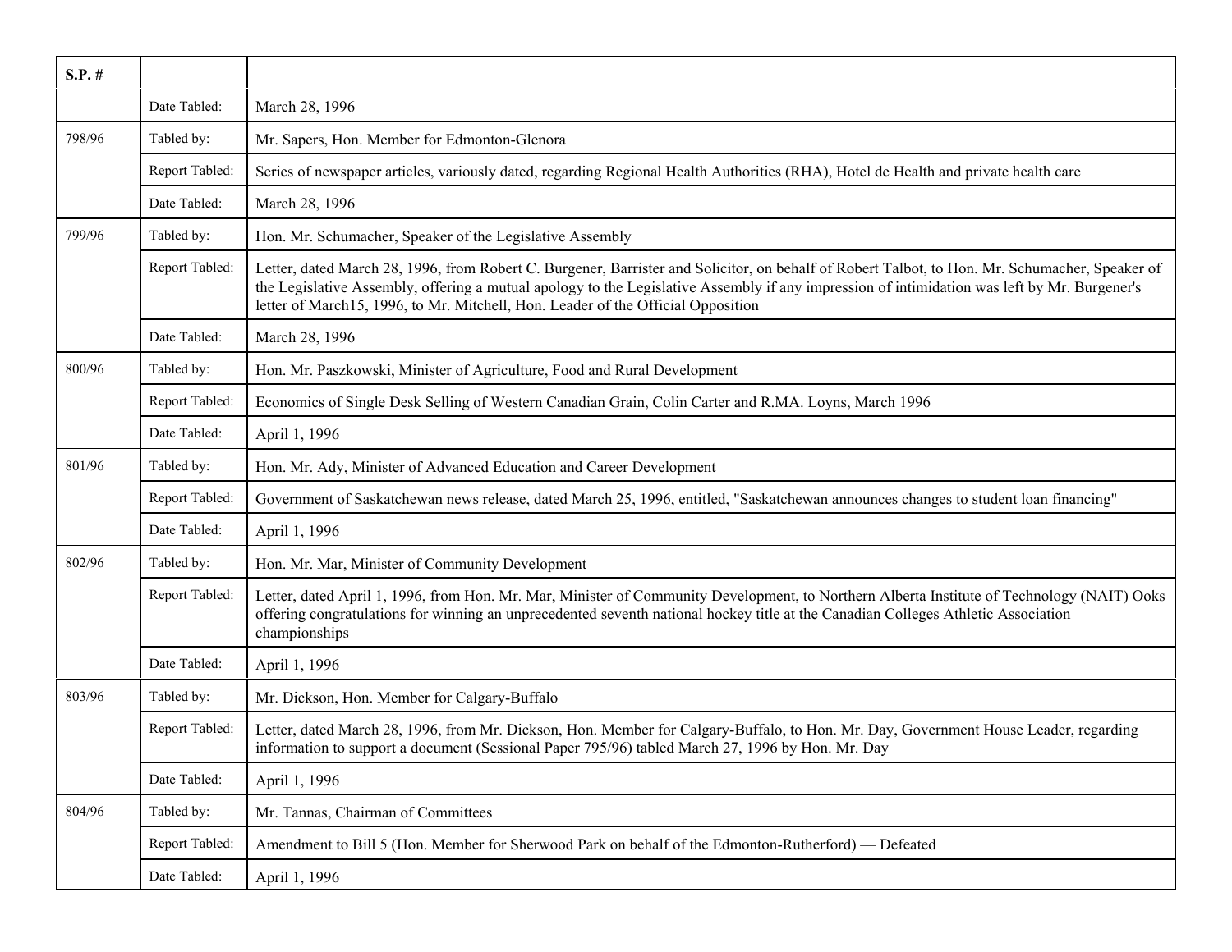| S.P. # | | |
|---|---|---|
| | Date Tabled: | March 28, 1996 |
| 798/96 | Tabled by: | Mr. Sapers, Hon. Member for Edmonton-Glenora |
| | Report Tabled: | Series of newspaper articles, variously dated, regarding Regional Health Authorities (RHA), Hotel de Health and private health care |
| | Date Tabled: | March 28, 1996 |
| 799/96 | Tabled by: | Hon. Mr. Schumacher, Speaker of the Legislative Assembly |
| | Report Tabled: | Letter, dated March 28, 1996, from Robert C. Burgener, Barrister and Solicitor, on behalf of Robert Talbot, to Hon. Mr. Schumacher, Speaker of the Legislative Assembly, offering a mutual apology to the Legislative Assembly if any impression of intimidation was left by Mr. Burgener's letter of March15, 1996, to Mr. Mitchell, Hon. Leader of the Official Opposition |
| | Date Tabled: | March 28, 1996 |
| 800/96 | Tabled by: | Hon. Mr. Paszkowski, Minister of Agriculture, Food and Rural Development |
| | Report Tabled: | Economics of Single Desk Selling of Western Canadian Grain, Colin Carter and R.MA. Loyns, March 1996 |
| | Date Tabled: | April 1, 1996 |
| 801/96 | Tabled by: | Hon. Mr. Ady, Minister of Advanced Education and Career Development |
| | Report Tabled: | Government of Saskatchewan news release, dated March 25, 1996, entitled, "Saskatchewan announces changes to student loan financing" |
| | Date Tabled: | April 1, 1996 |
| 802/96 | Tabled by: | Hon. Mr. Mar, Minister of Community Development |
| | Report Tabled: | Letter, dated April 1, 1996, from Hon. Mr. Mar, Minister of Community Development, to Northern Alberta Institute of Technology (NAIT) Ooks offering congratulations for winning an unprecedented seventh national hockey title at the Canadian Colleges Athletic Association championships |
| | Date Tabled: | April 1, 1996 |
| 803/96 | Tabled by: | Mr. Dickson, Hon. Member for Calgary-Buffalo |
| | Report Tabled: | Letter, dated March 28, 1996, from Mr. Dickson, Hon. Member for Calgary-Buffalo, to Hon. Mr. Day, Government House Leader, regarding information to support a document (Sessional Paper 795/96) tabled March 27, 1996 by Hon. Mr. Day |
| | Date Tabled: | April 1, 1996 |
| 804/96 | Tabled by: | Mr. Tannas, Chairman of Committees |
| | Report Tabled: | Amendment to Bill 5 (Hon. Member for Sherwood Park on behalf of the Edmonton-Rutherford) — Defeated |
| | Date Tabled: | April 1, 1996 |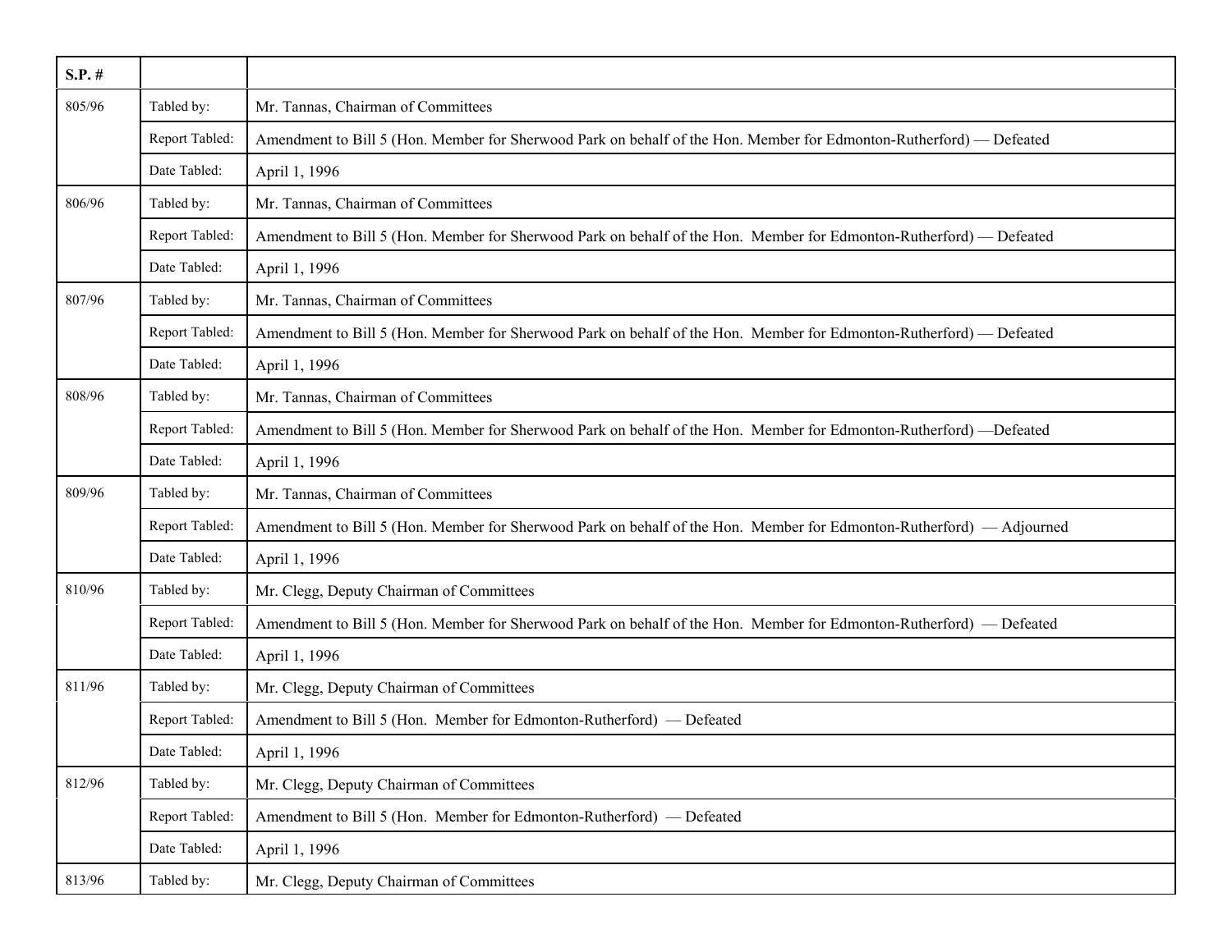| S.P. # | | |
|---|---|---|
| 805/96 | Tabled by: | Mr. Tannas, Chairman of Committees |
| | Report Tabled: | Amendment to Bill 5 (Hon. Member for Sherwood Park on behalf of the Hon. Member for Edmonton-Rutherford) — Defeated |
| | Date Tabled: | April 1, 1996 |
| 806/96 | Tabled by: | Mr. Tannas, Chairman of Committees |
| | Report Tabled: | Amendment to Bill 5 (Hon. Member for Sherwood Park on behalf of the Hon. Member for Edmonton-Rutherford) — Defeated |
| | Date Tabled: | April 1, 1996 |
| 807/96 | Tabled by: | Mr. Tannas, Chairman of Committees |
| | Report Tabled: | Amendment to Bill 5 (Hon. Member for Sherwood Park on behalf of the Hon. Member for Edmonton-Rutherford) — Defeated |
| | Date Tabled: | April 1, 1996 |
| 808/96 | Tabled by: | Mr. Tannas, Chairman of Committees |
| | Report Tabled: | Amendment to Bill 5 (Hon. Member for Sherwood Park on behalf of the Hon. Member for Edmonton-Rutherford) —Defeated |
| | Date Tabled: | April 1, 1996 |
| 809/96 | Tabled by: | Mr. Tannas, Chairman of Committees |
| | Report Tabled: | Amendment to Bill 5 (Hon. Member for Sherwood Park on behalf of the Hon. Member for Edmonton-Rutherford) — Adjourned |
| | Date Tabled: | April 1, 1996 |
| 810/96 | Tabled by: | Mr. Clegg, Deputy Chairman of Committees |
| | Report Tabled: | Amendment to Bill 5 (Hon. Member for Sherwood Park on behalf of the Hon. Member for Edmonton-Rutherford) — Defeated |
| | Date Tabled: | April 1, 1996 |
| 811/96 | Tabled by: | Mr. Clegg, Deputy Chairman of Committees |
| | Report Tabled: | Amendment to Bill 5 (Hon. Member for Edmonton-Rutherford) — Defeated |
| | Date Tabled: | April 1, 1996 |
| 812/96 | Tabled by: | Mr. Clegg, Deputy Chairman of Committees |
| | Report Tabled: | Amendment to Bill 5 (Hon. Member for Edmonton-Rutherford) — Defeated |
| | Date Tabled: | April 1, 1996 |
| 813/96 | Tabled by: | Mr. Clegg, Deputy Chairman of Committees |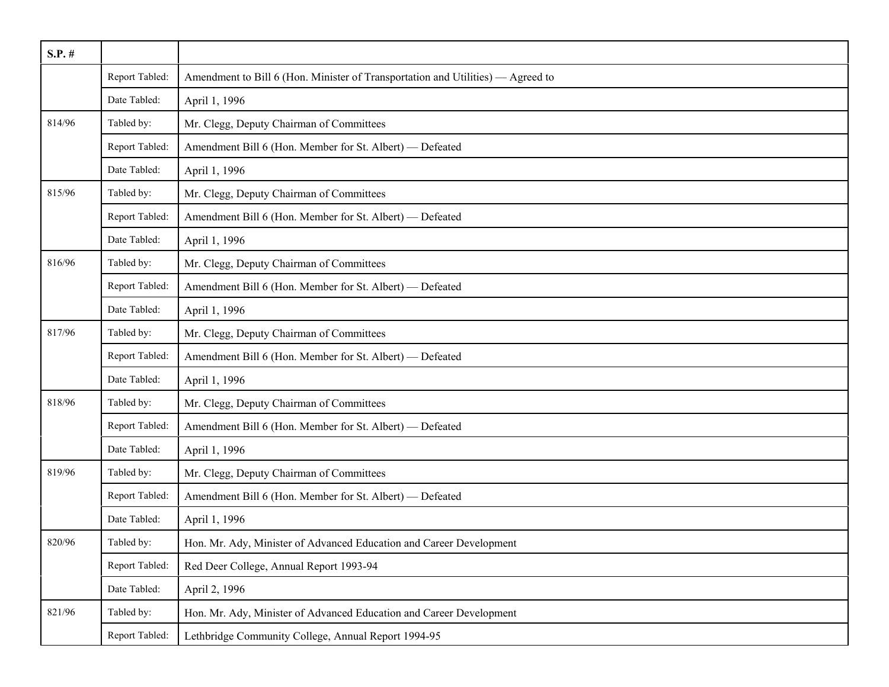| S.P. # | | |
|---|---|---|
| | Report Tabled: | Amendment to Bill 6 (Hon. Minister of Transportation and Utilities) — Agreed to |
| | Date Tabled: | April 1, 1996 |
| 814/96 | Tabled by: | Mr. Clegg, Deputy Chairman of Committees |
| | Report Tabled: | Amendment Bill 6 (Hon. Member for St. Albert) — Defeated |
| | Date Tabled: | April 1, 1996 |
| 815/96 | Tabled by: | Mr. Clegg, Deputy Chairman of Committees |
| | Report Tabled: | Amendment Bill 6 (Hon. Member for St. Albert) — Defeated |
| | Date Tabled: | April 1, 1996 |
| 816/96 | Tabled by: | Mr. Clegg, Deputy Chairman of Committees |
| | Report Tabled: | Amendment Bill 6 (Hon. Member for St. Albert) — Defeated |
| | Date Tabled: | April 1, 1996 |
| 817/96 | Tabled by: | Mr. Clegg, Deputy Chairman of Committees |
| | Report Tabled: | Amendment Bill 6 (Hon. Member for St. Albert) — Defeated |
| | Date Tabled: | April 1, 1996 |
| 818/96 | Tabled by: | Mr. Clegg, Deputy Chairman of Committees |
| | Report Tabled: | Amendment Bill 6 (Hon. Member for St. Albert) — Defeated |
| | Date Tabled: | April 1, 1996 |
| 819/96 | Tabled by: | Mr. Clegg, Deputy Chairman of Committees |
| | Report Tabled: | Amendment Bill 6 (Hon. Member for St. Albert) — Defeated |
| | Date Tabled: | April 1, 1996 |
| 820/96 | Tabled by: | Hon. Mr. Ady, Minister of Advanced Education and Career Development |
| | Report Tabled: | Red Deer College, Annual Report 1993-94 |
| | Date Tabled: | April 2, 1996 |
| 821/96 | Tabled by: | Hon. Mr. Ady, Minister of Advanced Education and Career Development |
| | Report Tabled: | Lethbridge Community College, Annual Report 1994-95 |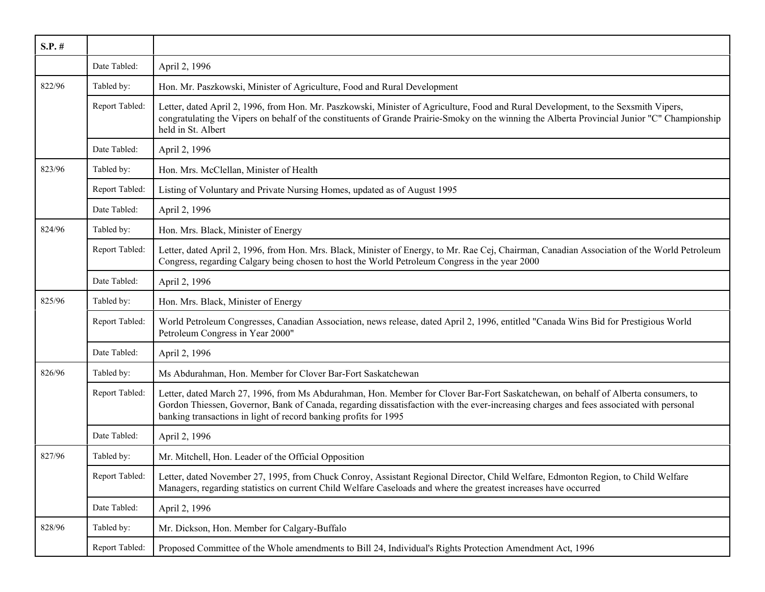| S.P. # | | |
|---|---|---|
| | Date Tabled: | April 2, 1996 |
| 822/96 | Tabled by: | Hon. Mr. Paszkowski, Minister of Agriculture, Food and Rural Development |
| | Report Tabled: | Letter, dated April 2, 1996, from Hon. Mr. Paszkowski, Minister of Agriculture, Food and Rural Development, to the Sexsmith Vipers, congratulating the Vipers on behalf of the constituents of Grande Prairie-Smoky on the winning the Alberta Provincial Junior "C" Championship held in St. Albert |
| | Date Tabled: | April 2, 1996 |
| 823/96 | Tabled by: | Hon. Mrs. McClellan, Minister of Health |
| | Report Tabled: | Listing of Voluntary and Private Nursing Homes, updated as of August 1995 |
| | Date Tabled: | April 2, 1996 |
| 824/96 | Tabled by: | Hon. Mrs. Black, Minister of Energy |
| | Report Tabled: | Letter, dated April 2, 1996, from Hon. Mrs. Black, Minister of Energy, to Mr. Rae Cej, Chairman, Canadian Association of the World Petroleum Congress, regarding Calgary being chosen to host the World Petroleum Congress in the year 2000 |
| | Date Tabled: | April 2, 1996 |
| 825/96 | Tabled by: | Hon. Mrs. Black, Minister of Energy |
| | Report Tabled: | World Petroleum Congresses, Canadian Association, news release, dated April 2, 1996, entitled "Canada Wins Bid for Prestigious World Petroleum Congress in Year 2000" |
| | Date Tabled: | April 2, 1996 |
| 826/96 | Tabled by: | Ms Abdurahman, Hon. Member for Clover Bar-Fort Saskatchewan |
| | Report Tabled: | Letter, dated March 27, 1996, from Ms Abdurahman, Hon. Member for Clover Bar-Fort Saskatchewan, on behalf of Alberta consumers, to Gordon Thiessen, Governor, Bank of Canada, regarding dissatisfaction with the ever-increasing charges and fees associated with personal banking transactions in light of record banking profits for 1995 |
| | Date Tabled: | April 2, 1996 |
| 827/96 | Tabled by: | Mr. Mitchell, Hon. Leader of the Official Opposition |
| | Report Tabled: | Letter, dated November 27, 1995, from Chuck Conroy, Assistant Regional Director, Child Welfare, Edmonton Region, to Child Welfare Managers, regarding statistics on current Child Welfare Caseloads and where the greatest increases have occurred |
| | Date Tabled: | April 2, 1996 |
| 828/96 | Tabled by: | Mr. Dickson, Hon. Member for Calgary-Buffalo |
| | Report Tabled: | Proposed Committee of the Whole amendments to Bill 24, Individual's Rights Protection Amendment Act, 1996 |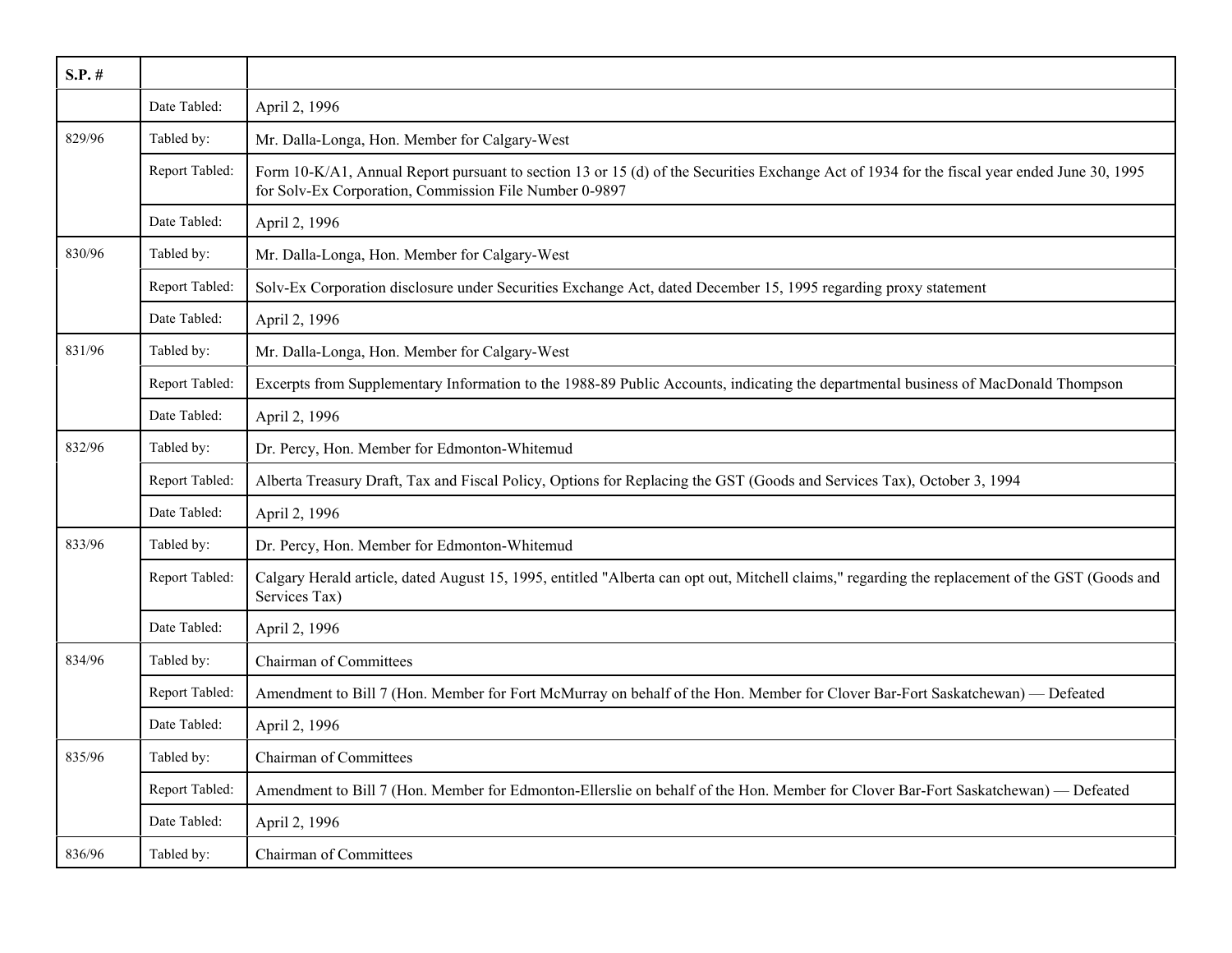| S.P. # | | |
|---|---|---|
| | Date Tabled: | April 2, 1996 |
| 829/96 | Tabled by: | Mr. Dalla-Longa, Hon. Member for Calgary-West |
| | Report Tabled: | Form 10-K/A1, Annual Report pursuant to section 13 or 15 (d) of the Securities Exchange Act of 1934 for the fiscal year ended June 30, 1995 for Solv-Ex Corporation, Commission File Number 0-9897 |
| | Date Tabled: | April 2, 1996 |
| 830/96 | Tabled by: | Mr. Dalla-Longa, Hon. Member for Calgary-West |
| | Report Tabled: | Solv-Ex Corporation disclosure under Securities Exchange Act, dated December 15, 1995 regarding proxy statement |
| | Date Tabled: | April 2, 1996 |
| 831/96 | Tabled by: | Mr. Dalla-Longa, Hon. Member for Calgary-West |
| | Report Tabled: | Excerpts from Supplementary Information to the 1988-89 Public Accounts, indicating the departmental business of MacDonald Thompson |
| | Date Tabled: | April 2, 1996 |
| 832/96 | Tabled by: | Dr. Percy, Hon. Member for Edmonton-Whitemud |
| | Report Tabled: | Alberta Treasury Draft, Tax and Fiscal Policy, Options for Replacing the GST (Goods and Services Tax), October 3, 1994 |
| | Date Tabled: | April 2, 1996 |
| 833/96 | Tabled by: | Dr. Percy, Hon. Member for Edmonton-Whitemud |
| | Report Tabled: | Calgary Herald article, dated August 15, 1995, entitled "Alberta can opt out, Mitchell claims," regarding the replacement of the GST (Goods and Services Tax) |
| | Date Tabled: | April 2, 1996 |
| 834/96 | Tabled by: | Chairman of Committees |
| | Report Tabled: | Amendment to Bill 7 (Hon. Member for Fort McMurray on behalf of the Hon. Member for Clover Bar-Fort Saskatchewan) — Defeated |
| | Date Tabled: | April 2, 1996 |
| 835/96 | Tabled by: | Chairman of Committees |
| | Report Tabled: | Amendment to Bill 7 (Hon. Member for Edmonton-Ellerslie on behalf of the Hon. Member for Clover Bar-Fort Saskatchewan) — Defeated |
| | Date Tabled: | April 2, 1996 |
| 836/96 | Tabled by: | Chairman of Committees |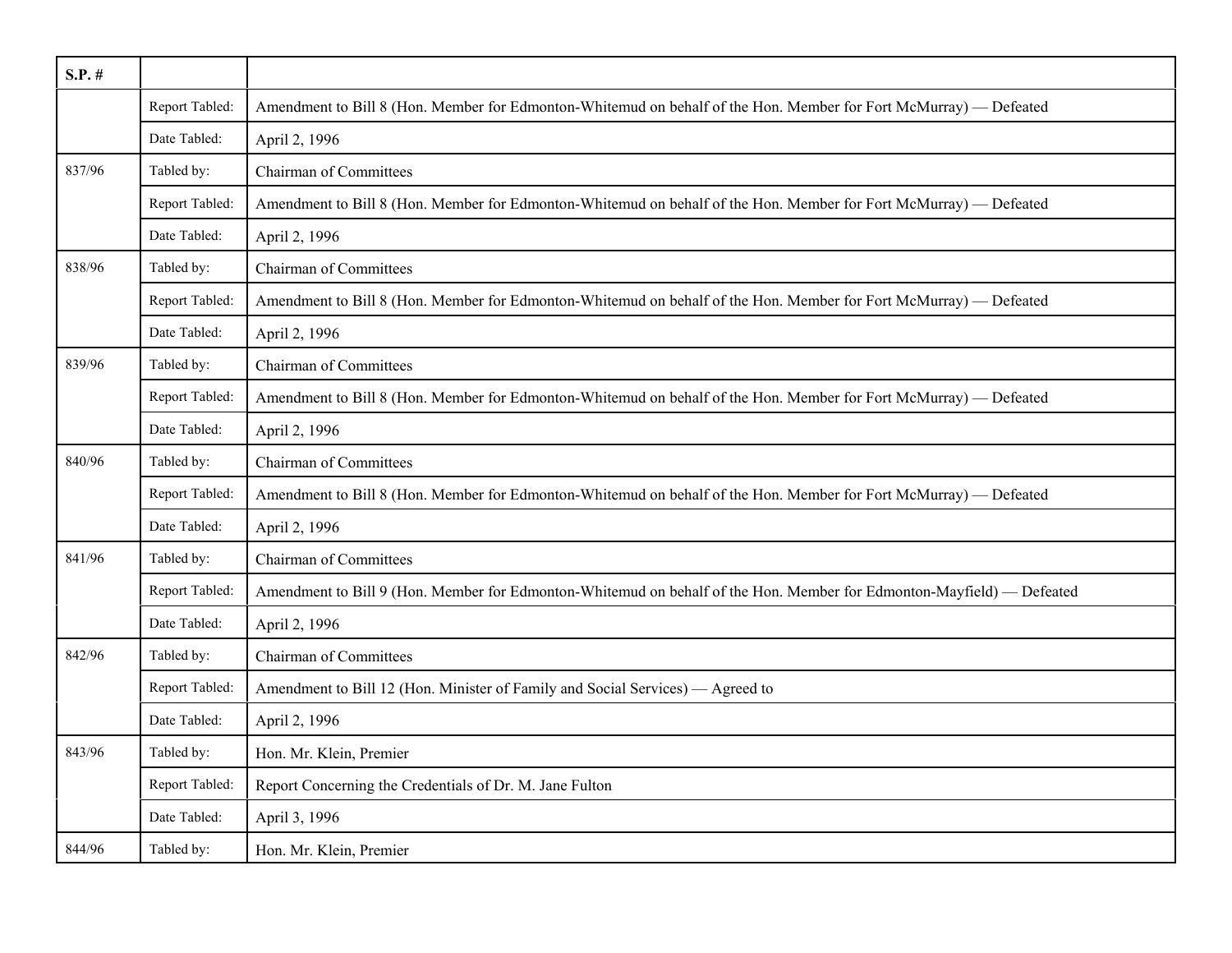| S.P. # | | |
|---|---|---|
| | Report Tabled: | Amendment to Bill 8 (Hon. Member for Edmonton-Whitemud on behalf of the Hon. Member for Fort McMurray) — Defeated |
| | Date Tabled: | April 2, 1996 |
| 837/96 | Tabled by: | Chairman of Committees |
| | Report Tabled: | Amendment to Bill 8 (Hon. Member for Edmonton-Whitemud on behalf of the Hon. Member for Fort McMurray) — Defeated |
| | Date Tabled: | April 2, 1996 |
| 838/96 | Tabled by: | Chairman of Committees |
| | Report Tabled: | Amendment to Bill 8 (Hon. Member for Edmonton-Whitemud on behalf of the Hon. Member for Fort McMurray) — Defeated |
| | Date Tabled: | April 2, 1996 |
| 839/96 | Tabled by: | Chairman of Committees |
| | Report Tabled: | Amendment to Bill 8 (Hon. Member for Edmonton-Whitemud on behalf of the Hon. Member for Fort McMurray) — Defeated |
| | Date Tabled: | April 2, 1996 |
| 840/96 | Tabled by: | Chairman of Committees |
| | Report Tabled: | Amendment to Bill 8 (Hon. Member for Edmonton-Whitemud on behalf of the Hon. Member for Fort McMurray) — Defeated |
| | Date Tabled: | April 2, 1996 |
| 841/96 | Tabled by: | Chairman of Committees |
| | Report Tabled: | Amendment to Bill 9 (Hon. Member for Edmonton-Whitemud on behalf of the Hon. Member for Edmonton-Mayfield) — Defeated |
| | Date Tabled: | April 2, 1996 |
| 842/96 | Tabled by: | Chairman of Committees |
| | Report Tabled: | Amendment to Bill 12 (Hon. Minister of Family and Social Services) — Agreed to |
| | Date Tabled: | April 2, 1996 |
| 843/96 | Tabled by: | Hon. Mr. Klein, Premier |
| | Report Tabled: | Report Concerning the Credentials of Dr. M. Jane Fulton |
| | Date Tabled: | April 3, 1996 |
| 844/96 | Tabled by: | Hon. Mr. Klein, Premier |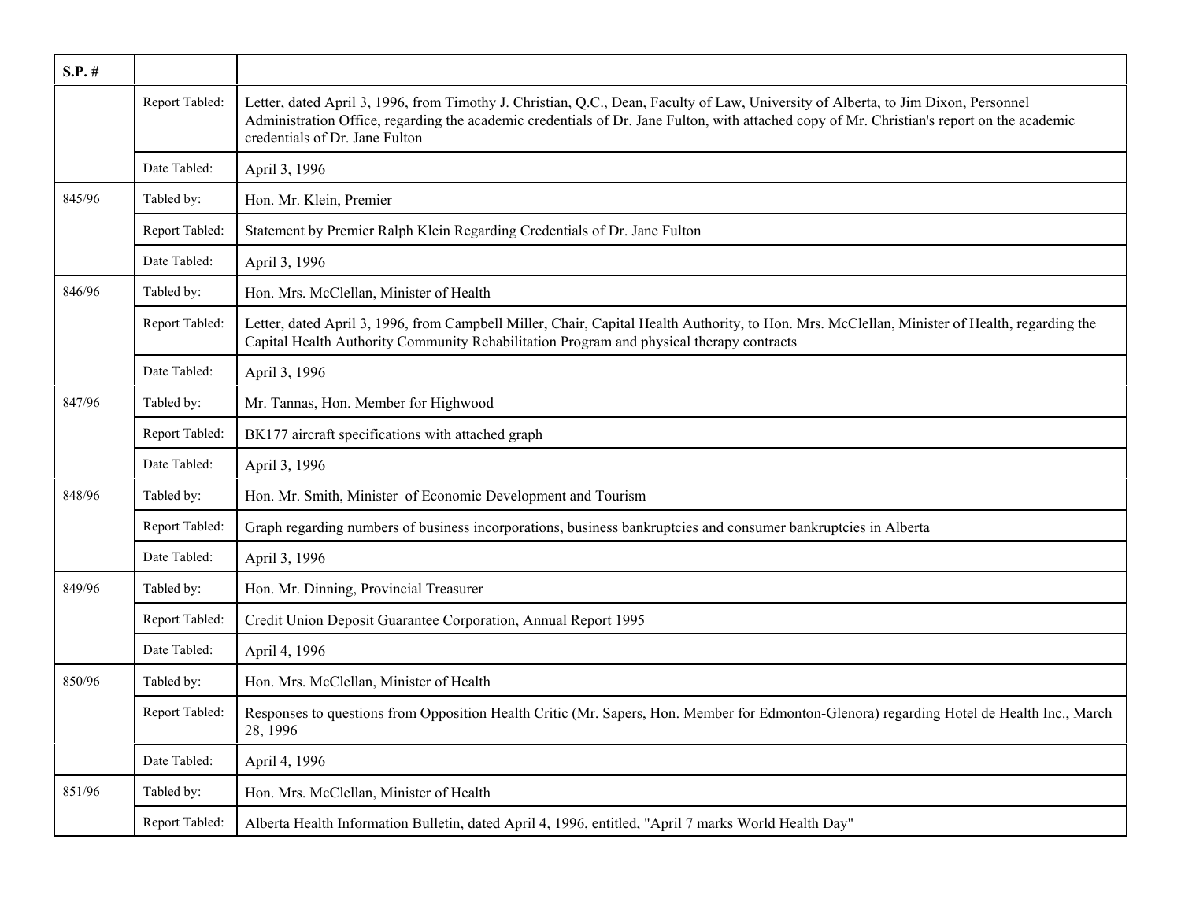| S.P. # | | |
|---|---|---|
| | Report Tabled: | Letter, dated April 3, 1996, from Timothy J. Christian, Q.C., Dean, Faculty of Law, University of Alberta, to Jim Dixon, Personnel Administration Office, regarding the academic credentials of Dr. Jane Fulton, with attached copy of Mr. Christian's report on the academic credentials of Dr. Jane Fulton |
| | Date Tabled: | April 3, 1996 |
| 845/96 | Tabled by: | Hon. Mr. Klein, Premier |
| | Report Tabled: | Statement by Premier Ralph Klein Regarding Credentials of Dr. Jane Fulton |
| | Date Tabled: | April 3, 1996 |
| 846/96 | Tabled by: | Hon. Mrs. McClellan, Minister of Health |
| | Report Tabled: | Letter, dated April 3, 1996, from Campbell Miller, Chair, Capital Health Authority, to Hon. Mrs. McClellan, Minister of Health, regarding the Capital Health Authority Community Rehabilitation Program and physical therapy contracts |
| | Date Tabled: | April 3, 1996 |
| 847/96 | Tabled by: | Mr. Tannas, Hon. Member for Highwood |
| | Report Tabled: | BK177 aircraft specifications with attached graph |
| | Date Tabled: | April 3, 1996 |
| 848/96 | Tabled by: | Hon. Mr. Smith, Minister of Economic Development and Tourism |
| | Report Tabled: | Graph regarding numbers of business incorporations, business bankruptcies and consumer bankruptcies in Alberta |
| | Date Tabled: | April 3, 1996 |
| 849/96 | Tabled by: | Hon. Mr. Dinning, Provincial Treasurer |
| | Report Tabled: | Credit Union Deposit Guarantee Corporation, Annual Report 1995 |
| | Date Tabled: | April 4, 1996 |
| 850/96 | Tabled by: | Hon. Mrs. McClellan, Minister of Health |
| | Report Tabled: | Responses to questions from Opposition Health Critic (Mr. Sapers, Hon. Member for Edmonton-Glenora) regarding Hotel de Health Inc., March 28, 1996 |
| | Date Tabled: | April 4, 1996 |
| 851/96 | Tabled by: | Hon. Mrs. McClellan, Minister of Health |
| | Report Tabled: | Alberta Health Information Bulletin, dated April 4, 1996, entitled, "April 7 marks World Health Day" |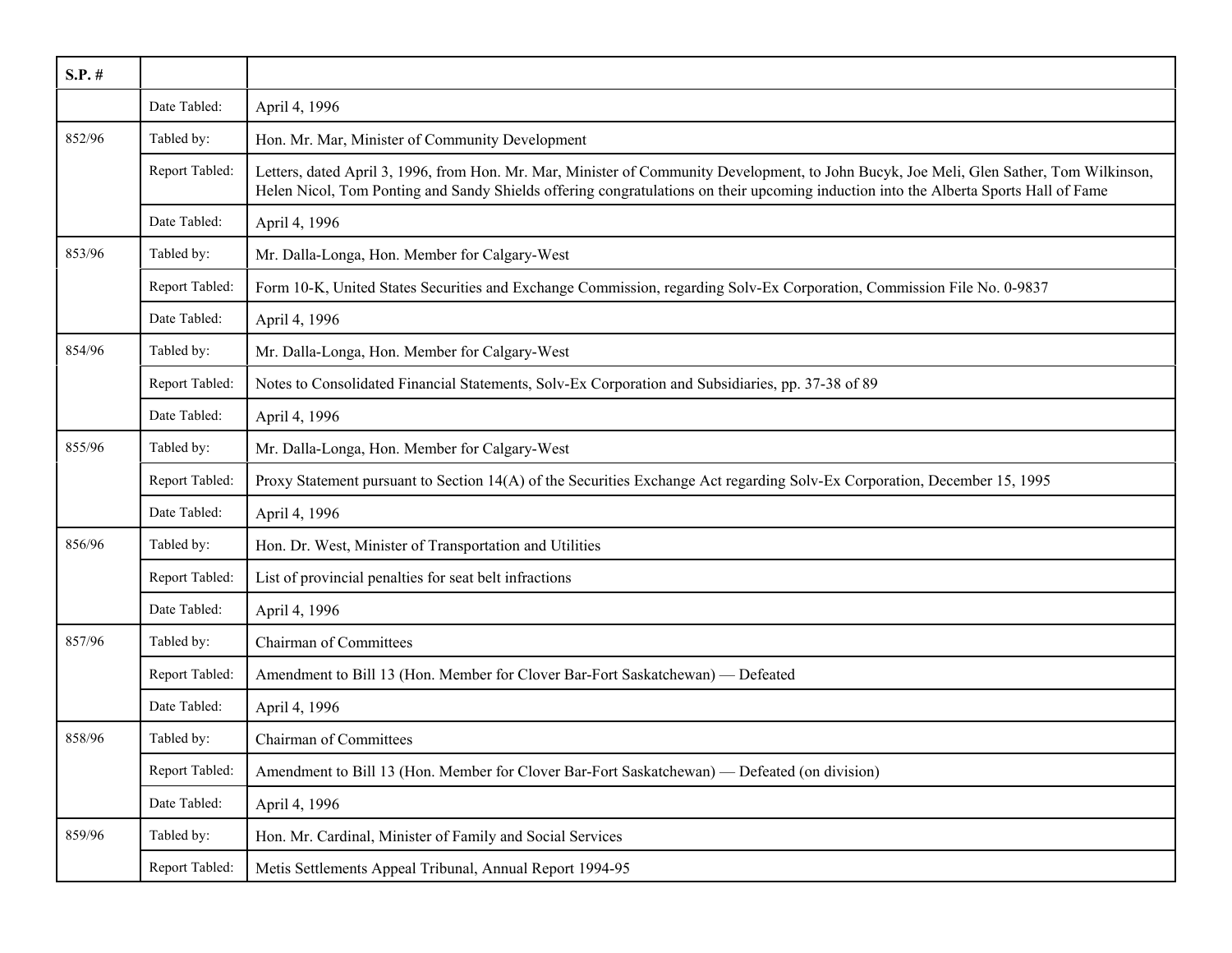| S.P. # | | |
|---|---|---|
| | Date Tabled: | April 4, 1996 |
| 852/96 | Tabled by: | Hon. Mr. Mar, Minister of Community Development |
| | Report Tabled: | Letters, dated April 3, 1996, from Hon. Mr. Mar, Minister of Community Development, to John Bucyk, Joe Meli, Glen Sather, Tom Wilkinson, Helen Nicol, Tom Ponting and Sandy Shields offering congratulations on their upcoming induction into the Alberta Sports Hall of Fame |
| | Date Tabled: | April 4, 1996 |
| 853/96 | Tabled by: | Mr. Dalla-Longa, Hon. Member for Calgary-West |
| | Report Tabled: | Form 10-K, United States Securities and Exchange Commission, regarding Solv-Ex Corporation, Commission File No. 0-9837 |
| | Date Tabled: | April 4, 1996 |
| 854/96 | Tabled by: | Mr. Dalla-Longa, Hon. Member for Calgary-West |
| | Report Tabled: | Notes to Consolidated Financial Statements, Solv-Ex Corporation and Subsidiaries, pp. 37-38 of 89 |
| | Date Tabled: | April 4, 1996 |
| 855/96 | Tabled by: | Mr. Dalla-Longa, Hon. Member for Calgary-West |
| | Report Tabled: | Proxy Statement pursuant to Section 14(A) of the Securities Exchange Act regarding Solv-Ex Corporation, December 15, 1995 |
| | Date Tabled: | April 4, 1996 |
| 856/96 | Tabled by: | Hon. Dr. West, Minister of Transportation and Utilities |
| | Report Tabled: | List of provincial penalties for seat belt infractions |
| | Date Tabled: | April 4, 1996 |
| 857/96 | Tabled by: | Chairman of Committees |
| | Report Tabled: | Amendment to Bill 13 (Hon. Member for Clover Bar-Fort Saskatchewan) — Defeated |
| | Date Tabled: | April 4, 1996 |
| 858/96 | Tabled by: | Chairman of Committees |
| | Report Tabled: | Amendment to Bill 13 (Hon. Member for Clover Bar-Fort Saskatchewan) — Defeated (on division) |
| | Date Tabled: | April 4, 1996 |
| 859/96 | Tabled by: | Hon. Mr. Cardinal, Minister of Family and Social Services |
| | Report Tabled: | Metis Settlements Appeal Tribunal, Annual Report 1994-95 |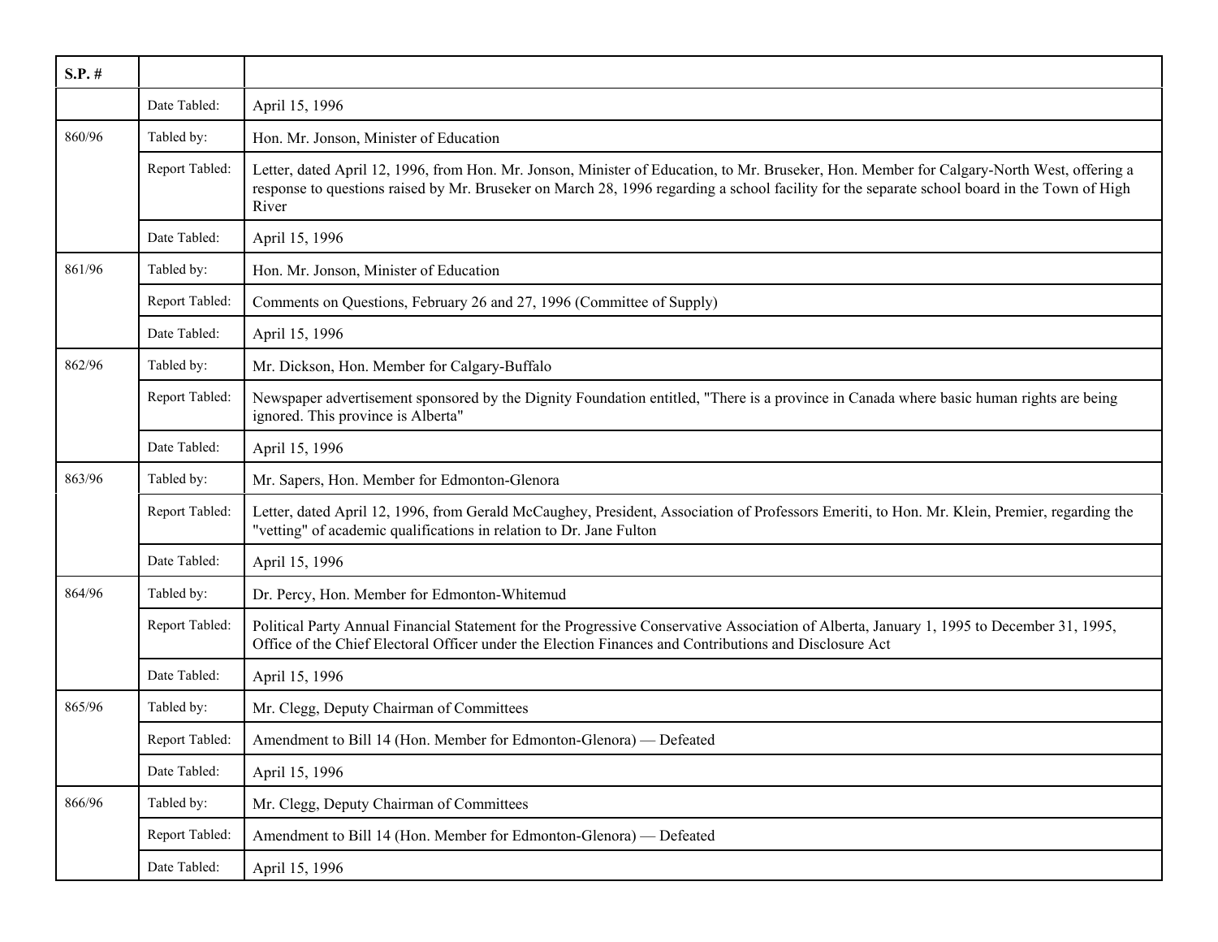| S.P. # | | |
|---|---|---|
| | Date Tabled: | April 15, 1996 |
| 860/96 | Tabled by: | Hon. Mr. Jonson, Minister of Education |
| | Report Tabled: | Letter, dated April 12, 1996, from Hon. Mr. Jonson, Minister of Education, to Mr. Bruseker, Hon. Member for Calgary-North West, offering a response to questions raised by Mr. Bruseker on March 28, 1996 regarding a school facility for the separate school board in the Town of High River |
| | Date Tabled: | April 15, 1996 |
| 861/96 | Tabled by: | Hon. Mr. Jonson, Minister of Education |
| | Report Tabled: | Comments on Questions, February 26 and 27, 1996 (Committee of Supply) |
| | Date Tabled: | April 15, 1996 |
| 862/96 | Tabled by: | Mr. Dickson, Hon. Member for Calgary-Buffalo |
| | Report Tabled: | Newspaper advertisement sponsored by the Dignity Foundation entitled, "There is a province in Canada where basic human rights are being ignored. This province is Alberta" |
| | Date Tabled: | April 15, 1996 |
| 863/96 | Tabled by: | Mr. Sapers, Hon. Member for Edmonton-Glenora |
| | Report Tabled: | Letter, dated April 12, 1996, from Gerald McCaughey, President, Association of Professors Emeriti, to Hon. Mr. Klein, Premier, regarding the "vetting" of academic qualifications in relation to Dr. Jane Fulton |
| | Date Tabled: | April 15, 1996 |
| 864/96 | Tabled by: | Dr. Percy, Hon. Member for Edmonton-Whitemud |
| | Report Tabled: | Political Party Annual Financial Statement for the Progressive Conservative Association of Alberta, January 1, 1995 to December 31, 1995, Office of the Chief Electoral Officer under the Election Finances and Contributions and Disclosure Act |
| | Date Tabled: | April 15, 1996 |
| 865/96 | Tabled by: | Mr. Clegg, Deputy Chairman of Committees |
| | Report Tabled: | Amendment to Bill 14 (Hon. Member for Edmonton-Glenora) — Defeated |
| | Date Tabled: | April 15, 1996 |
| 866/96 | Tabled by: | Mr. Clegg, Deputy Chairman of Committees |
| | Report Tabled: | Amendment to Bill 14 (Hon. Member for Edmonton-Glenora) — Defeated |
| | Date Tabled: | April 15, 1996 |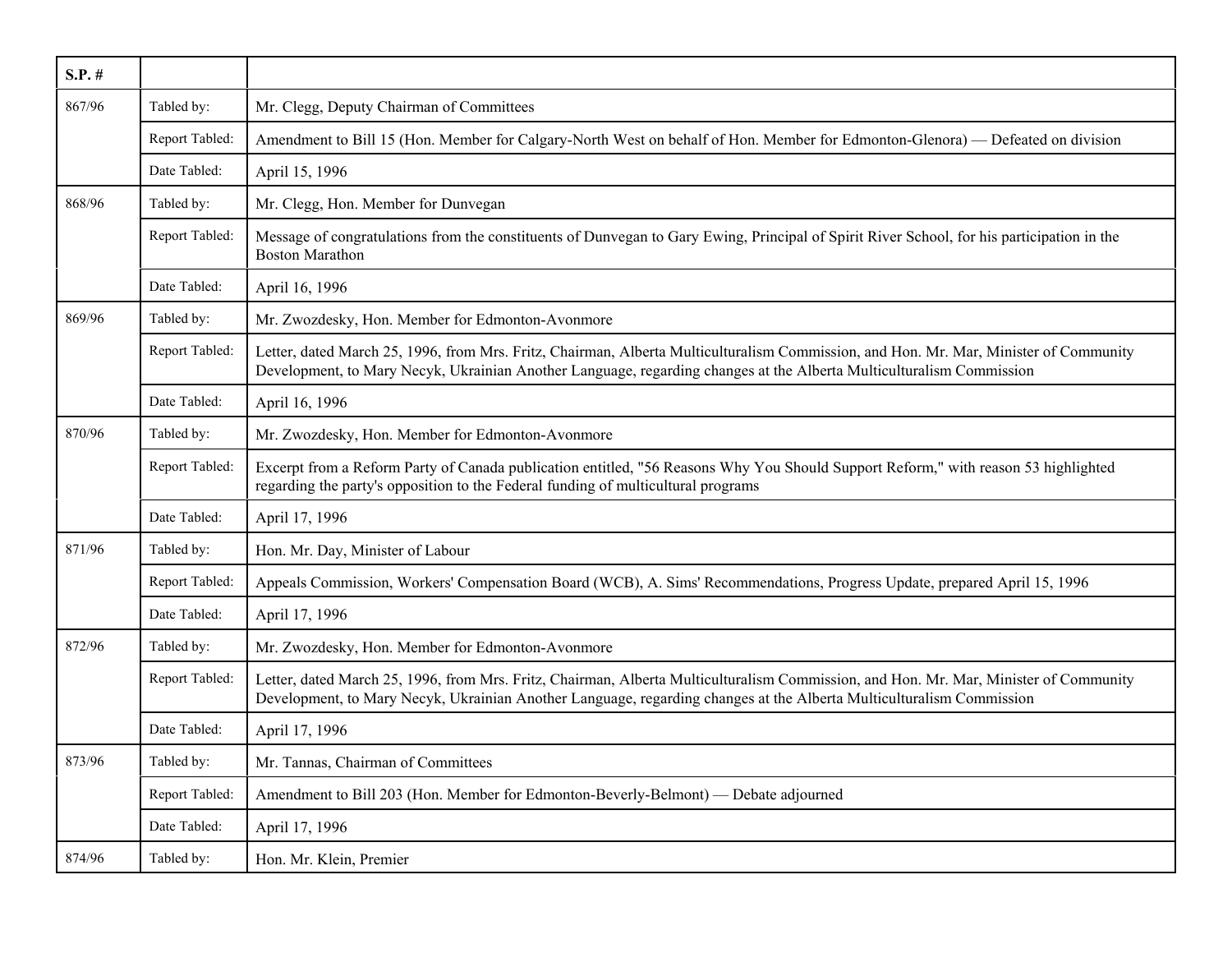| S.P. # | | |
|---|---|---|
| 867/96 | Tabled by: | Mr. Clegg, Deputy Chairman of Committees |
| | Report Tabled: | Amendment to Bill 15 (Hon. Member for Calgary-North West on behalf of Hon. Member for Edmonton-Glenora) — Defeated on division |
| | Date Tabled: | April 15, 1996 |
| 868/96 | Tabled by: | Mr. Clegg, Hon. Member for Dunvegan |
| | Report Tabled: | Message of congratulations from the constituents of Dunvegan to Gary Ewing, Principal of Spirit River School, for his participation in the Boston Marathon |
| | Date Tabled: | April 16, 1996 |
| 869/96 | Tabled by: | Mr. Zwozdesky, Hon. Member for Edmonton-Avonmore |
| | Report Tabled: | Letter, dated March 25, 1996, from Mrs. Fritz, Chairman, Alberta Multiculturalism Commission, and Hon. Mr. Mar, Minister of Community Development, to Mary Necyk, Ukrainian Another Language, regarding changes at the Alberta Multiculturalism Commission |
| | Date Tabled: | April 16, 1996 |
| 870/96 | Tabled by: | Mr. Zwozdesky, Hon. Member for Edmonton-Avonmore |
| | Report Tabled: | Excerpt from a Reform Party of Canada publication entitled, "56 Reasons Why You Should Support Reform," with reason 53 highlighted regarding the party's opposition to the Federal funding of multicultural programs |
| | Date Tabled: | April 17, 1996 |
| 871/96 | Tabled by: | Hon. Mr. Day, Minister of Labour |
| | Report Tabled: | Appeals Commission, Workers' Compensation Board (WCB), A. Sims' Recommendations, Progress Update, prepared April 15, 1996 |
| | Date Tabled: | April 17, 1996 |
| 872/96 | Tabled by: | Mr. Zwozdesky, Hon. Member for Edmonton-Avonmore |
| | Report Tabled: | Letter, dated March 25, 1996, from Mrs. Fritz, Chairman, Alberta Multiculturalism Commission, and Hon. Mr. Mar, Minister of Community Development, to Mary Necyk, Ukrainian Another Language, regarding changes at the Alberta Multiculturalism Commission |
| | Date Tabled: | April 17, 1996 |
| 873/96 | Tabled by: | Mr. Tannas, Chairman of Committees |
| | Report Tabled: | Amendment to Bill 203 (Hon. Member for Edmonton-Beverly-Belmont) — Debate adjourned |
| | Date Tabled: | April 17, 1996 |
| 874/96 | Tabled by: | Hon. Mr. Klein, Premier |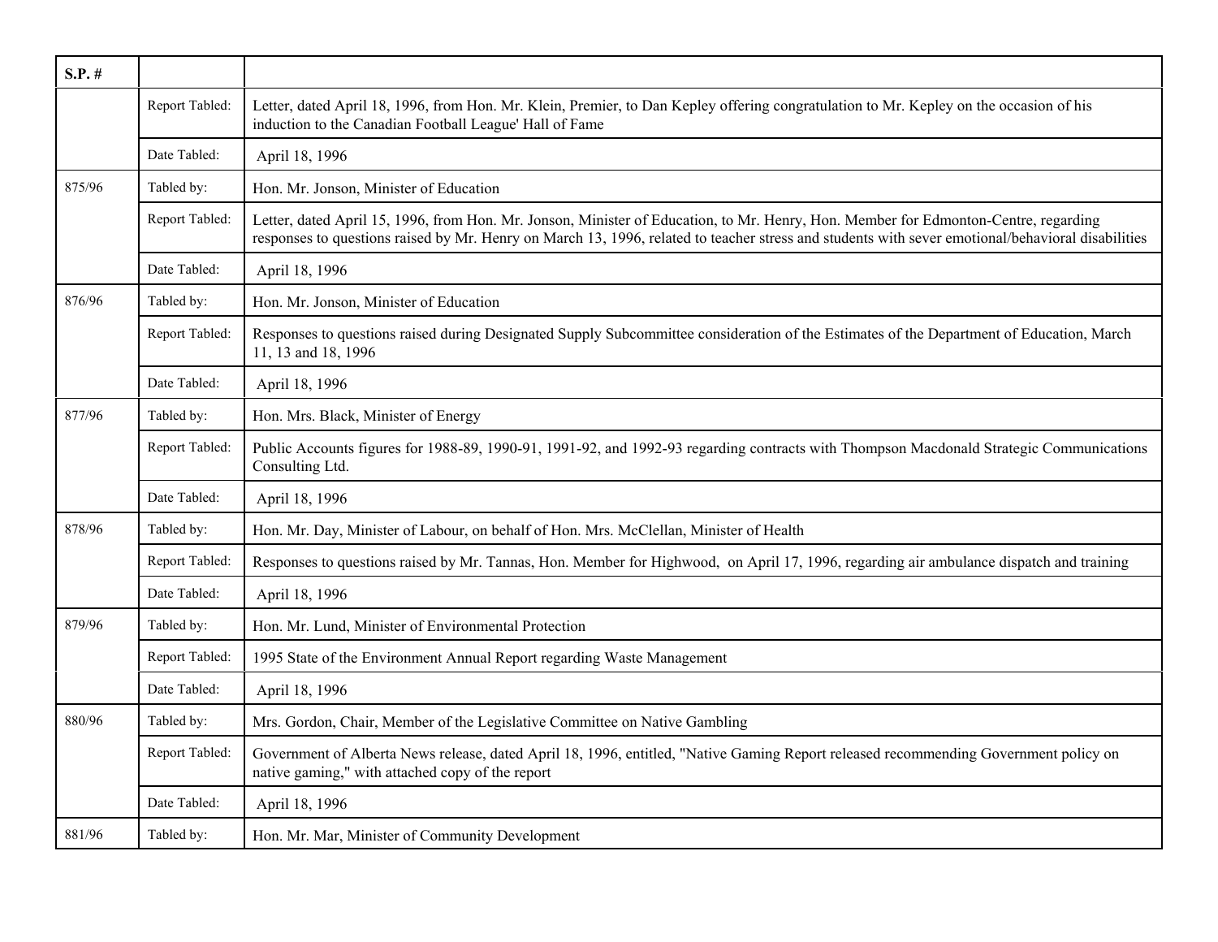| S.P. # | | |
|---|---|---|
| | Report Tabled: | Letter, dated April 18, 1996, from Hon. Mr. Klein, Premier, to Dan Kepley offering congratulation to Mr. Kepley on the occasion of his induction to the Canadian Football League' Hall of Fame |
| | Date Tabled: | April 18, 1996 |
| 875/96 | Tabled by: | Hon. Mr. Jonson, Minister of Education |
| | Report Tabled: | Letter, dated April 15, 1996, from Hon. Mr. Jonson, Minister of Education, to Mr. Henry, Hon. Member for Edmonton-Centre, regarding responses to questions raised by Mr. Henry on March 13, 1996, related to teacher stress and students with sever emotional/behavioral disabilities |
| | Date Tabled: | April 18, 1996 |
| 876/96 | Tabled by: | Hon. Mr. Jonson, Minister of Education |
| | Report Tabled: | Responses to questions raised during Designated Supply Subcommittee consideration of the Estimates of the Department of Education, March 11, 13 and 18, 1996 |
| | Date Tabled: | April 18, 1996 |
| 877/96 | Tabled by: | Hon. Mrs. Black, Minister of Energy |
| | Report Tabled: | Public Accounts figures for 1988-89, 1990-91, 1991-92, and 1992-93 regarding contracts with Thompson Macdonald Strategic Communications Consulting Ltd. |
| | Date Tabled: | April 18, 1996 |
| 878/96 | Tabled by: | Hon. Mr. Day, Minister of Labour, on behalf of Hon. Mrs. McClellan, Minister of Health |
| | Report Tabled: | Responses to questions raised by Mr. Tannas, Hon. Member for Highwood, on April 17, 1996, regarding air ambulance dispatch and training |
| | Date Tabled: | April 18, 1996 |
| 879/96 | Tabled by: | Hon. Mr. Lund, Minister of Environmental Protection |
| | Report Tabled: | 1995 State of the Environment Annual Report regarding Waste Management |
| | Date Tabled: | April 18, 1996 |
| 880/96 | Tabled by: | Mrs. Gordon, Chair, Member of the Legislative Committee on Native Gambling |
| | Report Tabled: | Government of Alberta News release, dated April 18, 1996, entitled, "Native Gaming Report released recommending Government policy on native gaming," with attached copy of the report |
| | Date Tabled: | April 18, 1996 |
| 881/96 | Tabled by: | Hon. Mr. Mar, Minister of Community Development |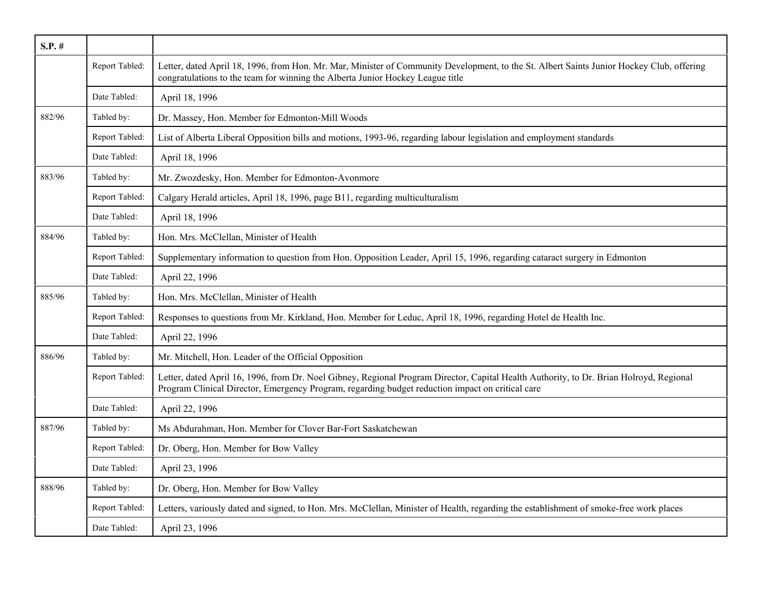| S.P. # | | |
|---|---|---|
| | Report Tabled: | Letter, dated April 18, 1996, from Hon. Mr. Mar, Minister of Community Development, to the St. Albert Saints Junior Hockey Club, offering congratulations to the team for winning the Alberta Junior Hockey League title |
| | Date Tabled: | April 18, 1996 |
| 882/96 | Tabled by: | Dr. Massey, Hon. Member for Edmonton-Mill Woods |
| | Report Tabled: | List of Alberta Liberal Opposition bills and motions, 1993-96, regarding labour legislation and employment standards |
| | Date Tabled: | April 18, 1996 |
| 883/96 | Tabled by: | Mr. Zwozdesky, Hon. Member for Edmonton-Avonmore |
| | Report Tabled: | Calgary Herald articles, April 18, 1996, page B11, regarding multiculturalism |
| | Date Tabled: | April 18, 1996 |
| 884/96 | Tabled by: | Hon. Mrs. McClellan, Minister of Health |
| | Report Tabled: | Supplementary information to question from Hon. Opposition Leader, April 15, 1996, regarding cataract surgery in Edmonton |
| | Date Tabled: | April 22, 1996 |
| 885/96 | Tabled by: | Hon. Mrs. McClellan, Minister of Health |
| | Report Tabled: | Responses to questions from Mr. Kirkland, Hon. Member for Leduc, April 18, 1996, regarding Hotel de Health Inc. |
| | Date Tabled: | April 22, 1996 |
| 886/96 | Tabled by: | Mr. Mitchell, Hon. Leader of the Official Opposition |
| | Report Tabled: | Letter, dated April 16, 1996, from Dr. Noel Gibney, Regional Program Director, Capital Health Authority, to Dr. Brian Holroyd, Regional Program Clinical Director, Emergency Program, regarding budget reduction impact on critical care |
| | Date Tabled: | April 22, 1996 |
| 887/96 | Tabled by: | Ms Abdurahman, Hon. Member for Clover Bar-Fort Saskatchewan |
| | Report Tabled: | Dr. Oberg, Hon. Member for Bow Valley |
| | Date Tabled: | April 23, 1996 |
| 888/96 | Tabled by: | Dr. Oberg, Hon. Member for Bow Valley |
| | Report Tabled: | Letters, variously dated and signed, to Hon. Mrs. McClellan, Minister of Health, regarding the establishment of smoke-free work places |
| | Date Tabled: | April 23, 1996 |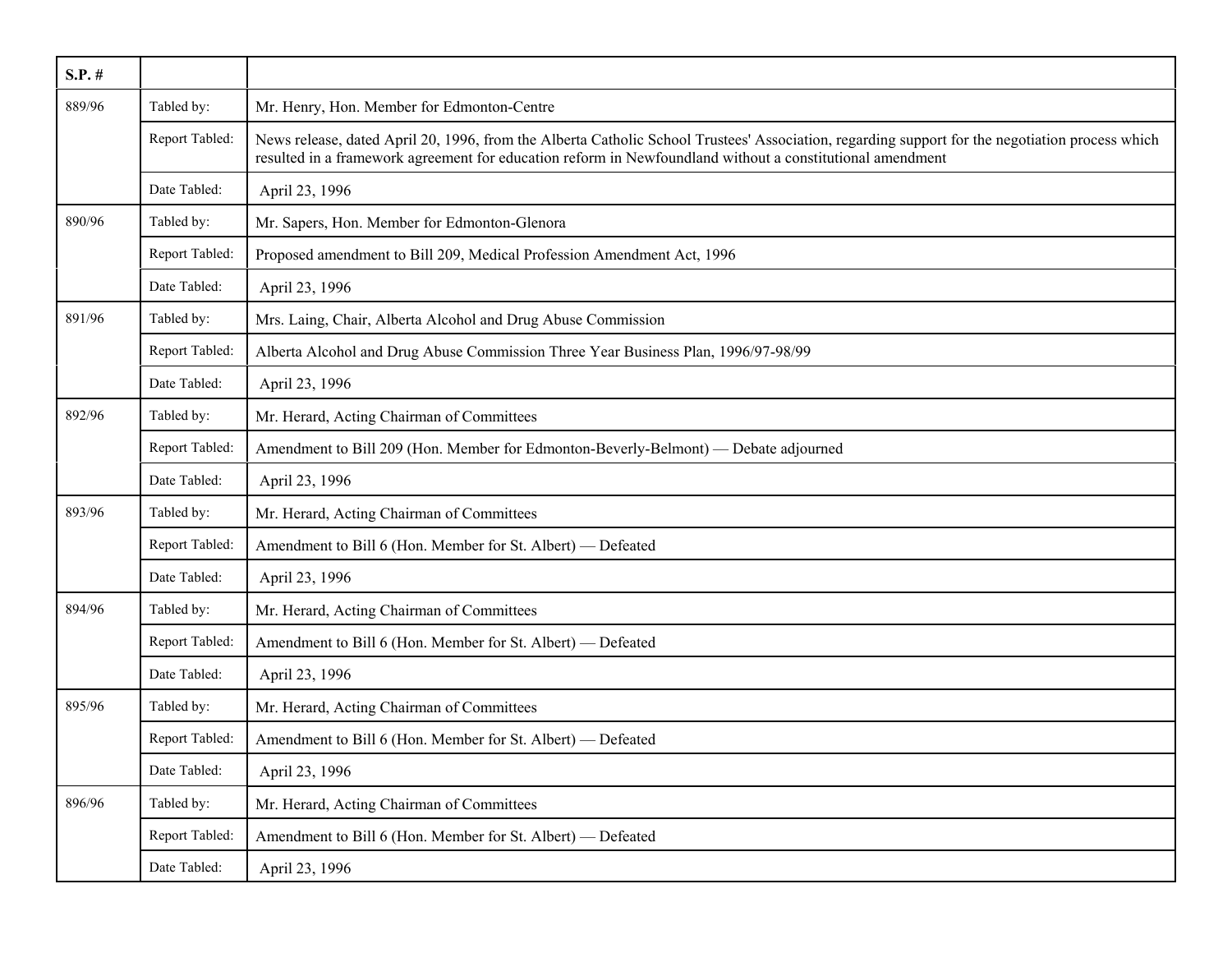| S.P. # | | |
|---|---|---|
| 889/96 | Tabled by: | Mr. Henry, Hon. Member for Edmonton-Centre |
| | Report Tabled: | News release, dated April 20, 1996, from the Alberta Catholic School Trustees' Association, regarding support for the negotiation process which resulted in a framework agreement for education reform in Newfoundland without a constitutional amendment |
| | Date Tabled: | April 23, 1996 |
| 890/96 | Tabled by: | Mr. Sapers, Hon. Member for Edmonton-Glenora |
| | Report Tabled: | Proposed amendment to Bill 209, Medical Profession Amendment Act, 1996 |
| | Date Tabled: | April 23, 1996 |
| 891/96 | Tabled by: | Mrs. Laing, Chair, Alberta Alcohol and Drug Abuse Commission |
| | Report Tabled: | Alberta Alcohol and Drug Abuse Commission Three Year Business Plan, 1996/97-98/99 |
| | Date Tabled: | April 23, 1996 |
| 892/96 | Tabled by: | Mr. Herard, Acting Chairman of Committees |
| | Report Tabled: | Amendment to Bill 209 (Hon. Member for Edmonton-Beverly-Belmont) — Debate adjourned |
| | Date Tabled: | April 23, 1996 |
| 893/96 | Tabled by: | Mr. Herard, Acting Chairman of Committees |
| | Report Tabled: | Amendment to Bill 6 (Hon. Member for St. Albert) — Defeated |
| | Date Tabled: | April 23, 1996 |
| 894/96 | Tabled by: | Mr. Herard, Acting Chairman of Committees |
| | Report Tabled: | Amendment to Bill 6 (Hon. Member for St. Albert) — Defeated |
| | Date Tabled: | April 23, 1996 |
| 895/96 | Tabled by: | Mr. Herard, Acting Chairman of Committees |
| | Report Tabled: | Amendment to Bill 6 (Hon. Member for St. Albert) — Defeated |
| | Date Tabled: | April 23, 1996 |
| 896/96 | Tabled by: | Mr. Herard, Acting Chairman of Committees |
| | Report Tabled: | Amendment to Bill 6 (Hon. Member for St. Albert) — Defeated |
| | Date Tabled: | April 23, 1996 |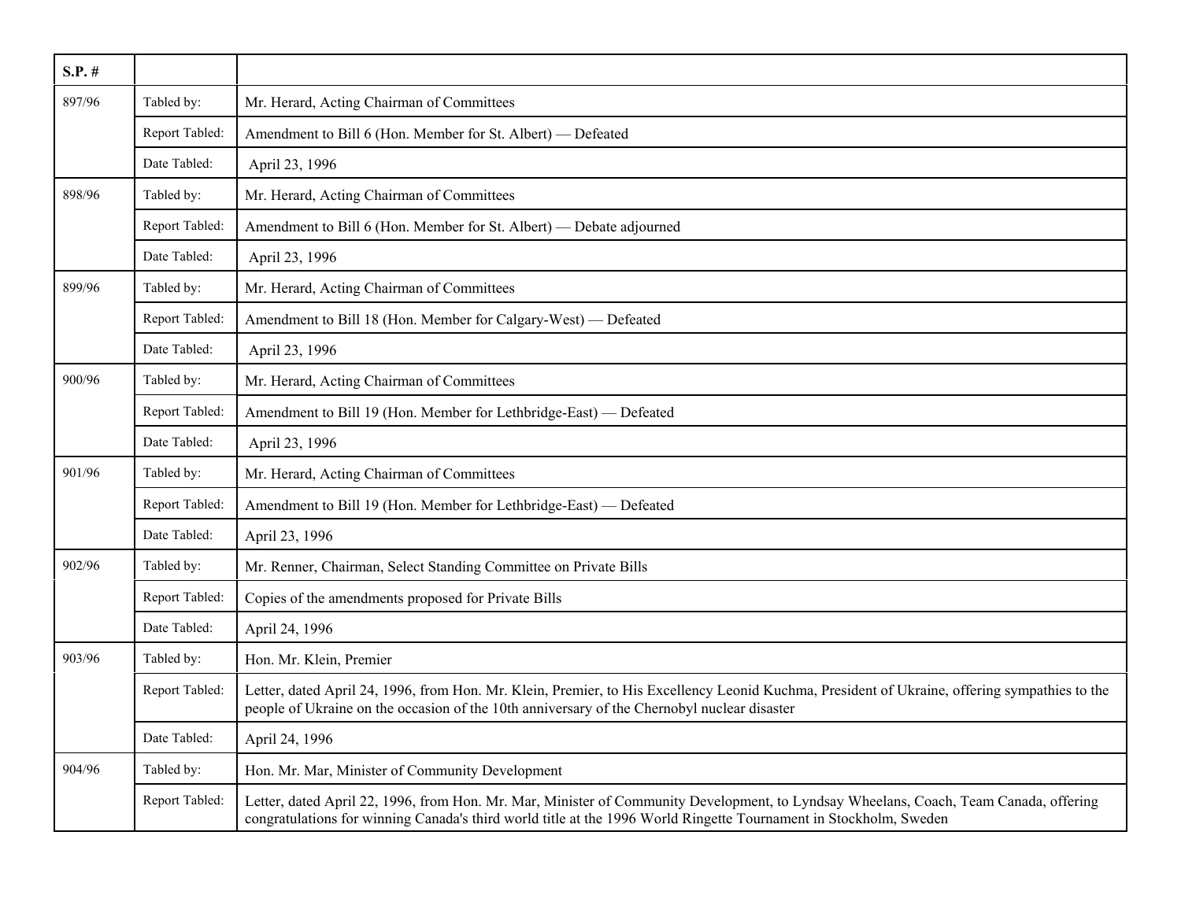| S.P. # | | |
|---|---|---|
| 897/96 | Tabled by: | Mr. Herard, Acting Chairman of Committees |
| | Report Tabled: | Amendment to Bill 6 (Hon. Member for St. Albert) — Defeated |
| | Date Tabled: | April 23, 1996 |
| 898/96 | Tabled by: | Mr. Herard, Acting Chairman of Committees |
| | Report Tabled: | Amendment to Bill 6 (Hon. Member for St. Albert) — Debate adjourned |
| | Date Tabled: | April 23, 1996 |
| 899/96 | Tabled by: | Mr. Herard, Acting Chairman of Committees |
| | Report Tabled: | Amendment to Bill 18 (Hon. Member for Calgary-West) — Defeated |
| | Date Tabled: | April 23, 1996 |
| 900/96 | Tabled by: | Mr. Herard, Acting Chairman of Committees |
| | Report Tabled: | Amendment to Bill 19 (Hon. Member for Lethbridge-East) — Defeated |
| | Date Tabled: | April 23, 1996 |
| 901/96 | Tabled by: | Mr. Herard, Acting Chairman of Committees |
| | Report Tabled: | Amendment to Bill 19 (Hon. Member for Lethbridge-East) — Defeated |
| | Date Tabled: | April 23, 1996 |
| 902/96 | Tabled by: | Mr. Renner, Chairman, Select Standing Committee on Private Bills |
| | Report Tabled: | Copies of the amendments proposed for Private Bills |
| | Date Tabled: | April 24, 1996 |
| 903/96 | Tabled by: | Hon. Mr. Klein, Premier |
| | Report Tabled: | Letter, dated April 24, 1996, from Hon. Mr. Klein, Premier, to His Excellency Leonid Kuchma, President of Ukraine, offering sympathies to the people of Ukraine on the occasion of the 10th anniversary of the Chernobyl nuclear disaster |
| | Date Tabled: | April 24, 1996 |
| 904/96 | Tabled by: | Hon. Mr. Mar, Minister of Community Development |
| | Report Tabled: | Letter, dated April 22, 1996, from Hon. Mr. Mar, Minister of Community Development, to Lyndsay Wheelans, Coach, Team Canada, offering congratulations for winning Canada's third world title at the 1996 World Ringette Tournament in Stockholm, Sweden |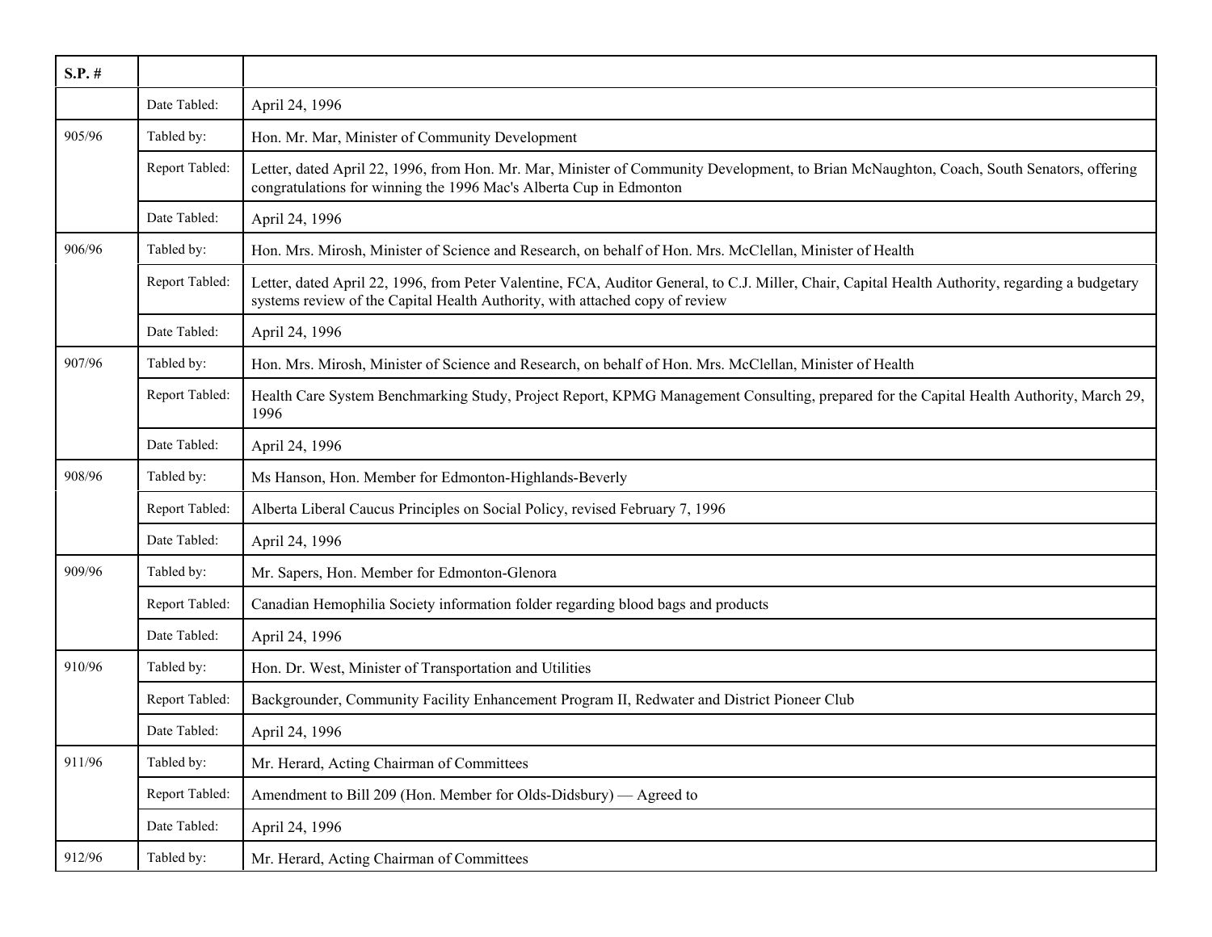| S.P. # | | |
|---|---|---|
| | Date Tabled: | April 24, 1996 |
| 905/96 | Tabled by: | Hon. Mr. Mar, Minister of Community Development |
| | Report Tabled: | Letter, dated April 22, 1996, from Hon. Mr. Mar, Minister of Community Development, to Brian McNaughton, Coach, South Senators, offering congratulations for winning the 1996 Mac's Alberta Cup in Edmonton |
| | Date Tabled: | April 24, 1996 |
| 906/96 | Tabled by: | Hon. Mrs. Mirosh, Minister of Science and Research, on behalf of Hon. Mrs. McClellan, Minister of Health |
| | Report Tabled: | Letter, dated April 22, 1996, from Peter Valentine, FCA, Auditor General, to C.J. Miller, Chair, Capital Health Authority, regarding a budgetary systems review of the Capital Health Authority, with attached copy of review |
| | Date Tabled: | April 24, 1996 |
| 907/96 | Tabled by: | Hon. Mrs. Mirosh, Minister of Science and Research, on behalf of Hon. Mrs. McClellan, Minister of Health |
| | Report Tabled: | Health Care System Benchmarking Study, Project Report, KPMG Management Consulting, prepared for the Capital Health Authority, March 29, 1996 |
| | Date Tabled: | April 24, 1996 |
| 908/96 | Tabled by: | Ms Hanson, Hon. Member for Edmonton-Highlands-Beverly |
| | Report Tabled: | Alberta Liberal Caucus Principles on Social Policy, revised February 7, 1996 |
| | Date Tabled: | April 24, 1996 |
| 909/96 | Tabled by: | Mr. Sapers, Hon. Member for Edmonton-Glenora |
| | Report Tabled: | Canadian Hemophilia Society information folder regarding blood bags and products |
| | Date Tabled: | April 24, 1996 |
| 910/96 | Tabled by: | Hon. Dr. West, Minister of Transportation and Utilities |
| | Report Tabled: | Backgrounder, Community Facility Enhancement Program II, Redwater and District Pioneer Club |
| | Date Tabled: | April 24, 1996 |
| 911/96 | Tabled by: | Mr. Herard, Acting Chairman of Committees |
| | Report Tabled: | Amendment to Bill 209 (Hon. Member for Olds-Didsbury) — Agreed to |
| | Date Tabled: | April 24, 1996 |
| 912/96 | Tabled by: | Mr. Herard, Acting Chairman of Committees |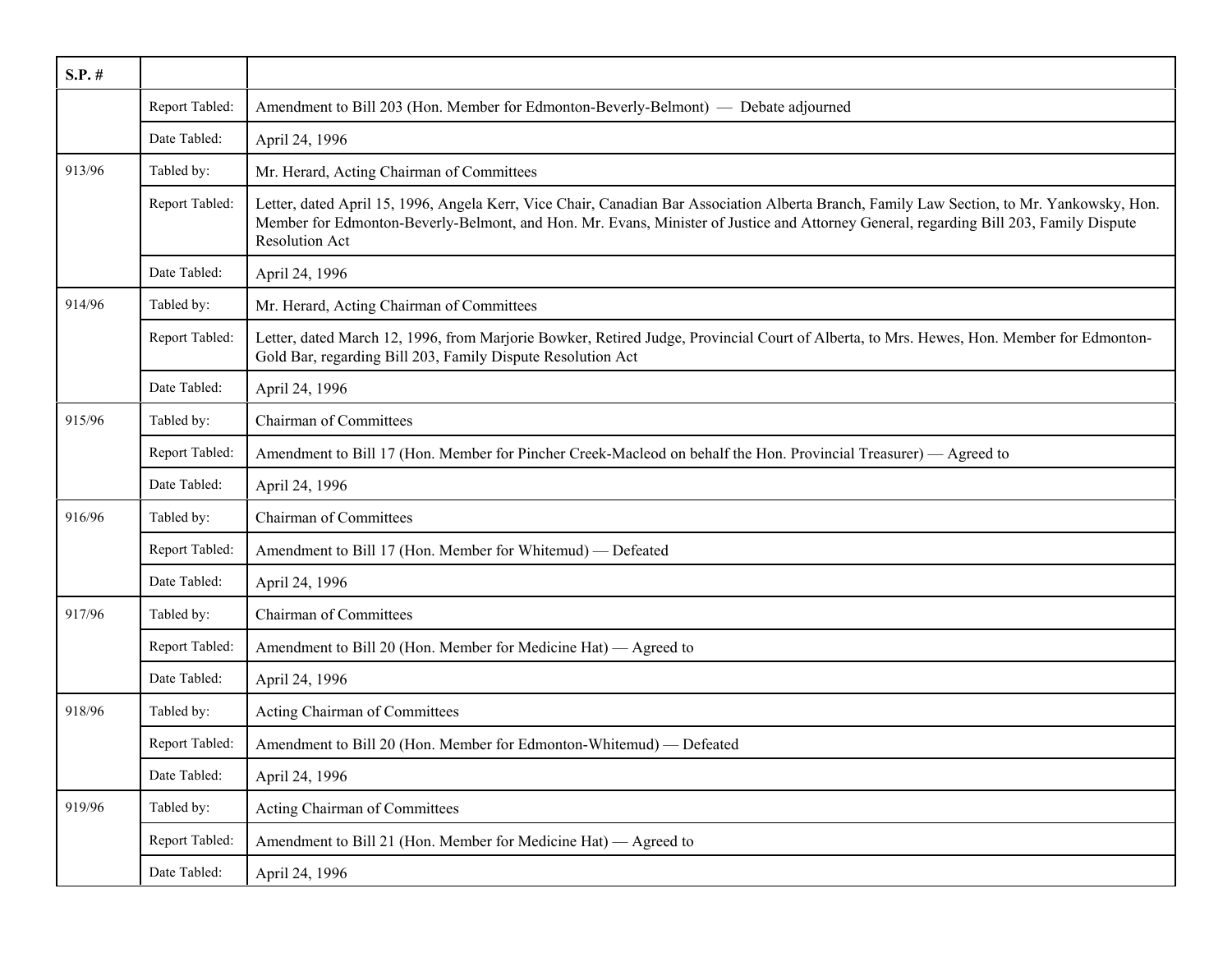| S.P. # | | |
|---|---|---|
| | Report Tabled: | Amendment to Bill 203 (Hon. Member for Edmonton-Beverly-Belmont) — Debate adjourned |
| | Date Tabled: | April 24, 1996 |
| 913/96 | Tabled by: | Mr. Herard, Acting Chairman of Committees |
| | Report Tabled: | Letter, dated April 15, 1996, Angela Kerr, Vice Chair, Canadian Bar Association Alberta Branch, Family Law Section, to Mr. Yankowsky, Hon. Member for Edmonton-Beverly-Belmont, and Hon. Mr. Evans, Minister of Justice and Attorney General, regarding Bill 203, Family Dispute Resolution Act |
| | Date Tabled: | April 24, 1996 |
| 914/96 | Tabled by: | Mr. Herard, Acting Chairman of Committees |
| | Report Tabled: | Letter, dated March 12, 1996, from Marjorie Bowker, Retired Judge, Provincial Court of Alberta, to Mrs. Hewes, Hon. Member for Edmonton-Gold Bar, regarding Bill 203, Family Dispute Resolution Act |
| | Date Tabled: | April 24, 1996 |
| 915/96 | Tabled by: | Chairman of Committees |
| | Report Tabled: | Amendment to Bill 17 (Hon. Member for Pincher Creek-Macleod on behalf the Hon. Provincial Treasurer) — Agreed to |
| | Date Tabled: | April 24, 1996 |
| 916/96 | Tabled by: | Chairman of Committees |
| | Report Tabled: | Amendment to Bill 17 (Hon. Member for Whitemud) — Defeated |
| | Date Tabled: | April 24, 1996 |
| 917/96 | Tabled by: | Chairman of Committees |
| | Report Tabled: | Amendment to Bill 20 (Hon. Member for Medicine Hat) — Agreed to |
| | Date Tabled: | April 24, 1996 |
| 918/96 | Tabled by: | Acting Chairman of Committees |
| | Report Tabled: | Amendment to Bill 20 (Hon. Member for Edmonton-Whitemud) — Defeated |
| | Date Tabled: | April 24, 1996 |
| 919/96 | Tabled by: | Acting Chairman of Committees |
| | Report Tabled: | Amendment to Bill 21 (Hon. Member for Medicine Hat) — Agreed to |
| | Date Tabled: | April 24, 1996 |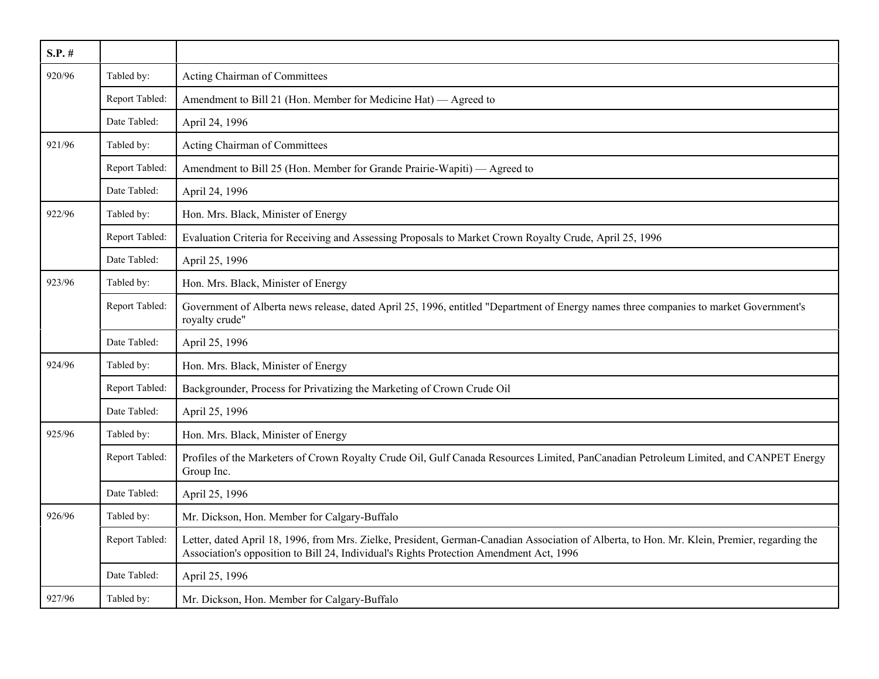| S.P. # | | |
|---|---|---|
| 920/96 | Tabled by: | Acting Chairman of Committees |
| | Report Tabled: | Amendment to Bill 21 (Hon. Member for Medicine Hat) — Agreed to |
| | Date Tabled: | April 24, 1996 |
| 921/96 | Tabled by: | Acting Chairman of Committees |
| | Report Tabled: | Amendment to Bill 25 (Hon. Member for Grande Prairie-Wapiti) — Agreed to |
| | Date Tabled: | April 24, 1996 |
| 922/96 | Tabled by: | Hon. Mrs. Black, Minister of Energy |
| | Report Tabled: | Evaluation Criteria for Receiving and Assessing Proposals to Market Crown Royalty Crude, April 25, 1996 |
| | Date Tabled: | April 25, 1996 |
| 923/96 | Tabled by: | Hon. Mrs. Black, Minister of Energy |
| | Report Tabled: | Government of Alberta news release, dated April 25, 1996, entitled "Department of Energy names three companies to market Government's royalty crude" |
| | Date Tabled: | April 25, 1996 |
| 924/96 | Tabled by: | Hon. Mrs. Black, Minister of Energy |
| | Report Tabled: | Backgrounder, Process for Privatizing the Marketing of Crown Crude Oil |
| | Date Tabled: | April 25, 1996 |
| 925/96 | Tabled by: | Hon. Mrs. Black, Minister of Energy |
| | Report Tabled: | Profiles of the Marketers of Crown Royalty Crude Oil, Gulf Canada Resources Limited, PanCanadian Petroleum Limited, and CANPET Energy Group Inc. |
| | Date Tabled: | April 25, 1996 |
| 926/96 | Tabled by: | Mr. Dickson, Hon. Member for Calgary-Buffalo |
| | Report Tabled: | Letter, dated April 18, 1996, from Mrs. Zielke, President, German-Canadian Association of Alberta, to Hon. Mr. Klein, Premier, regarding the Association's opposition to Bill 24, Individual's Rights Protection Amendment Act, 1996 |
| | Date Tabled: | April 25, 1996 |
| 927/96 | Tabled by: | Mr. Dickson, Hon. Member for Calgary-Buffalo |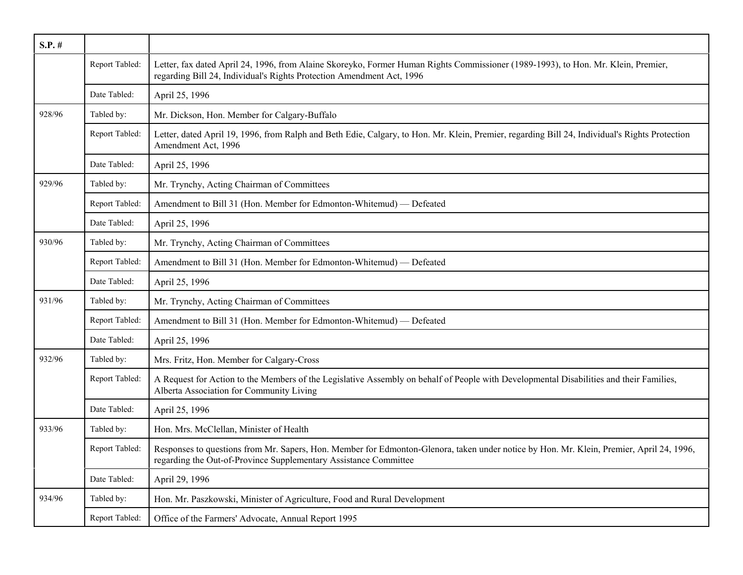| S.P. # | | |
|---|---|---|
| | Report Tabled: | Letter, fax dated April 24, 1996, from Alaine Skoreyko, Former Human Rights Commissioner (1989-1993), to Hon. Mr. Klein, Premier, regarding Bill 24, Individual's Rights Protection Amendment Act, 1996 |
| | Date Tabled: | April 25, 1996 |
| 928/96 | Tabled by: | Mr. Dickson, Hon. Member for Calgary-Buffalo |
| | Report Tabled: | Letter, dated April 19, 1996, from Ralph and Beth Edie, Calgary, to Hon. Mr. Klein, Premier, regarding Bill 24, Individual's Rights Protection Amendment Act, 1996 |
| | Date Tabled: | April 25, 1996 |
| 929/96 | Tabled by: | Mr. Trynchy, Acting Chairman of Committees |
| | Report Tabled: | Amendment to Bill 31 (Hon. Member for Edmonton-Whitemud) — Defeated |
| | Date Tabled: | April 25, 1996 |
| 930/96 | Tabled by: | Mr. Trynchy, Acting Chairman of Committees |
| | Report Tabled: | Amendment to Bill 31 (Hon. Member for Edmonton-Whitemud) — Defeated |
| | Date Tabled: | April 25, 1996 |
| 931/96 | Tabled by: | Mr. Trynchy, Acting Chairman of Committees |
| | Report Tabled: | Amendment to Bill 31 (Hon. Member for Edmonton-Whitemud) — Defeated |
| | Date Tabled: | April 25, 1996 |
| 932/96 | Tabled by: | Mrs. Fritz, Hon. Member for Calgary-Cross |
| | Report Tabled: | A Request for Action to the Members of the Legislative Assembly on behalf of People with Developmental Disabilities and their Families, Alberta Association for Community Living |
| | Date Tabled: | April 25, 1996 |
| 933/96 | Tabled by: | Hon. Mrs. McClellan, Minister of Health |
| | Report Tabled: | Responses to questions from Mr. Sapers, Hon. Member for Edmonton-Glenora, taken under notice by Hon. Mr. Klein, Premier, April 24, 1996, regarding the Out-of-Province Supplementary Assistance Committee |
| | Date Tabled: | April 29, 1996 |
| 934/96 | Tabled by: | Hon. Mr. Paszkowski, Minister of Agriculture, Food and Rural Development |
| | Report Tabled: | Office of the Farmers' Advocate, Annual Report 1995 |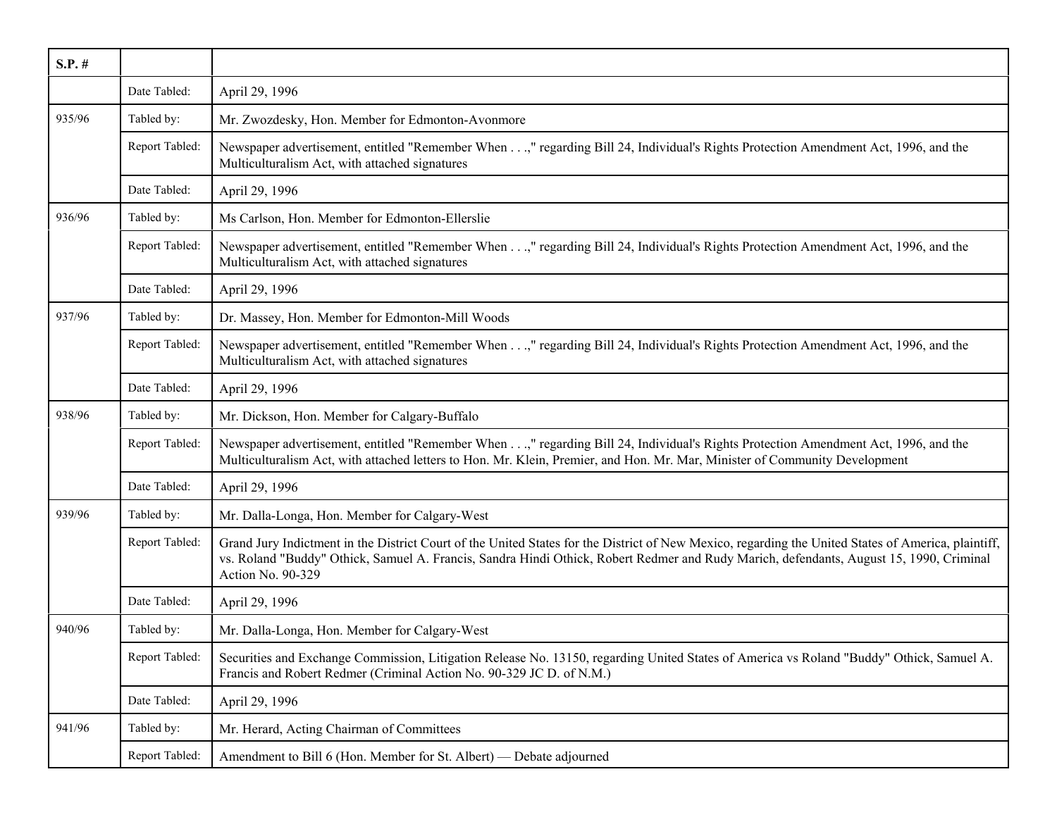| S.P. # | | |
|---|---|---|
| | Date Tabled: | April 29, 1996 |
| 935/96 | Tabled by: | Mr. Zwozdesky, Hon. Member for Edmonton-Avonmore |
| | Report Tabled: | Newspaper advertisement, entitled "Remember When . . .," regarding Bill 24, Individual's Rights Protection Amendment Act, 1996, and the Multiculturalism Act, with attached signatures |
| | Date Tabled: | April 29, 1996 |
| 936/96 | Tabled by: | Ms Carlson, Hon. Member for Edmonton-Ellerslie |
| | Report Tabled: | Newspaper advertisement, entitled "Remember When . . .," regarding Bill 24, Individual's Rights Protection Amendment Act, 1996, and the Multiculturalism Act, with attached signatures |
| | Date Tabled: | April 29, 1996 |
| 937/96 | Tabled by: | Dr. Massey, Hon. Member for Edmonton-Mill Woods |
| | Report Tabled: | Newspaper advertisement, entitled "Remember When . . .," regarding Bill 24, Individual's Rights Protection Amendment Act, 1996, and the Multiculturalism Act, with attached signatures |
| | Date Tabled: | April 29, 1996 |
| 938/96 | Tabled by: | Mr. Dickson, Hon. Member for Calgary-Buffalo |
| | Report Tabled: | Newspaper advertisement, entitled "Remember When . . .," regarding Bill 24, Individual's Rights Protection Amendment Act, 1996, and the Multiculturalism Act, with attached letters to Hon. Mr. Klein, Premier, and Hon. Mr. Mar, Minister of Community Development |
| | Date Tabled: | April 29, 1996 |
| 939/96 | Tabled by: | Mr. Dalla-Longa, Hon. Member for Calgary-West |
| | Report Tabled: | Grand Jury Indictment in the District Court of the United States for the District of New Mexico, regarding the United States of America, plaintiff, vs. Roland "Buddy" Othick, Samuel A. Francis, Sandra Hindi Othick, Robert Redmer and Rudy Marich, defendants, August 15, 1990, Criminal Action No. 90-329 |
| | Date Tabled: | April 29, 1996 |
| 940/96 | Tabled by: | Mr. Dalla-Longa, Hon. Member for Calgary-West |
| | Report Tabled: | Securities and Exchange Commission, Litigation Release No. 13150, regarding United States of America vs Roland "Buddy" Othick, Samuel A. Francis and Robert Redmer (Criminal Action No. 90-329 JC D. of N.M.) |
| | Date Tabled: | April 29, 1996 |
| 941/96 | Tabled by: | Mr. Herard, Acting Chairman of Committees |
| | Report Tabled: | Amendment to Bill 6 (Hon. Member for St. Albert) — Debate adjourned |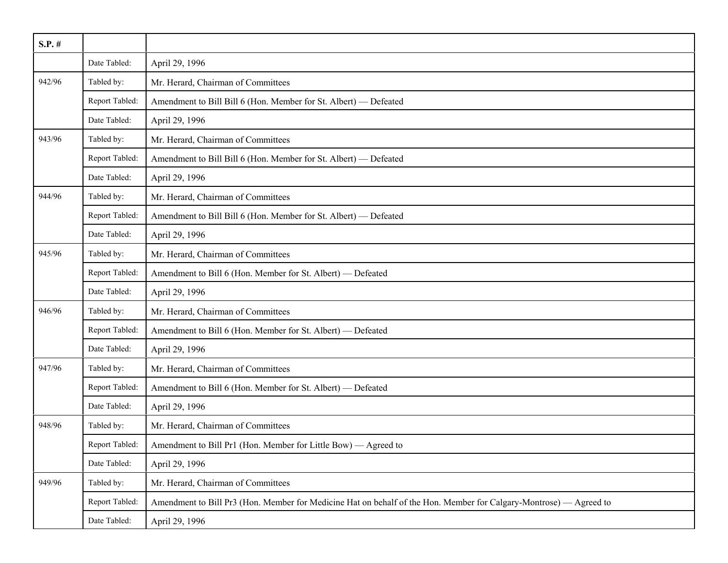| S.P. # | | |
|---|---|---|
| | Date Tabled: | April 29, 1996 |
| 942/96 | Tabled by: | Mr. Herard, Chairman of Committees |
| | Report Tabled: | Amendment to Bill Bill 6 (Hon. Member for St. Albert) — Defeated |
| | Date Tabled: | April 29, 1996 |
| 943/96 | Tabled by: | Mr. Herard, Chairman of Committees |
| | Report Tabled: | Amendment to Bill Bill 6 (Hon. Member for St. Albert) — Defeated |
| | Date Tabled: | April 29, 1996 |
| 944/96 | Tabled by: | Mr. Herard, Chairman of Committees |
| | Report Tabled: | Amendment to Bill Bill 6 (Hon. Member for St. Albert) — Defeated |
| | Date Tabled: | April 29, 1996 |
| 945/96 | Tabled by: | Mr. Herard, Chairman of Committees |
| | Report Tabled: | Amendment to Bill 6 (Hon. Member for St. Albert) — Defeated |
| | Date Tabled: | April 29, 1996 |
| 946/96 | Tabled by: | Mr. Herard, Chairman of Committees |
| | Report Tabled: | Amendment to Bill 6 (Hon. Member for St. Albert) — Defeated |
| | Date Tabled: | April 29, 1996 |
| 947/96 | Tabled by: | Mr. Herard, Chairman of Committees |
| | Report Tabled: | Amendment to Bill 6 (Hon. Member for St. Albert) — Defeated |
| | Date Tabled: | April 29, 1996 |
| 948/96 | Tabled by: | Mr. Herard, Chairman of Committees |
| | Report Tabled: | Amendment to Bill Pr1 (Hon. Member for Little Bow) — Agreed to |
| | Date Tabled: | April 29, 1996 |
| 949/96 | Tabled by: | Mr. Herard, Chairman of Committees |
| | Report Tabled: | Amendment to Bill Pr3 (Hon. Member for Medicine Hat on behalf of the Hon. Member for Calgary-Montrose) — Agreed to |
| | Date Tabled: | April 29, 1996 |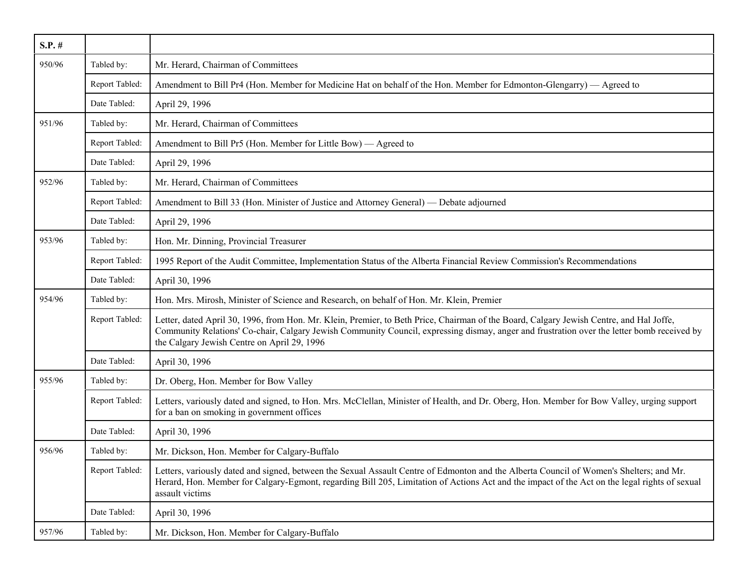| S.P. # | | |
|---|---|---|
| 950/96 | Tabled by: | Mr. Herard, Chairman of Committees |
| | Report Tabled: | Amendment to Bill Pr4 (Hon. Member for Medicine Hat on behalf of the Hon. Member for Edmonton-Glengarry) — Agreed to |
| | Date Tabled: | April 29, 1996 |
| 951/96 | Tabled by: | Mr. Herard, Chairman of Committees |
| | Report Tabled: | Amendment to Bill Pr5 (Hon. Member for Little Bow) — Agreed to |
| | Date Tabled: | April 29, 1996 |
| 952/96 | Tabled by: | Mr. Herard, Chairman of Committees |
| | Report Tabled: | Amendment to Bill 33 (Hon. Minister of Justice and Attorney General) — Debate adjourned |
| | Date Tabled: | April 29, 1996 |
| 953/96 | Tabled by: | Hon. Mr. Dinning, Provincial Treasurer |
| | Report Tabled: | 1995 Report of the Audit Committee, Implementation Status of the Alberta Financial Review Commission's Recommendations |
| | Date Tabled: | April 30, 1996 |
| 954/96 | Tabled by: | Hon. Mrs. Mirosh, Minister of Science and Research, on behalf of Hon. Mr. Klein, Premier |
| | Report Tabled: | Letter, dated April 30, 1996, from Hon. Mr. Klein, Premier, to Beth Price, Chairman of the Board, Calgary Jewish Centre, and Hal Joffe, Community Relations' Co-chair, Calgary Jewish Community Council, expressing dismay, anger and frustration over the letter bomb received by the Calgary Jewish Centre on April 29, 1996 |
| | Date Tabled: | April 30, 1996 |
| 955/96 | Tabled by: | Dr. Oberg, Hon. Member for Bow Valley |
| | Report Tabled: | Letters, variously dated and signed, to Hon. Mrs. McClellan, Minister of Health, and Dr. Oberg, Hon. Member for Bow Valley, urging support for a ban on smoking in government offices |
| | Date Tabled: | April 30, 1996 |
| 956/96 | Tabled by: | Mr. Dickson, Hon. Member for Calgary-Buffalo |
| | Report Tabled: | Letters, variously dated and signed, between the Sexual Assault Centre of Edmonton and the Alberta Council of Women's Shelters; and Mr. Herard, Hon. Member for Calgary-Egmont, regarding Bill 205, Limitation of Actions Act and the impact of the Act on the legal rights of sexual assault victims |
| | Date Tabled: | April 30, 1996 |
| 957/96 | Tabled by: | Mr. Dickson, Hon. Member for Calgary-Buffalo |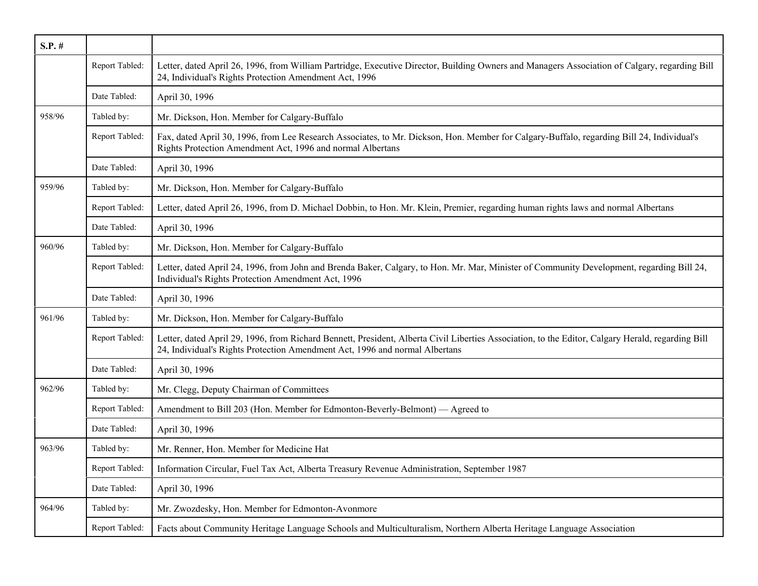| S.P. # | | |
|---|---|---|
| | Report Tabled: | Letter, dated April 26, 1996, from William Partridge, Executive Director, Building Owners and Managers Association of Calgary, regarding Bill 24, Individual's Rights Protection Amendment Act, 1996 |
| | Date Tabled: | April 30, 1996 |
| 958/96 | Tabled by: | Mr. Dickson, Hon. Member for Calgary-Buffalo |
| | Report Tabled: | Fax, dated April 30, 1996, from Lee Research Associates, to Mr. Dickson, Hon. Member for Calgary-Buffalo, regarding Bill 24, Individual's Rights Protection Amendment Act, 1996 and normal Albertans |
| | Date Tabled: | April 30, 1996 |
| 959/96 | Tabled by: | Mr. Dickson, Hon. Member for Calgary-Buffalo |
| | Report Tabled: | Letter, dated April 26, 1996, from D. Michael Dobbin, to Hon. Mr. Klein, Premier, regarding human rights laws and normal Albertans |
| | Date Tabled: | April 30, 1996 |
| 960/96 | Tabled by: | Mr. Dickson, Hon. Member for Calgary-Buffalo |
| | Report Tabled: | Letter, dated April 24, 1996, from John and Brenda Baker, Calgary, to Hon. Mr. Mar, Minister of Community Development, regarding Bill 24, Individual's Rights Protection Amendment Act, 1996 |
| | Date Tabled: | April 30, 1996 |
| 961/96 | Tabled by: | Mr. Dickson, Hon. Member for Calgary-Buffalo |
| | Report Tabled: | Letter, dated April 29, 1996, from Richard Bennett, President, Alberta Civil Liberties Association, to the Editor, Calgary Herald, regarding Bill 24, Individual's Rights Protection Amendment Act, 1996 and normal Albertans |
| | Date Tabled: | April 30, 1996 |
| 962/96 | Tabled by: | Mr. Clegg, Deputy Chairman of Committees |
| | Report Tabled: | Amendment to Bill 203 (Hon. Member for Edmonton-Beverly-Belmont) — Agreed to |
| | Date Tabled: | April 30, 1996 |
| 963/96 | Tabled by: | Mr. Renner, Hon. Member for Medicine Hat |
| | Report Tabled: | Information Circular, Fuel Tax Act, Alberta Treasury Revenue Administration, September 1987 |
| | Date Tabled: | April 30, 1996 |
| 964/96 | Tabled by: | Mr. Zwozdesky, Hon. Member for Edmonton-Avonmore |
| | Report Tabled: | Facts about Community Heritage Language Schools and Multiculturalism, Northern Alberta Heritage Language Association |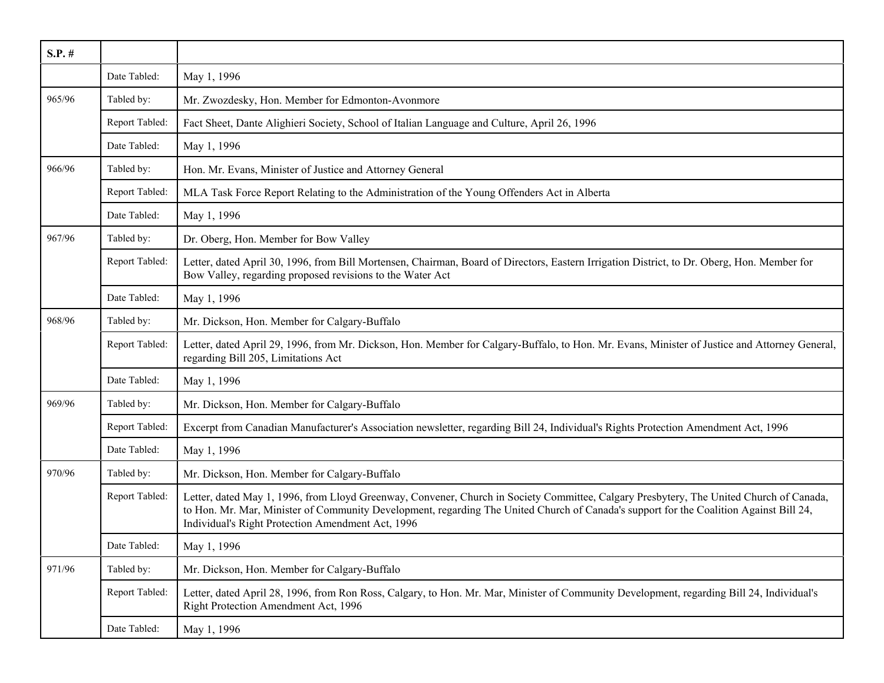| S.P. # | | |
|---|---|---|
| | Date Tabled: | May 1, 1996 |
| 965/96 | Tabled by: | Mr. Zwozdesky, Hon. Member for Edmonton-Avonmore |
| | Report Tabled: | Fact Sheet, Dante Alighieri Society, School of Italian Language and Culture, April 26, 1996 |
| | Date Tabled: | May 1, 1996 |
| 966/96 | Tabled by: | Hon. Mr. Evans, Minister of Justice and Attorney General |
| | Report Tabled: | MLA Task Force Report Relating to the Administration of the Young Offenders Act in Alberta |
| | Date Tabled: | May 1, 1996 |
| 967/96 | Tabled by: | Dr. Oberg, Hon. Member for Bow Valley |
| | Report Tabled: | Letter, dated April 30, 1996, from Bill Mortensen, Chairman, Board of Directors, Eastern Irrigation District, to Dr. Oberg, Hon. Member for Bow Valley, regarding proposed revisions to the Water Act |
| | Date Tabled: | May 1, 1996 |
| 968/96 | Tabled by: | Mr. Dickson, Hon. Member for Calgary-Buffalo |
| | Report Tabled: | Letter, dated April 29, 1996, from Mr. Dickson, Hon. Member for Calgary-Buffalo, to Hon. Mr. Evans, Minister of Justice and Attorney General, regarding Bill 205, Limitations Act |
| | Date Tabled: | May 1, 1996 |
| 969/96 | Tabled by: | Mr. Dickson, Hon. Member for Calgary-Buffalo |
| | Report Tabled: | Excerpt from Canadian Manufacturer's Association newsletter, regarding Bill 24, Individual's Rights Protection Amendment Act, 1996 |
| | Date Tabled: | May 1, 1996 |
| 970/96 | Tabled by: | Mr. Dickson, Hon. Member for Calgary-Buffalo |
| | Report Tabled: | Letter, dated May 1, 1996, from Lloyd Greenway, Convener, Church in Society Committee, Calgary Presbytery, The United Church of Canada, to Hon. Mr. Mar, Minister of Community Development, regarding The United Church of Canada's support for the Coalition Against Bill 24, Individual's Right Protection Amendment Act, 1996 |
| | Date Tabled: | May 1, 1996 |
| 971/96 | Tabled by: | Mr. Dickson, Hon. Member for Calgary-Buffalo |
| | Report Tabled: | Letter, dated April 28, 1996, from Ron Ross, Calgary, to Hon. Mr. Mar, Minister of Community Development, regarding Bill 24, Individual's Right Protection Amendment Act, 1996 |
| | Date Tabled: | May 1, 1996 |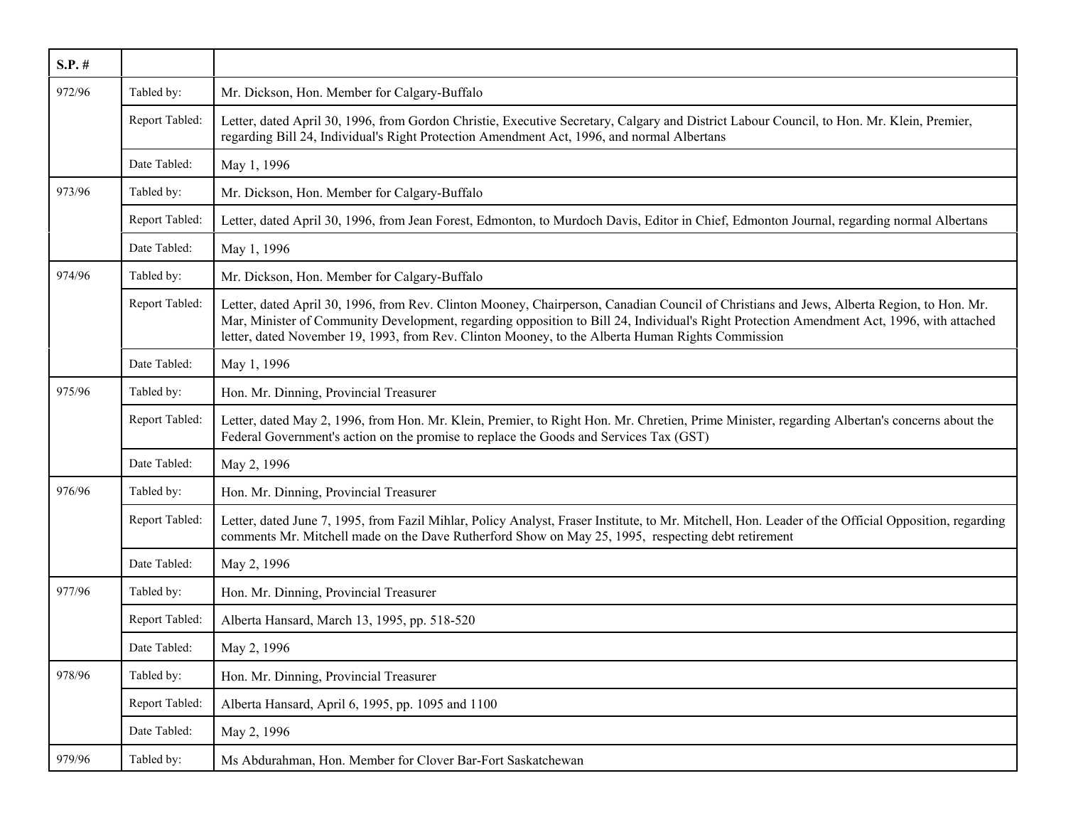| S.P. # | | |
|---|---|---|
| 972/96 | Tabled by: | Mr. Dickson, Hon. Member for Calgary-Buffalo |
| | Report Tabled: | Letter, dated April 30, 1996, from Gordon Christie, Executive Secretary, Calgary and District Labour Council, to Hon. Mr. Klein, Premier, regarding Bill 24, Individual's Right Protection Amendment Act, 1996, and normal Albertans |
| | Date Tabled: | May 1, 1996 |
| 973/96 | Tabled by: | Mr. Dickson, Hon. Member for Calgary-Buffalo |
| | Report Tabled: | Letter, dated April 30, 1996, from Jean Forest, Edmonton, to Murdoch Davis, Editor in Chief, Edmonton Journal, regarding normal Albertans |
| | Date Tabled: | May 1, 1996 |
| 974/96 | Tabled by: | Mr. Dickson, Hon. Member for Calgary-Buffalo |
| | Report Tabled: | Letter, dated April 30, 1996, from Rev. Clinton Mooney, Chairperson, Canadian Council of Christians and Jews, Alberta Region, to Hon. Mr. Mar, Minister of Community Development, regarding opposition to Bill 24, Individual's Right Protection Amendment Act, 1996, with attached letter, dated November 19, 1993, from Rev. Clinton Mooney, to the Alberta Human Rights Commission |
| | Date Tabled: | May 1, 1996 |
| 975/96 | Tabled by: | Hon. Mr. Dinning, Provincial Treasurer |
| | Report Tabled: | Letter, dated May 2, 1996, from Hon. Mr. Klein, Premier, to Right Hon. Mr. Chretien, Prime Minister, regarding Albertan's concerns about the Federal Government's action on the promise to replace the Goods and Services Tax (GST) |
| | Date Tabled: | May 2, 1996 |
| 976/96 | Tabled by: | Hon. Mr. Dinning, Provincial Treasurer |
| | Report Tabled: | Letter, dated June 7, 1995, from Fazil Mihlar, Policy Analyst, Fraser Institute, to Mr. Mitchell, Hon. Leader of the Official Opposition, regarding comments Mr. Mitchell made on the Dave Rutherford Show on May 25, 1995, respecting debt retirement |
| | Date Tabled: | May 2, 1996 |
| 977/96 | Tabled by: | Hon. Mr. Dinning, Provincial Treasurer |
| | Report Tabled: | Alberta Hansard, March 13, 1995, pp. 518-520 |
| | Date Tabled: | May 2, 1996 |
| 978/96 | Tabled by: | Hon. Mr. Dinning, Provincial Treasurer |
| | Report Tabled: | Alberta Hansard, April 6, 1995, pp. 1095 and 1100 |
| | Date Tabled: | May 2, 1996 |
| 979/96 | Tabled by: | Ms Abdurahman, Hon. Member for Clover Bar-Fort Saskatchewan |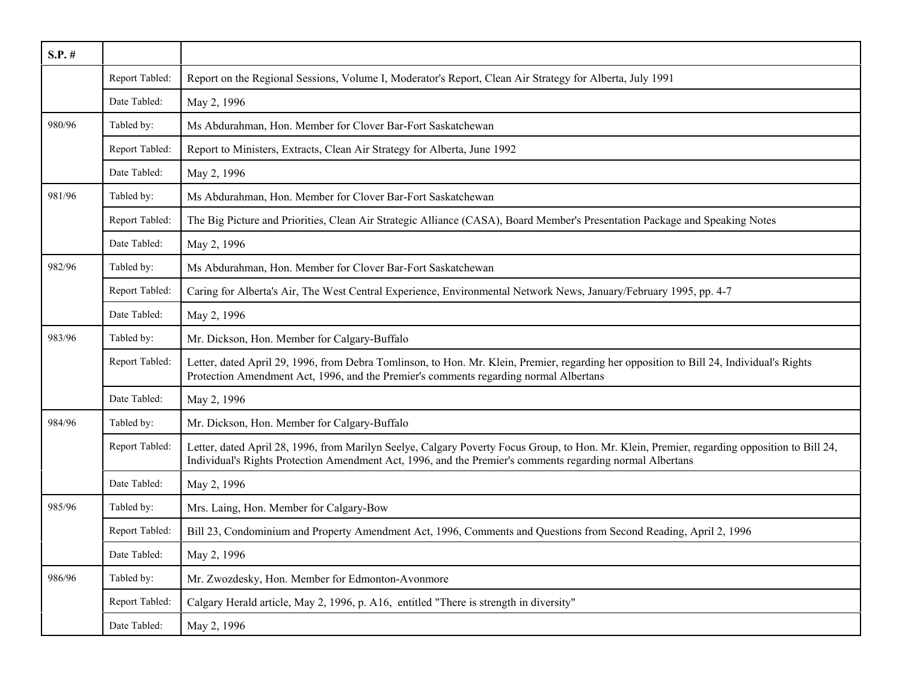| S.P. # | | |
|---|---|---|
| | Report Tabled: | Report on the Regional Sessions, Volume I, Moderator's Report, Clean Air Strategy for Alberta, July 1991 |
| | Date Tabled: | May 2, 1996 |
| 980/96 | Tabled by: | Ms Abdurahman, Hon. Member for Clover Bar-Fort Saskatchewan |
| | Report Tabled: | Report to Ministers, Extracts, Clean Air Strategy for Alberta, June 1992 |
| | Date Tabled: | May 2, 1996 |
| 981/96 | Tabled by: | Ms Abdurahman, Hon. Member for Clover Bar-Fort Saskatchewan |
| | Report Tabled: | The Big Picture and Priorities, Clean Air Strategic Alliance (CASA), Board Member's Presentation Package and Speaking Notes |
| | Date Tabled: | May 2, 1996 |
| 982/96 | Tabled by: | Ms Abdurahman, Hon. Member for Clover Bar-Fort Saskatchewan |
| | Report Tabled: | Caring for Alberta's Air, The West Central Experience, Environmental Network News, January/February 1995, pp. 4-7 |
| | Date Tabled: | May 2, 1996 |
| 983/96 | Tabled by: | Mr. Dickson, Hon. Member for Calgary-Buffalo |
| | Report Tabled: | Letter, dated April 29, 1996, from Debra Tomlinson, to Hon. Mr. Klein, Premier, regarding her opposition to Bill 24, Individual's Rights Protection Amendment Act, 1996, and the Premier's comments regarding normal Albertans |
| | Date Tabled: | May 2, 1996 |
| 984/96 | Tabled by: | Mr. Dickson, Hon. Member for Calgary-Buffalo |
| | Report Tabled: | Letter, dated April 28, 1996, from Marilyn Seelye, Calgary Poverty Focus Group, to Hon. Mr. Klein, Premier, regarding opposition to Bill 24, Individual's Rights Protection Amendment Act, 1996, and the Premier's comments regarding normal Albertans |
| | Date Tabled: | May 2, 1996 |
| 985/96 | Tabled by: | Mrs. Laing, Hon. Member for Calgary-Bow |
| | Report Tabled: | Bill 23, Condominium and Property Amendment Act, 1996, Comments and Questions from Second Reading, April 2, 1996 |
| | Date Tabled: | May 2, 1996 |
| 986/96 | Tabled by: | Mr. Zwozdesky, Hon. Member for Edmonton-Avonmore |
| | Report Tabled: | Calgary Herald article, May 2, 1996, p. A16, entitled "There is strength in diversity" |
| | Date Tabled: | May 2, 1996 |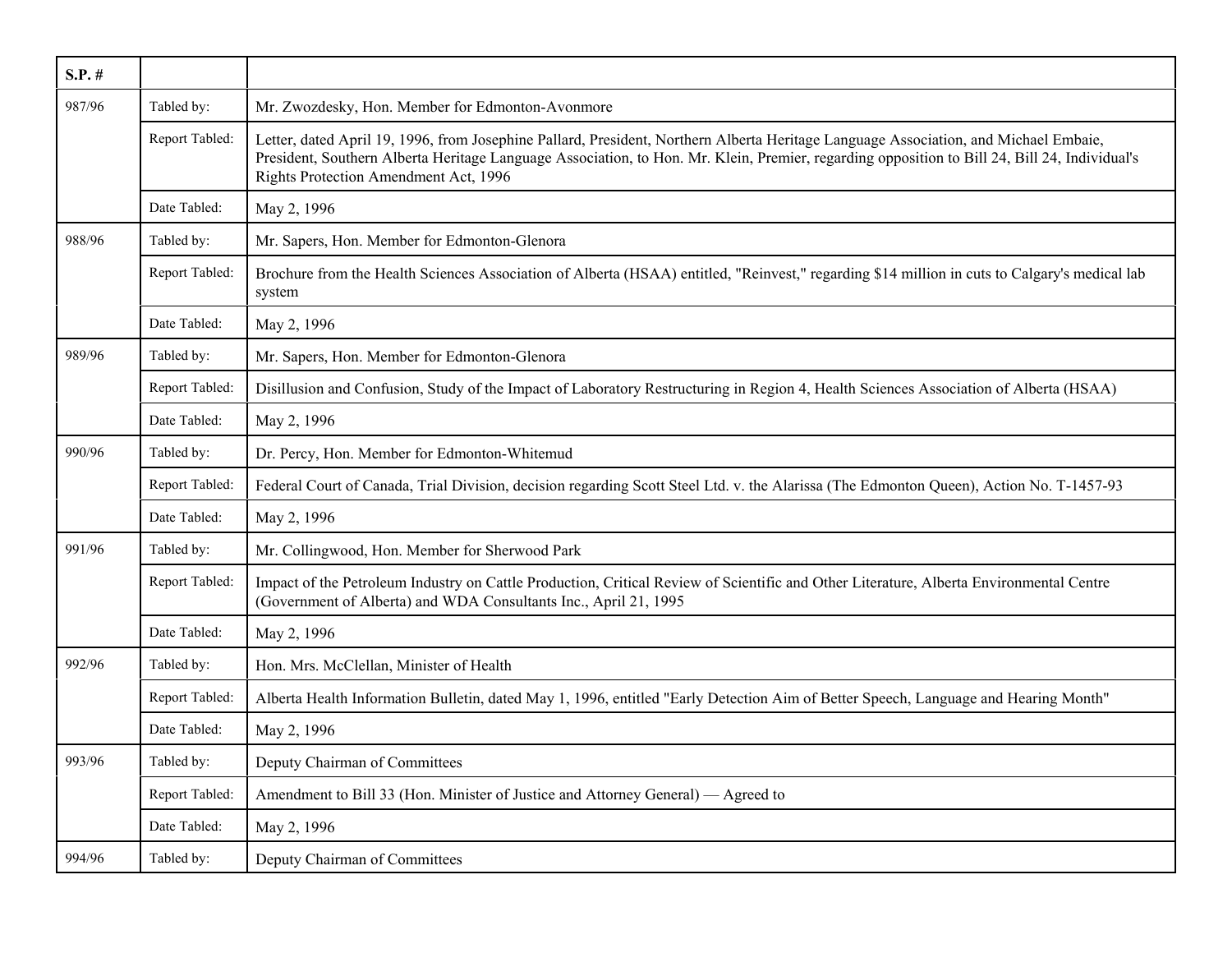| S.P. # | | |
|---|---|---|
| 987/96 | Tabled by: | Mr. Zwozdesky, Hon. Member for Edmonton-Avonmore |
| | Report Tabled: | Letter, dated April 19, 1996, from Josephine Pallard, President, Northern Alberta Heritage Language Association, and Michael Embaie, President, Southern Alberta Heritage Language Association, to Hon. Mr. Klein, Premier, regarding opposition to Bill 24, Bill 24, Individual's Rights Protection Amendment Act, 1996 |
| | Date Tabled: | May 2, 1996 |
| 988/96 | Tabled by: | Mr. Sapers, Hon. Member for Edmonton-Glenora |
| | Report Tabled: | Brochure from the Health Sciences Association of Alberta (HSAA) entitled, "Reinvest," regarding $14 million in cuts to Calgary's medical lab system |
| | Date Tabled: | May 2, 1996 |
| 989/96 | Tabled by: | Mr. Sapers, Hon. Member for Edmonton-Glenora |
| | Report Tabled: | Disillusion and Confusion, Study of the Impact of Laboratory Restructuring in Region 4, Health Sciences Association of Alberta (HSAA) |
| | Date Tabled: | May 2, 1996 |
| 990/96 | Tabled by: | Dr. Percy, Hon. Member for Edmonton-Whitemud |
| | Report Tabled: | Federal Court of Canada, Trial Division, decision regarding Scott Steel Ltd. v. the Alarissa (The Edmonton Queen), Action No. T-1457-93 |
| | Date Tabled: | May 2, 1996 |
| 991/96 | Tabled by: | Mr. Collingwood, Hon. Member for Sherwood Park |
| | Report Tabled: | Impact of the Petroleum Industry on Cattle Production, Critical Review of Scientific and Other Literature, Alberta Environmental Centre (Government of Alberta) and WDA Consultants Inc., April 21, 1995 |
| | Date Tabled: | May 2, 1996 |
| 992/96 | Tabled by: | Hon. Mrs. McClellan, Minister of Health |
| | Report Tabled: | Alberta Health Information Bulletin, dated May 1, 1996, entitled "Early Detection Aim of Better Speech, Language and Hearing Month" |
| | Date Tabled: | May 2, 1996 |
| 993/96 | Tabled by: | Deputy Chairman of Committees |
| | Report Tabled: | Amendment to Bill 33 (Hon. Minister of Justice and Attorney General) — Agreed to |
| | Date Tabled: | May 2, 1996 |
| 994/96 | Tabled by: | Deputy Chairman of Committees |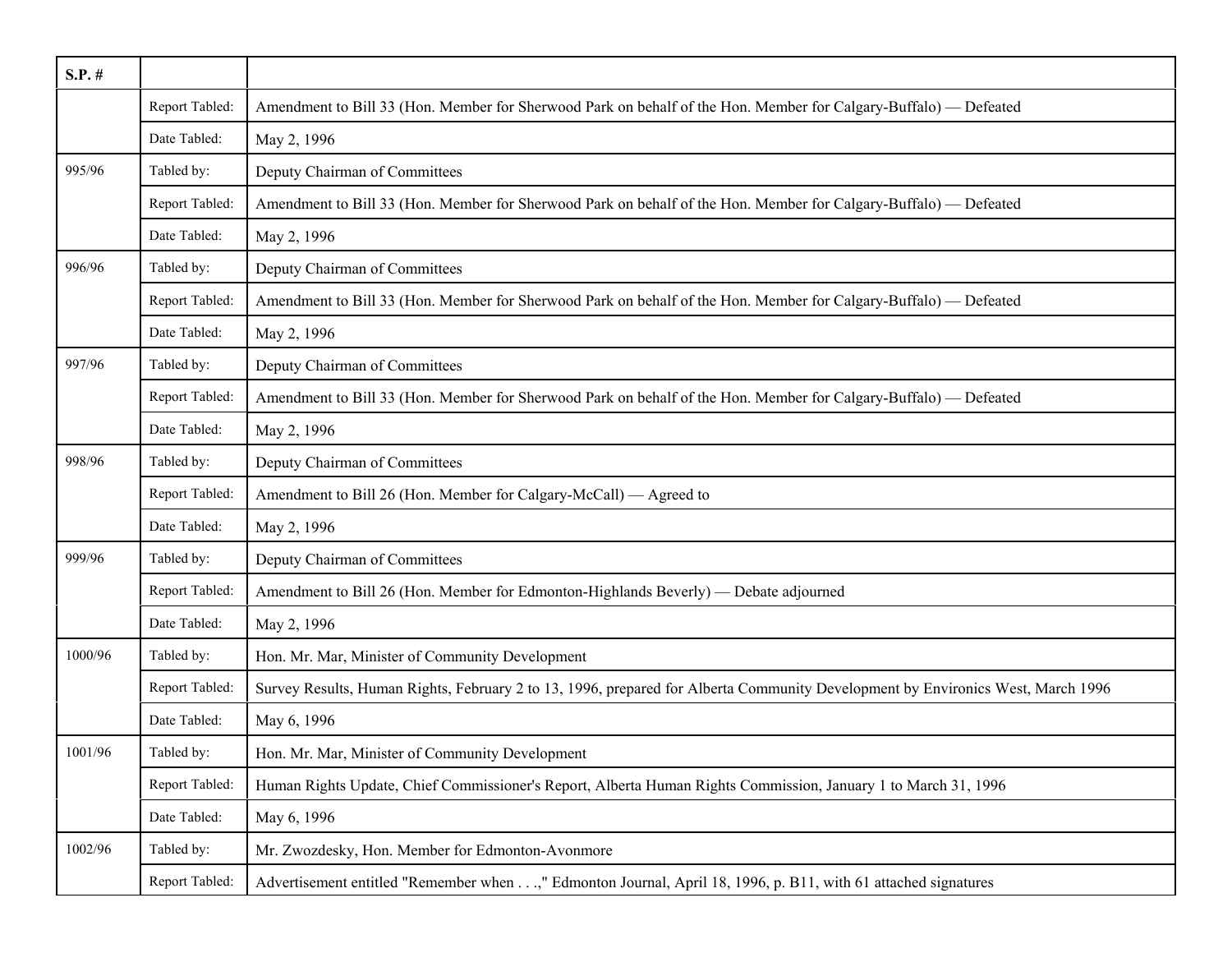| S.P. # | | |
|---|---|---|
| | Report Tabled: | Amendment to Bill 33 (Hon. Member for Sherwood Park on behalf of the Hon. Member for Calgary-Buffalo) — Defeated |
| | Date Tabled: | May 2, 1996 |
| 995/96 | Tabled by: | Deputy Chairman of Committees |
| | Report Tabled: | Amendment to Bill 33 (Hon. Member for Sherwood Park on behalf of the Hon. Member for Calgary-Buffalo) — Defeated |
| | Date Tabled: | May 2, 1996 |
| 996/96 | Tabled by: | Deputy Chairman of Committees |
| | Report Tabled: | Amendment to Bill 33 (Hon. Member for Sherwood Park on behalf of the Hon. Member for Calgary-Buffalo) — Defeated |
| | Date Tabled: | May 2, 1996 |
| 997/96 | Tabled by: | Deputy Chairman of Committees |
| | Report Tabled: | Amendment to Bill 33 (Hon. Member for Sherwood Park on behalf of the Hon. Member for Calgary-Buffalo) — Defeated |
| | Date Tabled: | May 2, 1996 |
| 998/96 | Tabled by: | Deputy Chairman of Committees |
| | Report Tabled: | Amendment to Bill 26 (Hon. Member for Calgary-McCall) — Agreed to |
| | Date Tabled: | May 2, 1996 |
| 999/96 | Tabled by: | Deputy Chairman of Committees |
| | Report Tabled: | Amendment to Bill 26 (Hon. Member for Edmonton-Highlands Beverly) — Debate adjourned |
| | Date Tabled: | May 2, 1996 |
| 1000/96 | Tabled by: | Hon. Mr. Mar, Minister of Community Development |
| | Report Tabled: | Survey Results, Human Rights, February 2 to 13, 1996, prepared for Alberta Community Development by Environics West, March 1996 |
| | Date Tabled: | May 6, 1996 |
| 1001/96 | Tabled by: | Hon. Mr. Mar, Minister of Community Development |
| | Report Tabled: | Human Rights Update, Chief Commissioner's Report, Alberta Human Rights Commission, January 1 to March 31, 1996 |
| | Date Tabled: | May 6, 1996 |
| 1002/96 | Tabled by: | Mr. Zwozdesky, Hon. Member for Edmonton-Avonmore |
| | Report Tabled: | Advertisement entitled "Remember when . . .," Edmonton Journal, April 18, 1996, p. B11, with 61 attached signatures |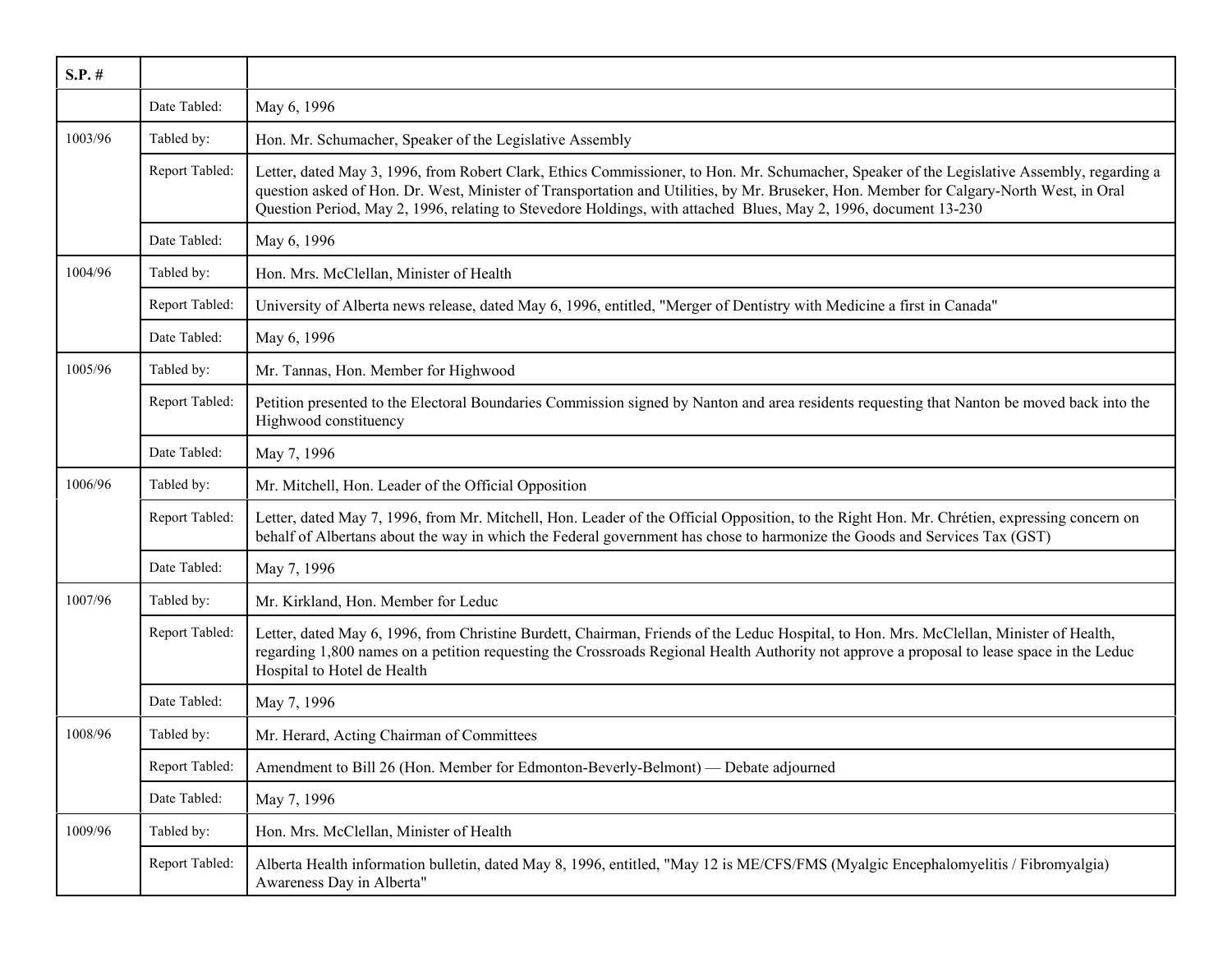| S.P. # | | |
|---|---|---|
| | Date Tabled: | May 6, 1996 |
| 1003/96 | Tabled by: | Hon. Mr. Schumacher, Speaker of the Legislative Assembly |
| | Report Tabled: | Letter, dated May 3, 1996, from Robert Clark, Ethics Commissioner, to Hon. Mr. Schumacher, Speaker of the Legislative Assembly, regarding a question asked of Hon. Dr. West, Minister of Transportation and Utilities, by Mr. Bruseker, Hon. Member for Calgary-North West, in Oral Question Period, May 2, 1996, relating to Stevedore Holdings, with attached Blues, May 2, 1996, document 13-230 |
| | Date Tabled: | May 6, 1996 |
| 1004/96 | Tabled by: | Hon. Mrs. McClellan, Minister of Health |
| | Report Tabled: | University of Alberta news release, dated May 6, 1996, entitled, "Merger of Dentistry with Medicine a first in Canada" |
| | Date Tabled: | May 6, 1996 |
| 1005/96 | Tabled by: | Mr. Tannas, Hon. Member for Highwood |
| | Report Tabled: | Petition presented to the Electoral Boundaries Commission signed by Nanton and area residents requesting that Nanton be moved back into the Highwood constituency |
| | Date Tabled: | May 7, 1996 |
| 1006/96 | Tabled by: | Mr. Mitchell, Hon. Leader of the Official Opposition |
| | Report Tabled: | Letter, dated May 7, 1996, from Mr. Mitchell, Hon. Leader of the Official Opposition, to the Right Hon. Mr. Chrétien, expressing concern on behalf of Albertans about the way in which the Federal government has chose to harmonize the Goods and Services Tax (GST) |
| | Date Tabled: | May 7, 1996 |
| 1007/96 | Tabled by: | Mr. Kirkland, Hon. Member for Leduc |
| | Report Tabled: | Letter, dated May 6, 1996, from Christine Burdett, Chairman, Friends of the Leduc Hospital, to Hon. Mrs. McClellan, Minister of Health, regarding 1,800 names on a petition requesting the Crossroads Regional Health Authority not approve a proposal to lease space in the Leduc Hospital to Hotel de Health |
| | Date Tabled: | May 7, 1996 |
| 1008/96 | Tabled by: | Mr. Herard, Acting Chairman of Committees |
| | Report Tabled: | Amendment to Bill 26 (Hon. Member for Edmonton-Beverly-Belmont) — Debate adjourned |
| | Date Tabled: | May 7, 1996 |
| 1009/96 | Tabled by: | Hon. Mrs. McClellan, Minister of Health |
| | Report Tabled: | Alberta Health information bulletin, dated May 8, 1996, entitled, "May 12 is ME/CFS/FMS (Myalgic Encephalomyelitis / Fibromyalgia) Awareness Day in Alberta" |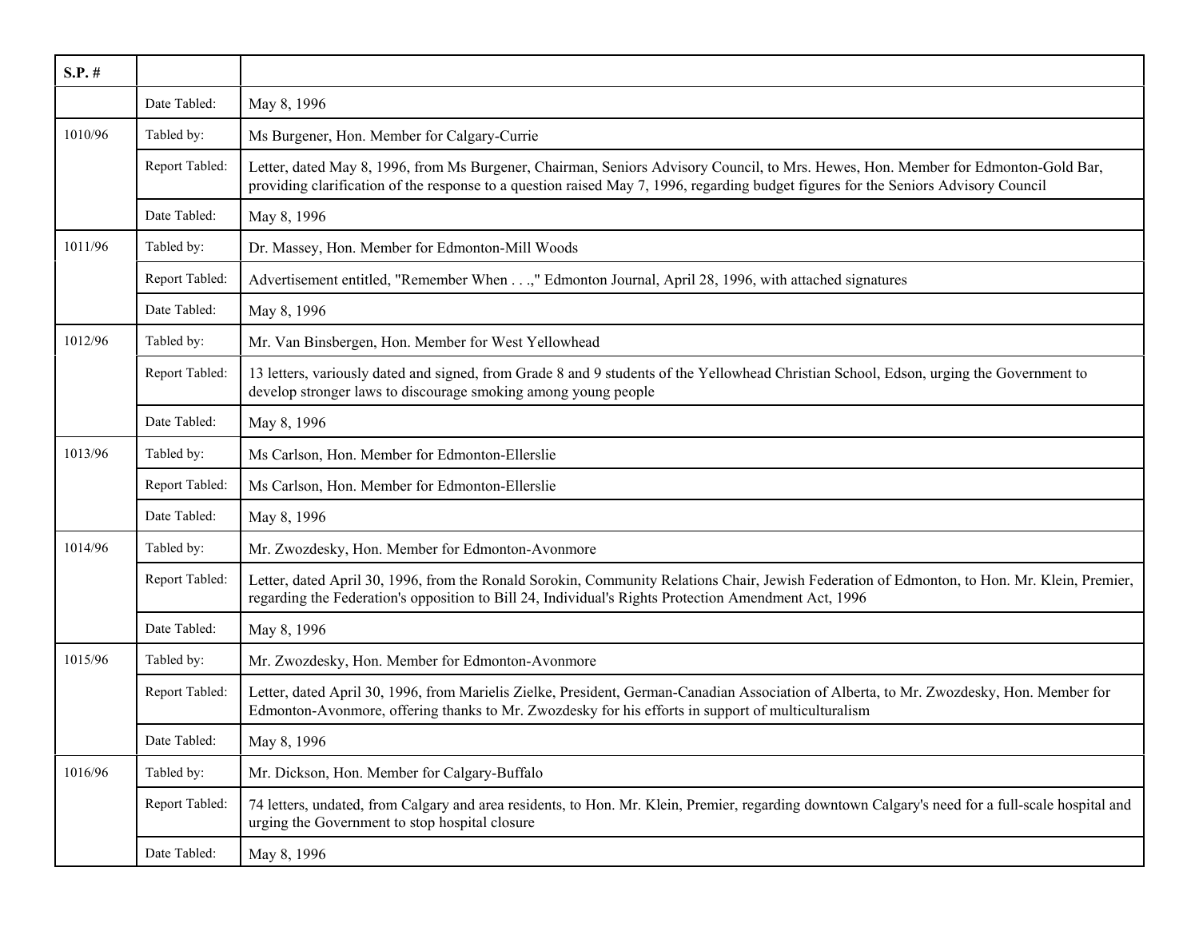| S.P. # | | |
|---|---|---|
| | Date Tabled: | May 8, 1996 |
| 1010/96 | Tabled by: | Ms Burgener, Hon. Member for Calgary-Currie |
| | Report Tabled: | Letter, dated May 8, 1996, from Ms Burgener, Chairman, Seniors Advisory Council, to Mrs. Hewes, Hon. Member for Edmonton-Gold Bar, providing clarification of the response to a question raised May 7, 1996, regarding budget figures for the Seniors Advisory Council |
| | Date Tabled: | May 8, 1996 |
| 1011/96 | Tabled by: | Dr. Massey, Hon. Member for Edmonton-Mill Woods |
| | Report Tabled: | Advertisement entitled, "Remember When . . .," Edmonton Journal, April 28, 1996, with attached signatures |
| | Date Tabled: | May 8, 1996 |
| 1012/96 | Tabled by: | Mr. Van Binsbergen, Hon. Member for West Yellowhead |
| | Report Tabled: | 13 letters, variously dated and signed, from Grade 8 and 9 students of the Yellowhead Christian School, Edson, urging the Government to develop stronger laws to discourage smoking among young people |
| | Date Tabled: | May 8, 1996 |
| 1013/96 | Tabled by: | Ms Carlson, Hon. Member for Edmonton-Ellerslie |
| | Report Tabled: | Ms Carlson, Hon. Member for Edmonton-Ellerslie |
| | Date Tabled: | May 8, 1996 |
| 1014/96 | Tabled by: | Mr. Zwozdesky, Hon. Member for Edmonton-Avonmore |
| | Report Tabled: | Letter, dated April 30, 1996, from the Ronald Sorokin, Community Relations Chair, Jewish Federation of Edmonton, to Hon. Mr. Klein, Premier, regarding the Federation's opposition to Bill 24, Individual's Rights Protection Amendment Act, 1996 |
| | Date Tabled: | May 8, 1996 |
| 1015/96 | Tabled by: | Mr. Zwozdesky, Hon. Member for Edmonton-Avonmore |
| | Report Tabled: | Letter, dated April 30, 1996, from Marielis Zielke, President, German-Canadian Association of Alberta, to Mr. Zwozdesky, Hon. Member for Edmonton-Avonmore, offering thanks to Mr. Zwozdesky for his efforts in support of multiculturalism |
| | Date Tabled: | May 8, 1996 |
| 1016/96 | Tabled by: | Mr. Dickson, Hon. Member for Calgary-Buffalo |
| | Report Tabled: | 74 letters, undated, from Calgary and area residents, to Hon. Mr. Klein, Premier, regarding downtown Calgary's need for a full-scale hospital and urging the Government to stop hospital closure |
| | Date Tabled: | May 8, 1996 |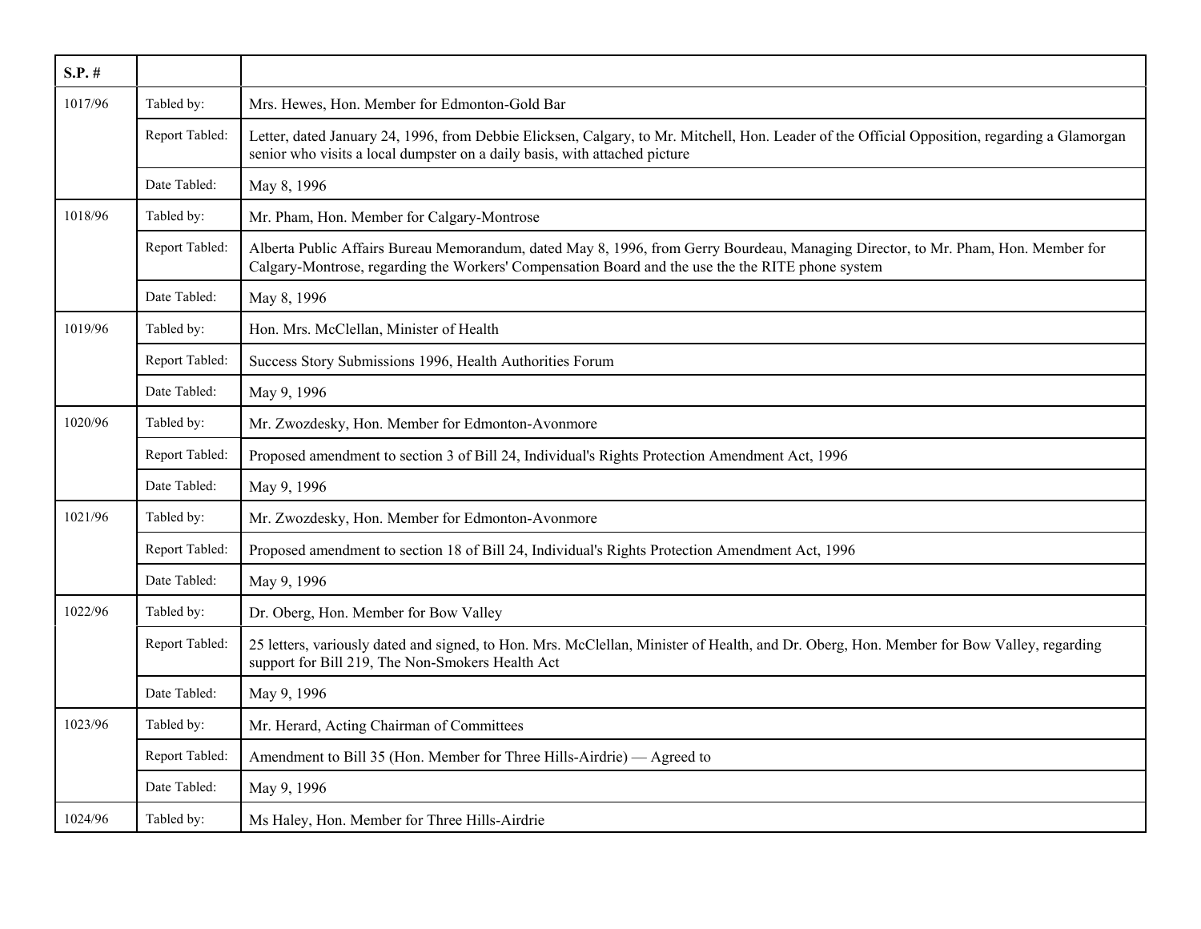| S.P. # | | |
|---|---|---|
| 1017/96 | Tabled by: | Mrs. Hewes, Hon. Member for Edmonton-Gold Bar |
| | Report Tabled: | Letter, dated January 24, 1996, from Debbie Elicksen, Calgary, to Mr. Mitchell, Hon. Leader of the Official Opposition, regarding a Glamorgan senior who visits a local dumpster on a daily basis, with attached picture |
| | Date Tabled: | May 8, 1996 |
| 1018/96 | Tabled by: | Mr. Pham, Hon. Member for Calgary-Montrose |
| | Report Tabled: | Alberta Public Affairs Bureau Memorandum, dated May 8, 1996, from Gerry Bourdeau, Managing Director, to Mr. Pham, Hon. Member for Calgary-Montrose, regarding the Workers' Compensation Board and the use the the RITE phone system |
| | Date Tabled: | May 8, 1996 |
| 1019/96 | Tabled by: | Hon. Mrs. McClellan, Minister of Health |
| | Report Tabled: | Success Story Submissions 1996, Health Authorities Forum |
| | Date Tabled: | May 9, 1996 |
| 1020/96 | Tabled by: | Mr. Zwozdesky, Hon. Member for Edmonton-Avonmore |
| | Report Tabled: | Proposed amendment to section 3 of Bill 24, Individual's Rights Protection Amendment Act, 1996 |
| | Date Tabled: | May 9, 1996 |
| 1021/96 | Tabled by: | Mr. Zwozdesky, Hon. Member for Edmonton-Avonmore |
| | Report Tabled: | Proposed amendment to section 18 of Bill 24, Individual's Rights Protection Amendment Act, 1996 |
| | Date Tabled: | May 9, 1996 |
| 1022/96 | Tabled by: | Dr. Oberg, Hon. Member for Bow Valley |
| | Report Tabled: | 25 letters, variously dated and signed, to Hon. Mrs. McClellan, Minister of Health, and Dr. Oberg, Hon. Member for Bow Valley, regarding support for Bill 219, The Non-Smokers Health Act |
| | Date Tabled: | May 9, 1996 |
| 1023/96 | Tabled by: | Mr. Herard, Acting Chairman of Committees |
| | Report Tabled: | Amendment to Bill 35 (Hon. Member for Three Hills-Airdrie) — Agreed to |
| | Date Tabled: | May 9, 1996 |
| 1024/96 | Tabled by: | Ms Haley, Hon. Member for Three Hills-Airdrie |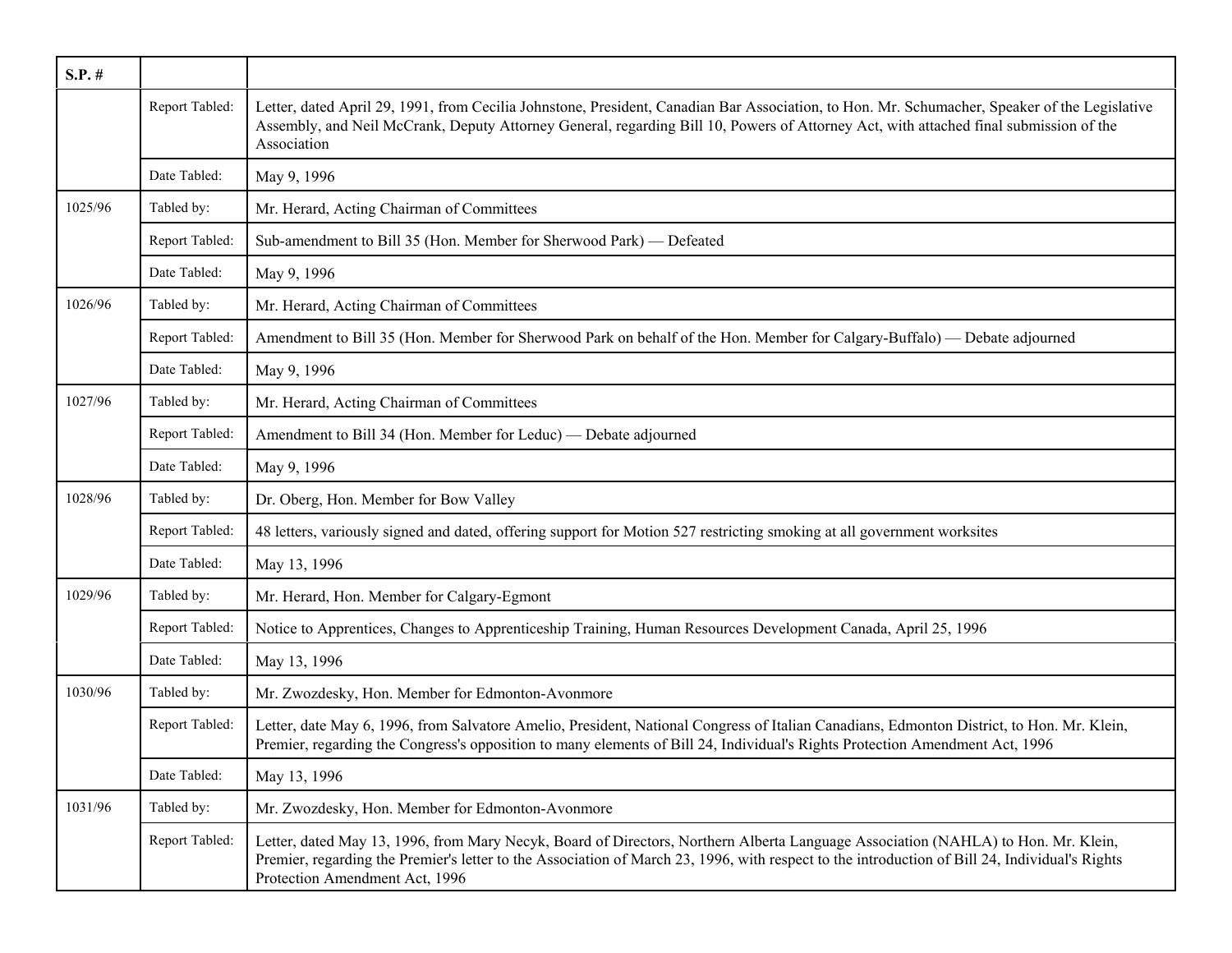| S.P. # | | |
|---|---|---|
| | Report Tabled: | Letter, dated April 29, 1991, from Cecilia Johnstone, President, Canadian Bar Association, to Hon. Mr. Schumacher, Speaker of the Legislative Assembly, and Neil McCrank, Deputy Attorney General, regarding Bill 10, Powers of Attorney Act, with attached final submission of the Association |
| | Date Tabled: | May 9, 1996 |
| 1025/96 | Tabled by: | Mr. Herard, Acting Chairman of Committees |
| | Report Tabled: | Sub-amendment to Bill 35 (Hon. Member for Sherwood Park) — Defeated |
| | Date Tabled: | May 9, 1996 |
| 1026/96 | Tabled by: | Mr. Herard, Acting Chairman of Committees |
| | Report Tabled: | Amendment to Bill 35 (Hon. Member for Sherwood Park on behalf of the Hon. Member for Calgary-Buffalo) — Debate adjourned |
| | Date Tabled: | May 9, 1996 |
| 1027/96 | Tabled by: | Mr. Herard, Acting Chairman of Committees |
| | Report Tabled: | Amendment to Bill 34 (Hon. Member for Leduc) — Debate adjourned |
| | Date Tabled: | May 9, 1996 |
| 1028/96 | Tabled by: | Dr. Oberg, Hon. Member for Bow Valley |
| | Report Tabled: | 48 letters, variously signed and dated, offering support for Motion 527 restricting smoking at all government worksites |
| | Date Tabled: | May 13, 1996 |
| 1029/96 | Tabled by: | Mr. Herard, Hon. Member for Calgary-Egmont |
| | Report Tabled: | Notice to Apprentices, Changes to Apprenticeship Training, Human Resources Development Canada, April 25, 1996 |
| | Date Tabled: | May 13, 1996 |
| 1030/96 | Tabled by: | Mr. Zwozdesky, Hon. Member for Edmonton-Avonmore |
| | Report Tabled: | Letter, date May 6, 1996, from Salvatore Amelio, President, National Congress of Italian Canadians, Edmonton District, to Hon. Mr. Klein, Premier, regarding the Congress's opposition to many elements of Bill 24, Individual's Rights Protection Amendment Act, 1996 |
| | Date Tabled: | May 13, 1996 |
| 1031/96 | Tabled by: | Mr. Zwozdesky, Hon. Member for Edmonton-Avonmore |
| | Report Tabled: | Letter, dated May 13, 1996, from Mary Necyk, Board of Directors, Northern Alberta Language Association (NAHLA) to Hon. Mr. Klein, Premier, regarding the Premier's letter to the Association of March 23, 1996, with respect to the introduction of Bill 24, Individual's Rights Protection Amendment Act, 1996 |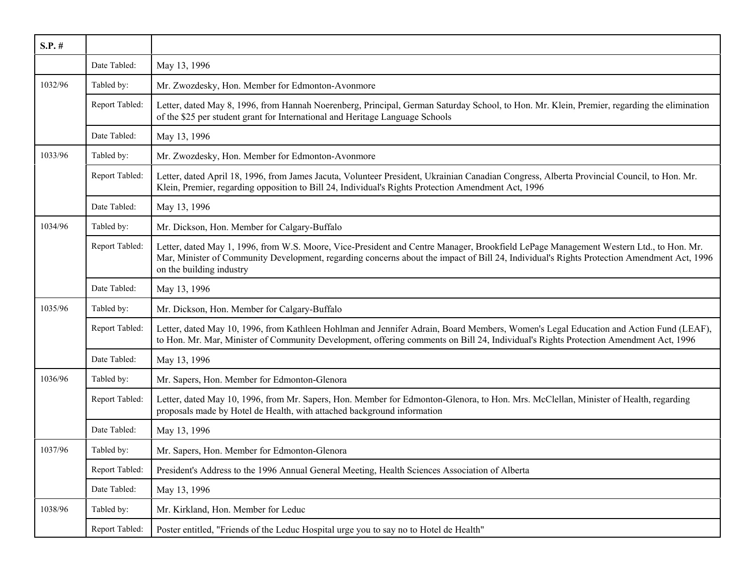| S.P. # | | |
|---|---|---|
| | Date Tabled: | May 13, 1996 |
| 1032/96 | Tabled by: | Mr. Zwozdesky, Hon. Member for Edmonton-Avonmore |
| | Report Tabled: | Letter, dated May 8, 1996, from Hannah Noerenberg, Principal, German Saturday School, to Hon. Mr. Klein, Premier, regarding the elimination of the $25 per student grant for International and Heritage Language Schools |
| | Date Tabled: | May 13, 1996 |
| 1033/96 | Tabled by: | Mr. Zwozdesky, Hon. Member for Edmonton-Avonmore |
| | Report Tabled: | Letter, dated April 18, 1996, from James Jacuta, Volunteer President, Ukrainian Canadian Congress, Alberta Provincial Council, to Hon. Mr. Klein, Premier, regarding opposition to Bill 24, Individual's Rights Protection Amendment Act, 1996 |
| | Date Tabled: | May 13, 1996 |
| 1034/96 | Tabled by: | Mr. Dickson, Hon. Member for Calgary-Buffalo |
| | Report Tabled: | Letter, dated May 1, 1996, from W.S. Moore, Vice-President and Centre Manager, Brookfield LePage Management Western Ltd., to Hon. Mr. Mar, Minister of Community Development, regarding concerns about the impact of Bill 24, Individual's Rights Protection Amendment Act, 1996 on the building industry |
| | Date Tabled: | May 13, 1996 |
| 1035/96 | Tabled by: | Mr. Dickson, Hon. Member for Calgary-Buffalo |
| | Report Tabled: | Letter, dated May 10, 1996, from Kathleen Hohlman and Jennifer Adrain, Board Members, Women's Legal Education and Action Fund (LEAF), to Hon. Mr. Mar, Minister of Community Development, offering comments on Bill 24, Individual's Rights Protection Amendment Act, 1996 |
| | Date Tabled: | May 13, 1996 |
| 1036/96 | Tabled by: | Mr. Sapers, Hon. Member for Edmonton-Glenora |
| | Report Tabled: | Letter, dated May 10, 1996, from Mr. Sapers, Hon. Member for Edmonton-Glenora, to Hon. Mrs. McClellan, Minister of Health, regarding proposals made by Hotel de Health, with attached background information |
| | Date Tabled: | May 13, 1996 |
| 1037/96 | Tabled by: | Mr. Sapers, Hon. Member for Edmonton-Glenora |
| | Report Tabled: | President's Address to the 1996 Annual General Meeting, Health Sciences Association of Alberta |
| | Date Tabled: | May 13, 1996 |
| 1038/96 | Tabled by: | Mr. Kirkland, Hon. Member for Leduc |
| | Report Tabled: | Poster entitled, "Friends of the Leduc Hospital urge you to say no to Hotel de Health" |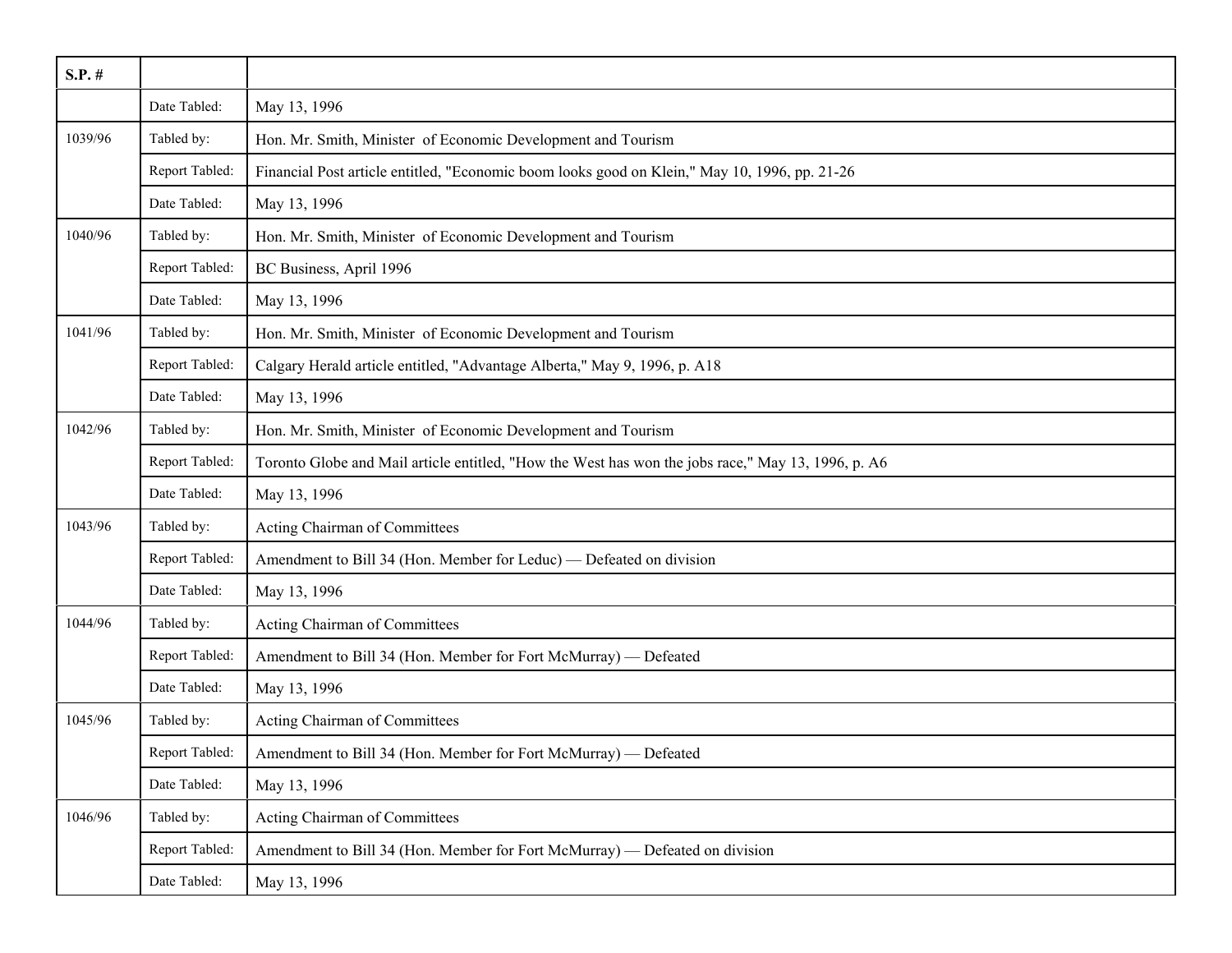| S.P. # | | |
|---|---|---|
| | Date Tabled: | May 13, 1996 |
| 1039/96 | Tabled by: | Hon. Mr. Smith, Minister of Economic Development and Tourism |
| | Report Tabled: | Financial Post article entitled, "Economic boom looks good on Klein," May 10, 1996, pp. 21-26 |
| | Date Tabled: | May 13, 1996 |
| 1040/96 | Tabled by: | Hon. Mr. Smith, Minister of Economic Development and Tourism |
| | Report Tabled: | BC Business, April 1996 |
| | Date Tabled: | May 13, 1996 |
| 1041/96 | Tabled by: | Hon. Mr. Smith, Minister of Economic Development and Tourism |
| | Report Tabled: | Calgary Herald article entitled, "Advantage Alberta," May 9, 1996, p. A18 |
| | Date Tabled: | May 13, 1996 |
| 1042/96 | Tabled by: | Hon. Mr. Smith, Minister of Economic Development and Tourism |
| | Report Tabled: | Toronto Globe and Mail article entitled, "How the West has won the jobs race," May 13, 1996, p. A6 |
| | Date Tabled: | May 13, 1996 |
| 1043/96 | Tabled by: | Acting Chairman of Committees |
| | Report Tabled: | Amendment to Bill 34 (Hon. Member for Leduc) — Defeated on division |
| | Date Tabled: | May 13, 1996 |
| 1044/96 | Tabled by: | Acting Chairman of Committees |
| | Report Tabled: | Amendment to Bill 34 (Hon. Member for Fort McMurray) — Defeated |
| | Date Tabled: | May 13, 1996 |
| 1045/96 | Tabled by: | Acting Chairman of Committees |
| | Report Tabled: | Amendment to Bill 34 (Hon. Member for Fort McMurray) — Defeated |
| | Date Tabled: | May 13, 1996 |
| 1046/96 | Tabled by: | Acting Chairman of Committees |
| | Report Tabled: | Amendment to Bill 34 (Hon. Member for Fort McMurray) — Defeated on division |
| | Date Tabled: | May 13, 1996 |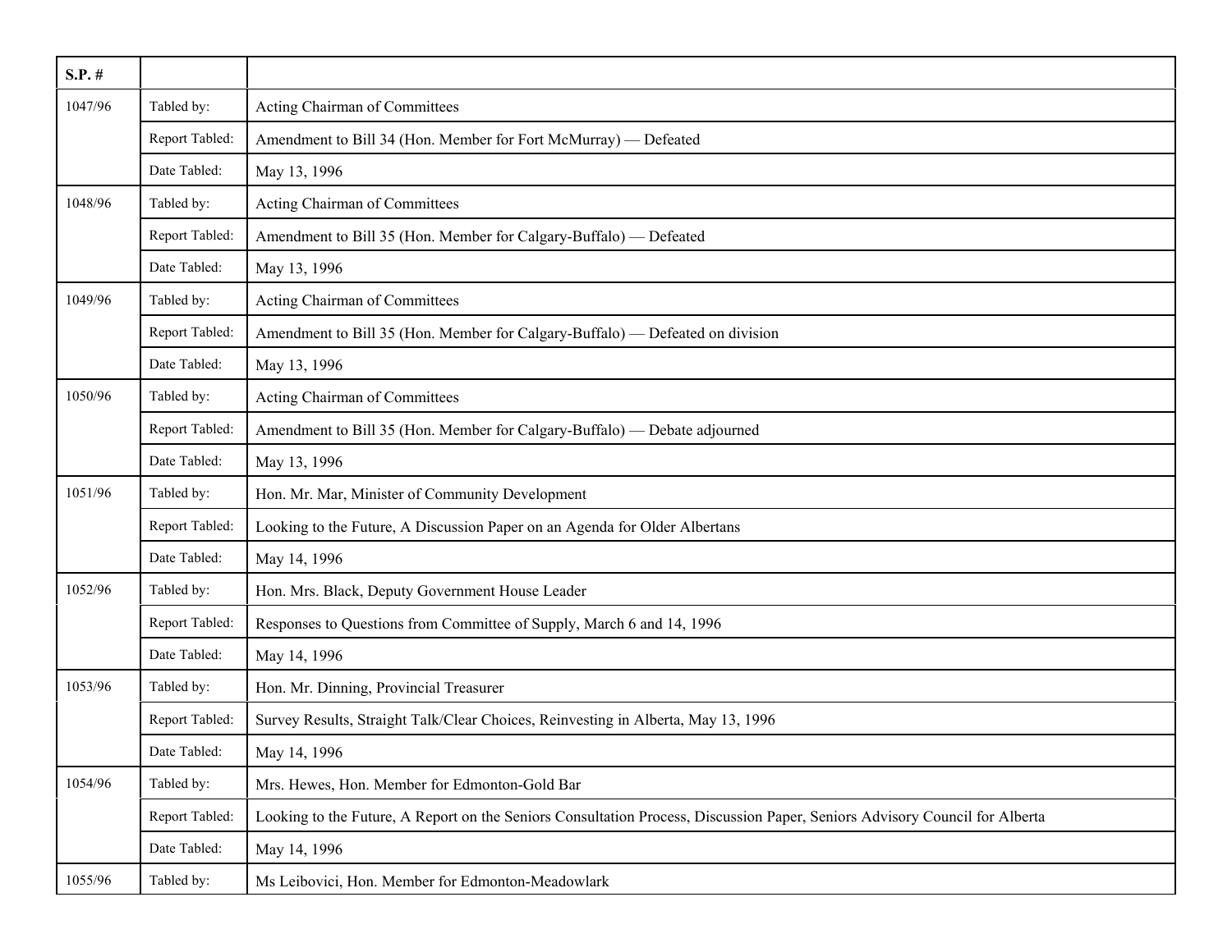| S.P. # | | |
|---|---|---|
| 1047/96 | Tabled by: | Acting Chairman of Committees |
| | Report Tabled: | Amendment to Bill 34 (Hon. Member for Fort McMurray) — Defeated |
| | Date Tabled: | May 13, 1996 |
| 1048/96 | Tabled by: | Acting Chairman of Committees |
| | Report Tabled: | Amendment to Bill 35 (Hon. Member for Calgary-Buffalo) — Defeated |
| | Date Tabled: | May 13, 1996 |
| 1049/96 | Tabled by: | Acting Chairman of Committees |
| | Report Tabled: | Amendment to Bill 35 (Hon. Member for Calgary-Buffalo) — Defeated on division |
| | Date Tabled: | May 13, 1996 |
| 1050/96 | Tabled by: | Acting Chairman of Committees |
| | Report Tabled: | Amendment to Bill 35 (Hon. Member for Calgary-Buffalo) — Debate adjourned |
| | Date Tabled: | May 13, 1996 |
| 1051/96 | Tabled by: | Hon. Mr. Mar, Minister of Community Development |
| | Report Tabled: | Looking to the Future, A Discussion Paper on an Agenda for Older Albertans |
| | Date Tabled: | May 14, 1996 |
| 1052/96 | Tabled by: | Hon. Mrs. Black, Deputy Government House Leader |
| | Report Tabled: | Responses to Questions from Committee of Supply, March 6 and 14, 1996 |
| | Date Tabled: | May 14, 1996 |
| 1053/96 | Tabled by: | Hon. Mr. Dinning, Provincial Treasurer |
| | Report Tabled: | Survey Results, Straight Talk/Clear Choices, Reinvesting in Alberta, May 13, 1996 |
| | Date Tabled: | May 14, 1996 |
| 1054/96 | Tabled by: | Mrs. Hewes, Hon. Member for Edmonton-Gold Bar |
| | Report Tabled: | Looking to the Future, A Report on the Seniors Consultation Process, Discussion Paper, Seniors Advisory Council for Alberta |
| | Date Tabled: | May 14, 1996 |
| 1055/96 | Tabled by: | Ms Leibovici, Hon. Member for Edmonton-Meadowlark |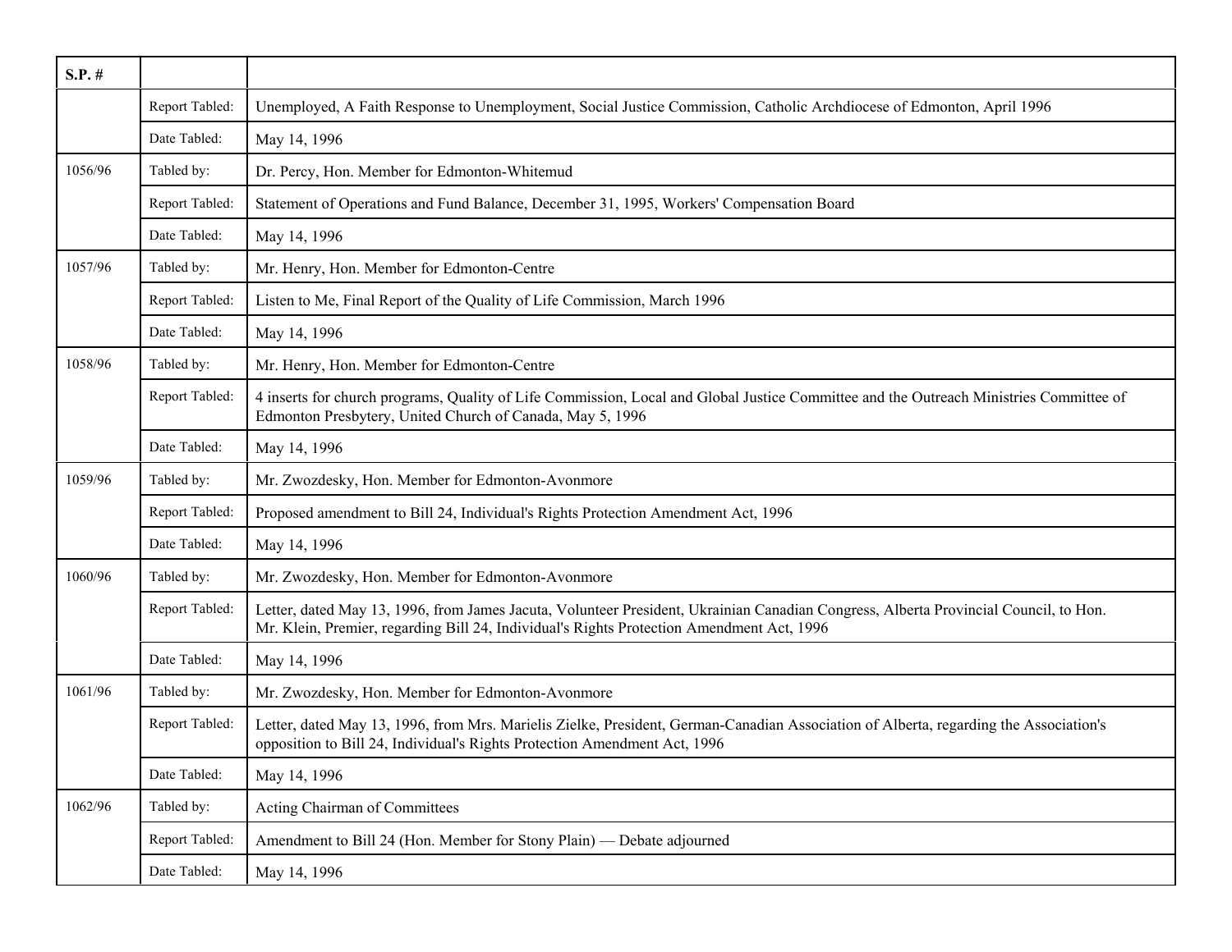| S.P. # | | |
|---|---|---|
| | Report Tabled: | Unemployed, A Faith Response to Unemployment, Social Justice Commission, Catholic Archdiocese of Edmonton, April 1996 |
| | Date Tabled: | May 14, 1996 |
| 1056/96 | Tabled by: | Dr. Percy, Hon. Member for Edmonton-Whitemud |
| | Report Tabled: | Statement of Operations and Fund Balance, December 31, 1995, Workers' Compensation Board |
| | Date Tabled: | May 14, 1996 |
| 1057/96 | Tabled by: | Mr. Henry, Hon. Member for Edmonton-Centre |
| | Report Tabled: | Listen to Me, Final Report of the Quality of Life Commission, March 1996 |
| | Date Tabled: | May 14, 1996 |
| 1058/96 | Tabled by: | Mr. Henry, Hon. Member for Edmonton-Centre |
| | Report Tabled: | 4 inserts for church programs, Quality of Life Commission, Local and Global Justice Committee and the Outreach Ministries Committee of Edmonton Presbytery, United Church of Canada, May 5, 1996 |
| | Date Tabled: | May 14, 1996 |
| 1059/96 | Tabled by: | Mr. Zwozdesky, Hon. Member for Edmonton-Avonmore |
| | Report Tabled: | Proposed amendment to Bill 24, Individual's Rights Protection Amendment Act, 1996 |
| | Date Tabled: | May 14, 1996 |
| 1060/96 | Tabled by: | Mr. Zwozdesky, Hon. Member for Edmonton-Avonmore |
| | Report Tabled: | Letter, dated May 13, 1996, from James Jacuta, Volunteer President, Ukrainian Canadian Congress, Alberta Provincial Council, to Hon. Mr. Klein, Premier, regarding Bill 24, Individual's Rights Protection Amendment Act, 1996 |
| | Date Tabled: | May 14, 1996 |
| 1061/96 | Tabled by: | Mr. Zwozdesky, Hon. Member for Edmonton-Avonmore |
| | Report Tabled: | Letter, dated May 13, 1996, from Mrs. Marielis Zielke, President, German-Canadian Association of Alberta, regarding the Association's opposition to Bill 24, Individual's Rights Protection Amendment Act, 1996 |
| | Date Tabled: | May 14, 1996 |
| 1062/96 | Tabled by: | Acting Chairman of Committees |
| | Report Tabled: | Amendment to Bill 24 (Hon. Member for Stony Plain) — Debate adjourned |
| | Date Tabled: | May 14, 1996 |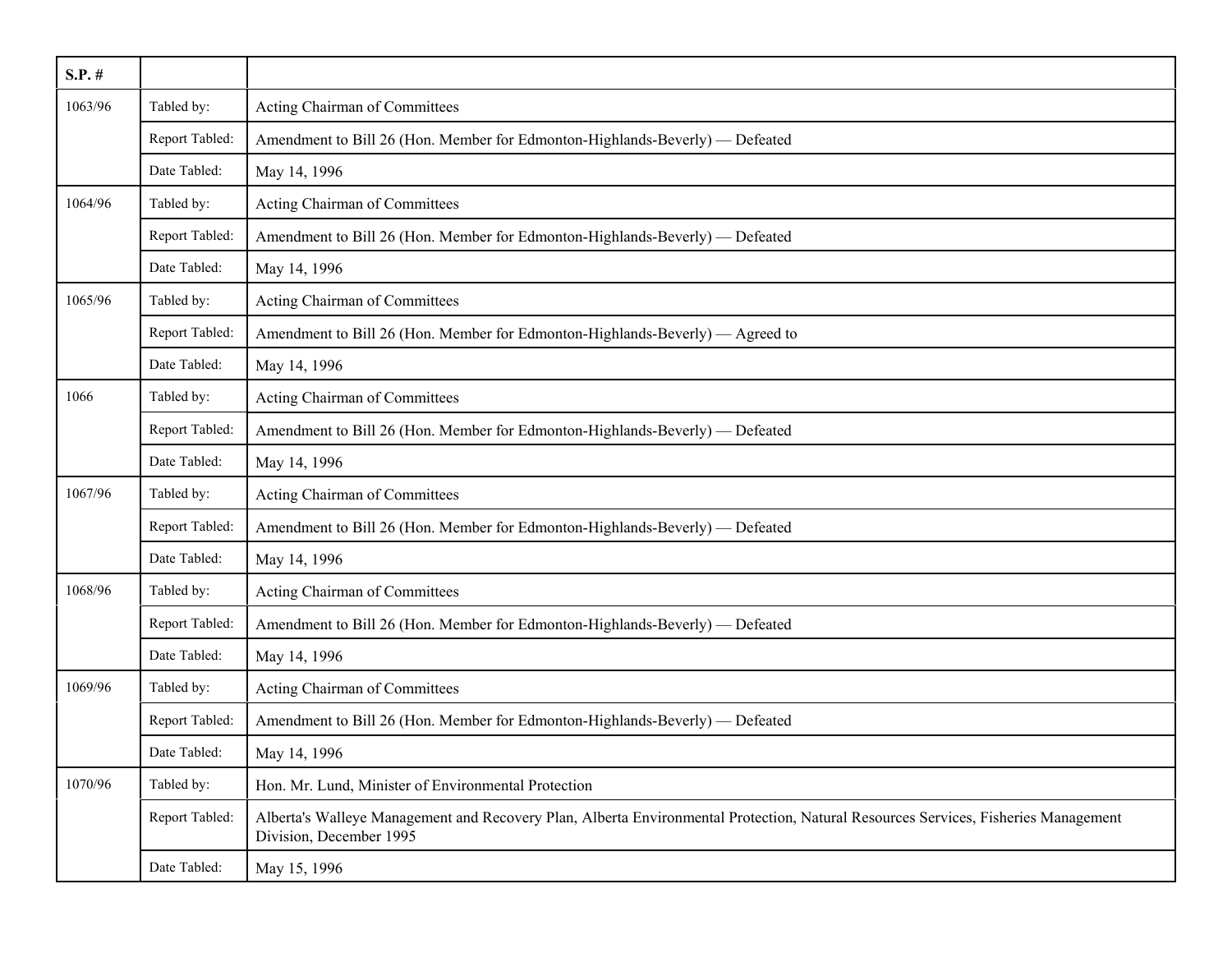| S.P. # | | |
|---|---|---|
| 1063/96 | Tabled by: | Acting Chairman of Committees |
| | Report Tabled: | Amendment to Bill 26 (Hon. Member for Edmonton-Highlands-Beverly) — Defeated |
| | Date Tabled: | May 14, 1996 |
| 1064/96 | Tabled by: | Acting Chairman of Committees |
| | Report Tabled: | Amendment to Bill 26 (Hon. Member for Edmonton-Highlands-Beverly) — Defeated |
| | Date Tabled: | May 14, 1996 |
| 1065/96 | Tabled by: | Acting Chairman of Committees |
| | Report Tabled: | Amendment to Bill 26 (Hon. Member for Edmonton-Highlands-Beverly) — Agreed to |
| | Date Tabled: | May 14, 1996 |
| 1066 | Tabled by: | Acting Chairman of Committees |
| | Report Tabled: | Amendment to Bill 26 (Hon. Member for Edmonton-Highlands-Beverly) — Defeated |
| | Date Tabled: | May 14, 1996 |
| 1067/96 | Tabled by: | Acting Chairman of Committees |
| | Report Tabled: | Amendment to Bill 26 (Hon. Member for Edmonton-Highlands-Beverly) — Defeated |
| | Date Tabled: | May 14, 1996 |
| 1068/96 | Tabled by: | Acting Chairman of Committees |
| | Report Tabled: | Amendment to Bill 26 (Hon. Member for Edmonton-Highlands-Beverly) — Defeated |
| | Date Tabled: | May 14, 1996 |
| 1069/96 | Tabled by: | Acting Chairman of Committees |
| | Report Tabled: | Amendment to Bill 26 (Hon. Member for Edmonton-Highlands-Beverly) — Defeated |
| | Date Tabled: | May 14, 1996 |
| 1070/96 | Tabled by: | Hon. Mr. Lund, Minister of Environmental Protection |
| | Report Tabled: | Alberta's Walleye Management and Recovery Plan, Alberta Environmental Protection, Natural Resources Services, Fisheries Management Division, December 1995 |
| | Date Tabled: | May 15, 1996 |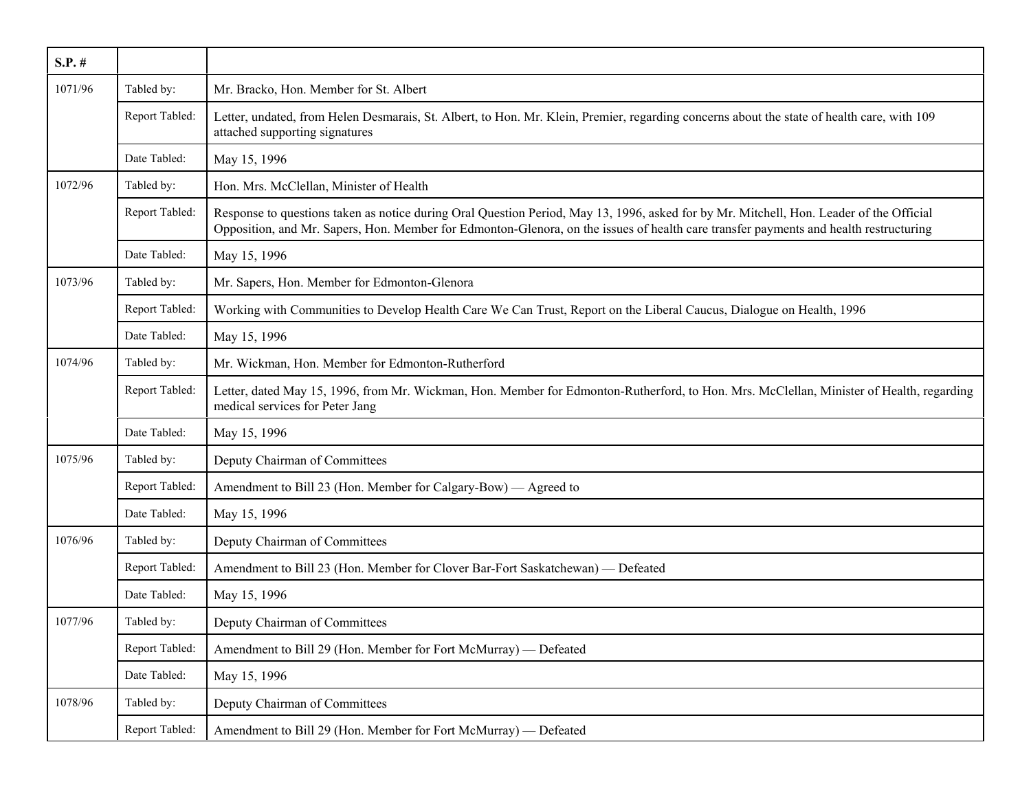| S.P. # | | |
|---|---|---|
| 1071/96 | Tabled by: | Mr. Bracko, Hon. Member for St. Albert |
| | Report Tabled: | Letter, undated, from Helen Desmarais, St. Albert, to Hon. Mr. Klein, Premier, regarding concerns about the state of health care, with 109 attached supporting signatures |
| | Date Tabled: | May 15, 1996 |
| 1072/96 | Tabled by: | Hon. Mrs. McClellan, Minister of Health |
| | Report Tabled: | Response to questions taken as notice during Oral Question Period, May 13, 1996, asked for by Mr. Mitchell, Hon. Leader of the Official Opposition, and Mr. Sapers, Hon. Member for Edmonton-Glenora, on the issues of health care transfer payments and health restructuring |
| | Date Tabled: | May 15, 1996 |
| 1073/96 | Tabled by: | Mr. Sapers, Hon. Member for Edmonton-Glenora |
| | Report Tabled: | Working with Communities to Develop Health Care We Can Trust, Report on the Liberal Caucus, Dialogue on Health, 1996 |
| | Date Tabled: | May 15, 1996 |
| 1074/96 | Tabled by: | Mr. Wickman, Hon. Member for Edmonton-Rutherford |
| | Report Tabled: | Letter, dated May 15, 1996, from Mr. Wickman, Hon. Member for Edmonton-Rutherford, to Hon. Mrs. McClellan, Minister of Health, regarding medical services for Peter Jang |
| | Date Tabled: | May 15, 1996 |
| 1075/96 | Tabled by: | Deputy Chairman of Committees |
| | Report Tabled: | Amendment to Bill 23 (Hon. Member for Calgary-Bow) — Agreed to |
| | Date Tabled: | May 15, 1996 |
| 1076/96 | Tabled by: | Deputy Chairman of Committees |
| | Report Tabled: | Amendment to Bill 23 (Hon. Member for Clover Bar-Fort Saskatchewan) — Defeated |
| | Date Tabled: | May 15, 1996 |
| 1077/96 | Tabled by: | Deputy Chairman of Committees |
| | Report Tabled: | Amendment to Bill 29 (Hon. Member for Fort McMurray) — Defeated |
| | Date Tabled: | May 15, 1996 |
| 1078/96 | Tabled by: | Deputy Chairman of Committees |
| | Report Tabled: | Amendment to Bill 29 (Hon. Member for Fort McMurray) — Defeated |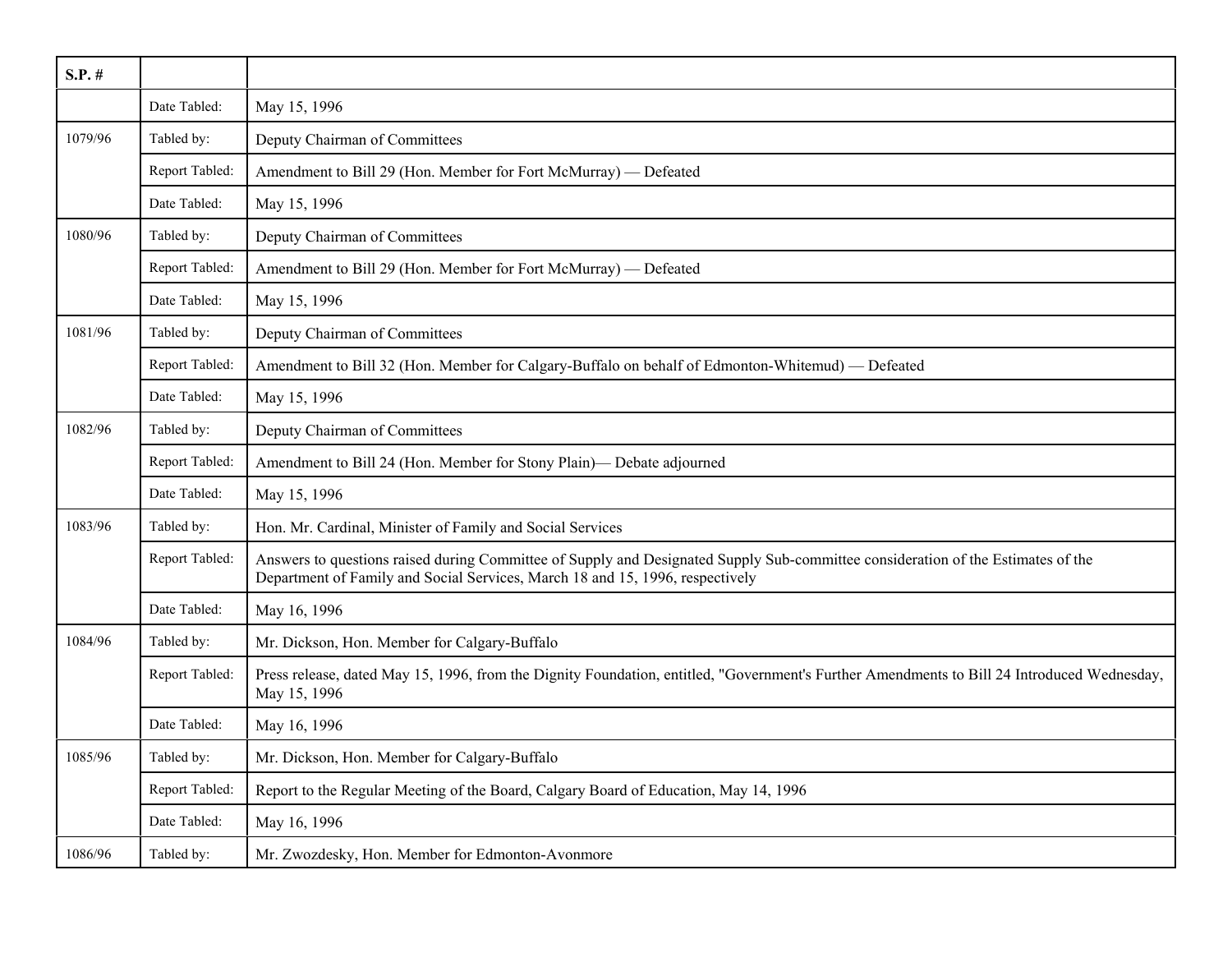| S.P. # | | |
|---|---|---|
| | Date Tabled: | May 15, 1996 |
| 1079/96 | Tabled by: | Deputy Chairman of Committees |
| | Report Tabled: | Amendment to Bill 29 (Hon. Member for Fort McMurray) — Defeated |
| | Date Tabled: | May 15, 1996 |
| 1080/96 | Tabled by: | Deputy Chairman of Committees |
| | Report Tabled: | Amendment to Bill 29 (Hon. Member for Fort McMurray) — Defeated |
| | Date Tabled: | May 15, 1996 |
| 1081/96 | Tabled by: | Deputy Chairman of Committees |
| | Report Tabled: | Amendment to Bill 32 (Hon. Member for Calgary-Buffalo on behalf of Edmonton-Whitemud) — Defeated |
| | Date Tabled: | May 15, 1996 |
| 1082/96 | Tabled by: | Deputy Chairman of Committees |
| | Report Tabled: | Amendment to Bill 24 (Hon. Member for Stony Plain)— Debate adjourned |
| | Date Tabled: | May 15, 1996 |
| 1083/96 | Tabled by: | Hon. Mr. Cardinal, Minister of Family and Social Services |
| | Report Tabled: | Answers to questions raised during Committee of Supply and Designated Supply Sub-committee consideration of the Estimates of the Department of Family and Social Services, March 18 and 15, 1996, respectively |
| | Date Tabled: | May 16, 1996 |
| 1084/96 | Tabled by: | Mr. Dickson, Hon. Member for Calgary-Buffalo |
| | Report Tabled: | Press release, dated May 15, 1996, from the Dignity Foundation, entitled, "Government's Further Amendments to Bill 24 Introduced Wednesday, May 15, 1996 |
| | Date Tabled: | May 16, 1996 |
| 1085/96 | Tabled by: | Mr. Dickson, Hon. Member for Calgary-Buffalo |
| | Report Tabled: | Report to the Regular Meeting of the Board, Calgary Board of Education, May 14, 1996 |
| | Date Tabled: | May 16, 1996 |
| 1086/96 | Tabled by: | Mr. Zwozdesky, Hon. Member for Edmonton-Avonmore |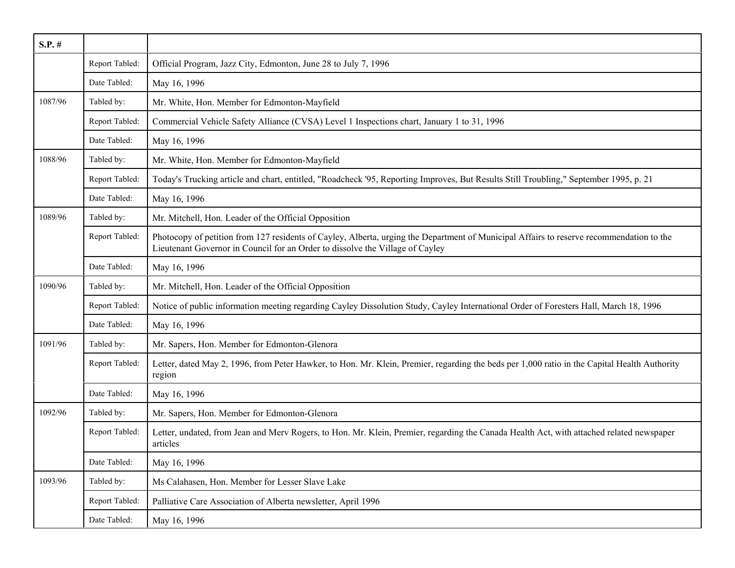| S.P. # | | |
|---|---|---|
| | Report Tabled: | Official Program, Jazz City, Edmonton, June 28 to July 7, 1996 |
| | Date Tabled: | May 16, 1996 |
| 1087/96 | Tabled by: | Mr. White, Hon. Member for Edmonton-Mayfield |
| | Report Tabled: | Commercial Vehicle Safety Alliance (CVSA) Level 1 Inspections chart, January 1 to 31, 1996 |
| | Date Tabled: | May 16, 1996 |
| 1088/96 | Tabled by: | Mr. White, Hon. Member for Edmonton-Mayfield |
| | Report Tabled: | Today's Trucking article and chart, entitled, "Roadcheck '95, Reporting Improves, But Results Still Troubling," September 1995, p. 21 |
| | Date Tabled: | May 16, 1996 |
| 1089/96 | Tabled by: | Mr. Mitchell, Hon. Leader of the Official Opposition |
| | Report Tabled: | Photocopy of petition from 127 residents of Cayley, Alberta, urging the Department of Municipal Affairs to reserve recommendation to the Lieutenant Governor in Council for an Order to dissolve the Village of Cayley |
| | Date Tabled: | May 16, 1996 |
| 1090/96 | Tabled by: | Mr. Mitchell, Hon. Leader of the Official Opposition |
| | Report Tabled: | Notice of public information meeting regarding Cayley Dissolution Study, Cayley International Order of Foresters Hall, March 18, 1996 |
| | Date Tabled: | May 16, 1996 |
| 1091/96 | Tabled by: | Mr. Sapers, Hon. Member for Edmonton-Glenora |
| | Report Tabled: | Letter, dated May 2, 1996, from Peter Hawker, to Hon. Mr. Klein, Premier, regarding the beds per 1,000 ratio in the Capital Health Authority region |
| | Date Tabled: | May 16, 1996 |
| 1092/96 | Tabled by: | Mr. Sapers, Hon. Member for Edmonton-Glenora |
| | Report Tabled: | Letter, undated, from Jean and Merv Rogers, to Hon. Mr. Klein, Premier, regarding the Canada Health Act, with attached related newspaper articles |
| | Date Tabled: | May 16, 1996 |
| 1093/96 | Tabled by: | Ms Calahasen, Hon. Member for Lesser Slave Lake |
| | Report Tabled: | Palliative Care Association of Alberta newsletter, April 1996 |
| | Date Tabled: | May 16, 1996 |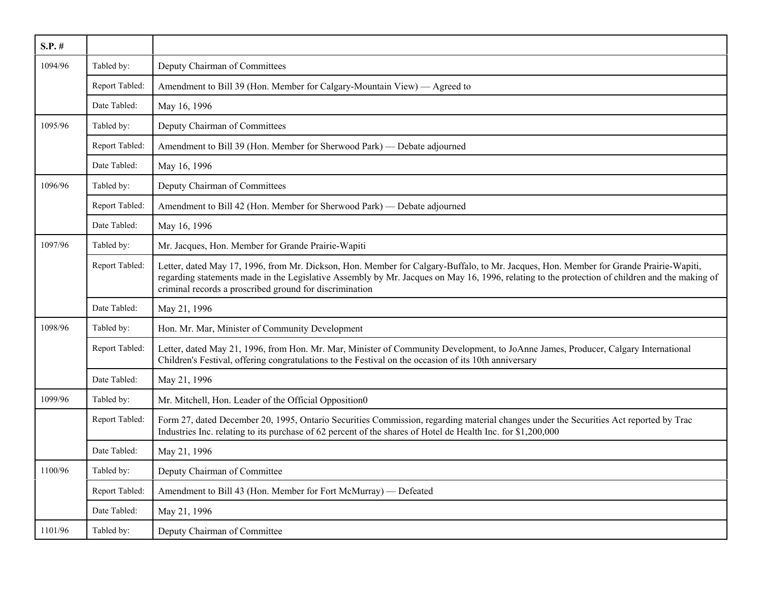| S.P. # | | |
|---|---|---|
| 1094/96 | Tabled by: | Deputy Chairman of Committees |
| | Report Tabled: | Amendment to Bill 39 (Hon. Member for Calgary-Mountain View) — Agreed to |
| | Date Tabled: | May 16, 1996 |
| 1095/96 | Tabled by: | Deputy Chairman of Committees |
| | Report Tabled: | Amendment to Bill 39 (Hon. Member for Sherwood Park) — Debate adjourned |
| | Date Tabled: | May 16, 1996 |
| 1096/96 | Tabled by: | Deputy Chairman of Committees |
| | Report Tabled: | Amendment to Bill 42 (Hon. Member for Sherwood Park) — Debate adjourned |
| | Date Tabled: | May 16, 1996 |
| 1097/96 | Tabled by: | Mr. Jacques, Hon. Member for Grande Prairie-Wapiti |
| | Report Tabled: | Letter, dated May 17, 1996, from Mr. Dickson, Hon. Member for Calgary-Buffalo, to Mr. Jacques, Hon. Member for Grande Prairie-Wapiti, regarding statements made in the Legislative Assembly by Mr. Jacques on May 16, 1996, relating to the protection of children and the making of criminal records a proscribed ground for discrimination |
| | Date Tabled: | May 21, 1996 |
| 1098/96 | Tabled by: | Hon. Mr. Mar, Minister of Community Development |
| | Report Tabled: | Letter, dated May 21, 1996, from Hon. Mr. Mar, Minister of Community Development, to JoAnne James, Producer, Calgary International Children's Festival, offering congratulations to the Festival on the occasion of its 10th anniversary |
| | Date Tabled: | May 21, 1996 |
| 1099/96 | Tabled by: | Mr. Mitchell, Hon. Leader of the Official Opposition0 |
| | Report Tabled: | Form 27, dated December 20, 1995, Ontario Securities Commission, regarding material changes under the Securities Act reported by Trac Industries Inc. relating to its purchase of 62 percent of the shares of Hotel de Health Inc. for $1,200,000 |
| | Date Tabled: | May 21, 1996 |
| 1100/96 | Tabled by: | Deputy Chairman of Committee |
| | Report Tabled: | Amendment to Bill 43 (Hon. Member for Fort McMurray) — Defeated |
| | Date Tabled: | May 21, 1996 |
| 1101/96 | Tabled by: | Deputy Chairman of Committee |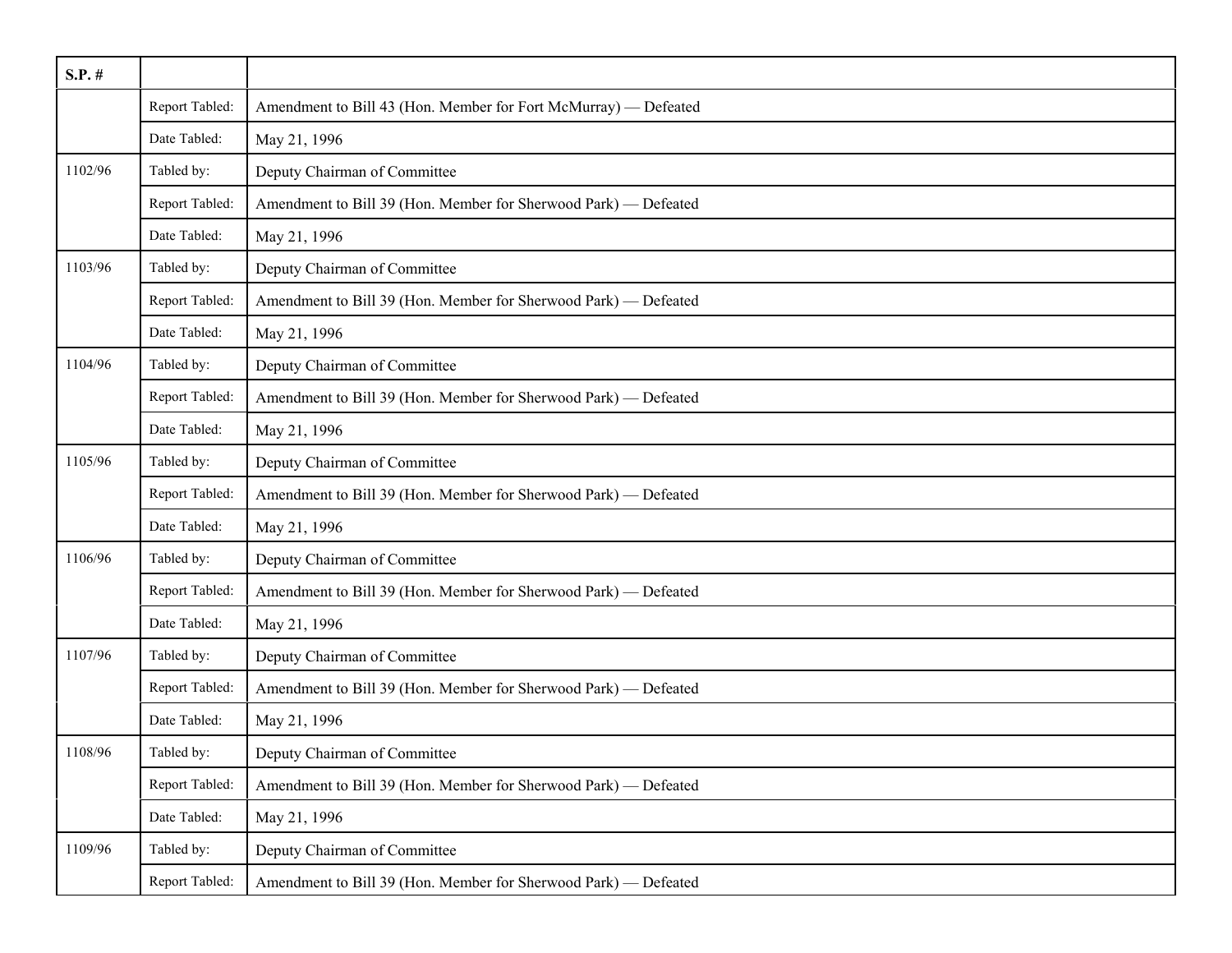| S.P. # | | |
|---|---|---|
| | Report Tabled: | Amendment to Bill 43 (Hon. Member for Fort McMurray) — Defeated |
| | Date Tabled: | May 21, 1996 |
| 1102/96 | Tabled by: | Deputy Chairman of Committee |
| | Report Tabled: | Amendment to Bill 39 (Hon. Member for Sherwood Park) — Defeated |
| | Date Tabled: | May 21, 1996 |
| 1103/96 | Tabled by: | Deputy Chairman of Committee |
| | Report Tabled: | Amendment to Bill 39 (Hon. Member for Sherwood Park) — Defeated |
| | Date Tabled: | May 21, 1996 |
| 1104/96 | Tabled by: | Deputy Chairman of Committee |
| | Report Tabled: | Amendment to Bill 39 (Hon. Member for Sherwood Park) — Defeated |
| | Date Tabled: | May 21, 1996 |
| 1105/96 | Tabled by: | Deputy Chairman of Committee |
| | Report Tabled: | Amendment to Bill 39 (Hon. Member for Sherwood Park) — Defeated |
| | Date Tabled: | May 21, 1996 |
| 1106/96 | Tabled by: | Deputy Chairman of Committee |
| | Report Tabled: | Amendment to Bill 39 (Hon. Member for Sherwood Park) — Defeated |
| | Date Tabled: | May 21, 1996 |
| 1107/96 | Tabled by: | Deputy Chairman of Committee |
| | Report Tabled: | Amendment to Bill 39 (Hon. Member for Sherwood Park) — Defeated |
| | Date Tabled: | May 21, 1996 |
| 1108/96 | Tabled by: | Deputy Chairman of Committee |
| | Report Tabled: | Amendment to Bill 39 (Hon. Member for Sherwood Park) — Defeated |
| | Date Tabled: | May 21, 1996 |
| 1109/96 | Tabled by: | Deputy Chairman of Committee |
| | Report Tabled: | Amendment to Bill 39 (Hon. Member for Sherwood Park) — Defeated |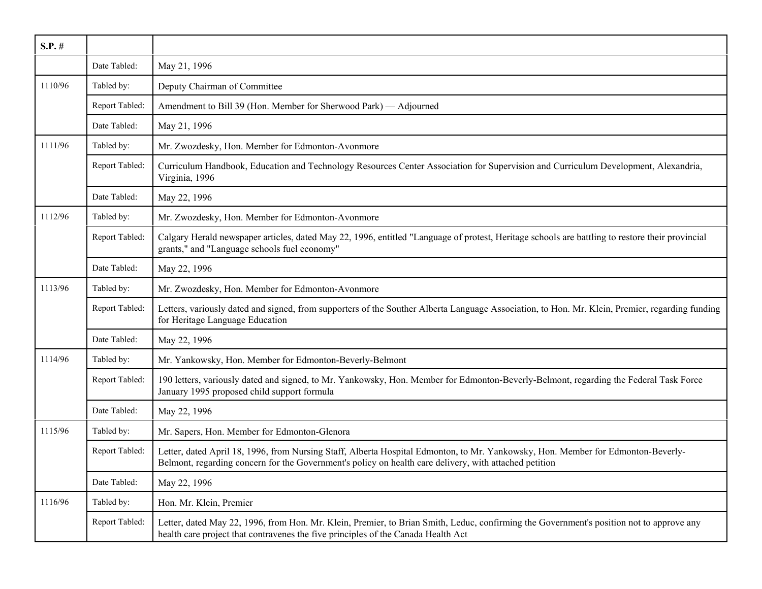| S.P. # | | |
|---|---|---|
| | Date Tabled: | May 21, 1996 |
| 1110/96 | Tabled by: | Deputy Chairman of Committee |
| | Report Tabled: | Amendment to Bill 39 (Hon. Member for Sherwood Park) — Adjourned |
| | Date Tabled: | May 21, 1996 |
| 1111/96 | Tabled by: | Mr. Zwozdesky, Hon. Member for Edmonton-Avonmore |
| | Report Tabled: | Curriculum Handbook, Education and Technology Resources Center Association for Supervision and Curriculum Development, Alexandria, Virginia, 1996 |
| | Date Tabled: | May 22, 1996 |
| 1112/96 | Tabled by: | Mr. Zwozdesky, Hon. Member for Edmonton-Avonmore |
| | Report Tabled: | Calgary Herald newspaper articles, dated May 22, 1996, entitled "Language of protest, Heritage schools are battling to restore their provincial grants," and "Language schools fuel economy" |
| | Date Tabled: | May 22, 1996 |
| 1113/96 | Tabled by: | Mr. Zwozdesky, Hon. Member for Edmonton-Avonmore |
| | Report Tabled: | Letters, variously dated and signed, from supporters of the Souther Alberta Language Association, to Hon. Mr. Klein, Premier, regarding funding for Heritage Language Education |
| | Date Tabled: | May 22, 1996 |
| 1114/96 | Tabled by: | Mr. Yankowsky, Hon. Member for Edmonton-Beverly-Belmont |
| | Report Tabled: | 190 letters, variously dated and signed, to Mr. Yankowsky, Hon. Member for Edmonton-Beverly-Belmont, regarding the Federal Task Force January 1995 proposed child support formula |
| | Date Tabled: | May 22, 1996 |
| 1115/96 | Tabled by: | Mr. Sapers, Hon. Member for Edmonton-Glenora |
| | Report Tabled: | Letter, dated April 18, 1996, from Nursing Staff, Alberta Hospital Edmonton, to Mr. Yankowsky, Hon. Member for Edmonton-Beverly-Belmont, regarding concern for the Government's policy on health care delivery, with attached petition |
| | Date Tabled: | May 22, 1996 |
| 1116/96 | Tabled by: | Hon. Mr. Klein, Premier |
| | Report Tabled: | Letter, dated May 22, 1996, from Hon. Mr. Klein, Premier, to Brian Smith, Leduc, confirming the Government's position not to approve any health care project that contravenes the five principles of the Canada Health Act |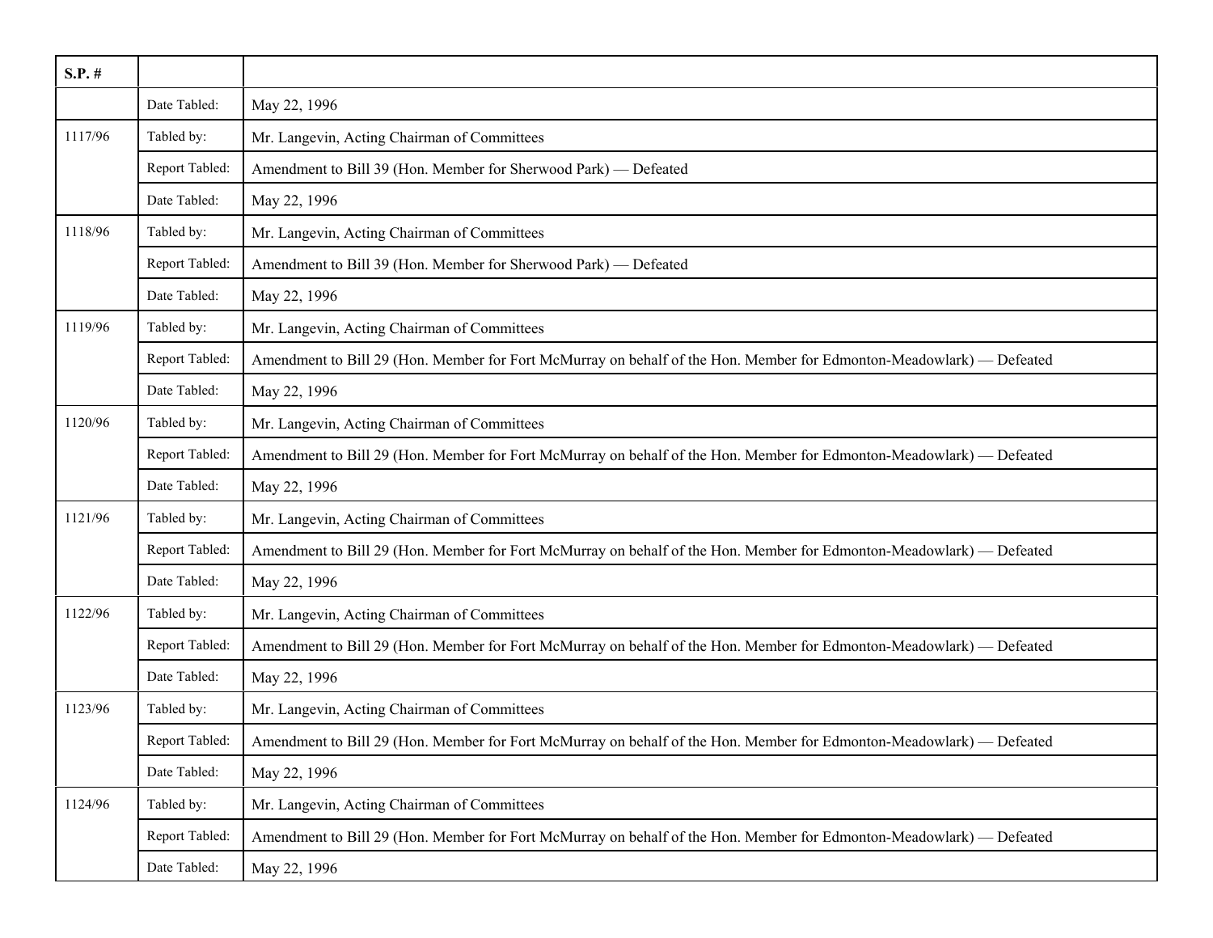| S.P. # | | |
|---|---|---|
| | Date Tabled: | May 22, 1996 |
| 1117/96 | Tabled by: | Mr. Langevin, Acting Chairman of Committees |
| | Report Tabled: | Amendment to Bill 39 (Hon. Member for Sherwood Park) — Defeated |
| | Date Tabled: | May 22, 1996 |
| 1118/96 | Tabled by: | Mr. Langevin, Acting Chairman of Committees |
| | Report Tabled: | Amendment to Bill 39 (Hon. Member for Sherwood Park) — Defeated |
| | Date Tabled: | May 22, 1996 |
| 1119/96 | Tabled by: | Mr. Langevin, Acting Chairman of Committees |
| | Report Tabled: | Amendment to Bill 29 (Hon. Member for Fort McMurray on behalf of the Hon. Member for Edmonton-Meadowlark) — Defeated |
| | Date Tabled: | May 22, 1996 |
| 1120/96 | Tabled by: | Mr. Langevin, Acting Chairman of Committees |
| | Report Tabled: | Amendment to Bill 29 (Hon. Member for Fort McMurray on behalf of the Hon. Member for Edmonton-Meadowlark) — Defeated |
| | Date Tabled: | May 22, 1996 |
| 1121/96 | Tabled by: | Mr. Langevin, Acting Chairman of Committees |
| | Report Tabled: | Amendment to Bill 29 (Hon. Member for Fort McMurray on behalf of the Hon. Member for Edmonton-Meadowlark) — Defeated |
| | Date Tabled: | May 22, 1996 |
| 1122/96 | Tabled by: | Mr. Langevin, Acting Chairman of Committees |
| | Report Tabled: | Amendment to Bill 29 (Hon. Member for Fort McMurray on behalf of the Hon. Member for Edmonton-Meadowlark) — Defeated |
| | Date Tabled: | May 22, 1996 |
| 1123/96 | Tabled by: | Mr. Langevin, Acting Chairman of Committees |
| | Report Tabled: | Amendment to Bill 29 (Hon. Member for Fort McMurray on behalf of the Hon. Member for Edmonton-Meadowlark) — Defeated |
| | Date Tabled: | May 22, 1996 |
| 1124/96 | Tabled by: | Mr. Langevin, Acting Chairman of Committees |
| | Report Tabled: | Amendment to Bill 29 (Hon. Member for Fort McMurray on behalf of the Hon. Member for Edmonton-Meadowlark) — Defeated |
| | Date Tabled: | May 22, 1996 |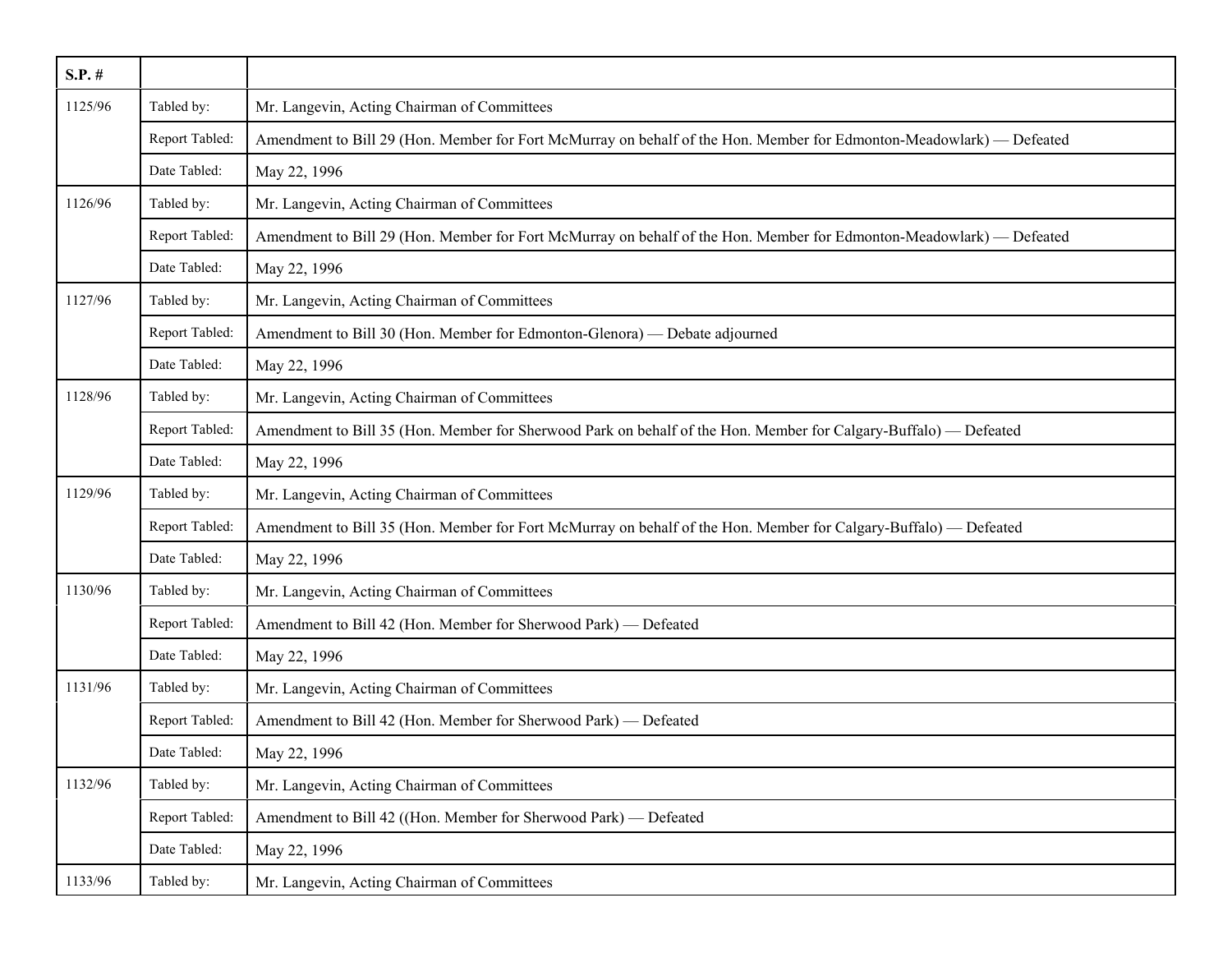| S.P. # | | |
|---|---|---|
| 1125/96 | Tabled by: | Mr. Langevin, Acting Chairman of Committees |
| | Report Tabled: | Amendment to Bill 29 (Hon. Member for Fort McMurray on behalf of the Hon. Member for Edmonton-Meadowlark) — Defeated |
| | Date Tabled: | May 22, 1996 |
| 1126/96 | Tabled by: | Mr. Langevin, Acting Chairman of Committees |
| | Report Tabled: | Amendment to Bill 29 (Hon. Member for Fort McMurray on behalf of the Hon. Member for Edmonton-Meadowlark) — Defeated |
| | Date Tabled: | May 22, 1996 |
| 1127/96 | Tabled by: | Mr. Langevin, Acting Chairman of Committees |
| | Report Tabled: | Amendment to Bill 30 (Hon. Member for Edmonton-Glenora) — Debate adjourned |
| | Date Tabled: | May 22, 1996 |
| 1128/96 | Tabled by: | Mr. Langevin, Acting Chairman of Committees |
| | Report Tabled: | Amendment to Bill 35 (Hon. Member for Sherwood Park on behalf of the Hon. Member for Calgary-Buffalo) — Defeated |
| | Date Tabled: | May 22, 1996 |
| 1129/96 | Tabled by: | Mr. Langevin, Acting Chairman of Committees |
| | Report Tabled: | Amendment to Bill 35 (Hon. Member for Fort McMurray on behalf of the Hon. Member for Calgary-Buffalo) — Defeated |
| | Date Tabled: | May 22, 1996 |
| 1130/96 | Tabled by: | Mr. Langevin, Acting Chairman of Committees |
| | Report Tabled: | Amendment to Bill 42 (Hon. Member for Sherwood Park) — Defeated |
| | Date Tabled: | May 22, 1996 |
| 1131/96 | Tabled by: | Mr. Langevin, Acting Chairman of Committees |
| | Report Tabled: | Amendment to Bill 42 (Hon. Member for Sherwood Park) — Defeated |
| | Date Tabled: | May 22, 1996 |
| 1132/96 | Tabled by: | Mr. Langevin, Acting Chairman of Committees |
| | Report Tabled: | Amendment to Bill 42 ((Hon. Member for Sherwood Park) — Defeated |
| | Date Tabled: | May 22, 1996 |
| 1133/96 | Tabled by: | Mr. Langevin, Acting Chairman of Committees |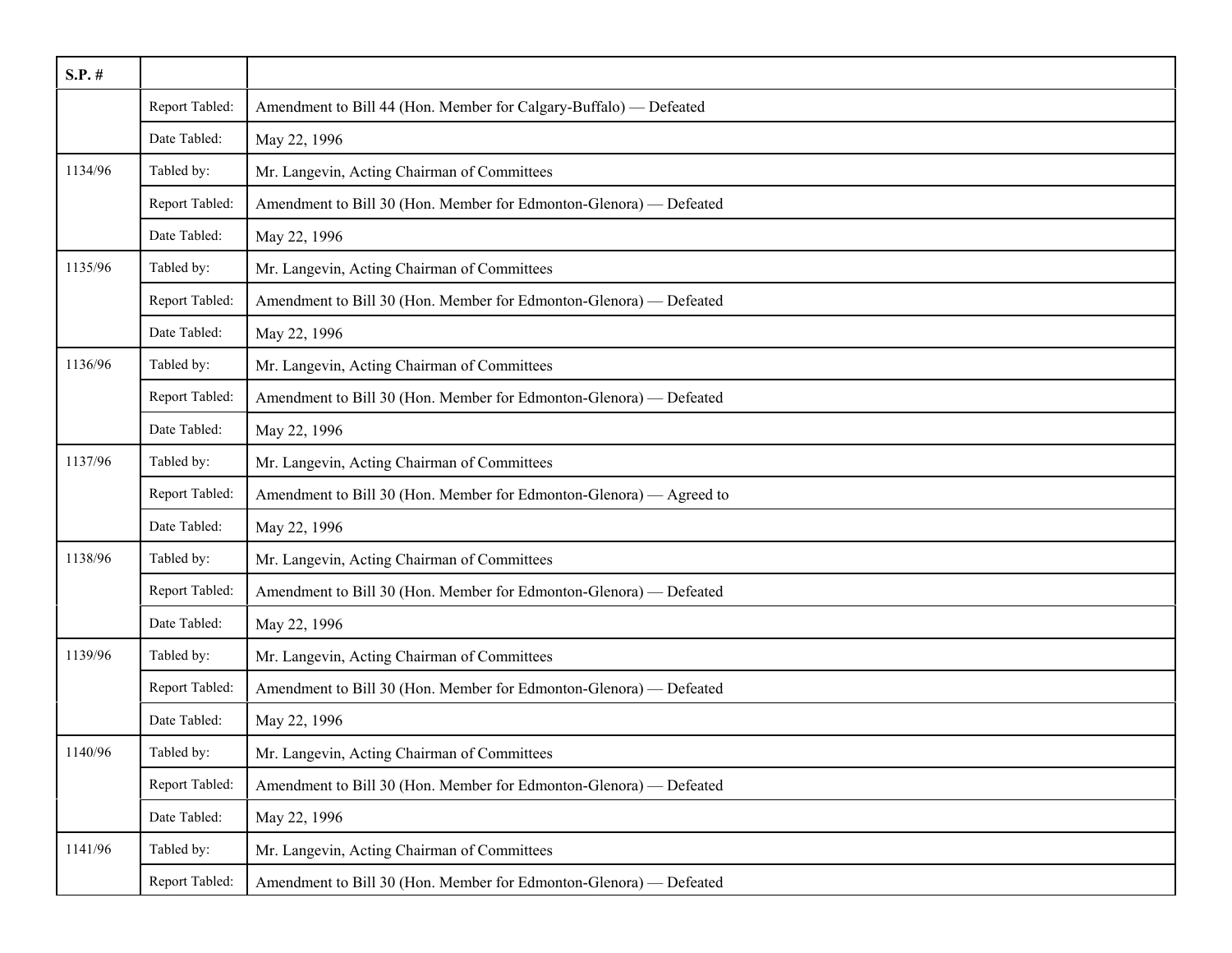| S.P. # | | |
|---|---|---|
| | Report Tabled: | Amendment to Bill 44 (Hon. Member for Calgary-Buffalo) — Defeated |
| | Date Tabled: | May 22, 1996 |
| 1134/96 | Tabled by: | Mr. Langevin, Acting Chairman of Committees |
| | Report Tabled: | Amendment to Bill 30 (Hon. Member for Edmonton-Glenora) — Defeated |
| | Date Tabled: | May 22, 1996 |
| 1135/96 | Tabled by: | Mr. Langevin, Acting Chairman of Committees |
| | Report Tabled: | Amendment to Bill 30 (Hon. Member for Edmonton-Glenora) — Defeated |
| | Date Tabled: | May 22, 1996 |
| 1136/96 | Tabled by: | Mr. Langevin, Acting Chairman of Committees |
| | Report Tabled: | Amendment to Bill 30 (Hon. Member for Edmonton-Glenora) — Defeated |
| | Date Tabled: | May 22, 1996 |
| 1137/96 | Tabled by: | Mr. Langevin, Acting Chairman of Committees |
| | Report Tabled: | Amendment to Bill 30 (Hon. Member for Edmonton-Glenora) — Agreed to |
| | Date Tabled: | May 22, 1996 |
| 1138/96 | Tabled by: | Mr. Langevin, Acting Chairman of Committees |
| | Report Tabled: | Amendment to Bill 30 (Hon. Member for Edmonton-Glenora) — Defeated |
| | Date Tabled: | May 22, 1996 |
| 1139/96 | Tabled by: | Mr. Langevin, Acting Chairman of Committees |
| | Report Tabled: | Amendment to Bill 30 (Hon. Member for Edmonton-Glenora) — Defeated |
| | Date Tabled: | May 22, 1996 |
| 1140/96 | Tabled by: | Mr. Langevin, Acting Chairman of Committees |
| | Report Tabled: | Amendment to Bill 30 (Hon. Member for Edmonton-Glenora) — Defeated |
| | Date Tabled: | May 22, 1996 |
| 1141/96 | Tabled by: | Mr. Langevin, Acting Chairman of Committees |
| | Report Tabled: | Amendment to Bill 30 (Hon. Member for Edmonton-Glenora) — Defeated |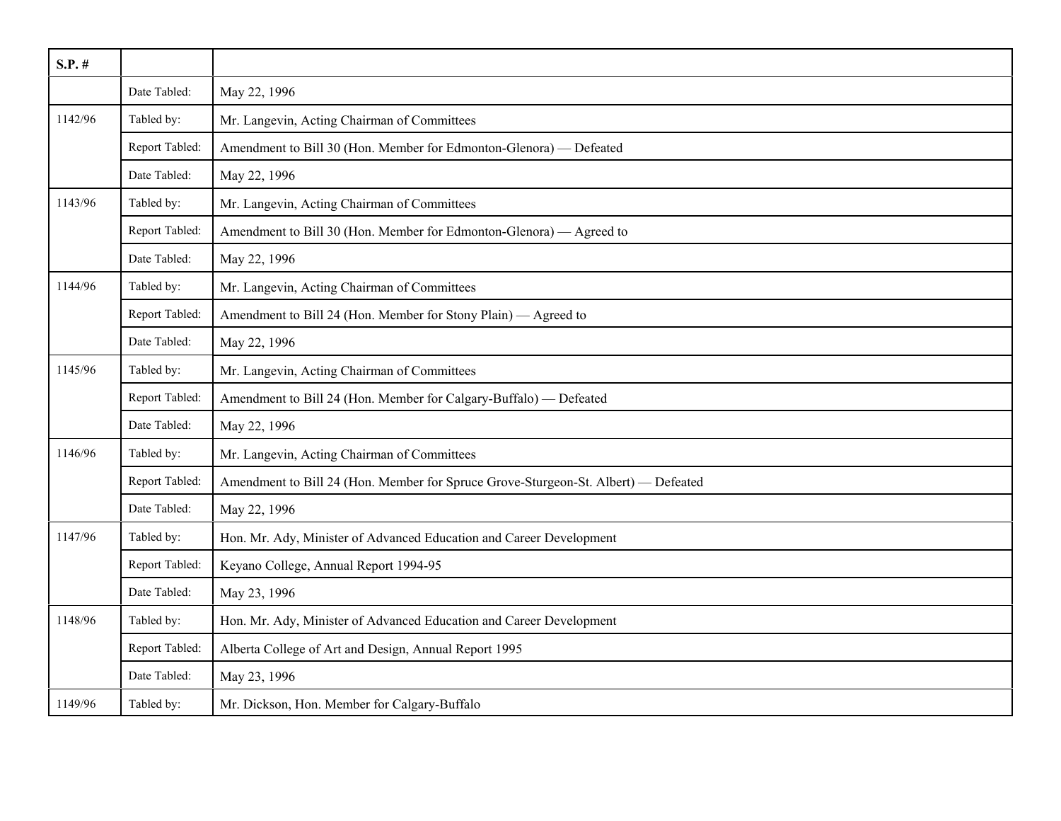| S.P. # | | |
|---|---|---|
| | Date Tabled: | May 22, 1996 |
| 1142/96 | Tabled by: | Mr. Langevin, Acting Chairman of Committees |
| | Report Tabled: | Amendment to Bill 30 (Hon. Member for Edmonton-Glenora) — Defeated |
| | Date Tabled: | May 22, 1996 |
| 1143/96 | Tabled by: | Mr. Langevin, Acting Chairman of Committees |
| | Report Tabled: | Amendment to Bill 30 (Hon. Member for Edmonton-Glenora) — Agreed to |
| | Date Tabled: | May 22, 1996 |
| 1144/96 | Tabled by: | Mr. Langevin, Acting Chairman of Committees |
| | Report Tabled: | Amendment to Bill 24 (Hon. Member for Stony Plain) — Agreed to |
| | Date Tabled: | May 22, 1996 |
| 1145/96 | Tabled by: | Mr. Langevin, Acting Chairman of Committees |
| | Report Tabled: | Amendment to Bill 24 (Hon. Member for Calgary-Buffalo) — Defeated |
| | Date Tabled: | May 22, 1996 |
| 1146/96 | Tabled by: | Mr. Langevin, Acting Chairman of Committees |
| | Report Tabled: | Amendment to Bill 24 (Hon. Member for Spruce Grove-Sturgeon-St. Albert) — Defeated |
| | Date Tabled: | May 22, 1996 |
| 1147/96 | Tabled by: | Hon. Mr. Ady, Minister of Advanced Education and Career Development |
| | Report Tabled: | Keyano College, Annual Report 1994-95 |
| | Date Tabled: | May 23, 1996 |
| 1148/96 | Tabled by: | Hon. Mr. Ady, Minister of Advanced Education and Career Development |
| | Report Tabled: | Alberta College of Art and Design, Annual Report 1995 |
| | Date Tabled: | May 23, 1996 |
| 1149/96 | Tabled by: | Mr. Dickson, Hon. Member for Calgary-Buffalo |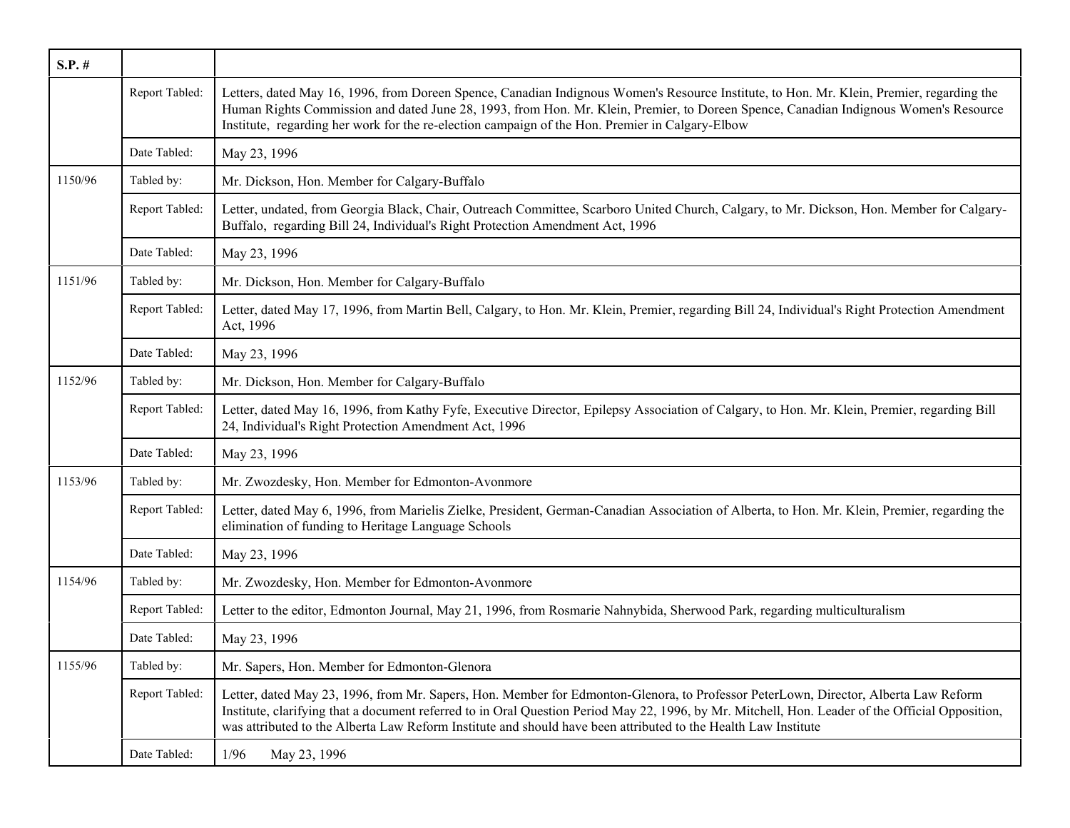| S.P. # | | |
|---|---|---|
| | Report Tabled: | Letters, dated May 16, 1996, from Doreen Spence, Canadian Indignous Women's Resource Institute, to Hon. Mr. Klein, Premier, regarding the Human Rights Commission and dated June 28, 1993, from Hon. Mr. Klein, Premier, to Doreen Spence, Canadian Indignous Women's Resource Institute, regarding her work for the re-election campaign of the Hon. Premier in Calgary-Elbow |
| | Date Tabled: | May 23, 1996 |
| 1150/96 | Tabled by: | Mr. Dickson, Hon. Member for Calgary-Buffalo |
| | Report Tabled: | Letter, undated, from Georgia Black, Chair, Outreach Committee, Scarboro United Church, Calgary, to Mr. Dickson, Hon. Member for Calgary-Buffalo, regarding Bill 24, Individual's Right Protection Amendment Act, 1996 |
| | Date Tabled: | May 23, 1996 |
| 1151/96 | Tabled by: | Mr. Dickson, Hon. Member for Calgary-Buffalo |
| | Report Tabled: | Letter, dated May 17, 1996, from Martin Bell, Calgary, to Hon. Mr. Klein, Premier, regarding Bill 24, Individual's Right Protection Amendment Act, 1996 |
| | Date Tabled: | May 23, 1996 |
| 1152/96 | Tabled by: | Mr. Dickson, Hon. Member for Calgary-Buffalo |
| | Report Tabled: | Letter, dated May 16, 1996, from Kathy Fyfe, Executive Director, Epilepsy Association of Calgary, to Hon. Mr. Klein, Premier, regarding Bill 24, Individual's Right Protection Amendment Act, 1996 |
| | Date Tabled: | May 23, 1996 |
| 1153/96 | Tabled by: | Mr. Zwozdesky, Hon. Member for Edmonton-Avonmore |
| | Report Tabled: | Letter, dated May 6, 1996, from Marielis Zielke, President, German-Canadian Association of Alberta, to Hon. Mr. Klein, Premier, regarding the elimination of funding to Heritage Language Schools |
| | Date Tabled: | May 23, 1996 |
| 1154/96 | Tabled by: | Mr. Zwozdesky, Hon. Member for Edmonton-Avonmore |
| | Report Tabled: | Letter to the editor, Edmonton Journal, May 21, 1996, from Rosmarie Nahnybida, Sherwood Park, regarding multiculturalism |
| | Date Tabled: | May 23, 1996 |
| 1155/96 | Tabled by: | Mr. Sapers, Hon. Member for Edmonton-Glenora |
| | Report Tabled: | Letter, dated May 23, 1996, from Mr. Sapers, Hon. Member for Edmonton-Glenora, to Professor PeterLown, Director, Alberta Law Reform Institute, clarifying that a document referred to in Oral Question Period May 22, 1996, by Mr. Mitchell, Hon. Leader of the Official Opposition, was attributed to the Alberta Law Reform Institute and should have been attributed to the Health Law Institute |
| | Date Tabled: | 1/96 May 23, 1996 |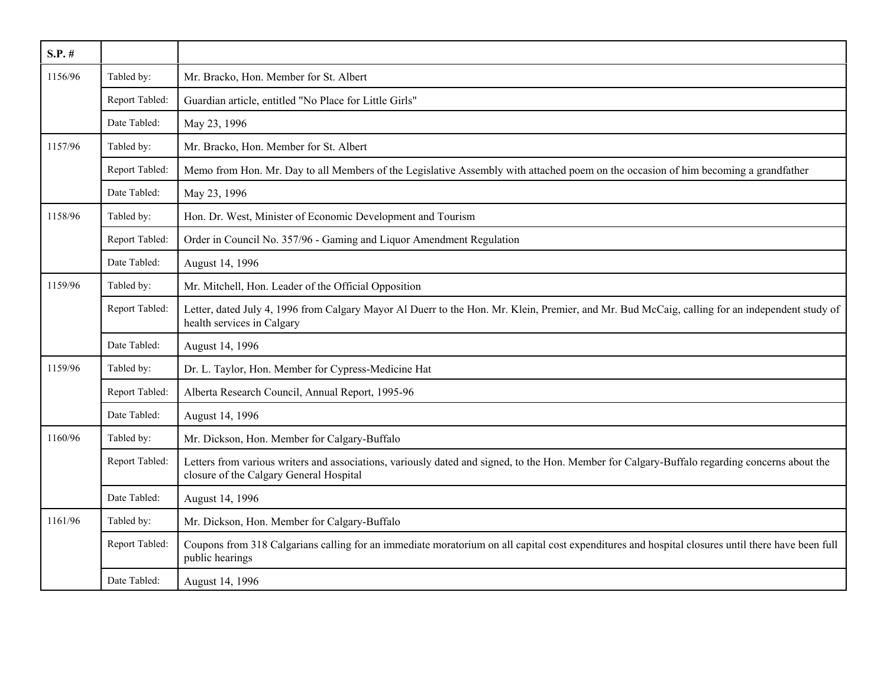| S.P. # | | |
|---|---|---|
| 1156/96 | Tabled by: | Mr. Bracko, Hon. Member for St. Albert |
| | Report Tabled: | Guardian article, entitled "No Place for Little Girls" |
| | Date Tabled: | May 23, 1996 |
| 1157/96 | Tabled by: | Mr. Bracko, Hon. Member for St. Albert |
| | Report Tabled: | Memo from Hon. Mr. Day to all Members of the Legislative Assembly with attached poem on the occasion of him becoming a grandfather |
| | Date Tabled: | May 23, 1996 |
| 1158/96 | Tabled by: | Hon. Dr. West, Minister of Economic Development and Tourism |
| | Report Tabled: | Order in Council No. 357/96 - Gaming and Liquor Amendment Regulation |
| | Date Tabled: | August 14, 1996 |
| 1159/96 | Tabled by: | Mr. Mitchell, Hon. Leader of the Official Opposition |
| | Report Tabled: | Letter, dated July 4, 1996 from Calgary Mayor Al Duerr to the Hon. Mr. Klein, Premier, and Mr. Bud McCaig, calling for an independent study of health services in Calgary |
| | Date Tabled: | August 14, 1996 |
| 1159/96 | Tabled by: | Dr. L. Taylor, Hon. Member for Cypress-Medicine Hat |
| | Report Tabled: | Alberta Research Council, Annual Report, 1995-96 |
| | Date Tabled: | August 14, 1996 |
| 1160/96 | Tabled by: | Mr. Dickson, Hon. Member for Calgary-Buffalo |
| | Report Tabled: | Letters from various writers and associations, variously dated and signed, to the Hon. Member for Calgary-Buffalo regarding concerns about the closure of the Calgary General Hospital |
| | Date Tabled: | August 14, 1996 |
| 1161/96 | Tabled by: | Mr. Dickson, Hon. Member for Calgary-Buffalo |
| | Report Tabled: | Coupons from 318 Calgarians calling for an immediate moratorium on all capital cost expenditures and hospital closures until there have been full public hearings |
| | Date Tabled: | August 14, 1996 |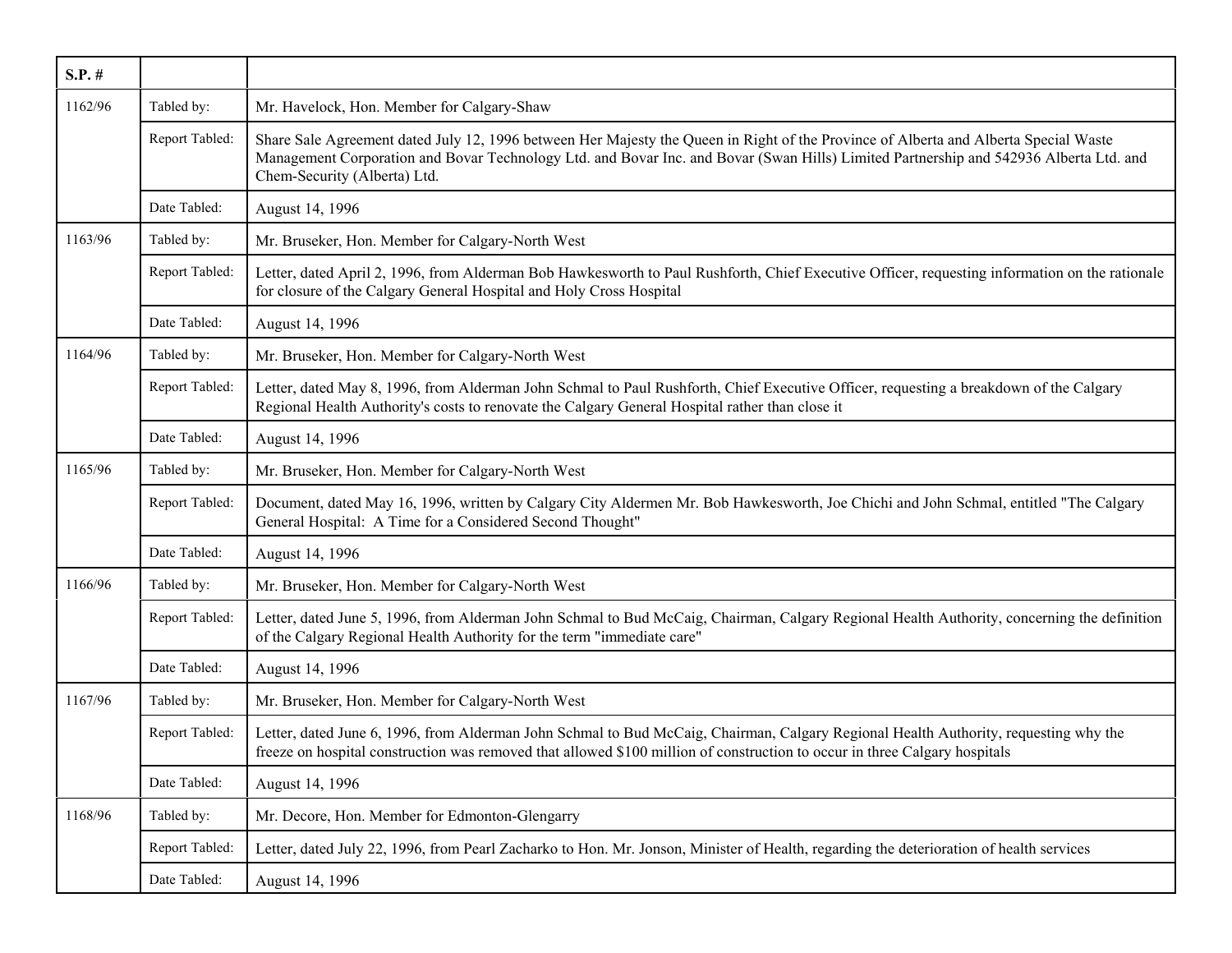| S.P. # | | |
|---|---|---|
| 1162/96 | Tabled by: | Mr. Havelock, Hon. Member for Calgary-Shaw |
| | Report Tabled: | Share Sale Agreement dated July 12, 1996 between Her Majesty the Queen in Right of the Province of Alberta and Alberta Special Waste Management Corporation and Bovar Technology Ltd. and Bovar Inc. and Bovar (Swan Hills) Limited Partnership and 542936 Alberta Ltd. and Chem-Security (Alberta) Ltd. |
| | Date Tabled: | August 14, 1996 |
| 1163/96 | Tabled by: | Mr. Bruseker, Hon. Member for Calgary-North West |
| | Report Tabled: | Letter, dated April 2, 1996, from Alderman Bob Hawkesworth to Paul Rushforth, Chief Executive Officer, requesting information on the rationale for closure of the Calgary General Hospital and Holy Cross Hospital |
| | Date Tabled: | August 14, 1996 |
| 1164/96 | Tabled by: | Mr. Bruseker, Hon. Member for Calgary-North West |
| | Report Tabled: | Letter, dated May 8, 1996, from Alderman John Schmal to Paul Rushforth, Chief Executive Officer, requesting a breakdown of the Calgary Regional Health Authority's costs to renovate the Calgary General Hospital rather than close it |
| | Date Tabled: | August 14, 1996 |
| 1165/96 | Tabled by: | Mr. Bruseker, Hon. Member for Calgary-North West |
| | Report Tabled: | Document, dated May 16, 1996, written by Calgary City Aldermen Mr. Bob Hawkesworth, Joe Chichi and John Schmal, entitled "The Calgary General Hospital: A Time for a Considered Second Thought" |
| | Date Tabled: | August 14, 1996 |
| 1166/96 | Tabled by: | Mr. Bruseker, Hon. Member for Calgary-North West |
| | Report Tabled: | Letter, dated June 5, 1996, from Alderman John Schmal to Bud McCaig, Chairman, Calgary Regional Health Authority, concerning the definition of the Calgary Regional Health Authority for the term "immediate care" |
| | Date Tabled: | August 14, 1996 |
| 1167/96 | Tabled by: | Mr. Bruseker, Hon. Member for Calgary-North West |
| | Report Tabled: | Letter, dated June 6, 1996, from Alderman John Schmal to Bud McCaig, Chairman, Calgary Regional Health Authority, requesting why the freeze on hospital construction was removed that allowed $100 million of construction to occur in three Calgary hospitals |
| | Date Tabled: | August 14, 1996 |
| 1168/96 | Tabled by: | Mr. Decore, Hon. Member for Edmonton-Glengarry |
| | Report Tabled: | Letter, dated July 22, 1996, from Pearl Zacharko to Hon. Mr. Jonson, Minister of Health, regarding the deterioration of health services |
| | Date Tabled: | August 14, 1996 |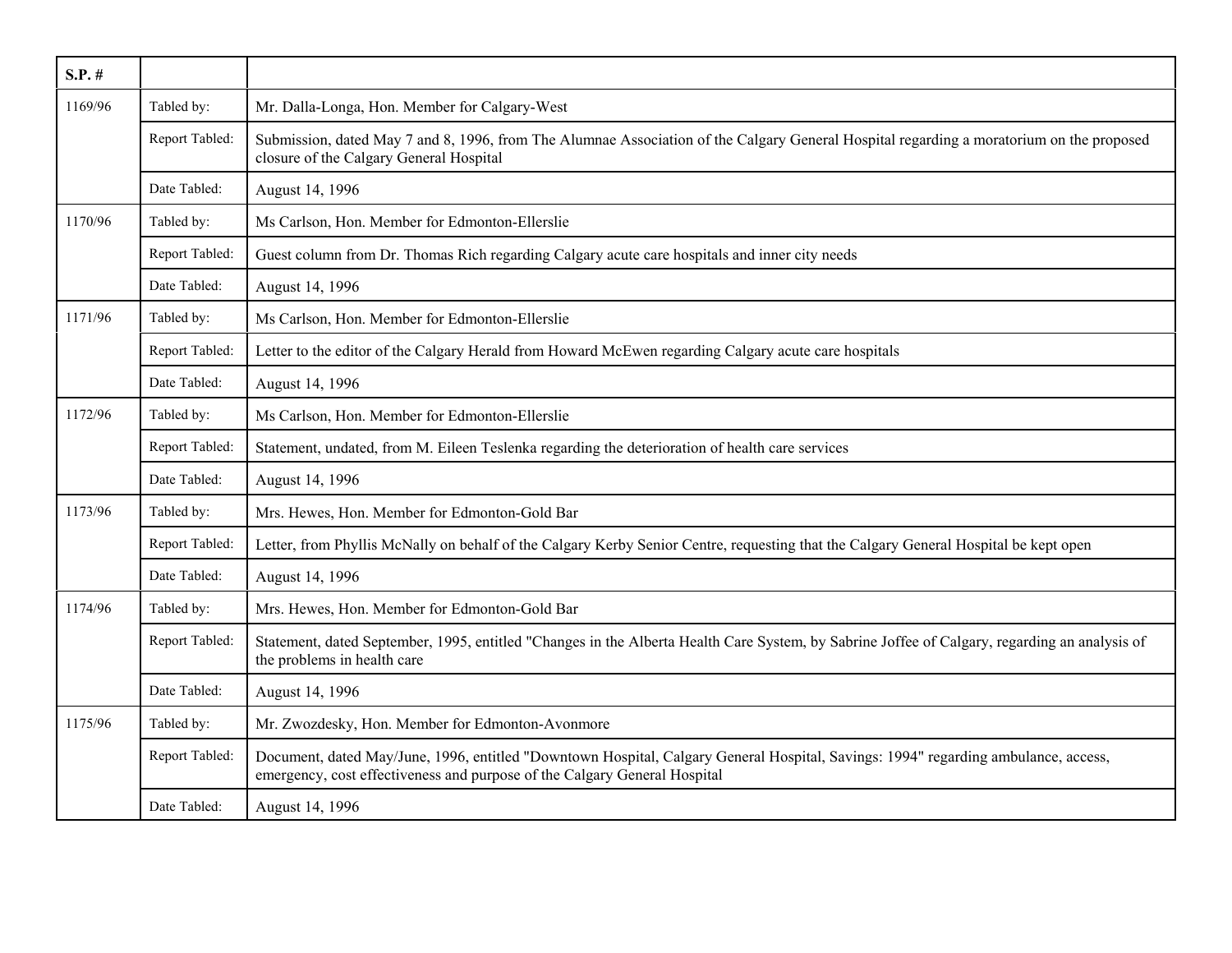| S.P. # | | |
|---|---|---|
| 1169/96 | Tabled by: | Mr. Dalla-Longa, Hon. Member for Calgary-West |
| | Report Tabled: | Submission, dated May 7 and 8, 1996, from The Alumnae Association of the Calgary General Hospital regarding a moratorium on the proposed closure of the Calgary General Hospital |
| | Date Tabled: | August 14, 1996 |
| 1170/96 | Tabled by: | Ms Carlson, Hon. Member for Edmonton-Ellerslie |
| | Report Tabled: | Guest column from Dr. Thomas Rich regarding Calgary acute care hospitals and inner city needs |
| | Date Tabled: | August 14, 1996 |
| 1171/96 | Tabled by: | Ms Carlson, Hon. Member for Edmonton-Ellerslie |
| | Report Tabled: | Letter to the editor of the Calgary Herald from Howard McEwen regarding Calgary acute care hospitals |
| | Date Tabled: | August 14, 1996 |
| 1172/96 | Tabled by: | Ms Carlson, Hon. Member for Edmonton-Ellerslie |
| | Report Tabled: | Statement, undated, from M. Eileen Teslenka regarding the deterioration of health care services |
| | Date Tabled: | August 14, 1996 |
| 1173/96 | Tabled by: | Mrs. Hewes, Hon. Member for Edmonton-Gold Bar |
| | Report Tabled: | Letter, from Phyllis McNally on behalf of the Calgary Kerby Senior Centre, requesting that the Calgary General Hospital be kept open |
| | Date Tabled: | August 14, 1996 |
| 1174/96 | Tabled by: | Mrs. Hewes, Hon. Member for Edmonton-Gold Bar |
| | Report Tabled: | Statement, dated September, 1995, entitled "Changes in the Alberta Health Care System, by Sabrine Joffee of Calgary, regarding an analysis of the problems in health care |
| | Date Tabled: | August 14, 1996 |
| 1175/96 | Tabled by: | Mr. Zwozdesky, Hon. Member for Edmonton-Avonmore |
| | Report Tabled: | Document, dated May/June, 1996, entitled "Downtown Hospital, Calgary General Hospital, Savings: 1994" regarding ambulance, access, emergency, cost effectiveness and purpose of the Calgary General Hospital |
| | Date Tabled: | August 14, 1996 |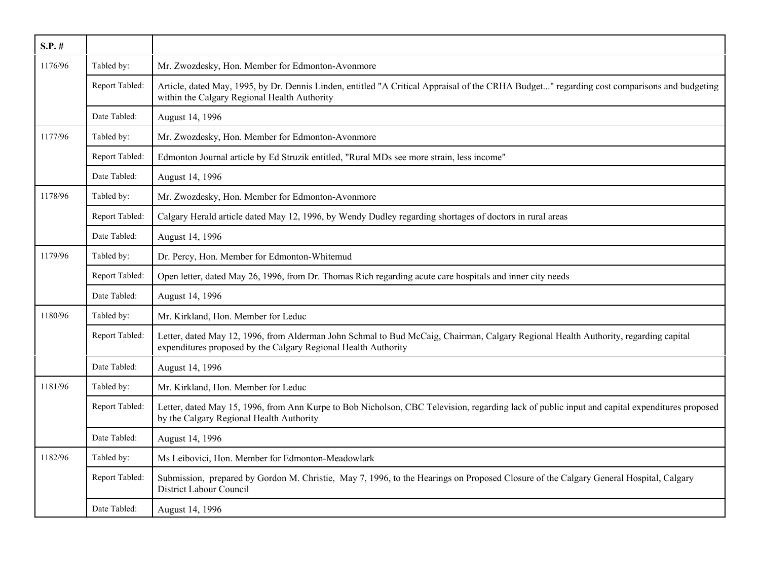| S.P. # | | |
|---|---|---|
| 1176/96 | Tabled by: | Mr. Zwozdesky, Hon. Member for Edmonton-Avonmore |
| | Report Tabled: | Article, dated May, 1995, by Dr. Dennis Linden, entitled "A Critical Appraisal of the CRHA Budget..." regarding cost comparisons and budgeting within the Calgary Regional Health Authority |
| | Date Tabled: | August 14, 1996 |
| 1177/96 | Tabled by: | Mr. Zwozdesky, Hon. Member for Edmonton-Avonmore |
| | Report Tabled: | Edmonton Journal article by Ed Struzik entitled, "Rural MDs see more strain, less income" |
| | Date Tabled: | August 14, 1996 |
| 1178/96 | Tabled by: | Mr. Zwozdesky, Hon. Member for Edmonton-Avonmore |
| | Report Tabled: | Calgary Herald article dated May 12, 1996, by Wendy Dudley regarding shortages of doctors in rural areas |
| | Date Tabled: | August 14, 1996 |
| 1179/96 | Tabled by: | Dr. Percy, Hon. Member for Edmonton-Whitemud |
| | Report Tabled: | Open letter, dated May 26, 1996, from Dr. Thomas Rich regarding acute care hospitals and inner city needs |
| | Date Tabled: | August 14, 1996 |
| 1180/96 | Tabled by: | Mr. Kirkland, Hon. Member for Leduc |
| | Report Tabled: | Letter, dated May 12, 1996, from Alderman John Schmal to Bud McCaig, Chairman, Calgary Regional Health Authority, regarding capital expenditures proposed by the Calgary Regional Health Authority |
| | Date Tabled: | August 14, 1996 |
| 1181/96 | Tabled by: | Mr. Kirkland, Hon. Member for Leduc |
| | Report Tabled: | Letter, dated May 15, 1996, from Ann Kurpe to Bob Nicholson, CBC Television, regarding lack of public input and capital expenditures proposed by the Calgary Regional Health Authority |
| | Date Tabled: | August 14, 1996 |
| 1182/96 | Tabled by: | Ms Leibovici, Hon. Member for Edmonton-Meadowlark |
| | Report Tabled: | Submission, prepared by Gordon M. Christie, May 7, 1996, to the Hearings on Proposed Closure of the Calgary General Hospital, Calgary District Labour Council |
| | Date Tabled: | August 14, 1996 |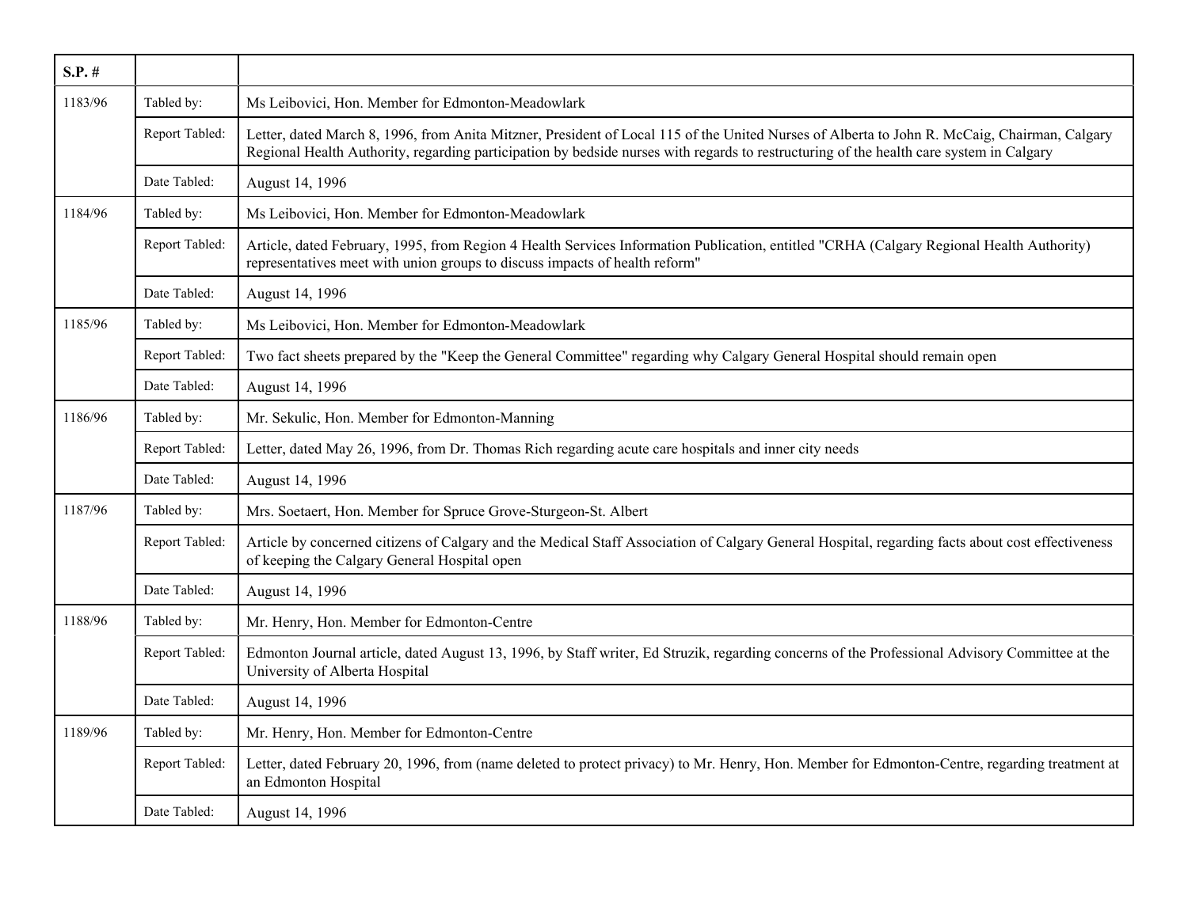| S.P. # | | |
|---|---|---|
| 1183/96 | Tabled by: | Ms Leibovici, Hon. Member for Edmonton-Meadowlark |
| | Report Tabled: | Letter, dated March 8, 1996, from Anita Mitzner, President of Local 115 of the United Nurses of Alberta to John R. McCaig, Chairman, Calgary Regional Health Authority, regarding participation by bedside nurses with regards to restructuring of the health care system in Calgary |
| | Date Tabled: | August 14, 1996 |
| 1184/96 | Tabled by: | Ms Leibovici, Hon. Member for Edmonton-Meadowlark |
| | Report Tabled: | Article, dated February, 1995, from Region 4 Health Services Information Publication, entitled "CRHA (Calgary Regional Health Authority) representatives meet with union groups to discuss impacts of health reform" |
| | Date Tabled: | August 14, 1996 |
| 1185/96 | Tabled by: | Ms Leibovici, Hon. Member for Edmonton-Meadowlark |
| | Report Tabled: | Two fact sheets prepared by the "Keep the General Committee" regarding why Calgary General Hospital should remain open |
| | Date Tabled: | August 14, 1996 |
| 1186/96 | Tabled by: | Mr. Sekulic, Hon. Member for Edmonton-Manning |
| | Report Tabled: | Letter, dated May 26, 1996, from Dr. Thomas Rich regarding acute care hospitals and inner city needs |
| | Date Tabled: | August 14, 1996 |
| 1187/96 | Tabled by: | Mrs. Soetaert, Hon. Member for Spruce Grove-Sturgeon-St. Albert |
| | Report Tabled: | Article by concerned citizens of Calgary and the Medical Staff Association of Calgary General Hospital, regarding facts about cost effectiveness of keeping the Calgary General Hospital open |
| | Date Tabled: | August 14, 1996 |
| 1188/96 | Tabled by: | Mr. Henry, Hon. Member for Edmonton-Centre |
| | Report Tabled: | Edmonton Journal article, dated August 13, 1996, by Staff writer, Ed Struzik, regarding concerns of the Professional Advisory Committee at the University of Alberta Hospital |
| | Date Tabled: | August 14, 1996 |
| 1189/96 | Tabled by: | Mr. Henry, Hon. Member for Edmonton-Centre |
| | Report Tabled: | Letter, dated February 20, 1996, from (name deleted to protect privacy) to Mr. Henry, Hon. Member for Edmonton-Centre, regarding treatment at an Edmonton Hospital |
| | Date Tabled: | August 14, 1996 |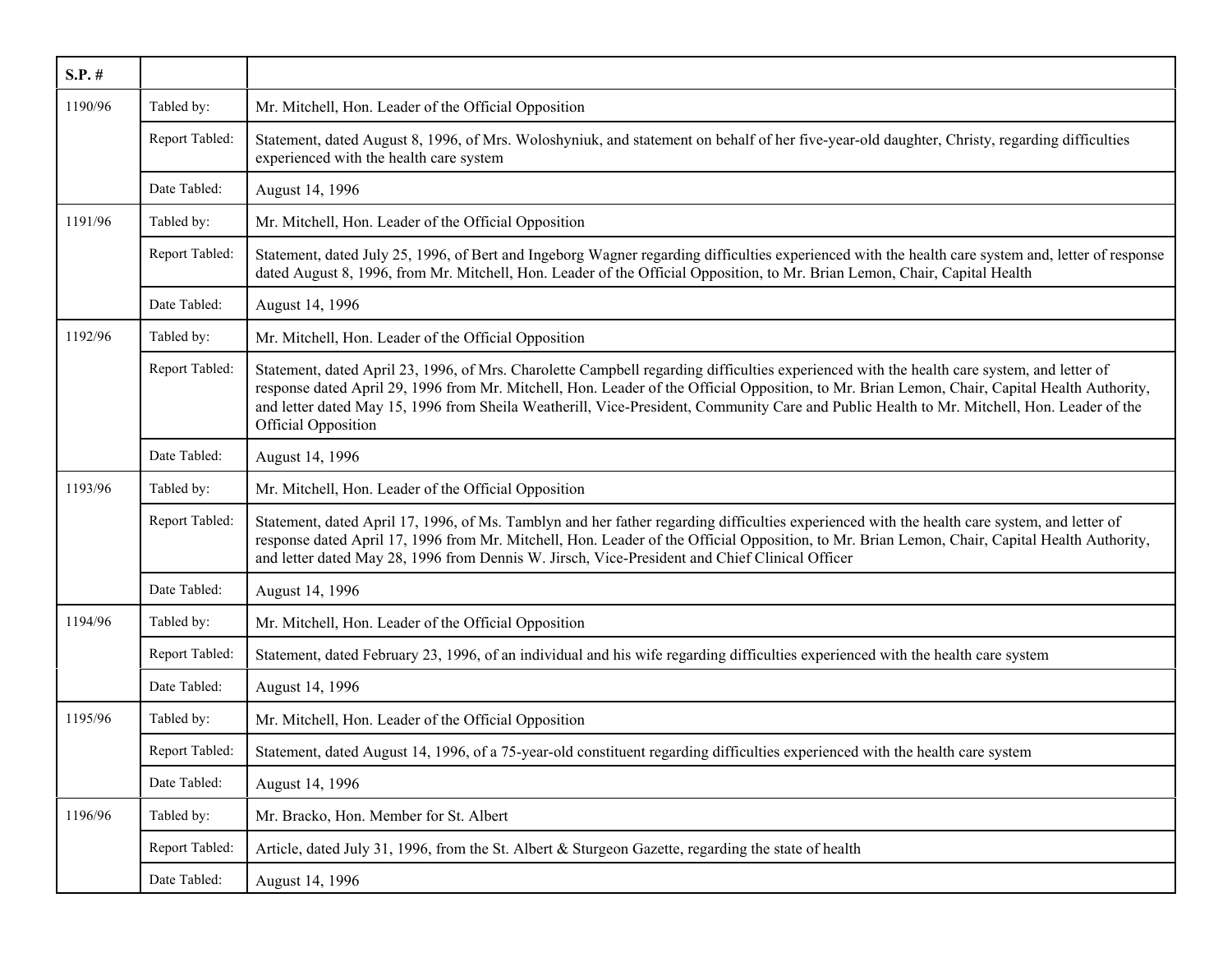| S.P. # | | |
|---|---|---|
| 1190/96 | Tabled by: | Mr. Mitchell, Hon. Leader of the Official Opposition |
| | Report Tabled: | Statement, dated August 8, 1996, of Mrs. Woloshyniuk, and statement on behalf of her five-year-old daughter, Christy, regarding difficulties experienced with the health care system |
| | Date Tabled: | August 14, 1996 |
| 1191/96 | Tabled by: | Mr. Mitchell, Hon. Leader of the Official Opposition |
| | Report Tabled: | Statement, dated July 25, 1996, of Bert and Ingeborg Wagner regarding difficulties experienced with the health care system and, letter of response dated August 8, 1996, from Mr. Mitchell, Hon. Leader of the Official Opposition, to Mr. Brian Lemon, Chair, Capital Health |
| | Date Tabled: | August 14, 1996 |
| 1192/96 | Tabled by: | Mr. Mitchell, Hon. Leader of the Official Opposition |
| | Report Tabled: | Statement, dated April 23, 1996, of Mrs. Charolette Campbell regarding difficulties experienced with the health care system, and letter of response dated April 29, 1996 from Mr. Mitchell, Hon. Leader of the Official Opposition, to Mr. Brian Lemon, Chair, Capital Health Authority, and letter dated May 15, 1996 from Sheila Weatherill, Vice-President, Community Care and Public Health to Mr. Mitchell, Hon. Leader of the Official Opposition |
| | Date Tabled: | August 14, 1996 |
| 1193/96 | Tabled by: | Mr. Mitchell, Hon. Leader of the Official Opposition |
| | Report Tabled: | Statement, dated April 17, 1996, of Ms. Tamblyn and her father regarding difficulties experienced with the health care system, and letter of response dated April 17, 1996 from Mr. Mitchell, Hon. Leader of the Official Opposition, to Mr. Brian Lemon, Chair, Capital Health Authority, and letter dated May 28, 1996 from Dennis W. Jirsch, Vice-President and Chief Clinical Officer |
| | Date Tabled: | August 14, 1996 |
| 1194/96 | Tabled by: | Mr. Mitchell, Hon. Leader of the Official Opposition |
| | Report Tabled: | Statement, dated February 23, 1996, of an individual and his wife regarding difficulties experienced with the health care system |
| | Date Tabled: | August 14, 1996 |
| 1195/96 | Tabled by: | Mr. Mitchell, Hon. Leader of the Official Opposition |
| | Report Tabled: | Statement, dated August 14, 1996, of a 75-year-old constituent regarding difficulties experienced with the health care system |
| | Date Tabled: | August 14, 1996 |
| 1196/96 | Tabled by: | Mr. Bracko, Hon. Member for St. Albert |
| | Report Tabled: | Article, dated July 31, 1996, from the St. Albert & Sturgeon Gazette, regarding the state of health |
| | Date Tabled: | August 14, 1996 |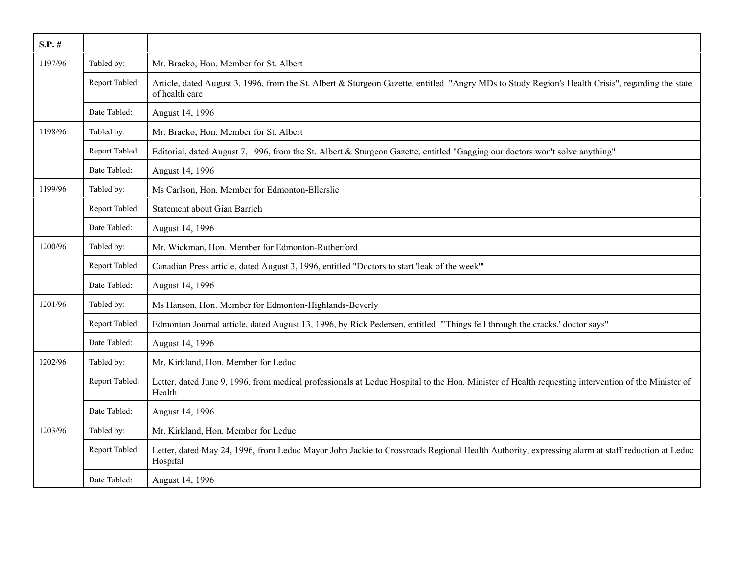| S.P. # | | |
|---|---|---|
| 1197/96 | Tabled by: | Mr. Bracko, Hon. Member for St. Albert |
| | Report Tabled: | Article, dated August 3, 1996, from the St. Albert & Sturgeon Gazette, entitled "Angry MDs to Study Region's Health Crisis", regarding the state of health care |
| | Date Tabled: | August 14, 1996 |
| 1198/96 | Tabled by: | Mr. Bracko, Hon. Member for St. Albert |
| | Report Tabled: | Editorial, dated August 7, 1996, from the St. Albert & Sturgeon Gazette, entitled "Gagging our doctors won't solve anything" |
| | Date Tabled: | August 14, 1996 |
| 1199/96 | Tabled by: | Ms Carlson, Hon. Member for Edmonton-Ellerslie |
| | Report Tabled: | Statement about Gian Barrich |
| | Date Tabled: | August 14, 1996 |
| 1200/96 | Tabled by: | Mr. Wickman, Hon. Member for Edmonton-Rutherford |
| | Report Tabled: | Canadian Press article, dated August 3, 1996, entitled "Doctors to start 'leak of the week'" |
| | Date Tabled: | August 14, 1996 |
| 1201/96 | Tabled by: | Ms Hanson, Hon. Member for Edmonton-Highlands-Beverly |
| | Report Tabled: | Edmonton Journal article, dated August 13, 1996, by Rick Pedersen, entitled "'Things fell through the cracks,' doctor says" |
| | Date Tabled: | August 14, 1996 |
| 1202/96 | Tabled by: | Mr. Kirkland, Hon. Member for Leduc |
| | Report Tabled: | Letter, dated June 9, 1996, from medical professionals at Leduc Hospital to the Hon. Minister of Health requesting intervention of the Minister of Health |
| | Date Tabled: | August 14, 1996 |
| 1203/96 | Tabled by: | Mr. Kirkland, Hon. Member for Leduc |
| | Report Tabled: | Letter, dated May 24, 1996, from Leduc Mayor John Jackie to Crossroads Regional Health Authority, expressing alarm at staff reduction at Leduc Hospital |
| | Date Tabled: | August 14, 1996 |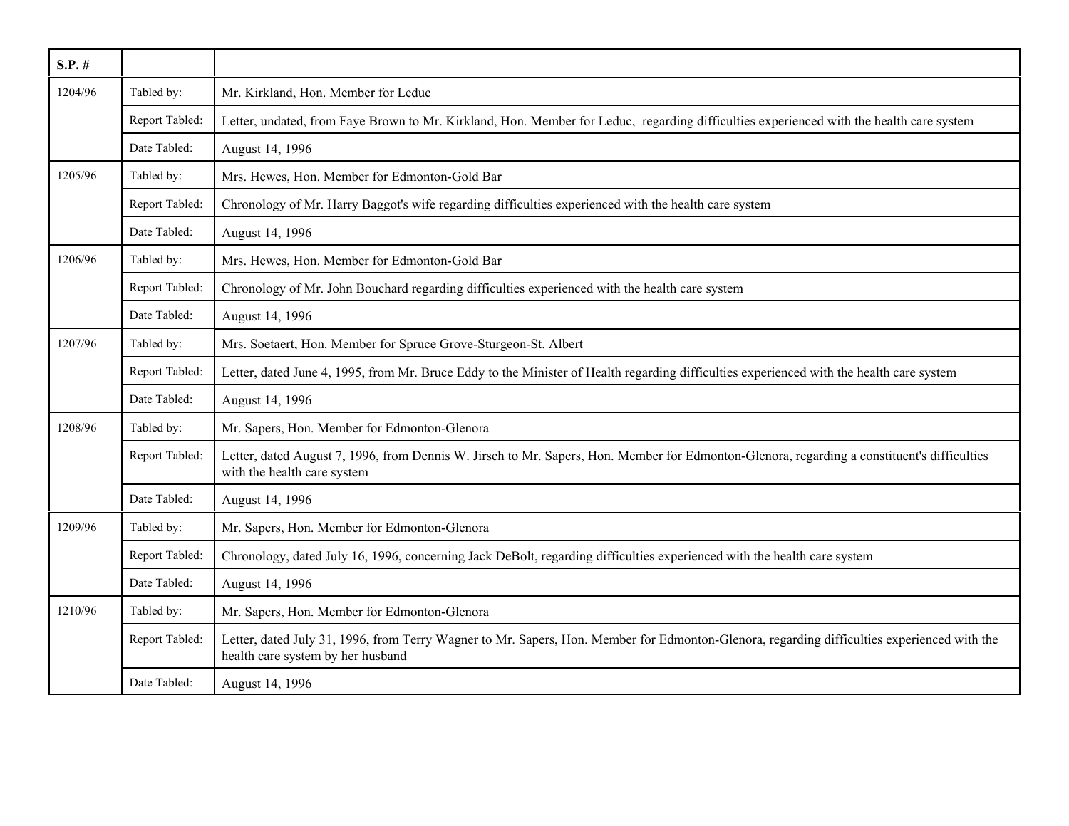| S.P. # | | |
|---|---|---|
| 1204/96 | Tabled by: | Mr. Kirkland, Hon. Member for Leduc |
| | Report Tabled: | Letter, undated, from Faye Brown to Mr. Kirkland, Hon. Member for Leduc, regarding difficulties experienced with the health care system |
| | Date Tabled: | August 14, 1996 |
| 1205/96 | Tabled by: | Mrs. Hewes, Hon. Member for Edmonton-Gold Bar |
| | Report Tabled: | Chronology of Mr. Harry Baggot's wife regarding difficulties experienced with the health care system |
| | Date Tabled: | August 14, 1996 |
| 1206/96 | Tabled by: | Mrs. Hewes, Hon. Member for Edmonton-Gold Bar |
| | Report Tabled: | Chronology of Mr. John Bouchard regarding difficulties experienced with the health care system |
| | Date Tabled: | August 14, 1996 |
| 1207/96 | Tabled by: | Mrs. Soetaert, Hon. Member for Spruce Grove-Sturgeon-St. Albert |
| | Report Tabled: | Letter, dated June 4, 1995, from Mr. Bruce Eddy to the Minister of Health regarding difficulties experienced with the health care system |
| | Date Tabled: | August 14, 1996 |
| 1208/96 | Tabled by: | Mr. Sapers, Hon. Member for Edmonton-Glenora |
| | Report Tabled: | Letter, dated August 7, 1996, from Dennis W. Jirsch to Mr. Sapers, Hon. Member for Edmonton-Glenora, regarding a constituent's difficulties with the health care system |
| | Date Tabled: | August 14, 1996 |
| 1209/96 | Tabled by: | Mr. Sapers, Hon. Member for Edmonton-Glenora |
| | Report Tabled: | Chronology, dated July 16, 1996, concerning Jack DeBolt, regarding difficulties experienced with the health care system |
| | Date Tabled: | August 14, 1996 |
| 1210/96 | Tabled by: | Mr. Sapers, Hon. Member for Edmonton-Glenora |
| | Report Tabled: | Letter, dated July 31, 1996, from Terry Wagner to Mr. Sapers, Hon. Member for Edmonton-Glenora, regarding difficulties experienced with the health care system by her husband |
| | Date Tabled: | August 14, 1996 |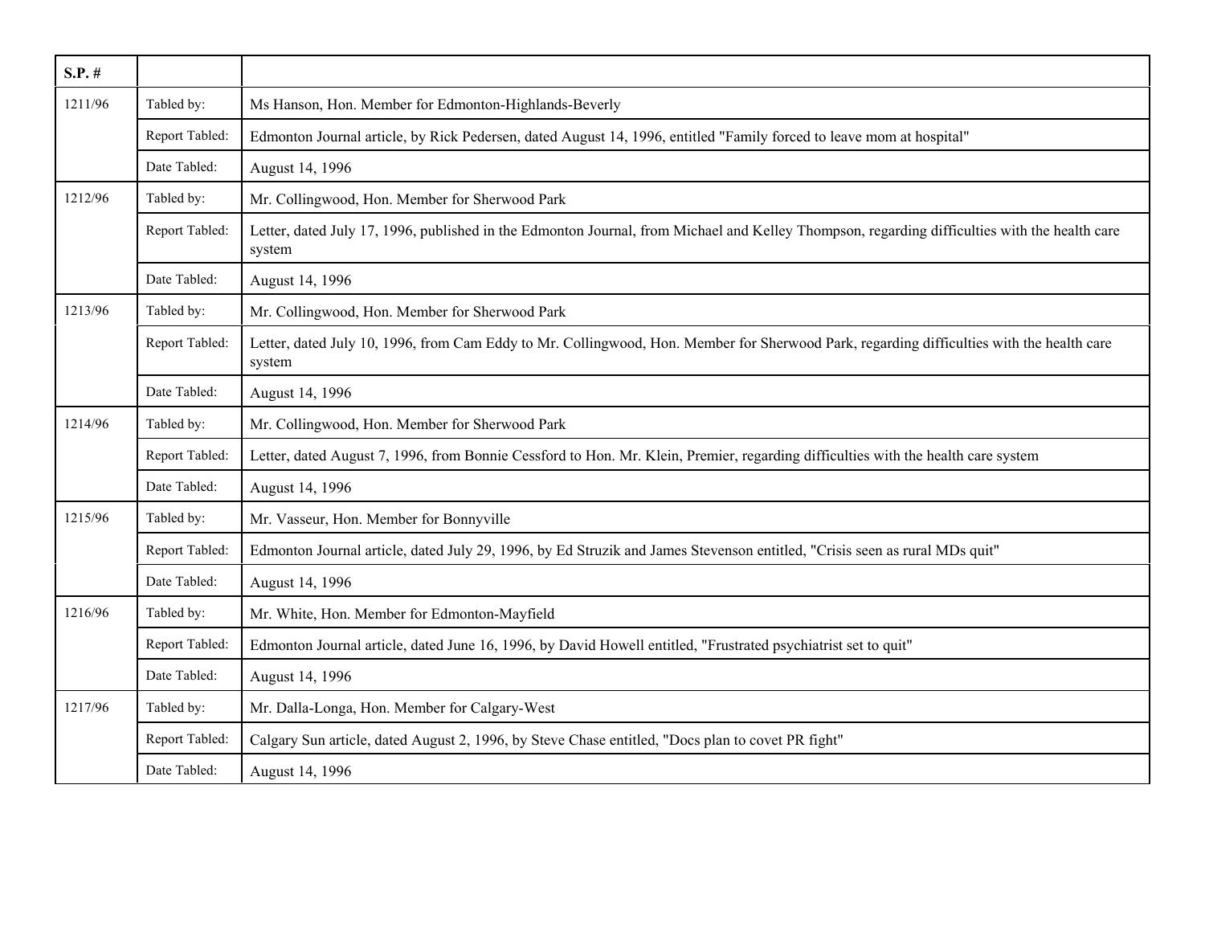| S.P. # | | |
|---|---|---|
| 1211/96 | Tabled by: | Ms Hanson, Hon. Member for Edmonton-Highlands-Beverly |
| | Report Tabled: | Edmonton Journal article, by Rick Pedersen, dated August 14, 1996, entitled "Family forced to leave mom at hospital" |
| | Date Tabled: | August 14, 1996 |
| 1212/96 | Tabled by: | Mr. Collingwood, Hon. Member for Sherwood Park |
| | Report Tabled: | Letter, dated July 17, 1996, published in the Edmonton Journal, from Michael and Kelley Thompson, regarding difficulties with the health care system |
| | Date Tabled: | August 14, 1996 |
| 1213/96 | Tabled by: | Mr. Collingwood, Hon. Member for Sherwood Park |
| | Report Tabled: | Letter, dated July 10, 1996, from Cam Eddy to Mr. Collingwood, Hon. Member for Sherwood Park, regarding difficulties with the health care system |
| | Date Tabled: | August 14, 1996 |
| 1214/96 | Tabled by: | Mr. Collingwood, Hon. Member for Sherwood Park |
| | Report Tabled: | Letter, dated August 7, 1996, from Bonnie Cessford to Hon. Mr. Klein, Premier, regarding difficulties with the health care system |
| | Date Tabled: | August 14, 1996 |
| 1215/96 | Tabled by: | Mr. Vasseur, Hon. Member for Bonnyville |
| | Report Tabled: | Edmonton Journal article, dated July 29, 1996, by Ed Struzik and James Stevenson entitled, "Crisis seen as rural MDs quit" |
| | Date Tabled: | August 14, 1996 |
| 1216/96 | Tabled by: | Mr. White, Hon. Member for Edmonton-Mayfield |
| | Report Tabled: | Edmonton Journal article, dated June 16, 1996, by David Howell entitled, "Frustrated psychiatrist set to quit" |
| | Date Tabled: | August 14, 1996 |
| 1217/96 | Tabled by: | Mr. Dalla-Longa, Hon. Member for Calgary-West |
| | Report Tabled: | Calgary Sun article, dated August 2, 1996, by Steve Chase entitled, "Docs plan to covet PR fight" |
| | Date Tabled: | August 14, 1996 |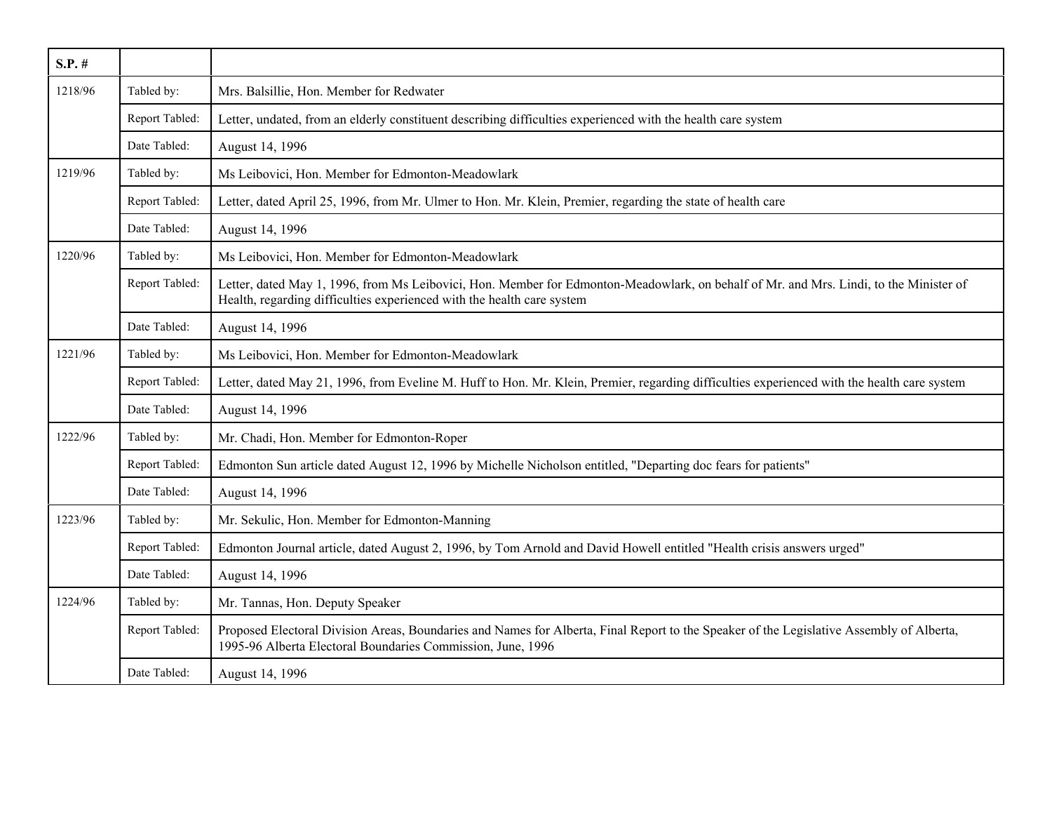| S.P. # | | |
|---|---|---|
| 1218/96 | Tabled by: | Mrs. Balsillie, Hon. Member for Redwater |
| | Report Tabled: | Letter, undated, from an elderly constituent describing difficulties experienced with the health care system |
| | Date Tabled: | August 14, 1996 |
| 1219/96 | Tabled by: | Ms Leibovici, Hon. Member for Edmonton-Meadowlark |
| | Report Tabled: | Letter, dated April 25, 1996, from Mr. Ulmer to Hon. Mr. Klein, Premier, regarding the state of health care |
| | Date Tabled: | August 14, 1996 |
| 1220/96 | Tabled by: | Ms Leibovici, Hon. Member for Edmonton-Meadowlark |
| | Report Tabled: | Letter, dated May 1, 1996, from Ms Leibovici, Hon. Member for Edmonton-Meadowlark, on behalf of Mr. and Mrs. Lindi, to the Minister of Health, regarding difficulties experienced with the health care system |
| | Date Tabled: | August 14, 1996 |
| 1221/96 | Tabled by: | Ms Leibovici, Hon. Member for Edmonton-Meadowlark |
| | Report Tabled: | Letter, dated May 21, 1996, from Eveline M. Huff to Hon. Mr. Klein, Premier, regarding difficulties experienced with the health care system |
| | Date Tabled: | August 14, 1996 |
| 1222/96 | Tabled by: | Mr. Chadi, Hon. Member for Edmonton-Roper |
| | Report Tabled: | Edmonton Sun article dated August 12, 1996 by Michelle Nicholson entitled, "Departing doc fears for patients" |
| | Date Tabled: | August 14, 1996 |
| 1223/96 | Tabled by: | Mr. Sekulic, Hon. Member for Edmonton-Manning |
| | Report Tabled: | Edmonton Journal article, dated August 2, 1996, by Tom Arnold and David Howell entitled "Health crisis answers urged" |
| | Date Tabled: | August 14, 1996 |
| 1224/96 | Tabled by: | Mr. Tannas, Hon. Deputy Speaker |
| | Report Tabled: | Proposed Electoral Division Areas, Boundaries and Names for Alberta, Final Report to the Speaker of the Legislative Assembly of Alberta, 1995-96 Alberta Electoral Boundaries Commission, June, 1996 |
| | Date Tabled: | August 14, 1996 |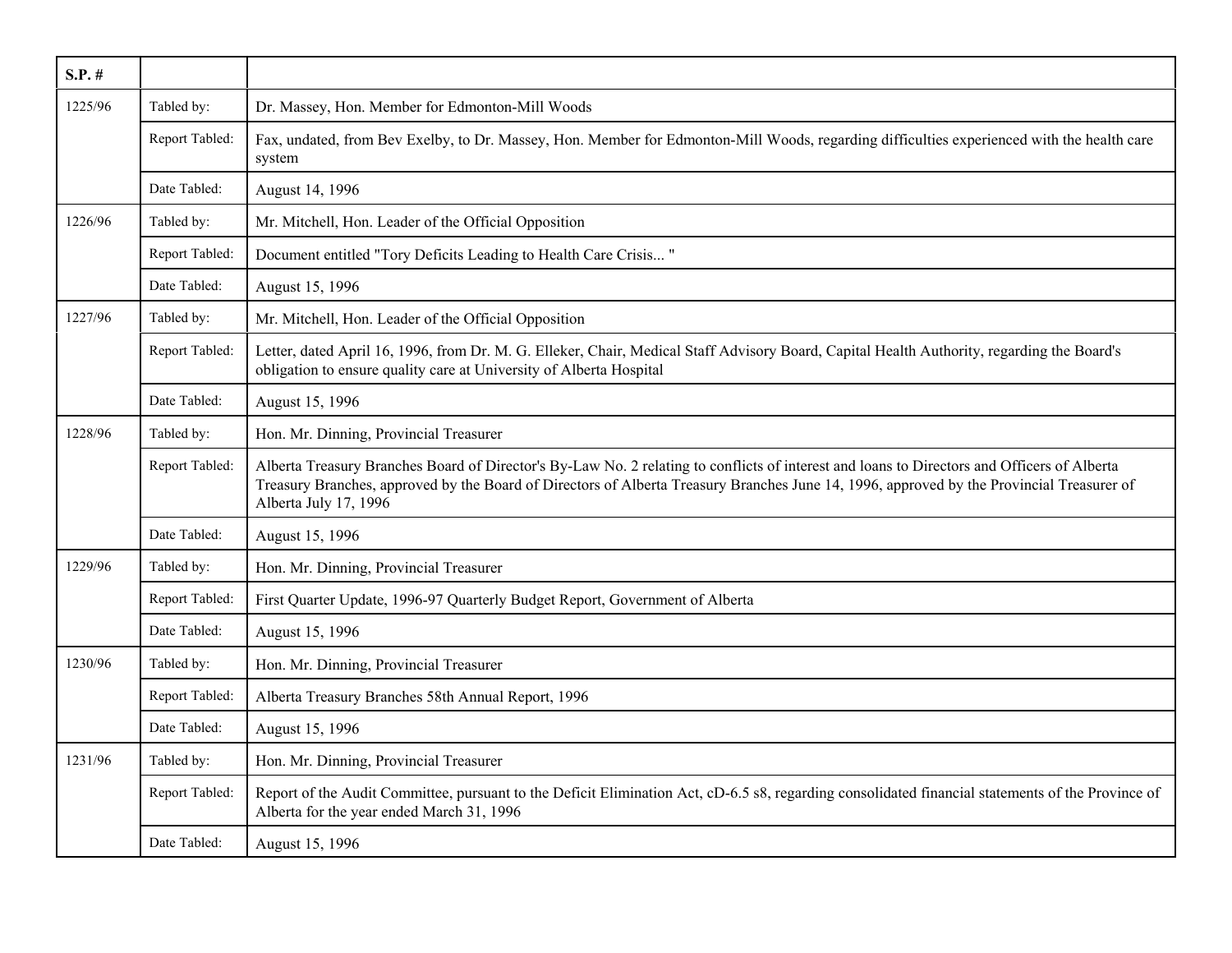| S.P. # | | |
|---|---|---|
| 1225/96 | Tabled by: | Dr. Massey, Hon. Member for Edmonton-Mill Woods |
| | Report Tabled: | Fax, undated, from Bev Exelby, to Dr. Massey, Hon. Member for Edmonton-Mill Woods, regarding difficulties experienced with the health care system |
| | Date Tabled: | August 14, 1996 |
| 1226/96 | Tabled by: | Mr. Mitchell, Hon. Leader of the Official Opposition |
| | Report Tabled: | Document entitled "Tory Deficits Leading to Health Care Crisis... " |
| | Date Tabled: | August 15, 1996 |
| 1227/96 | Tabled by: | Mr. Mitchell, Hon. Leader of the Official Opposition |
| | Report Tabled: | Letter, dated April 16, 1996, from Dr. M. G. Elleker, Chair, Medical Staff Advisory Board, Capital Health Authority, regarding the Board's obligation to ensure quality care at University of Alberta Hospital |
| | Date Tabled: | August 15, 1996 |
| 1228/96 | Tabled by: | Hon. Mr. Dinning, Provincial Treasurer |
| | Report Tabled: | Alberta Treasury Branches Board of Director's By-Law No. 2 relating to conflicts of interest and loans to Directors and Officers of Alberta Treasury Branches, approved by the Board of Directors of Alberta Treasury Branches June 14, 1996, approved by the Provincial Treasurer of Alberta July 17, 1996 |
| | Date Tabled: | August 15, 1996 |
| 1229/96 | Tabled by: | Hon. Mr. Dinning, Provincial Treasurer |
| | Report Tabled: | First Quarter Update, 1996-97 Quarterly Budget Report, Government of Alberta |
| | Date Tabled: | August 15, 1996 |
| 1230/96 | Tabled by: | Hon. Mr. Dinning, Provincial Treasurer |
| | Report Tabled: | Alberta Treasury Branches 58th Annual Report, 1996 |
| | Date Tabled: | August 15, 1996 |
| 1231/96 | Tabled by: | Hon. Mr. Dinning, Provincial Treasurer |
| | Report Tabled: | Report of the Audit Committee, pursuant to the Deficit Elimination Act, cD-6.5 s8, regarding consolidated financial statements of the Province of Alberta for the year ended March 31, 1996 |
| | Date Tabled: | August 15, 1996 |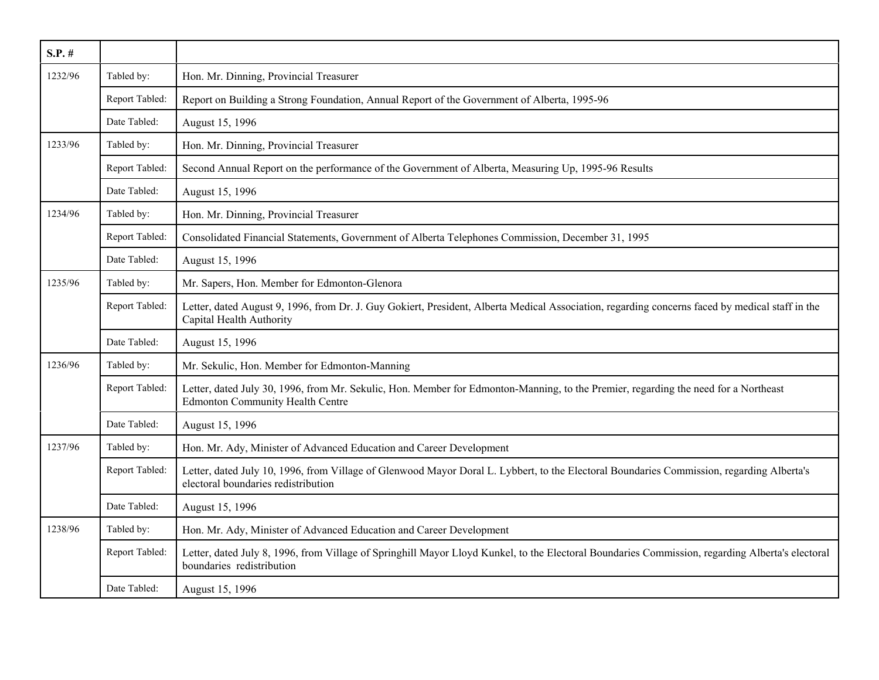| S.P. # | | |
|---|---|---|
| 1232/96 | Tabled by: | Hon. Mr. Dinning, Provincial Treasurer |
| | Report Tabled: | Report on Building a Strong Foundation, Annual Report of the Government of Alberta, 1995-96 |
| | Date Tabled: | August 15, 1996 |
| 1233/96 | Tabled by: | Hon. Mr. Dinning, Provincial Treasurer |
| | Report Tabled: | Second Annual Report on the performance of the Government of Alberta, Measuring Up, 1995-96 Results |
| | Date Tabled: | August 15, 1996 |
| 1234/96 | Tabled by: | Hon. Mr. Dinning, Provincial Treasurer |
| | Report Tabled: | Consolidated Financial Statements, Government of Alberta Telephones Commission, December 31, 1995 |
| | Date Tabled: | August 15, 1996 |
| 1235/96 | Tabled by: | Mr. Sapers, Hon. Member for Edmonton-Glenora |
| | Report Tabled: | Letter, dated August 9, 1996, from Dr. J. Guy Gokiert, President, Alberta Medical Association, regarding concerns faced by medical staff in the Capital Health Authority |
| | Date Tabled: | August 15, 1996 |
| 1236/96 | Tabled by: | Mr. Sekulic, Hon. Member for Edmonton-Manning |
| | Report Tabled: | Letter, dated July 30, 1996, from Mr. Sekulic, Hon. Member for Edmonton-Manning, to the Premier, regarding the need for a Northeast Edmonton Community Health Centre |
| | Date Tabled: | August 15, 1996 |
| 1237/96 | Tabled by: | Hon. Mr. Ady, Minister of Advanced Education and Career Development |
| | Report Tabled: | Letter, dated July 10, 1996, from Village of Glenwood Mayor Doral L. Lybbert, to the Electoral Boundaries Commission, regarding Alberta's electoral boundaries redistribution |
| | Date Tabled: | August 15, 1996 |
| 1238/96 | Tabled by: | Hon. Mr. Ady, Minister of Advanced Education and Career Development |
| | Report Tabled: | Letter, dated July 8, 1996, from Village of Springhill Mayor Lloyd Kunkel, to the Electoral Boundaries Commission, regarding Alberta's electoral boundaries redistribution |
| | Date Tabled: | August 15, 1996 |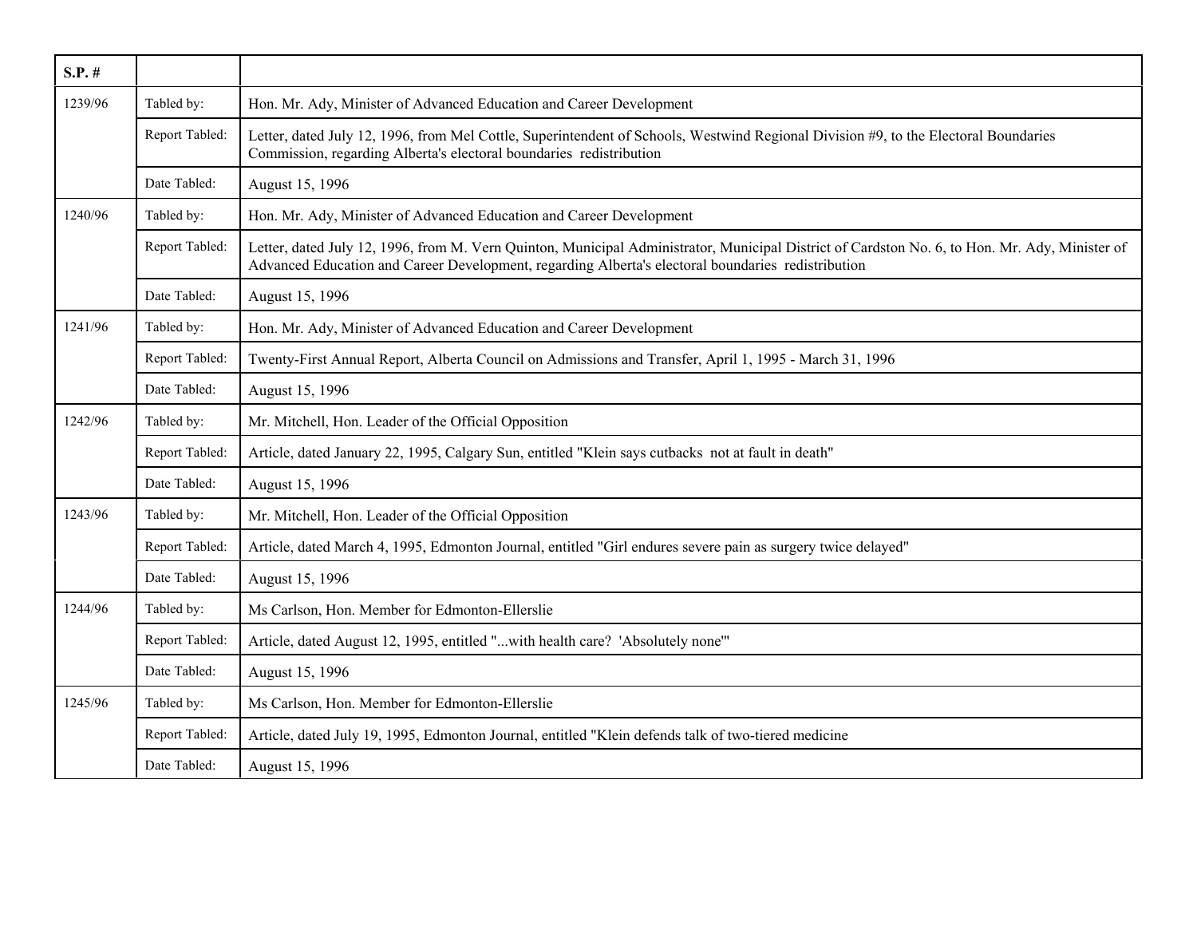| S.P. # | | |
|---|---|---|
| 1239/96 | Tabled by: | Hon. Mr. Ady, Minister of Advanced Education and Career Development |
| | Report Tabled: | Letter, dated July 12, 1996, from Mel Cottle, Superintendent of Schools, Westwind Regional Division #9, to the Electoral Boundaries Commission, regarding Alberta's electoral boundaries redistribution |
| | Date Tabled: | August 15, 1996 |
| 1240/96 | Tabled by: | Hon. Mr. Ady, Minister of Advanced Education and Career Development |
| | Report Tabled: | Letter, dated July 12, 1996, from M. Vern Quinton, Municipal Administrator, Municipal District of Cardston No. 6, to Hon. Mr. Ady, Minister of Advanced Education and Career Development, regarding Alberta's electoral boundaries redistribution |
| | Date Tabled: | August 15, 1996 |
| 1241/96 | Tabled by: | Hon. Mr. Ady, Minister of Advanced Education and Career Development |
| | Report Tabled: | Twenty-First Annual Report, Alberta Council on Admissions and Transfer, April 1, 1995 - March 31, 1996 |
| | Date Tabled: | August 15, 1996 |
| 1242/96 | Tabled by: | Mr. Mitchell, Hon. Leader of the Official Opposition |
| | Report Tabled: | Article, dated January 22, 1995, Calgary Sun, entitled "Klein says cutbacks not at fault in death" |
| | Date Tabled: | August 15, 1996 |
| 1243/96 | Tabled by: | Mr. Mitchell, Hon. Leader of the Official Opposition |
| | Report Tabled: | Article, dated March 4, 1995, Edmonton Journal, entitled "Girl endures severe pain as surgery twice delayed" |
| | Date Tabled: | August 15, 1996 |
| 1244/96 | Tabled by: | Ms Carlson, Hon. Member for Edmonton-Ellerslie |
| | Report Tabled: | Article, dated August 12, 1995, entitled "...with health care? 'Absolutely none'" |
| | Date Tabled: | August 15, 1996 |
| 1245/96 | Tabled by: | Ms Carlson, Hon. Member for Edmonton-Ellerslie |
| | Report Tabled: | Article, dated July 19, 1995, Edmonton Journal, entitled "Klein defends talk of two-tiered medicine |
| | Date Tabled: | August 15, 1996 |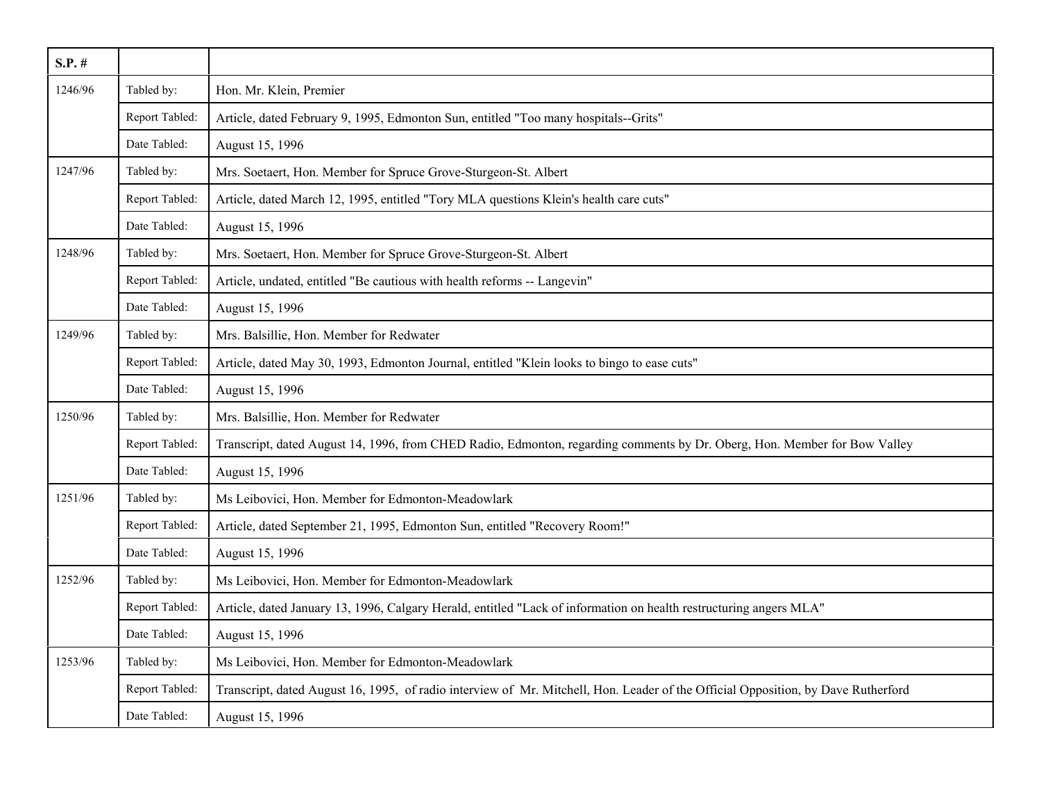| S.P. # | | |
|---|---|---|
| 1246/96 | Tabled by: | Hon. Mr. Klein, Premier |
| | Report Tabled: | Article, dated February 9, 1995, Edmonton Sun, entitled "Too many hospitals--Grits" |
| | Date Tabled: | August 15, 1996 |
| 1247/96 | Tabled by: | Mrs. Soetaert, Hon. Member for Spruce Grove-Sturgeon-St. Albert |
| | Report Tabled: | Article, dated March 12, 1995, entitled "Tory MLA questions Klein's health care cuts" |
| | Date Tabled: | August 15, 1996 |
| 1248/96 | Tabled by: | Mrs. Soetaert, Hon. Member for Spruce Grove-Sturgeon-St. Albert |
| | Report Tabled: | Article, undated, entitled "Be cautious with health reforms -- Langevin" |
| | Date Tabled: | August 15, 1996 |
| 1249/96 | Tabled by: | Mrs. Balsillie, Hon. Member for Redwater |
| | Report Tabled: | Article, dated May 30, 1993, Edmonton Journal, entitled "Klein looks to bingo to ease cuts" |
| | Date Tabled: | August 15, 1996 |
| 1250/96 | Tabled by: | Mrs. Balsillie, Hon. Member for Redwater |
| | Report Tabled: | Transcript, dated August 14, 1996, from CHED Radio, Edmonton, regarding comments by Dr. Oberg, Hon. Member for Bow Valley |
| | Date Tabled: | August 15, 1996 |
| 1251/96 | Tabled by: | Ms Leibovici, Hon. Member for Edmonton-Meadowlark |
| | Report Tabled: | Article, dated September 21, 1995, Edmonton Sun, entitled "Recovery Room!" |
| | Date Tabled: | August 15, 1996 |
| 1252/96 | Tabled by: | Ms Leibovici, Hon. Member for Edmonton-Meadowlark |
| | Report Tabled: | Article, dated January 13, 1996, Calgary Herald, entitled "Lack of information on health restructuring angers MLA" |
| | Date Tabled: | August 15, 1996 |
| 1253/96 | Tabled by: | Ms Leibovici, Hon. Member for Edmonton-Meadowlark |
| | Report Tabled: | Transcript, dated August 16, 1995, of radio interview of Mr. Mitchell, Hon. Leader of the Official Opposition, by Dave Rutherford |
| | Date Tabled: | August 15, 1996 |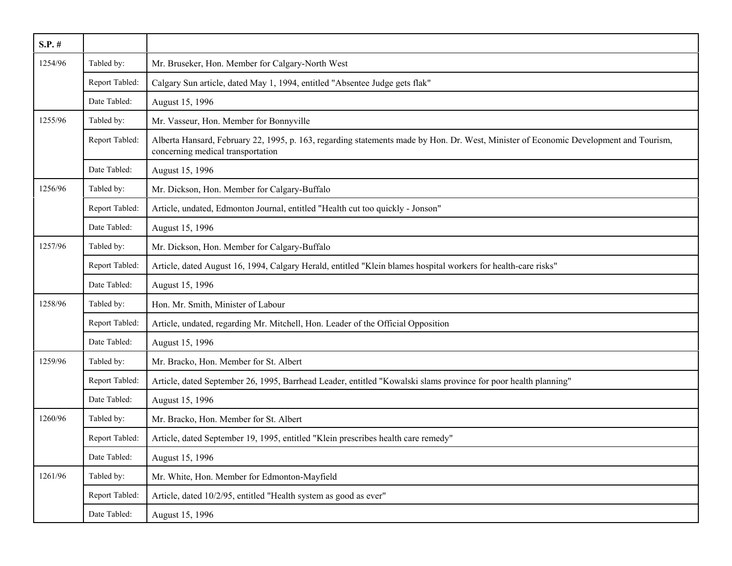| S.P. # | | |
|---|---|---|
| 1254/96 | Tabled by: | Mr. Bruseker, Hon. Member for Calgary-North West |
| | Report Tabled: | Calgary Sun article, dated May 1, 1994, entitled "Absentee Judge gets flak" |
| | Date Tabled: | August 15, 1996 |
| 1255/96 | Tabled by: | Mr. Vasseur, Hon. Member for Bonnyville |
| | Report Tabled: | Alberta Hansard, February 22, 1995, p. 163, regarding statements made by Hon. Dr. West, Minister of Economic Development and Tourism, concerning medical transportation |
| | Date Tabled: | August 15, 1996 |
| 1256/96 | Tabled by: | Mr. Dickson, Hon. Member for Calgary-Buffalo |
| | Report Tabled: | Article, undated, Edmonton Journal, entitled "Health cut too quickly - Jonson" |
| | Date Tabled: | August 15, 1996 |
| 1257/96 | Tabled by: | Mr. Dickson, Hon. Member for Calgary-Buffalo |
| | Report Tabled: | Article, dated August 16, 1994, Calgary Herald, entitled "Klein blames hospital workers for health-care risks" |
| | Date Tabled: | August 15, 1996 |
| 1258/96 | Tabled by: | Hon. Mr. Smith, Minister of Labour |
| | Report Tabled: | Article, undated, regarding Mr. Mitchell, Hon. Leader of the Official Opposition |
| | Date Tabled: | August 15, 1996 |
| 1259/96 | Tabled by: | Mr. Bracko, Hon. Member for St. Albert |
| | Report Tabled: | Article, dated September 26, 1995, Barrhead Leader, entitled "Kowalski slams province for poor health planning" |
| | Date Tabled: | August 15, 1996 |
| 1260/96 | Tabled by: | Mr. Bracko, Hon. Member for St. Albert |
| | Report Tabled: | Article, dated September 19, 1995, entitled "Klein prescribes health care remedy" |
| | Date Tabled: | August 15, 1996 |
| 1261/96 | Tabled by: | Mr. White, Hon. Member for Edmonton-Mayfield |
| | Report Tabled: | Article, dated 10/2/95, entitled "Health system as good as ever" |
| | Date Tabled: | August 15, 1996 |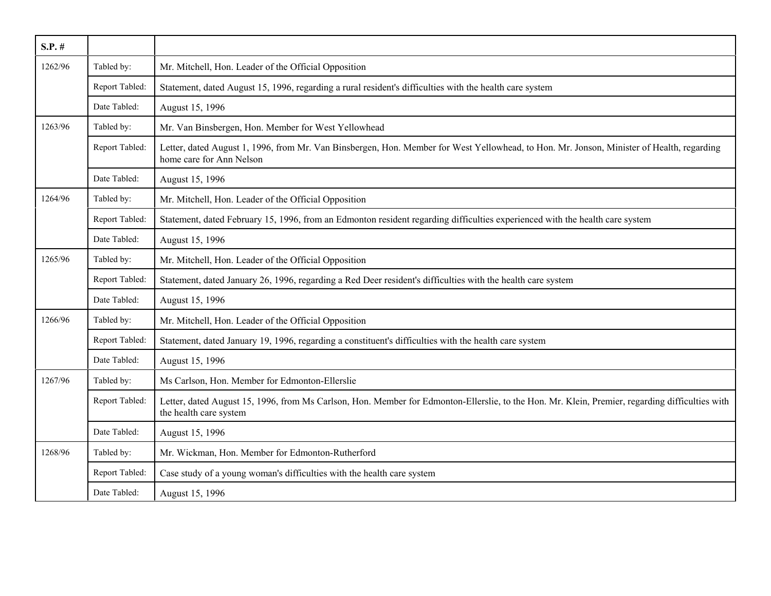| S.P. # | | |
|---|---|---|
| 1262/96 | Tabled by: | Mr. Mitchell, Hon. Leader of the Official Opposition |
| | Report Tabled: | Statement, dated August 15, 1996, regarding a rural resident's difficulties with the health care system |
| | Date Tabled: | August 15, 1996 |
| 1263/96 | Tabled by: | Mr. Van Binsbergen, Hon. Member for West Yellowhead |
| | Report Tabled: | Letter, dated August 1, 1996, from Mr. Van Binsbergen, Hon. Member for West Yellowhead, to Hon. Mr. Jonson, Minister of Health, regarding home care for Ann Nelson |
| | Date Tabled: | August 15, 1996 |
| 1264/96 | Tabled by: | Mr. Mitchell, Hon. Leader of the Official Opposition |
| | Report Tabled: | Statement, dated February 15, 1996, from an Edmonton resident regarding difficulties experienced with the health care system |
| | Date Tabled: | August 15, 1996 |
| 1265/96 | Tabled by: | Mr. Mitchell, Hon. Leader of the Official Opposition |
| | Report Tabled: | Statement, dated January 26, 1996, regarding a Red Deer resident's difficulties with the health care system |
| | Date Tabled: | August 15, 1996 |
| 1266/96 | Tabled by: | Mr. Mitchell, Hon. Leader of the Official Opposition |
| | Report Tabled: | Statement, dated January 19, 1996, regarding a constituent's difficulties with the health care system |
| | Date Tabled: | August 15, 1996 |
| 1267/96 | Tabled by: | Ms Carlson, Hon. Member for Edmonton-Ellerslie |
| | Report Tabled: | Letter, dated August 15, 1996, from Ms Carlson, Hon. Member for Edmonton-Ellerslie, to the Hon. Mr. Klein, Premier, regarding difficulties with the health care system |
| | Date Tabled: | August 15, 1996 |
| 1268/96 | Tabled by: | Mr. Wickman, Hon. Member for Edmonton-Rutherford |
| | Report Tabled: | Case study of a young woman's difficulties with the health care system |
| | Date Tabled: | August 15, 1996 |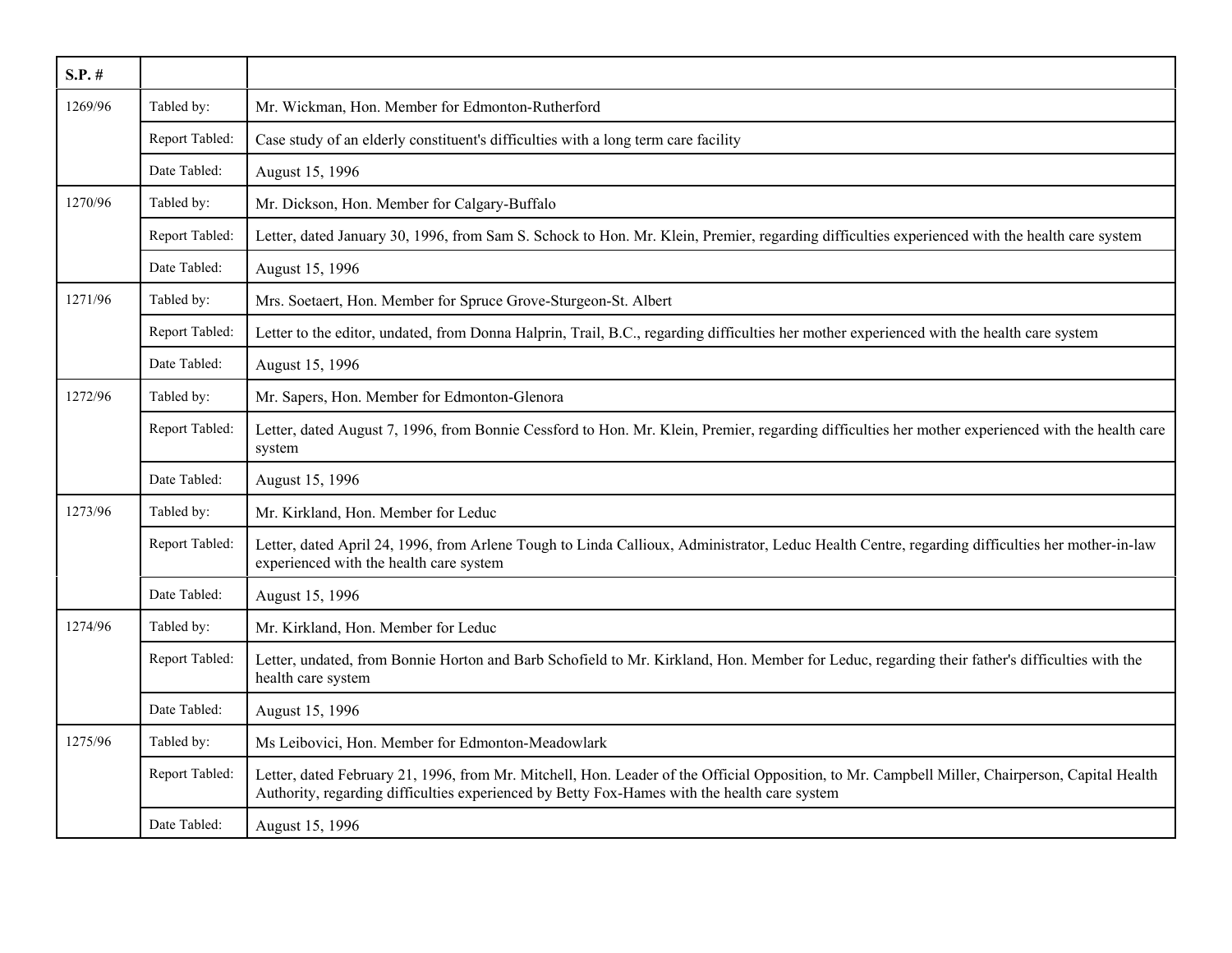| S.P. # | | |
|---|---|---|
| 1269/96 | Tabled by: | Mr. Wickman, Hon. Member for Edmonton-Rutherford |
| | Report Tabled: | Case study of an elderly constituent's difficulties with a long term care facility |
| | Date Tabled: | August 15, 1996 |
| 1270/96 | Tabled by: | Mr. Dickson, Hon. Member for Calgary-Buffalo |
| | Report Tabled: | Letter, dated January 30, 1996, from Sam S. Schock to Hon. Mr. Klein, Premier, regarding difficulties experienced with the health care system |
| | Date Tabled: | August 15, 1996 |
| 1271/96 | Tabled by: | Mrs. Soetaert, Hon. Member for Spruce Grove-Sturgeon-St. Albert |
| | Report Tabled: | Letter to the editor, undated, from Donna Halprin, Trail, B.C., regarding difficulties her mother experienced with the health care system |
| | Date Tabled: | August 15, 1996 |
| 1272/96 | Tabled by: | Mr. Sapers, Hon. Member for Edmonton-Glenora |
| | Report Tabled: | Letter, dated August 7, 1996, from Bonnie Cessford to Hon. Mr. Klein, Premier, regarding difficulties her mother experienced with the health care system |
| | Date Tabled: | August 15, 1996 |
| 1273/96 | Tabled by: | Mr. Kirkland, Hon. Member for Leduc |
| | Report Tabled: | Letter, dated April 24, 1996, from Arlene Tough to Linda Callioux, Administrator, Leduc Health Centre, regarding difficulties her mother-in-law experienced with the health care system |
| | Date Tabled: | August 15, 1996 |
| 1274/96 | Tabled by: | Mr. Kirkland, Hon. Member for Leduc |
| | Report Tabled: | Letter, undated, from Bonnie Horton and Barb Schofield to Mr. Kirkland, Hon. Member for Leduc, regarding their father's difficulties with the health care system |
| | Date Tabled: | August 15, 1996 |
| 1275/96 | Tabled by: | Ms Leibovici, Hon. Member for Edmonton-Meadowlark |
| | Report Tabled: | Letter, dated February 21, 1996, from Mr. Mitchell, Hon. Leader of the Official Opposition, to Mr. Campbell Miller, Chairperson, Capital Health Authority, regarding difficulties experienced by Betty Fox-Hames with the health care system |
| | Date Tabled: | August 15, 1996 |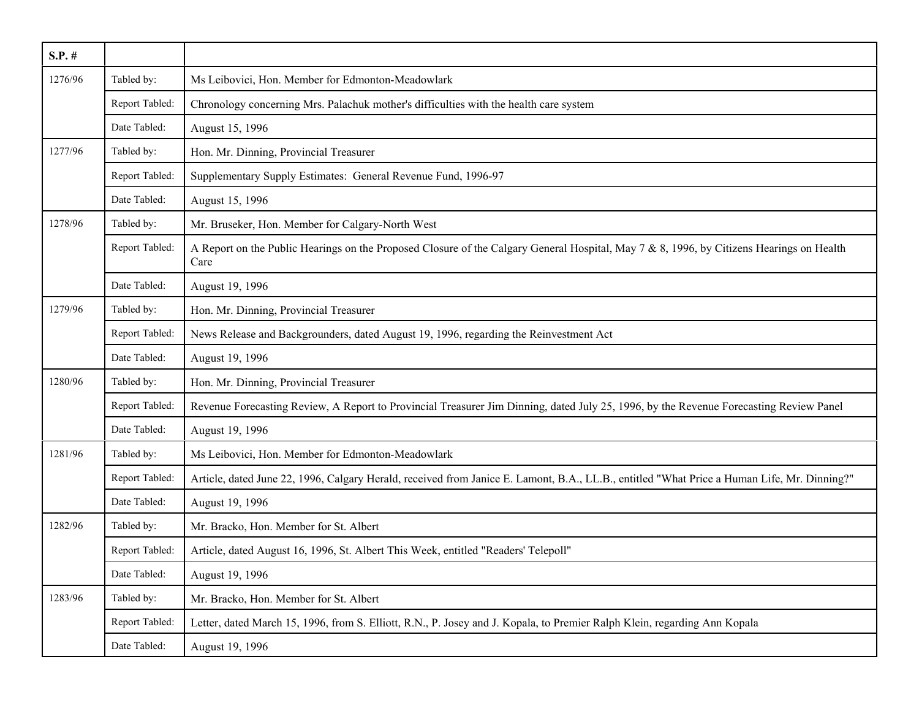| S.P. # | | |
|---|---|---|
| 1276/96 | Tabled by: | Ms Leibovici, Hon. Member for Edmonton-Meadowlark |
| | Report Tabled: | Chronology concerning Mrs. Palachuk mother's difficulties with the health care system |
| | Date Tabled: | August 15, 1996 |
| 1277/96 | Tabled by: | Hon. Mr. Dinning, Provincial Treasurer |
| | Report Tabled: | Supplementary Supply Estimates: General Revenue Fund, 1996-97 |
| | Date Tabled: | August 15, 1996 |
| 1278/96 | Tabled by: | Mr. Bruseker, Hon. Member for Calgary-North West |
| | Report Tabled: | A Report on the Public Hearings on the Proposed Closure of the Calgary General Hospital, May 7 & 8, 1996, by Citizens Hearings on Health Care |
| | Date Tabled: | August 19, 1996 |
| 1279/96 | Tabled by: | Hon. Mr. Dinning, Provincial Treasurer |
| | Report Tabled: | News Release and Backgrounders, dated August 19, 1996, regarding the Reinvestment Act |
| | Date Tabled: | August 19, 1996 |
| 1280/96 | Tabled by: | Hon. Mr. Dinning, Provincial Treasurer |
| | Report Tabled: | Revenue Forecasting Review, A Report to Provincial Treasurer Jim Dinning, dated July 25, 1996, by the Revenue Forecasting Review Panel |
| | Date Tabled: | August 19, 1996 |
| 1281/96 | Tabled by: | Ms Leibovici, Hon. Member for Edmonton-Meadowlark |
| | Report Tabled: | Article, dated June 22, 1996, Calgary Herald, received from Janice E. Lamont, B.A., LL.B., entitled "What Price a Human Life, Mr. Dinning?" |
| | Date Tabled: | August 19, 1996 |
| 1282/96 | Tabled by: | Mr. Bracko, Hon. Member for St. Albert |
| | Report Tabled: | Article, dated August 16, 1996, St. Albert This Week, entitled "Readers' Telepoll" |
| | Date Tabled: | August 19, 1996 |
| 1283/96 | Tabled by: | Mr. Bracko, Hon. Member for St. Albert |
| | Report Tabled: | Letter, dated March 15, 1996, from S. Elliott, R.N., P. Josey and J. Kopala, to Premier Ralph Klein, regarding Ann Kopala |
| | Date Tabled: | August 19, 1996 |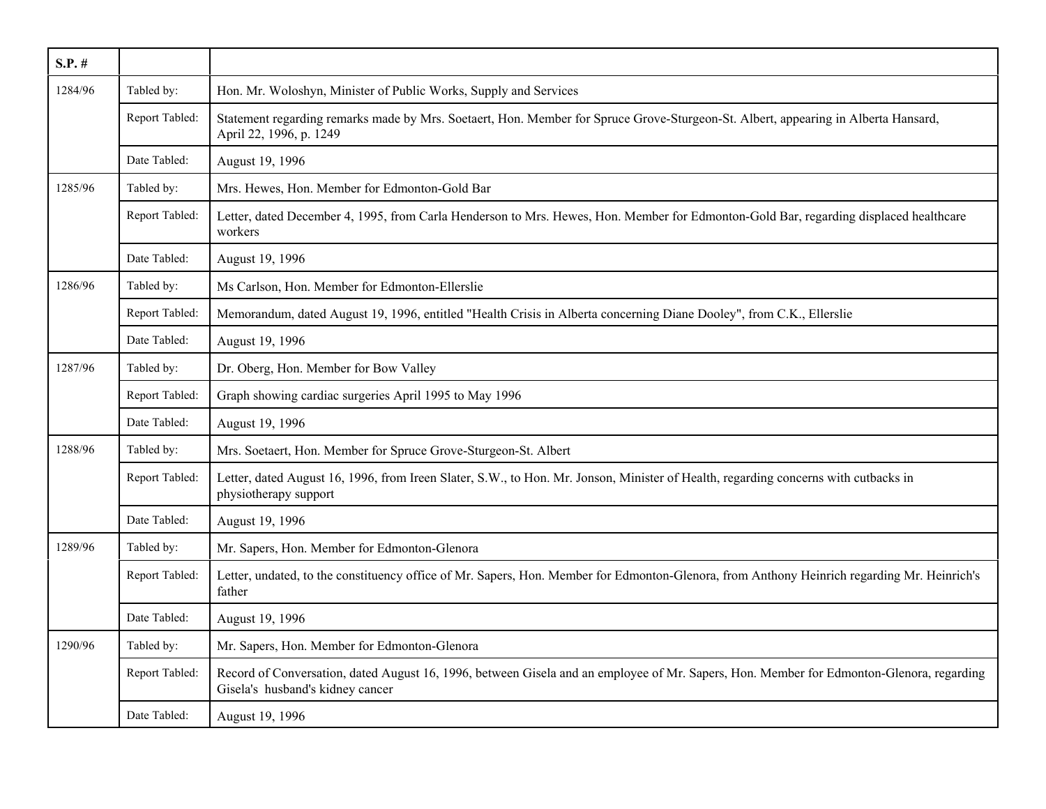| S.P. # | | |
|---|---|---|
| 1284/96 | Tabled by: | Hon. Mr. Woloshyn, Minister of Public Works, Supply and Services |
| | Report Tabled: | Statement regarding remarks made by Mrs. Soetaert, Hon. Member for Spruce Grove-Sturgeon-St. Albert, appearing in Alberta Hansard, April 22, 1996, p. 1249 |
| | Date Tabled: | August 19, 1996 |
| 1285/96 | Tabled by: | Mrs. Hewes, Hon. Member for Edmonton-Gold Bar |
| | Report Tabled: | Letter, dated December 4, 1995, from Carla Henderson to Mrs. Hewes, Hon. Member for Edmonton-Gold Bar, regarding displaced healthcare workers |
| | Date Tabled: | August 19, 1996 |
| 1286/96 | Tabled by: | Ms Carlson, Hon. Member for Edmonton-Ellerslie |
| | Report Tabled: | Memorandum, dated August 19, 1996, entitled "Health Crisis in Alberta concerning Diane Dooley", from C.K., Ellerslie |
| | Date Tabled: | August 19, 1996 |
| 1287/96 | Tabled by: | Dr. Oberg, Hon. Member for Bow Valley |
| | Report Tabled: | Graph showing cardiac surgeries April 1995 to May 1996 |
| | Date Tabled: | August 19, 1996 |
| 1288/96 | Tabled by: | Mrs. Soetaert, Hon. Member for Spruce Grove-Sturgeon-St. Albert |
| | Report Tabled: | Letter, dated August 16, 1996, from Ireen Slater, S.W., to Hon. Mr. Jonson, Minister of Health, regarding concerns with cutbacks in physiotherapy support |
| | Date Tabled: | August 19, 1996 |
| 1289/96 | Tabled by: | Mr. Sapers, Hon. Member for Edmonton-Glenora |
| | Report Tabled: | Letter, undated, to the constituency office of Mr. Sapers, Hon. Member for Edmonton-Glenora, from Anthony Heinrich regarding Mr. Heinrich's father |
| | Date Tabled: | August 19, 1996 |
| 1290/96 | Tabled by: | Mr. Sapers, Hon. Member for Edmonton-Glenora |
| | Report Tabled: | Record of Conversation, dated August 16, 1996, between Gisela and an employee of Mr. Sapers, Hon. Member for Edmonton-Glenora, regarding Gisela's husband's kidney cancer |
| | Date Tabled: | August 19, 1996 |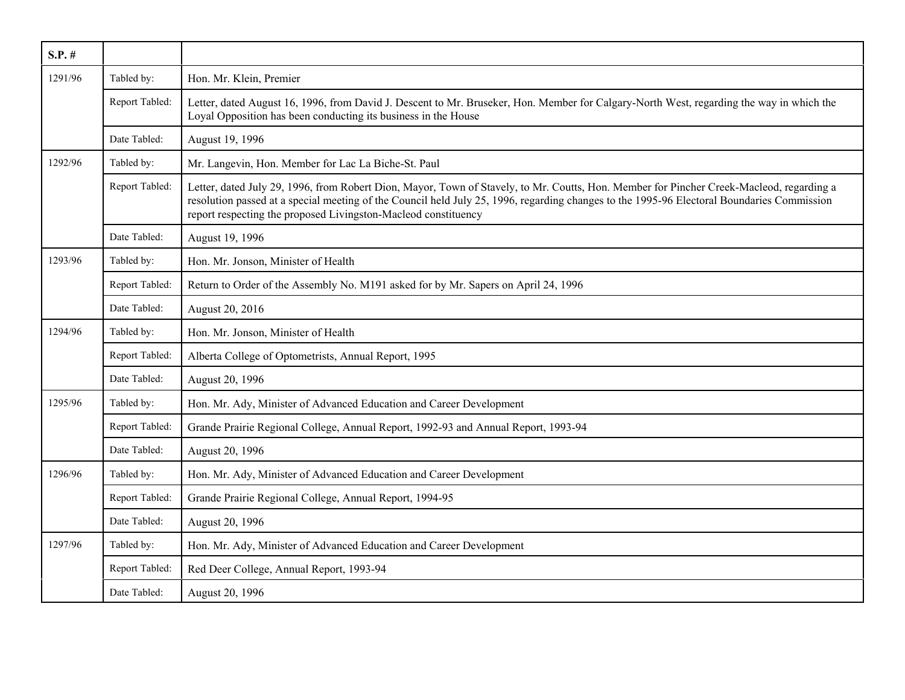| S.P. # | | |
|---|---|---|
| 1291/96 | Tabled by: | Hon. Mr. Klein, Premier |
| | Report Tabled: | Letter, dated August 16, 1996, from David J. Descent to Mr. Bruseker, Hon. Member for Calgary-North West, regarding the way in which the Loyal Opposition has been conducting its business in the House |
| | Date Tabled: | August 19, 1996 |
| 1292/96 | Tabled by: | Mr. Langevin, Hon. Member for Lac La Biche-St. Paul |
| | Report Tabled: | Letter, dated July 29, 1996, from Robert Dion, Mayor, Town of Stavely, to Mr. Coutts, Hon. Member for Pincher Creek-Macleod, regarding a resolution passed at a special meeting of the Council held July 25, 1996, regarding changes to the 1995-96 Electoral Boundaries Commission report respecting the proposed Livingston-Macleod constituency |
| | Date Tabled: | August 19, 1996 |
| 1293/96 | Tabled by: | Hon. Mr. Jonson, Minister of Health |
| | Report Tabled: | Return to Order of the Assembly No. M191 asked for by Mr. Sapers on April 24, 1996 |
| | Date Tabled: | August 20, 2016 |
| 1294/96 | Tabled by: | Hon. Mr. Jonson, Minister of Health |
| | Report Tabled: | Alberta College of Optometrists, Annual Report, 1995 |
| | Date Tabled: | August 20, 1996 |
| 1295/96 | Tabled by: | Hon. Mr. Ady, Minister of Advanced Education and Career Development |
| | Report Tabled: | Grande Prairie Regional College, Annual Report, 1992-93 and Annual Report, 1993-94 |
| | Date Tabled: | August 20, 1996 |
| 1296/96 | Tabled by: | Hon. Mr. Ady, Minister of Advanced Education and Career Development |
| | Report Tabled: | Grande Prairie Regional College, Annual Report, 1994-95 |
| | Date Tabled: | August 20, 1996 |
| 1297/96 | Tabled by: | Hon. Mr. Ady, Minister of Advanced Education and Career Development |
| | Report Tabled: | Red Deer College, Annual Report, 1993-94 |
| | Date Tabled: | August 20, 1996 |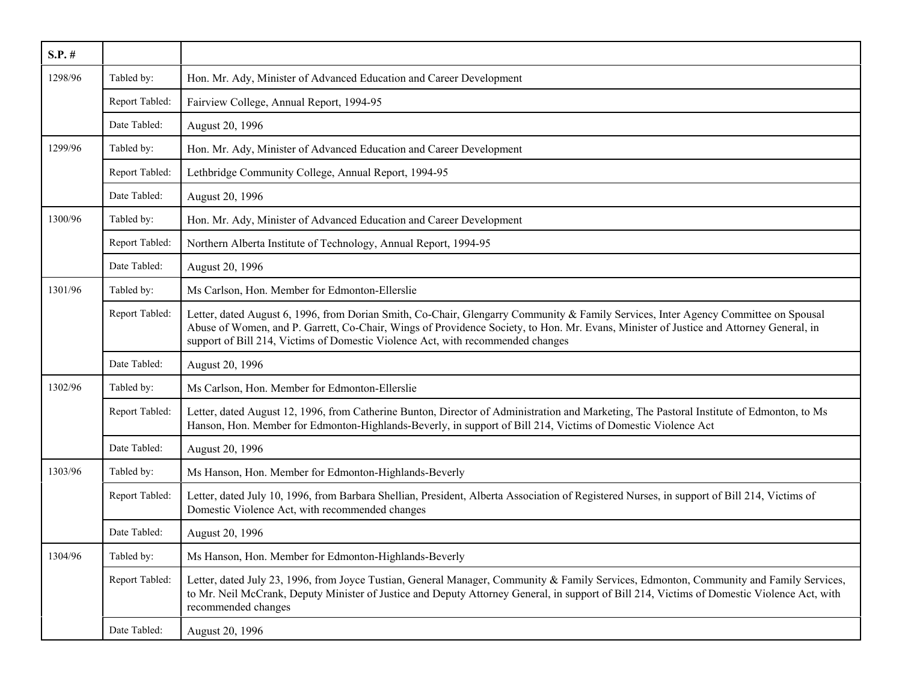| S.P. # | | |
|---|---|---|
| 1298/96 | Tabled by: | Hon. Mr. Ady, Minister of Advanced Education and Career Development |
| | Report Tabled: | Fairview College, Annual Report, 1994-95 |
| | Date Tabled: | August 20, 1996 |
| 1299/96 | Tabled by: | Hon. Mr. Ady, Minister of Advanced Education and Career Development |
| | Report Tabled: | Lethbridge Community College, Annual Report, 1994-95 |
| | Date Tabled: | August 20, 1996 |
| 1300/96 | Tabled by: | Hon. Mr. Ady, Minister of Advanced Education and Career Development |
| | Report Tabled: | Northern Alberta Institute of Technology, Annual Report, 1994-95 |
| | Date Tabled: | August 20, 1996 |
| 1301/96 | Tabled by: | Ms Carlson, Hon. Member for Edmonton-Ellerslie |
| | Report Tabled: | Letter, dated August 6, 1996, from Dorian Smith, Co-Chair, Glengarry Community & Family Services, Inter Agency Committee on Spousal Abuse of Women, and P. Garrett, Co-Chair, Wings of Providence Society, to Hon. Mr. Evans, Minister of Justice and Attorney General, in support of Bill 214, Victims of Domestic Violence Act, with recommended changes |
| | Date Tabled: | August 20, 1996 |
| 1302/96 | Tabled by: | Ms Carlson, Hon. Member for Edmonton-Ellerslie |
| | Report Tabled: | Letter, dated August 12, 1996, from Catherine Bunton, Director of Administration and Marketing, The Pastoral Institute of Edmonton, to Ms Hanson, Hon. Member for Edmonton-Highlands-Beverly, in support of Bill 214, Victims of Domestic Violence Act |
| | Date Tabled: | August 20, 1996 |
| 1303/96 | Tabled by: | Ms Hanson, Hon. Member for Edmonton-Highlands-Beverly |
| | Report Tabled: | Letter, dated July 10, 1996, from Barbara Shellian, President, Alberta Association of Registered Nurses, in support of Bill 214, Victims of Domestic Violence Act, with recommended changes |
| | Date Tabled: | August 20, 1996 |
| 1304/96 | Tabled by: | Ms Hanson, Hon. Member for Edmonton-Highlands-Beverly |
| | Report Tabled: | Letter, dated July 23, 1996, from Joyce Tustian, General Manager, Community & Family Services, Edmonton, Community and Family Services, to Mr. Neil McCrank, Deputy Minister of Justice and Deputy Attorney General, in support of Bill 214, Victims of Domestic Violence Act, with recommended changes |
| | Date Tabled: | August 20, 1996 |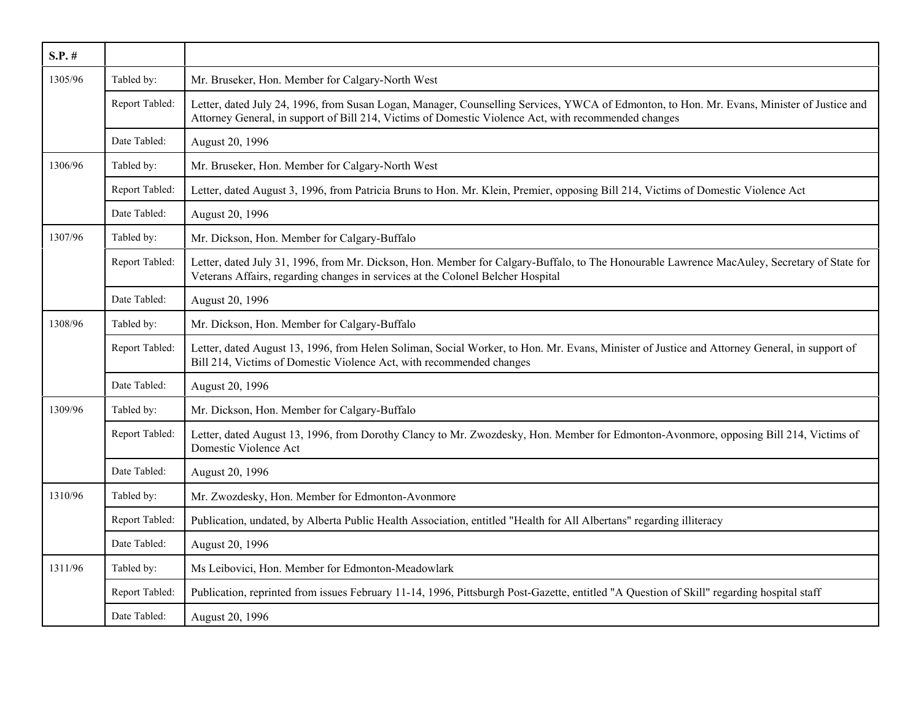| S.P. # | | |
|---|---|---|
| 1305/96 | Tabled by: | Mr. Bruseker, Hon. Member for Calgary-North West |
| | Report Tabled: | Letter, dated July 24, 1996, from Susan Logan, Manager, Counselling Services, YWCA of Edmonton, to Hon. Mr. Evans, Minister of Justice and Attorney General, in support of Bill 214, Victims of Domestic Violence Act, with recommended changes |
| | Date Tabled: | August 20, 1996 |
| 1306/96 | Tabled by: | Mr. Bruseker, Hon. Member for Calgary-North West |
| | Report Tabled: | Letter, dated August 3, 1996, from Patricia Bruns to Hon. Mr. Klein, Premier, opposing Bill 214, Victims of Domestic Violence Act |
| | Date Tabled: | August 20, 1996 |
| 1307/96 | Tabled by: | Mr. Dickson, Hon. Member for Calgary-Buffalo |
| | Report Tabled: | Letter, dated July 31, 1996, from Mr. Dickson, Hon. Member for Calgary-Buffalo, to The Honourable Lawrence MacAuley, Secretary of State for Veterans Affairs, regarding changes in services at the Colonel Belcher Hospital |
| | Date Tabled: | August 20, 1996 |
| 1308/96 | Tabled by: | Mr. Dickson, Hon. Member for Calgary-Buffalo |
| | Report Tabled: | Letter, dated August 13, 1996, from Helen Soliman, Social Worker, to Hon. Mr. Evans, Minister of Justice and Attorney General, in support of Bill 214, Victims of Domestic Violence Act, with recommended changes |
| | Date Tabled: | August 20, 1996 |
| 1309/96 | Tabled by: | Mr. Dickson, Hon. Member for Calgary-Buffalo |
| | Report Tabled: | Letter, dated August 13, 1996, from Dorothy Clancy to Mr. Zwozdesky, Hon. Member for Edmonton-Avonmore, opposing Bill 214, Victims of Domestic Violence Act |
| | Date Tabled: | August 20, 1996 |
| 1310/96 | Tabled by: | Mr. Zwozdesky, Hon. Member for Edmonton-Avonmore |
| | Report Tabled: | Publication, undated, by Alberta Public Health Association, entitled "Health for All Albertans" regarding illiteracy |
| | Date Tabled: | August 20, 1996 |
| 1311/96 | Tabled by: | Ms Leibovici, Hon. Member for Edmonton-Meadowlark |
| | Report Tabled: | Publication, reprinted from issues February 11-14, 1996, Pittsburgh Post-Gazette, entitled "A Question of Skill" regarding hospital staff |
| | Date Tabled: | August 20, 1996 |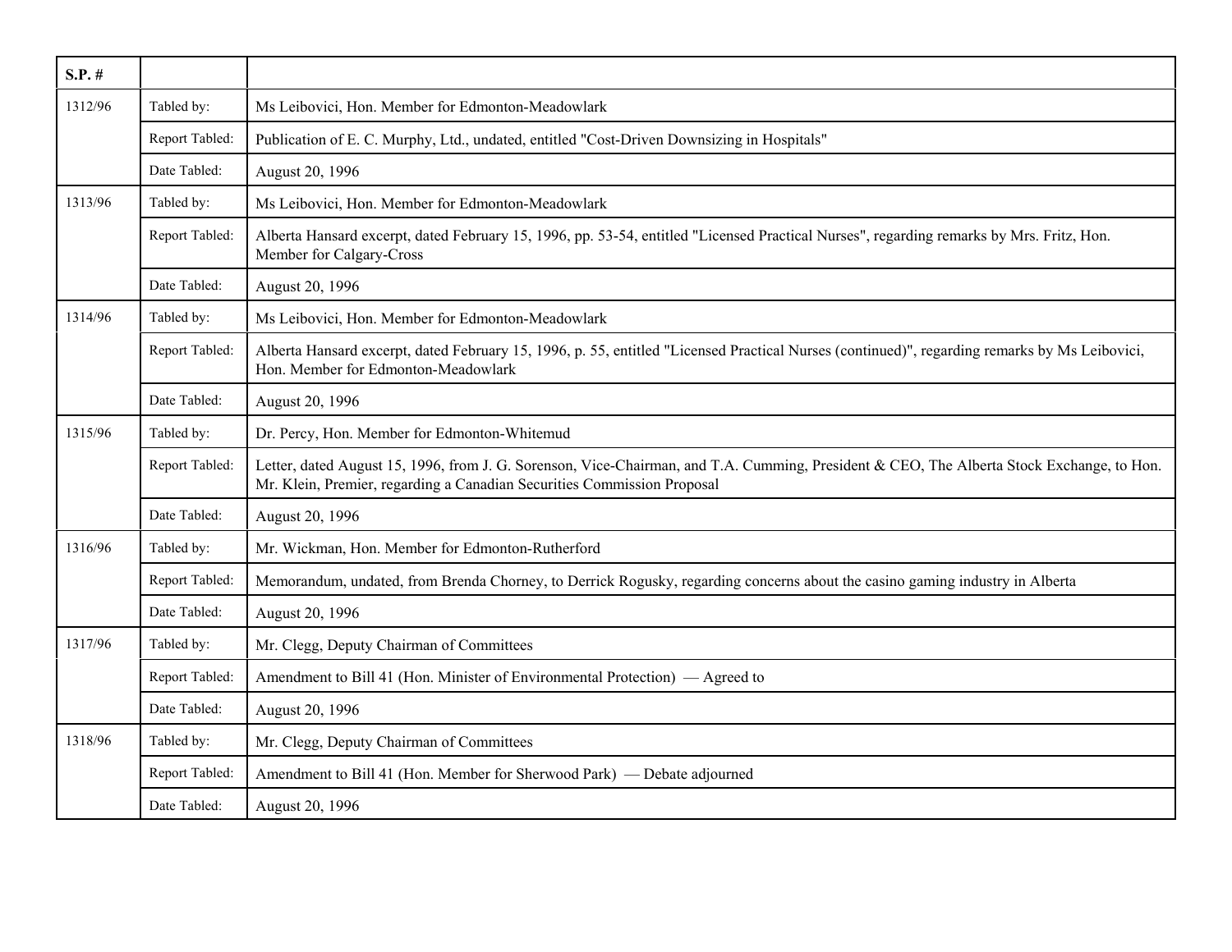| S.P. # | | |
|---|---|---|
| 1312/96 | Tabled by: | Ms Leibovici, Hon. Member for Edmonton-Meadowlark |
| | Report Tabled: | Publication of E. C. Murphy, Ltd., undated, entitled "Cost-Driven Downsizing in Hospitals" |
| | Date Tabled: | August 20, 1996 |
| 1313/96 | Tabled by: | Ms Leibovici, Hon. Member for Edmonton-Meadowlark |
| | Report Tabled: | Alberta Hansard excerpt, dated February 15, 1996, pp. 53-54, entitled "Licensed Practical Nurses", regarding remarks by Mrs. Fritz, Hon. Member for Calgary-Cross |
| | Date Tabled: | August 20, 1996 |
| 1314/96 | Tabled by: | Ms Leibovici, Hon. Member for Edmonton-Meadowlark |
| | Report Tabled: | Alberta Hansard excerpt, dated February 15, 1996, p. 55, entitled "Licensed Practical Nurses (continued)", regarding remarks by Ms Leibovici, Hon. Member for Edmonton-Meadowlark |
| | Date Tabled: | August 20, 1996 |
| 1315/96 | Tabled by: | Dr. Percy, Hon. Member for Edmonton-Whitemud |
| | Report Tabled: | Letter, dated August 15, 1996, from J. G. Sorenson, Vice-Chairman, and T.A. Cumming, President & CEO, The Alberta Stock Exchange, to Hon. Mr. Klein, Premier, regarding a Canadian Securities Commission Proposal |
| | Date Tabled: | August 20, 1996 |
| 1316/96 | Tabled by: | Mr. Wickman, Hon. Member for Edmonton-Rutherford |
| | Report Tabled: | Memorandum, undated, from Brenda Chorney, to Derrick Rogusky, regarding concerns about the casino gaming industry in Alberta |
| | Date Tabled: | August 20, 1996 |
| 1317/96 | Tabled by: | Mr. Clegg, Deputy Chairman of Committees |
| | Report Tabled: | Amendment to Bill 41 (Hon. Minister of Environmental Protection) — Agreed to |
| | Date Tabled: | August 20, 1996 |
| 1318/96 | Tabled by: | Mr. Clegg, Deputy Chairman of Committees |
| | Report Tabled: | Amendment to Bill 41 (Hon. Member for Sherwood Park) — Debate adjourned |
| | Date Tabled: | August 20, 1996 |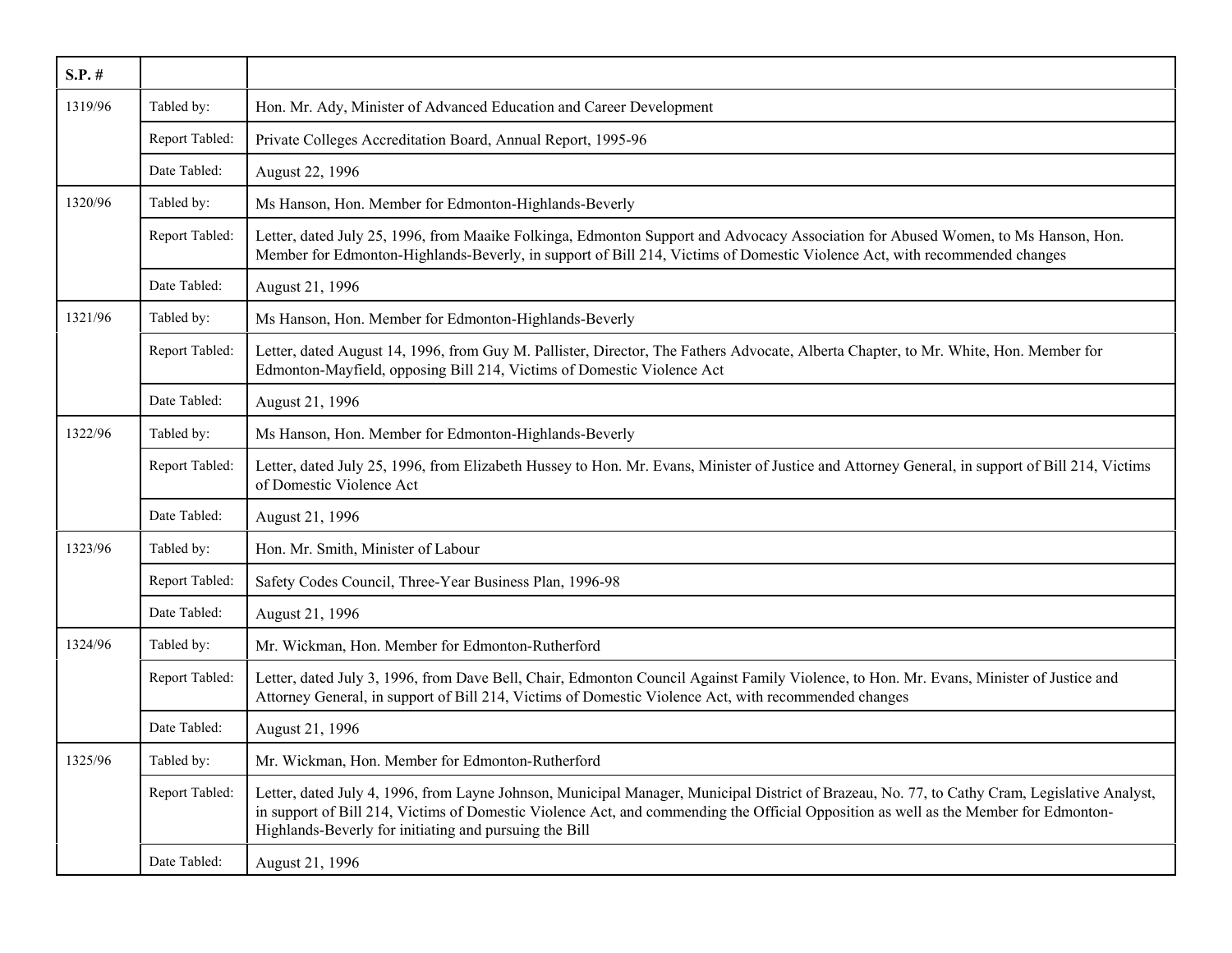| S.P. # | | |
|---|---|---|
| 1319/96 | Tabled by: | Hon. Mr. Ady, Minister of Advanced Education and Career Development |
| | Report Tabled: | Private Colleges Accreditation Board, Annual Report, 1995-96 |
| | Date Tabled: | August 22, 1996 |
| 1320/96 | Tabled by: | Ms Hanson, Hon. Member for Edmonton-Highlands-Beverly |
| | Report Tabled: | Letter, dated July 25, 1996, from Maaike Folkinga, Edmonton Support and Advocacy Association for Abused Women, to Ms Hanson, Hon. Member for Edmonton-Highlands-Beverly, in support of Bill 214, Victims of Domestic Violence Act, with recommended changes |
| | Date Tabled: | August 21, 1996 |
| 1321/96 | Tabled by: | Ms Hanson, Hon. Member for Edmonton-Highlands-Beverly |
| | Report Tabled: | Letter, dated August 14, 1996, from Guy M. Pallister, Director, The Fathers Advocate, Alberta Chapter, to Mr. White, Hon. Member for Edmonton-Mayfield, opposing Bill 214, Victims of Domestic Violence Act |
| | Date Tabled: | August 21, 1996 |
| 1322/96 | Tabled by: | Ms Hanson, Hon. Member for Edmonton-Highlands-Beverly |
| | Report Tabled: | Letter, dated July 25, 1996, from Elizabeth Hussey to Hon. Mr. Evans, Minister of Justice and Attorney General, in support of Bill 214, Victims of Domestic Violence Act |
| | Date Tabled: | August 21, 1996 |
| 1323/96 | Tabled by: | Hon. Mr. Smith, Minister of Labour |
| | Report Tabled: | Safety Codes Council, Three-Year Business Plan, 1996-98 |
| | Date Tabled: | August 21, 1996 |
| 1324/96 | Tabled by: | Mr. Wickman, Hon. Member for Edmonton-Rutherford |
| | Report Tabled: | Letter, dated July 3, 1996, from Dave Bell, Chair, Edmonton Council Against Family Violence, to Hon. Mr. Evans, Minister of Justice and Attorney General, in support of Bill 214, Victims of Domestic Violence Act, with recommended changes |
| | Date Tabled: | August 21, 1996 |
| 1325/96 | Tabled by: | Mr. Wickman, Hon. Member for Edmonton-Rutherford |
| | Report Tabled: | Letter, dated July 4, 1996, from Layne Johnson, Municipal Manager, Municipal District of Brazeau, No. 77, to Cathy Cram, Legislative Analyst, in support of Bill 214, Victims of Domestic Violence Act, and commending the Official Opposition as well as the Member for Edmonton-Highlands-Beverly for initiating and pursuing the Bill |
| | Date Tabled: | August 21, 1996 |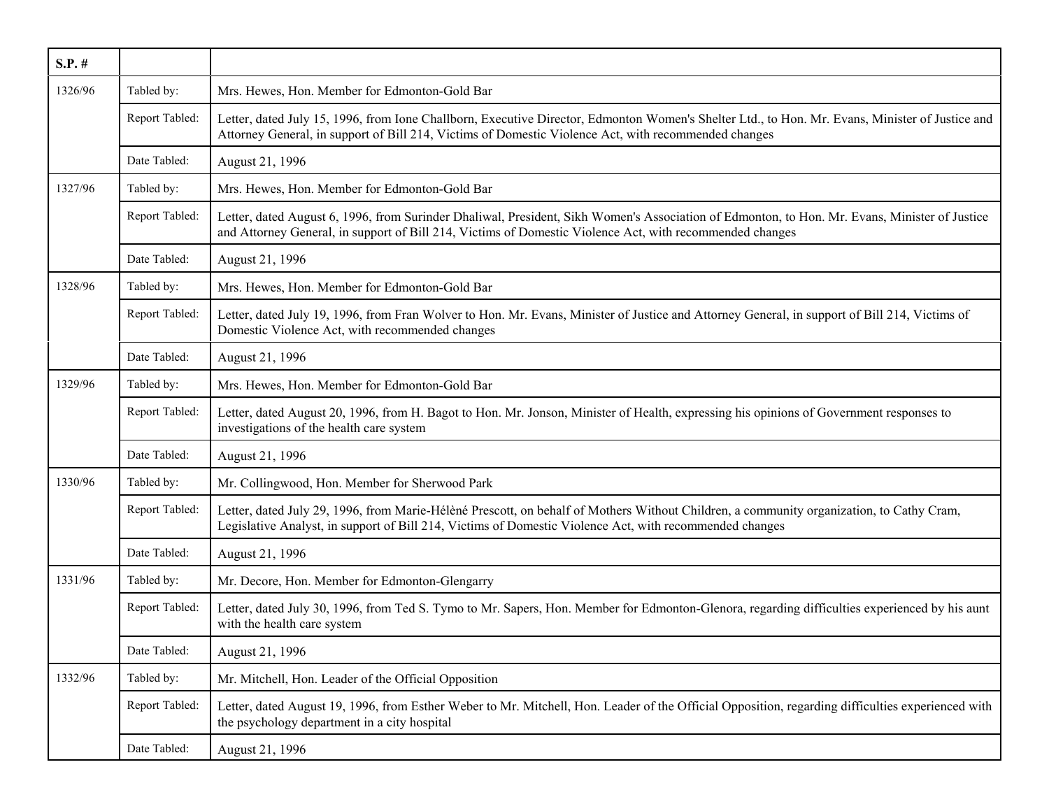| S.P. # | | |
|---|---|---|
| 1326/96 | Tabled by: | Mrs. Hewes, Hon. Member for Edmonton-Gold Bar |
| | Report Tabled: | Letter, dated July 15, 1996, from Ione Challborn, Executive Director, Edmonton Women's Shelter Ltd., to Hon. Mr. Evans, Minister of Justice and Attorney General, in support of Bill 214, Victims of Domestic Violence Act, with recommended changes |
| | Date Tabled: | August 21, 1996 |
| 1327/96 | Tabled by: | Mrs. Hewes, Hon. Member for Edmonton-Gold Bar |
| | Report Tabled: | Letter, dated August 6, 1996, from Surinder Dhaliwal, President, Sikh Women's Association of Edmonton, to Hon. Mr. Evans, Minister of Justice and Attorney General, in support of Bill 214, Victims of Domestic Violence Act, with recommended changes |
| | Date Tabled: | August 21, 1996 |
| 1328/96 | Tabled by: | Mrs. Hewes, Hon. Member for Edmonton-Gold Bar |
| | Report Tabled: | Letter, dated July 19, 1996, from Fran Wolver to Hon. Mr. Evans, Minister of Justice and Attorney General, in support of Bill 214, Victims of Domestic Violence Act, with recommended changes |
| | Date Tabled: | August 21, 1996 |
| 1329/96 | Tabled by: | Mrs. Hewes, Hon. Member for Edmonton-Gold Bar |
| | Report Tabled: | Letter, dated August 20, 1996, from H. Bagot to Hon. Mr. Jonson, Minister of Health, expressing his opinions of Government responses to investigations of the health care system |
| | Date Tabled: | August 21, 1996 |
| 1330/96 | Tabled by: | Mr. Collingwood, Hon. Member for Sherwood Park |
| | Report Tabled: | Letter, dated July 29, 1996, from Marie-Hélèné Prescott, on behalf of Mothers Without Children, a community organization, to Cathy Cram, Legislative Analyst, in support of Bill 214, Victims of Domestic Violence Act, with recommended changes |
| | Date Tabled: | August 21, 1996 |
| 1331/96 | Tabled by: | Mr. Decore, Hon. Member for Edmonton-Glengarry |
| | Report Tabled: | Letter, dated July 30, 1996, from Ted S. Tymo to Mr. Sapers, Hon. Member for Edmonton-Glenora, regarding difficulties experienced by his aunt with the health care system |
| | Date Tabled: | August 21, 1996 |
| 1332/96 | Tabled by: | Mr. Mitchell, Hon. Leader of the Official Opposition |
| | Report Tabled: | Letter, dated August 19, 1996, from Esther Weber to Mr. Mitchell, Hon. Leader of the Official Opposition, regarding difficulties experienced with the psychology department in a city hospital |
| | Date Tabled: | August 21, 1996 |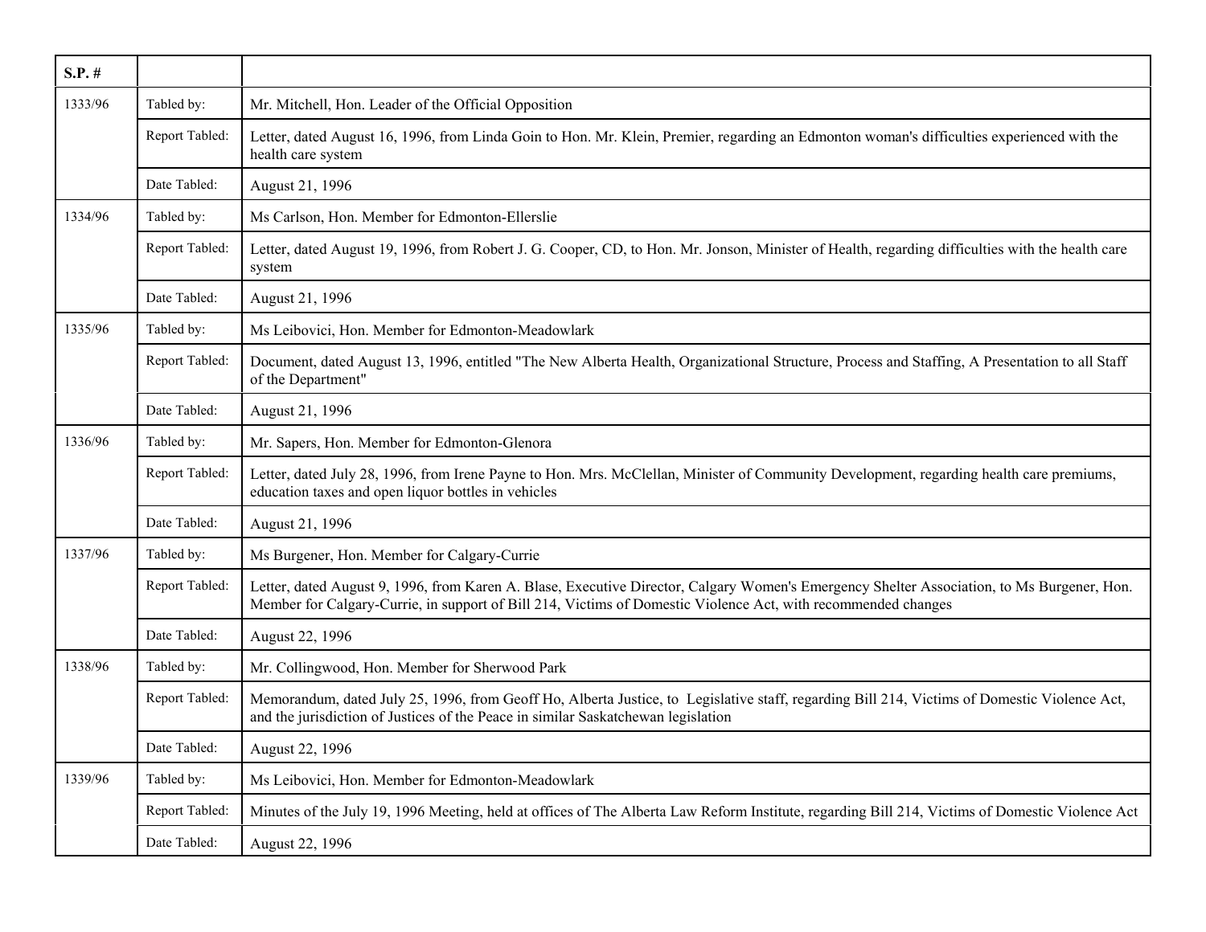| S.P. # | | |
|---|---|---|
| 1333/96 | Tabled by: | Mr. Mitchell, Hon. Leader of the Official Opposition |
| | Report Tabled: | Letter, dated August 16, 1996, from Linda Goin to Hon. Mr. Klein, Premier, regarding an Edmonton woman's difficulties experienced with the health care system |
| | Date Tabled: | August 21, 1996 |
| 1334/96 | Tabled by: | Ms Carlson, Hon. Member for Edmonton-Ellerslie |
| | Report Tabled: | Letter, dated August 19, 1996, from Robert J. G. Cooper, CD, to Hon. Mr. Jonson, Minister of Health, regarding difficulties with the health care system |
| | Date Tabled: | August 21, 1996 |
| 1335/96 | Tabled by: | Ms Leibovici, Hon. Member for Edmonton-Meadowlark |
| | Report Tabled: | Document, dated August 13, 1996, entitled "The New Alberta Health, Organizational Structure, Process and Staffing, A Presentation to all Staff of the Department" |
| | Date Tabled: | August 21, 1996 |
| 1336/96 | Tabled by: | Mr. Sapers, Hon. Member for Edmonton-Glenora |
| | Report Tabled: | Letter, dated July 28, 1996, from Irene Payne to Hon. Mrs. McClellan, Minister of Community Development, regarding health care premiums, education taxes and open liquor bottles in vehicles |
| | Date Tabled: | August 21, 1996 |
| 1337/96 | Tabled by: | Ms Burgener, Hon. Member for Calgary-Currie |
| | Report Tabled: | Letter, dated August 9, 1996, from Karen A. Blase, Executive Director, Calgary Women's Emergency Shelter Association, to Ms Burgener, Hon. Member for Calgary-Currie, in support of Bill 214, Victims of Domestic Violence Act, with recommended changes |
| | Date Tabled: | August 22, 1996 |
| 1338/96 | Tabled by: | Mr. Collingwood, Hon. Member for Sherwood Park |
| | Report Tabled: | Memorandum, dated July 25, 1996, from Geoff Ho, Alberta Justice, to Legislative staff, regarding Bill 214, Victims of Domestic Violence Act, and the jurisdiction of Justices of the Peace in similar Saskatchewan legislation |
| | Date Tabled: | August 22, 1996 |
| 1339/96 | Tabled by: | Ms Leibovici, Hon. Member for Edmonton-Meadowlark |
| | Report Tabled: | Minutes of the July 19, 1996 Meeting, held at offices of The Alberta Law Reform Institute, regarding Bill 214, Victims of Domestic Violence Act |
| | Date Tabled: | August 22, 1996 |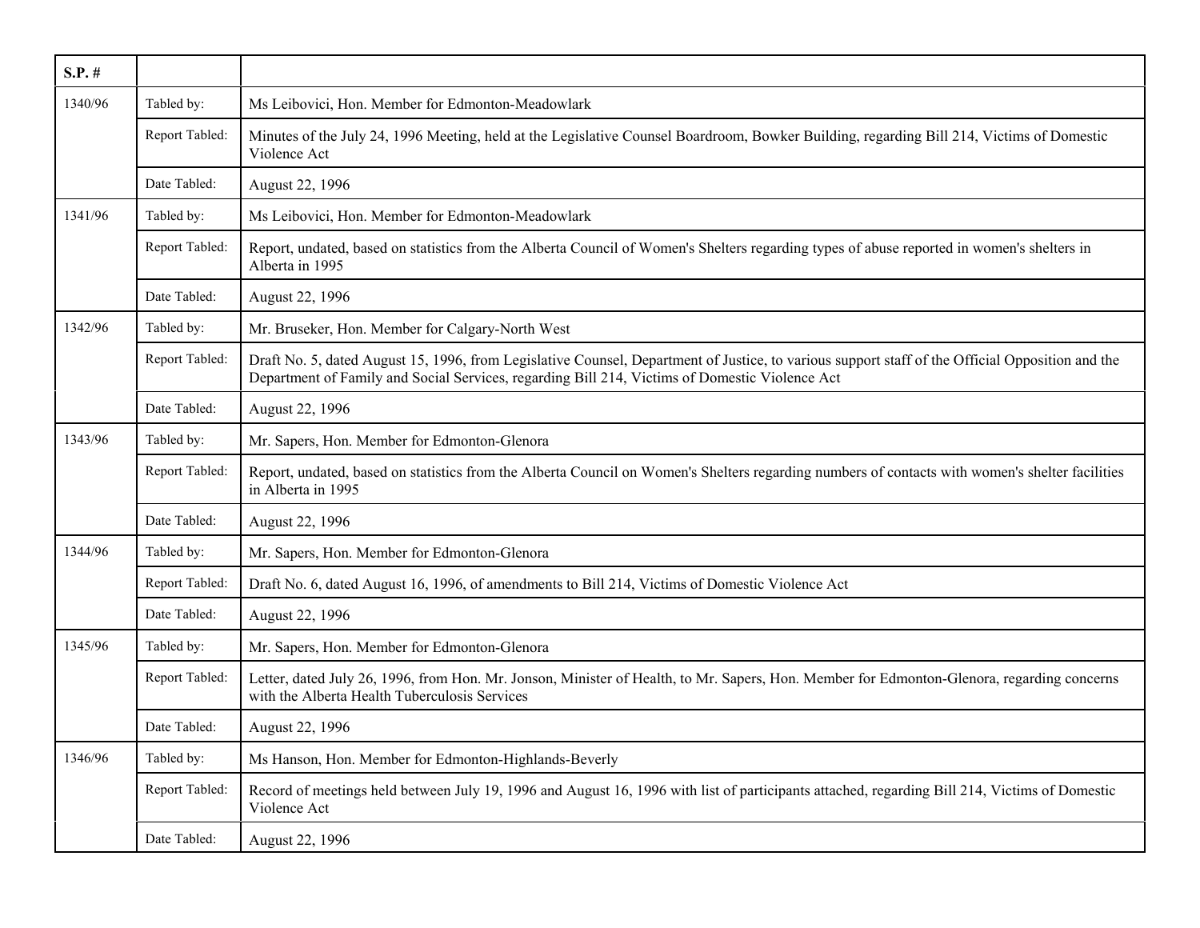| S.P. # | | |
|---|---|---|
| 1340/96 | Tabled by: | Ms Leibovici, Hon. Member for Edmonton-Meadowlark |
| | Report Tabled: | Minutes of the July 24, 1996 Meeting, held at the Legislative Counsel Boardroom, Bowker Building, regarding Bill 214, Victims of Domestic Violence Act |
| | Date Tabled: | August 22, 1996 |
| 1341/96 | Tabled by: | Ms Leibovici, Hon. Member for Edmonton-Meadowlark |
| | Report Tabled: | Report, undated, based on statistics from the Alberta Council of Women's Shelters regarding types of abuse reported in women's shelters in Alberta in 1995 |
| | Date Tabled: | August 22, 1996 |
| 1342/96 | Tabled by: | Mr. Bruseker, Hon. Member for Calgary-North West |
| | Report Tabled: | Draft No. 5, dated August 15, 1996, from Legislative Counsel, Department of Justice, to various support staff of the Official Opposition and the Department of Family and Social Services, regarding Bill 214, Victims of Domestic Violence Act |
| | Date Tabled: | August 22, 1996 |
| 1343/96 | Tabled by: | Mr. Sapers, Hon. Member for Edmonton-Glenora |
| | Report Tabled: | Report, undated, based on statistics from the Alberta Council on Women's Shelters regarding numbers of contacts with women's shelter facilities in Alberta in 1995 |
| | Date Tabled: | August 22, 1996 |
| 1344/96 | Tabled by: | Mr. Sapers, Hon. Member for Edmonton-Glenora |
| | Report Tabled: | Draft No. 6, dated August 16, 1996, of amendments to Bill 214, Victims of Domestic Violence Act |
| | Date Tabled: | August 22, 1996 |
| 1345/96 | Tabled by: | Mr. Sapers, Hon. Member for Edmonton-Glenora |
| | Report Tabled: | Letter, dated July 26, 1996, from Hon. Mr. Jonson, Minister of Health, to Mr. Sapers, Hon. Member for Edmonton-Glenora, regarding concerns with the Alberta Health Tuberculosis Services |
| | Date Tabled: | August 22, 1996 |
| 1346/96 | Tabled by: | Ms Hanson, Hon. Member for Edmonton-Highlands-Beverly |
| | Report Tabled: | Record of meetings held between July 19, 1996 and August 16, 1996 with list of participants attached, regarding Bill 214, Victims of Domestic Violence Act |
| | Date Tabled: | August 22, 1996 |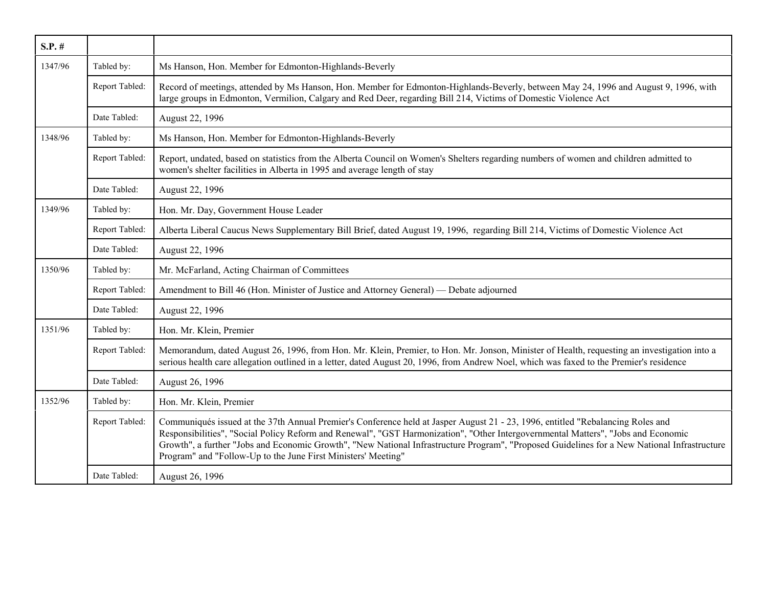| S.P. # | | |
|---|---|---|
| 1347/96 | Tabled by: | Ms Hanson, Hon. Member for Edmonton-Highlands-Beverly |
| | Report Tabled: | Record of meetings, attended by Ms Hanson, Hon. Member for Edmonton-Highlands-Beverly, between May 24, 1996 and August 9, 1996, with large groups in Edmonton, Vermilion, Calgary and Red Deer, regarding Bill 214, Victims of Domestic Violence Act |
| | Date Tabled: | August 22, 1996 |
| 1348/96 | Tabled by: | Ms Hanson, Hon. Member for Edmonton-Highlands-Beverly |
| | Report Tabled: | Report, undated, based on statistics from the Alberta Council on Women's Shelters regarding numbers of women and children admitted to women's shelter facilities in Alberta in 1995 and average length of stay |
| | Date Tabled: | August 22, 1996 |
| 1349/96 | Tabled by: | Hon. Mr. Day, Government House Leader |
| | Report Tabled: | Alberta Liberal Caucus News Supplementary Bill Brief, dated August 19, 1996, regarding Bill 214, Victims of Domestic Violence Act |
| | Date Tabled: | August 22, 1996 |
| 1350/96 | Tabled by: | Mr. McFarland, Acting Chairman of Committees |
| | Report Tabled: | Amendment to Bill 46 (Hon. Minister of Justice and Attorney General) — Debate adjourned |
| | Date Tabled: | August 22, 1996 |
| 1351/96 | Tabled by: | Hon. Mr. Klein, Premier |
| | Report Tabled: | Memorandum, dated August 26, 1996, from Hon. Mr. Klein, Premier, to Hon. Mr. Jonson, Minister of Health, requesting an investigation into a serious health care allegation outlined in a letter, dated August 20, 1996, from Andrew Noel, which was faxed to the Premier's residence |
| | Date Tabled: | August 26, 1996 |
| 1352/96 | Tabled by: | Hon. Mr. Klein, Premier |
| | Report Tabled: | Communiqués issued at the 37th Annual Premier's Conference held at Jasper August 21 - 23, 1996, entitled "Rebalancing Roles and Responsibilities", "Social Policy Reform and Renewal", "GST Harmonization", "Other Intergovernmental Matters", "Jobs and Economic Growth", a further "Jobs and Economic Growth", "New National Infrastructure Program", "Proposed Guidelines for a New National Infrastructure Program" and "Follow-Up to the June First Ministers' Meeting" |
| | Date Tabled: | August 26, 1996 |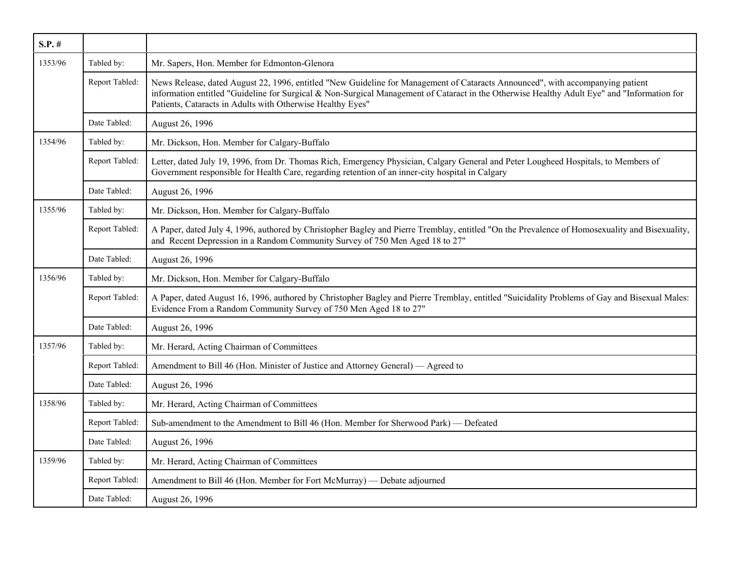| S.P. # | | |
|---|---|---|
| 1353/96 | Tabled by: | Mr. Sapers, Hon. Member for Edmonton-Glenora |
| | Report Tabled: | News Release, dated August 22, 1996, entitled "New Guideline for Management of Cataracts Announced", with accompanying patient information entitled "Guideline for Surgical & Non-Surgical Management of Cataract in the Otherwise Healthy Adult Eye" and "Information for Patients, Cataracts in Adults with Otherwise Healthy Eyes" |
| | Date Tabled: | August 26, 1996 |
| 1354/96 | Tabled by: | Mr. Dickson, Hon. Member for Calgary-Buffalo |
| | Report Tabled: | Letter, dated July 19, 1996, from Dr. Thomas Rich, Emergency Physician, Calgary General and Peter Lougheed Hospitals, to Members of Government responsible for Health Care, regarding retention of an inner-city hospital in Calgary |
| | Date Tabled: | August 26, 1996 |
| 1355/96 | Tabled by: | Mr. Dickson, Hon. Member for Calgary-Buffalo |
| | Report Tabled: | A Paper, dated July 4, 1996, authored by Christopher Bagley and Pierre Tremblay, entitled "On the Prevalence of Homosexuality and Bisexuality, and Recent Depression in a Random Community Survey of 750 Men Aged 18 to 27" |
| | Date Tabled: | August 26, 1996 |
| 1356/96 | Tabled by: | Mr. Dickson, Hon. Member for Calgary-Buffalo |
| | Report Tabled: | A Paper, dated August 16, 1996, authored by Christopher Bagley and Pierre Tremblay, entitled "Suicidality Problems of Gay and Bisexual Males: Evidence From a Random Community Survey of 750 Men Aged 18 to 27" |
| | Date Tabled: | August 26, 1996 |
| 1357/96 | Tabled by: | Mr. Herard, Acting Chairman of Committees |
| | Report Tabled: | Amendment to Bill 46 (Hon. Minister of Justice and Attorney General) — Agreed to |
| | Date Tabled: | August 26, 1996 |
| 1358/96 | Tabled by: | Mr. Herard, Acting Chairman of Committees |
| | Report Tabled: | Sub-amendment to the Amendment to Bill 46 (Hon. Member for Sherwood Park) — Defeated |
| | Date Tabled: | August 26, 1996 |
| 1359/96 | Tabled by: | Mr. Herard, Acting Chairman of Committees |
| | Report Tabled: | Amendment to Bill 46 (Hon. Member for Fort McMurray) — Debate adjourned |
| | Date Tabled: | August 26, 1996 |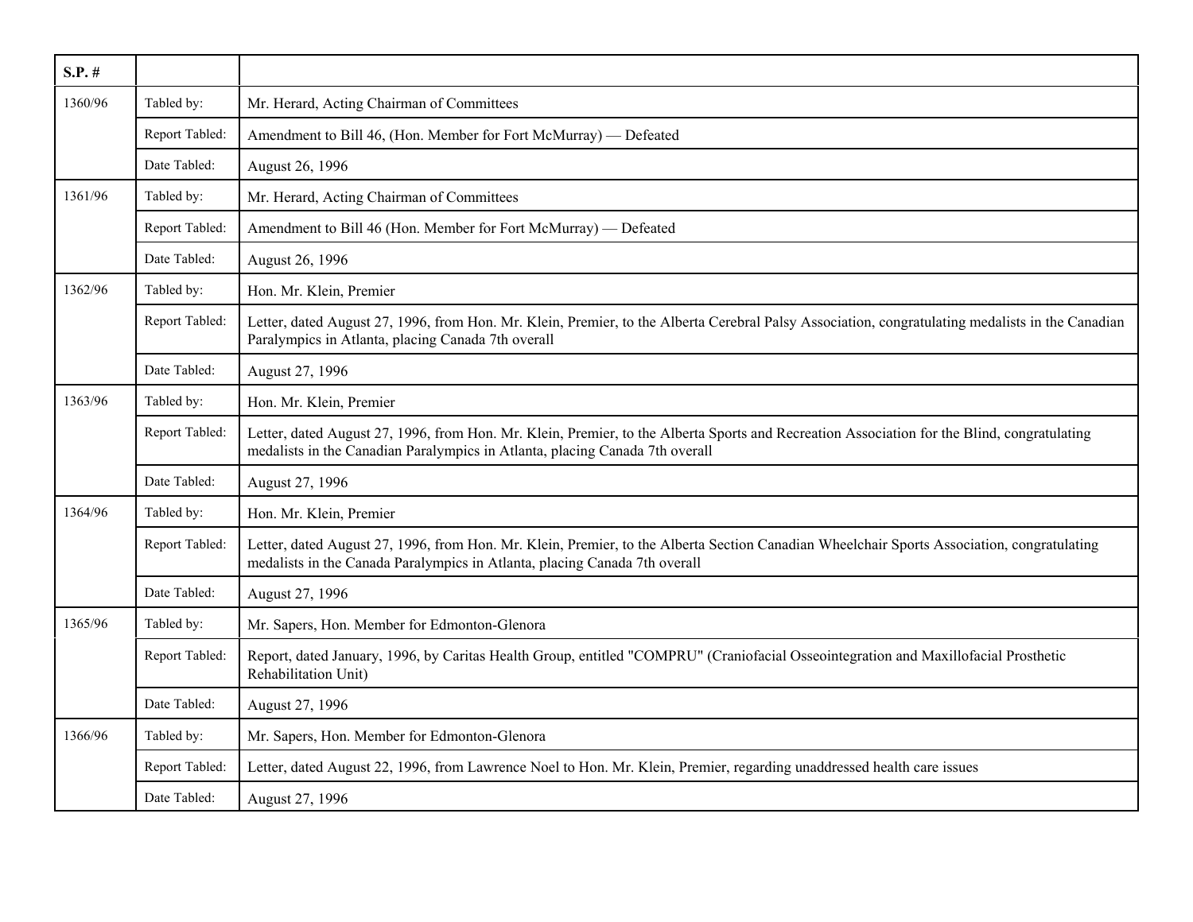| S.P. # | | |
|---|---|---|
| 1360/96 | Tabled by: | Mr. Herard, Acting Chairman of Committees |
| | Report Tabled: | Amendment to Bill 46, (Hon. Member for Fort McMurray) — Defeated |
| | Date Tabled: | August 26, 1996 |
| 1361/96 | Tabled by: | Mr. Herard, Acting Chairman of Committees |
| | Report Tabled: | Amendment to Bill 46 (Hon. Member for Fort McMurray) — Defeated |
| | Date Tabled: | August 26, 1996 |
| 1362/96 | Tabled by: | Hon. Mr. Klein, Premier |
| | Report Tabled: | Letter, dated August 27, 1996, from Hon. Mr. Klein, Premier, to the Alberta Cerebral Palsy Association, congratulating medalists in the Canadian Paralympics in Atlanta, placing Canada 7th overall |
| | Date Tabled: | August 27, 1996 |
| 1363/96 | Tabled by: | Hon. Mr. Klein, Premier |
| | Report Tabled: | Letter, dated August 27, 1996, from Hon. Mr. Klein, Premier, to the Alberta Sports and Recreation Association for the Blind, congratulating medalists in the Canadian Paralympics in Atlanta, placing Canada 7th overall |
| | Date Tabled: | August 27, 1996 |
| 1364/96 | Tabled by: | Hon. Mr. Klein, Premier |
| | Report Tabled: | Letter, dated August 27, 1996, from Hon. Mr. Klein, Premier, to the Alberta Section Canadian Wheelchair Sports Association, congratulating medalists in the Canada Paralympics in Atlanta, placing Canada 7th overall |
| | Date Tabled: | August 27, 1996 |
| 1365/96 | Tabled by: | Mr. Sapers, Hon. Member for Edmonton-Glenora |
| | Report Tabled: | Report, dated January, 1996, by Caritas Health Group, entitled "COMPRU" (Craniofacial Osseointegration and Maxillofacial Prosthetic Rehabilitation Unit) |
| | Date Tabled: | August 27, 1996 |
| 1366/96 | Tabled by: | Mr. Sapers, Hon. Member for Edmonton-Glenora |
| | Report Tabled: | Letter, dated August 22, 1996, from Lawrence Noel to Hon. Mr. Klein, Premier, regarding unaddressed health care issues |
| | Date Tabled: | August 27, 1996 |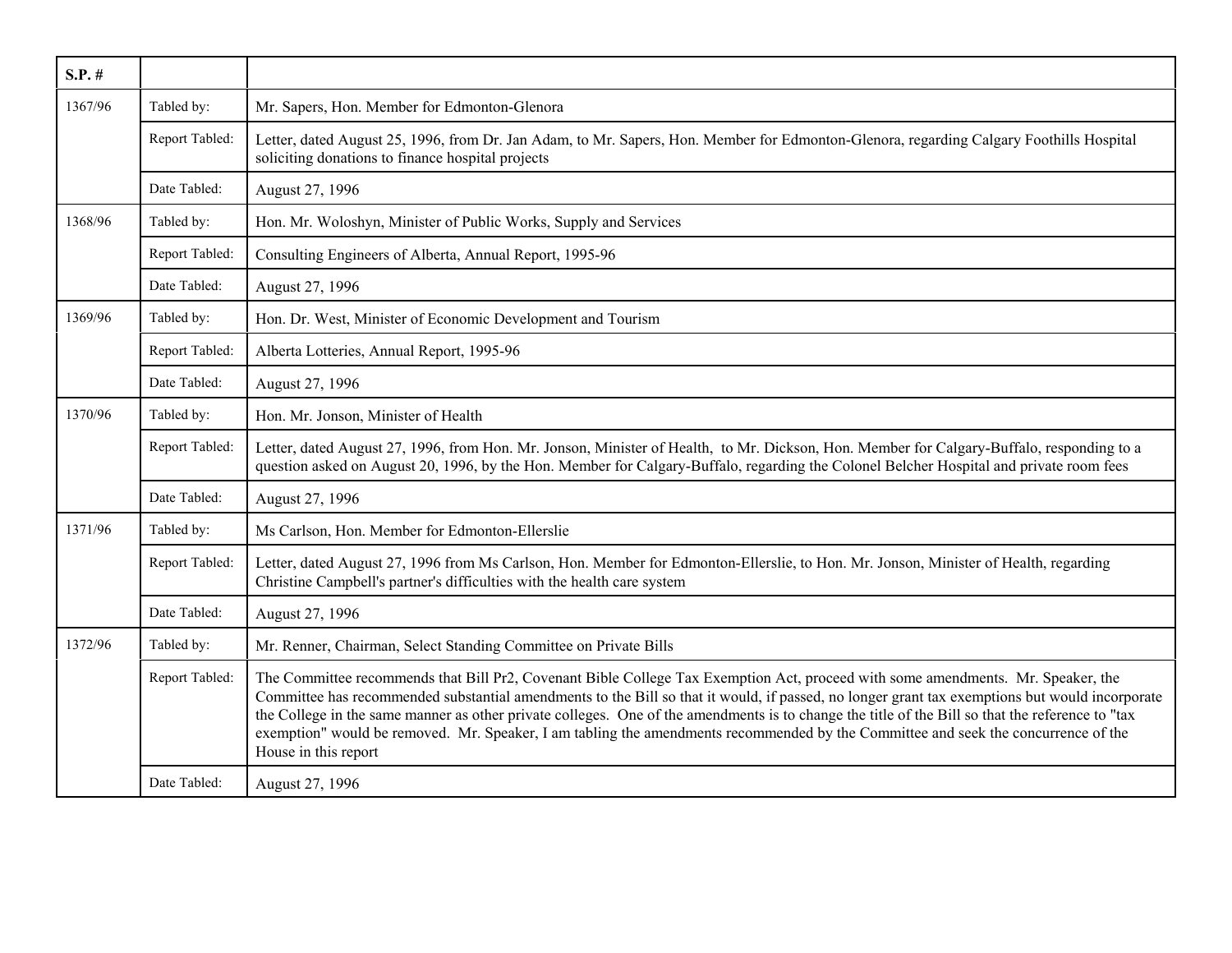| S.P. # | | |
|---|---|---|
| 1367/96 | Tabled by: | Mr. Sapers, Hon. Member for Edmonton-Glenora |
| | Report Tabled: | Letter, dated August 25, 1996, from Dr. Jan Adam, to Mr. Sapers, Hon. Member for Edmonton-Glenora, regarding Calgary Foothills Hospital soliciting donations to finance hospital projects |
| | Date Tabled: | August 27, 1996 |
| 1368/96 | Tabled by: | Hon. Mr. Woloshyn, Minister of Public Works, Supply and Services |
| | Report Tabled: | Consulting Engineers of Alberta, Annual Report, 1995-96 |
| | Date Tabled: | August 27, 1996 |
| 1369/96 | Tabled by: | Hon. Dr. West, Minister of Economic Development and Tourism |
| | Report Tabled: | Alberta Lotteries, Annual Report, 1995-96 |
| | Date Tabled: | August 27, 1996 |
| 1370/96 | Tabled by: | Hon. Mr. Jonson, Minister of Health |
| | Report Tabled: | Letter, dated August 27, 1996, from Hon. Mr. Jonson, Minister of Health, to Mr. Dickson, Hon. Member for Calgary-Buffalo, responding to a question asked on August 20, 1996, by the Hon. Member for Calgary-Buffalo, regarding the Colonel Belcher Hospital and private room fees |
| | Date Tabled: | August 27, 1996 |
| 1371/96 | Tabled by: | Ms Carlson, Hon. Member for Edmonton-Ellerslie |
| | Report Tabled: | Letter, dated August 27, 1996 from Ms Carlson, Hon. Member for Edmonton-Ellerslie, to Hon. Mr. Jonson, Minister of Health, regarding Christine Campbell's partner's difficulties with the health care system |
| | Date Tabled: | August 27, 1996 |
| 1372/96 | Tabled by: | Mr. Renner, Chairman, Select Standing Committee on Private Bills |
| | Report Tabled: | The Committee recommends that Bill Pr2, Covenant Bible College Tax Exemption Act, proceed with some amendments. Mr. Speaker, the Committee has recommended substantial amendments to the Bill so that it would, if passed, no longer grant tax exemptions but would incorporate the College in the same manner as other private colleges. One of the amendments is to change the title of the Bill so that the reference to "tax exemption" would be removed. Mr. Speaker, I am tabling the amendments recommended by the Committee and seek the concurrence of the House in this report |
| | Date Tabled: | August 27, 1996 |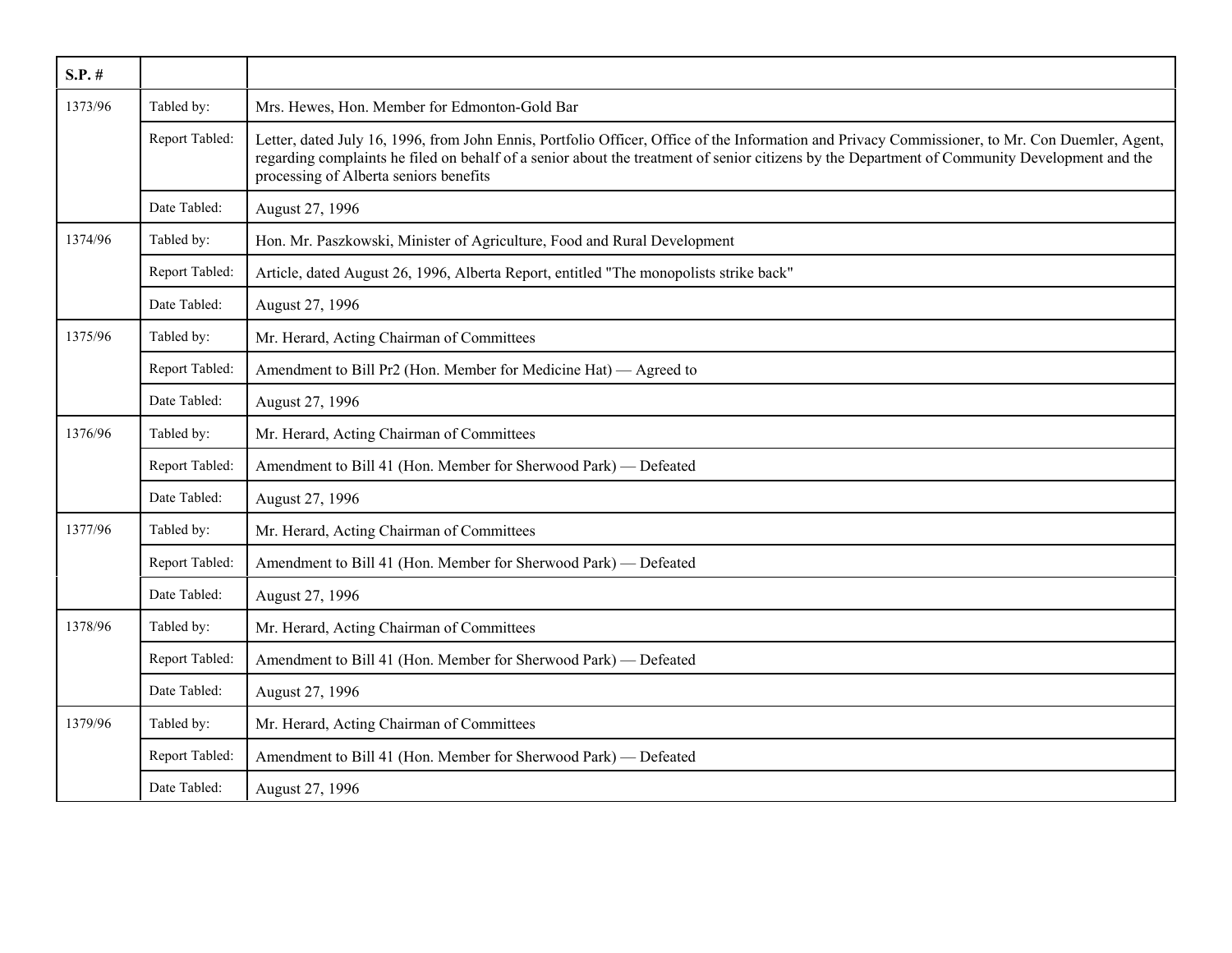| S.P. # | | |
|---|---|---|
| 1373/96 | Tabled by: | Mrs. Hewes, Hon. Member for Edmonton-Gold Bar |
| | Report Tabled: | Letter, dated July 16, 1996, from John Ennis, Portfolio Officer, Office of the Information and Privacy Commissioner, to Mr. Con Duemler, Agent, regarding complaints he filed on behalf of a senior about the treatment of senior citizens by the Department of Community Development and the processing of Alberta seniors benefits |
| | Date Tabled: | August 27, 1996 |
| 1374/96 | Tabled by: | Hon. Mr. Paszkowski, Minister of Agriculture, Food and Rural Development |
| | Report Tabled: | Article, dated August 26, 1996, Alberta Report, entitled "The monopolists strike back" |
| | Date Tabled: | August 27, 1996 |
| 1375/96 | Tabled by: | Mr. Herard, Acting Chairman of Committees |
| | Report Tabled: | Amendment to Bill Pr2 (Hon. Member for Medicine Hat) — Agreed to |
| | Date Tabled: | August 27, 1996 |
| 1376/96 | Tabled by: | Mr. Herard, Acting Chairman of Committees |
| | Report Tabled: | Amendment to Bill 41 (Hon. Member for Sherwood Park) — Defeated |
| | Date Tabled: | August 27, 1996 |
| 1377/96 | Tabled by: | Mr. Herard, Acting Chairman of Committees |
| | Report Tabled: | Amendment to Bill 41 (Hon. Member for Sherwood Park) — Defeated |
| | Date Tabled: | August 27, 1996 |
| 1378/96 | Tabled by: | Mr. Herard, Acting Chairman of Committees |
| | Report Tabled: | Amendment to Bill 41 (Hon. Member for Sherwood Park) — Defeated |
| | Date Tabled: | August 27, 1996 |
| 1379/96 | Tabled by: | Mr. Herard, Acting Chairman of Committees |
| | Report Tabled: | Amendment to Bill 41 (Hon. Member for Sherwood Park) — Defeated |
| | Date Tabled: | August 27, 1996 |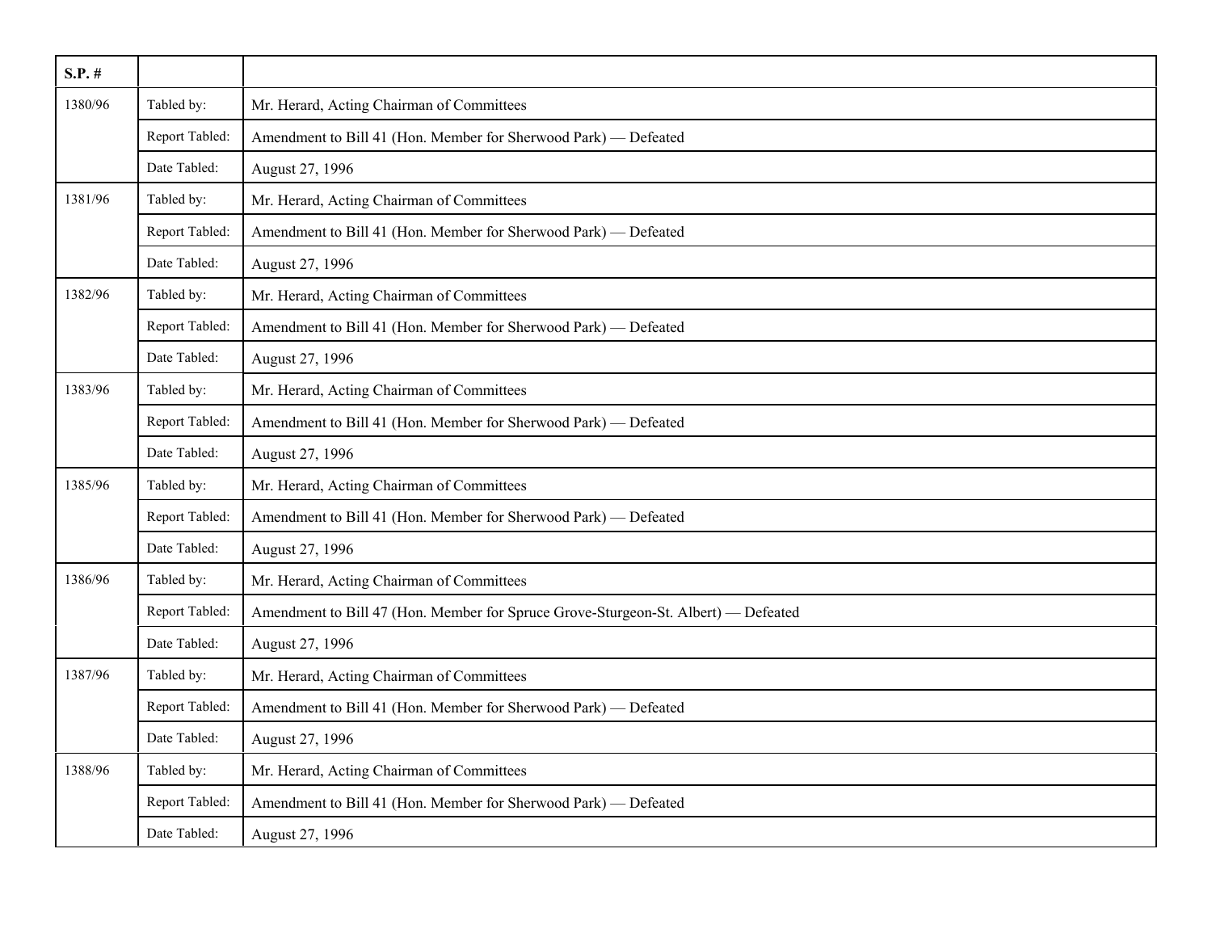| S.P. # | | |
|---|---|---|
| 1380/96 | Tabled by: | Mr. Herard, Acting Chairman of Committees |
| | Report Tabled: | Amendment to Bill 41 (Hon. Member for Sherwood Park) — Defeated |
| | Date Tabled: | August 27, 1996 |
| 1381/96 | Tabled by: | Mr. Herard, Acting Chairman of Committees |
| | Report Tabled: | Amendment to Bill 41 (Hon. Member for Sherwood Park) — Defeated |
| | Date Tabled: | August 27, 1996 |
| 1382/96 | Tabled by: | Mr. Herard, Acting Chairman of Committees |
| | Report Tabled: | Amendment to Bill 41 (Hon. Member for Sherwood Park) — Defeated |
| | Date Tabled: | August 27, 1996 |
| 1383/96 | Tabled by: | Mr. Herard, Acting Chairman of Committees |
| | Report Tabled: | Amendment to Bill 41 (Hon. Member for Sherwood Park) — Defeated |
| | Date Tabled: | August 27, 1996 |
| 1385/96 | Tabled by: | Mr. Herard, Acting Chairman of Committees |
| | Report Tabled: | Amendment to Bill 41 (Hon. Member for Sherwood Park) — Defeated |
| | Date Tabled: | August 27, 1996 |
| 1386/96 | Tabled by: | Mr. Herard, Acting Chairman of Committees |
| | Report Tabled: | Amendment to Bill 47 (Hon. Member for Spruce Grove-Sturgeon-St. Albert) — Defeated |
| | Date Tabled: | August 27, 1996 |
| 1387/96 | Tabled by: | Mr. Herard, Acting Chairman of Committees |
| | Report Tabled: | Amendment to Bill 41 (Hon. Member for Sherwood Park) — Defeated |
| | Date Tabled: | August 27, 1996 |
| 1388/96 | Tabled by: | Mr. Herard, Acting Chairman of Committees |
| | Report Tabled: | Amendment to Bill 41 (Hon. Member for Sherwood Park) — Defeated |
| | Date Tabled: | August 27, 1996 |